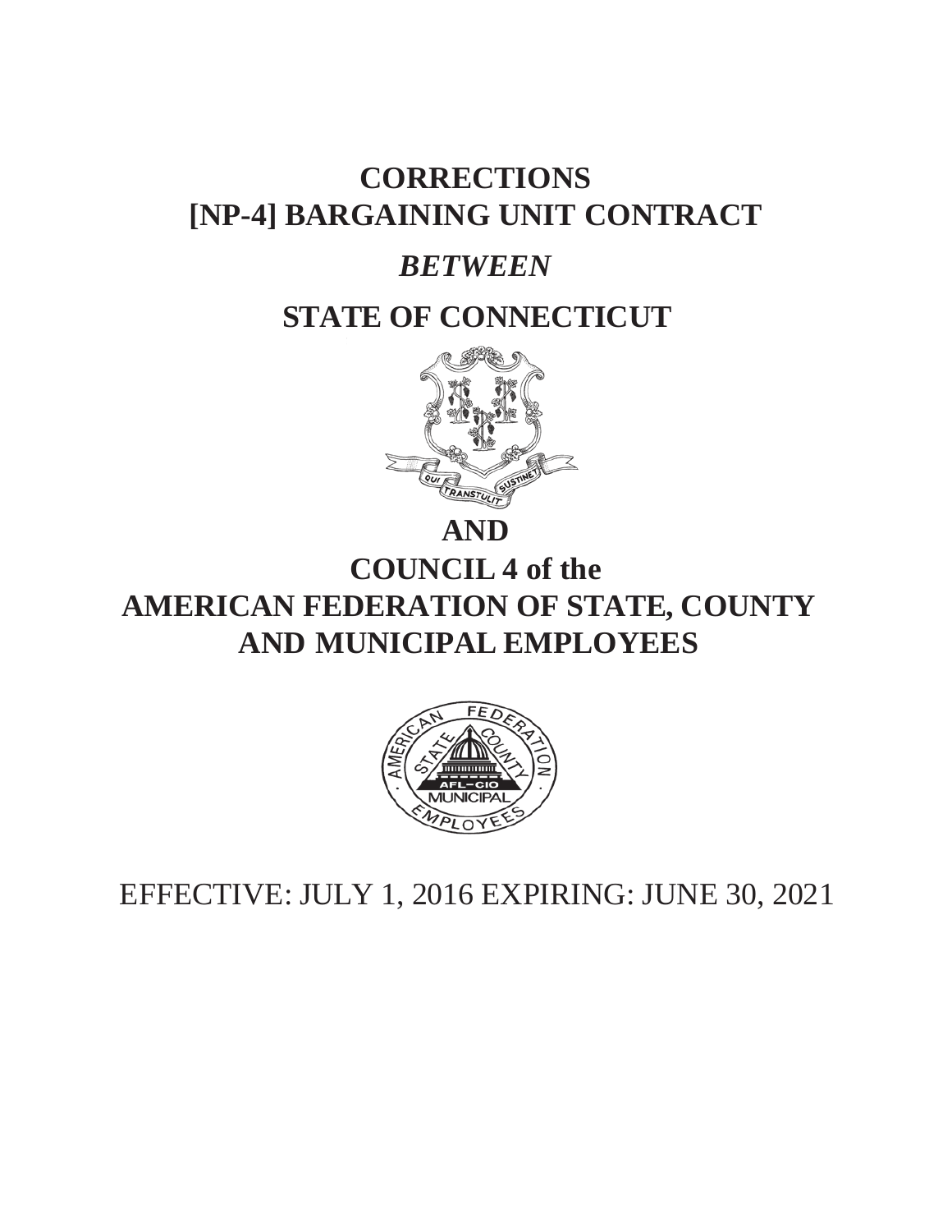# CORRECTIONS
# [NP-4] BARGAINING UNIT CONTRACT

## *BETWEEN*

# STATE OF CONNECTICUT

# AND

# COUNCIL 4 of the
# AMERICAN FEDERATION OF STATE, COUNTY AND MUNICIPAL EMPLOYEES

EFFECTIVE: JULY 1, 2016 EXPIRING: JUNE 30, 2021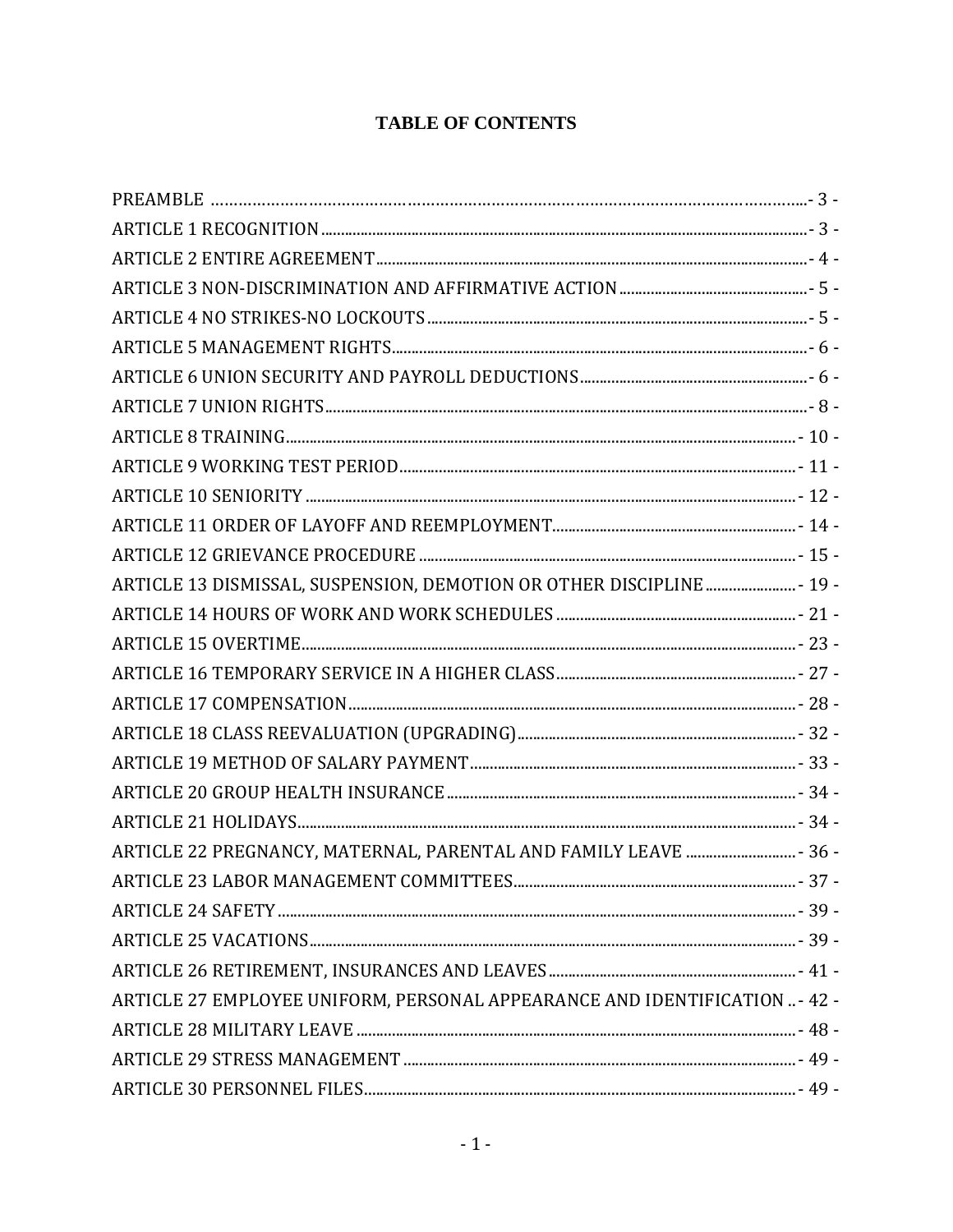# TABLE OF CONTENTS

PREAMBLE ........................................................................................................................ - 3 -
ARTICLE 1 RECOGNITION ........................................................................................................ - 3 -
ARTICLE 2 ENTIRE AGREEMENT ................................................................................................ - 4 -
ARTICLE 3 NON-DISCRIMINATION AND AFFIRMATIVE ACTION ................................................ - 5 -
ARTICLE 4 NO STRIKES-NO LOCKOUTS ..................................................................................... - 5 -
ARTICLE 5 MANAGEMENT RIGHTS ............................................................................................ - 6 -
ARTICLE 6 UNION SECURITY AND PAYROLL DEDUCTIONS ......................................................... - 6 -
ARTICLE 7 UNION RIGHTS .......................................................................................................... - 8 -
ARTICLE 8 TRAINING ................................................................................................................. - 10 -
ARTICLE 9 WORKING TEST PERIOD ........................................................................................... - 11 -
ARTICLE 10 SENIORITY .............................................................................................................. - 12 -
ARTICLE 11 ORDER OF LAYOFF AND REEMPLOYMENT ............................................................. - 14 -
ARTICLE 12 GRIEVANCE PROCEDURE ........................................................................................ - 15 -
ARTICLE 13 DISMISSAL, SUSPENSION, DEMOTION OR OTHER DISCIPLINE .................................. - 19 -
ARTICLE 14 HOURS OF WORK AND WORK SCHEDULES .............................................................. - 21 -
ARTICLE 15 OVERTIME ............................................................................................................... - 23 -
ARTICLE 16 TEMPORARY SERVICE IN A HIGHER CLASS .............................................................. - 27 -
ARTICLE 17 COMPENSATION ...................................................................................................... - 28 -
ARTICLE 18 CLASS REEVALUATION (UPGRADING) ..................................................................... - 32 -
ARTICLE 19 METHOD OF SALARY PAYMENT ............................................................................... - 33 -
ARTICLE 20 GROUP HEALTH INSURANCE ................................................................................... - 34 -
ARTICLE 21 HOLIDAYS ................................................................................................................ - 34 -
ARTICLE 22 PREGNANCY, MATERNAL, PARENTAL AND FAMILY LEAVE ........................................ - 36 -
ARTICLE 23 LABOR MANAGEMENT COMMITTEES ....................................................................... - 37 -
ARTICLE 24 SAFETY .................................................................................................................... - 39 -
ARTICLE 25 VACATIONS .............................................................................................................. - 39 -
ARTICLE 26 RETIREMENT, INSURANCES AND LEAVES ................................................................. - 41 -
ARTICLE 27 EMPLOYEE UNIFORM, PERSONAL APPEARANCE AND IDENTIFICATION .. - 42 -
ARTICLE 28 MILITARY LEAVE ...................................................................................................... - 48 -
ARTICLE 29 STRESS MANAGEMENT ............................................................................................ - 49 -
ARTICLE 30 PERSONNEL FILES ..................................................................................................... - 49 -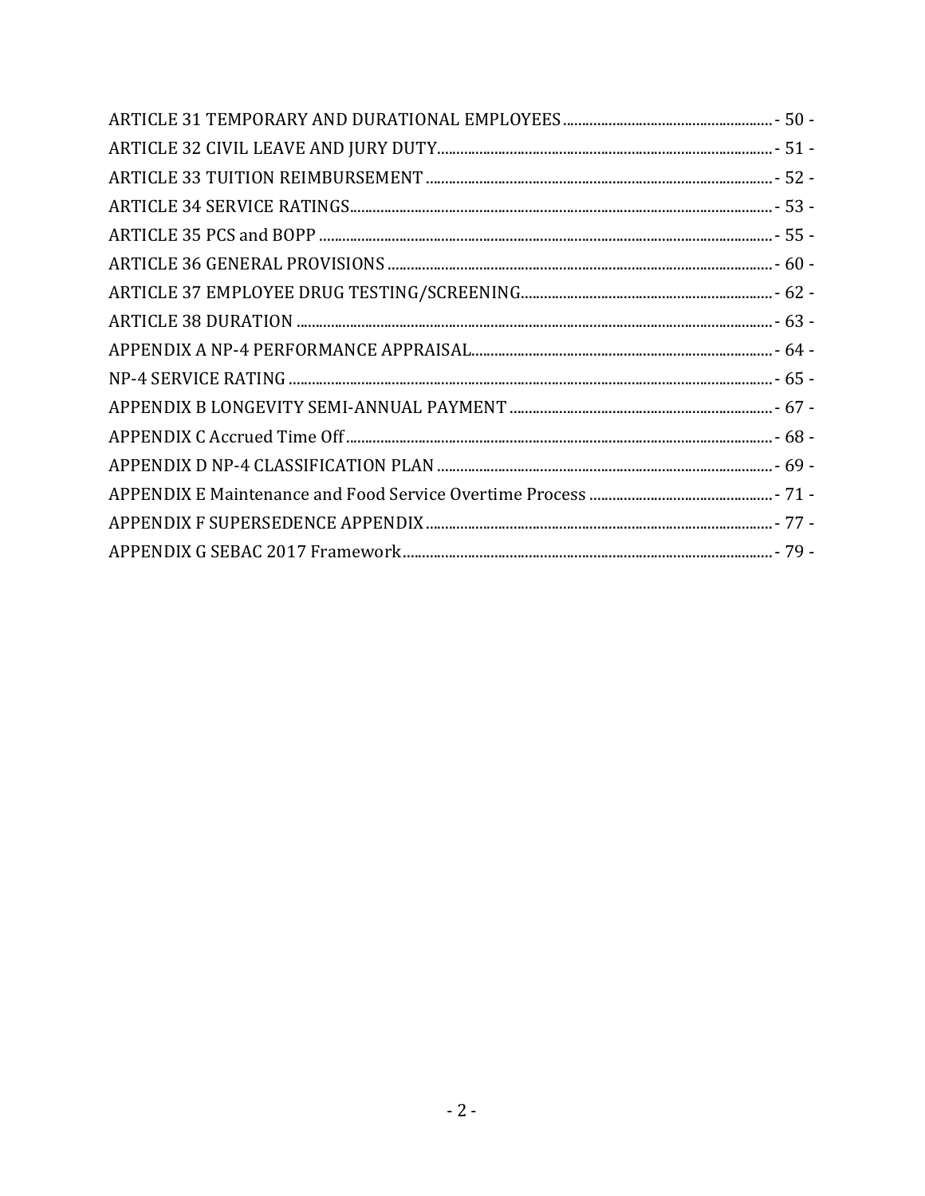ARTICLE 31 TEMPORARY AND DURATIONAL EMPLOYEES ........ - 50 -
ARTICLE 32 CIVIL LEAVE AND JURY DUTY ........ - 51 -
ARTICLE 33 TUITION REIMBURSEMENT ........ - 52 -
ARTICLE 34 SERVICE RATINGS ........ - 53 -
ARTICLE 35 PCS and BOPP ........ - 55 -
ARTICLE 36 GENERAL PROVISIONS ........ - 60 -
ARTICLE 37 EMPLOYEE DRUG TESTING/SCREENING ........ - 62 -
ARTICLE 38 DURATION ........ - 63 -
APPENDIX A NP-4 PERFORMANCE APPRAISAL ........ - 64 -
NP-4 SERVICE RATING ........ - 65 -
APPENDIX B LONGEVITY SEMI-ANNUAL PAYMENT ........ - 67 -
APPENDIX C Accrued Time Off ........ - 68 -
APPENDIX D NP-4 CLASSIFICATION PLAN ........ - 69 -
APPENDIX E Maintenance and Food Service Overtime Process ........ - 71 -
APPENDIX F SUPERSEDENCE APPENDIX ........ - 77 -
APPENDIX G SEBAC 2017 Framework ........ - 79 -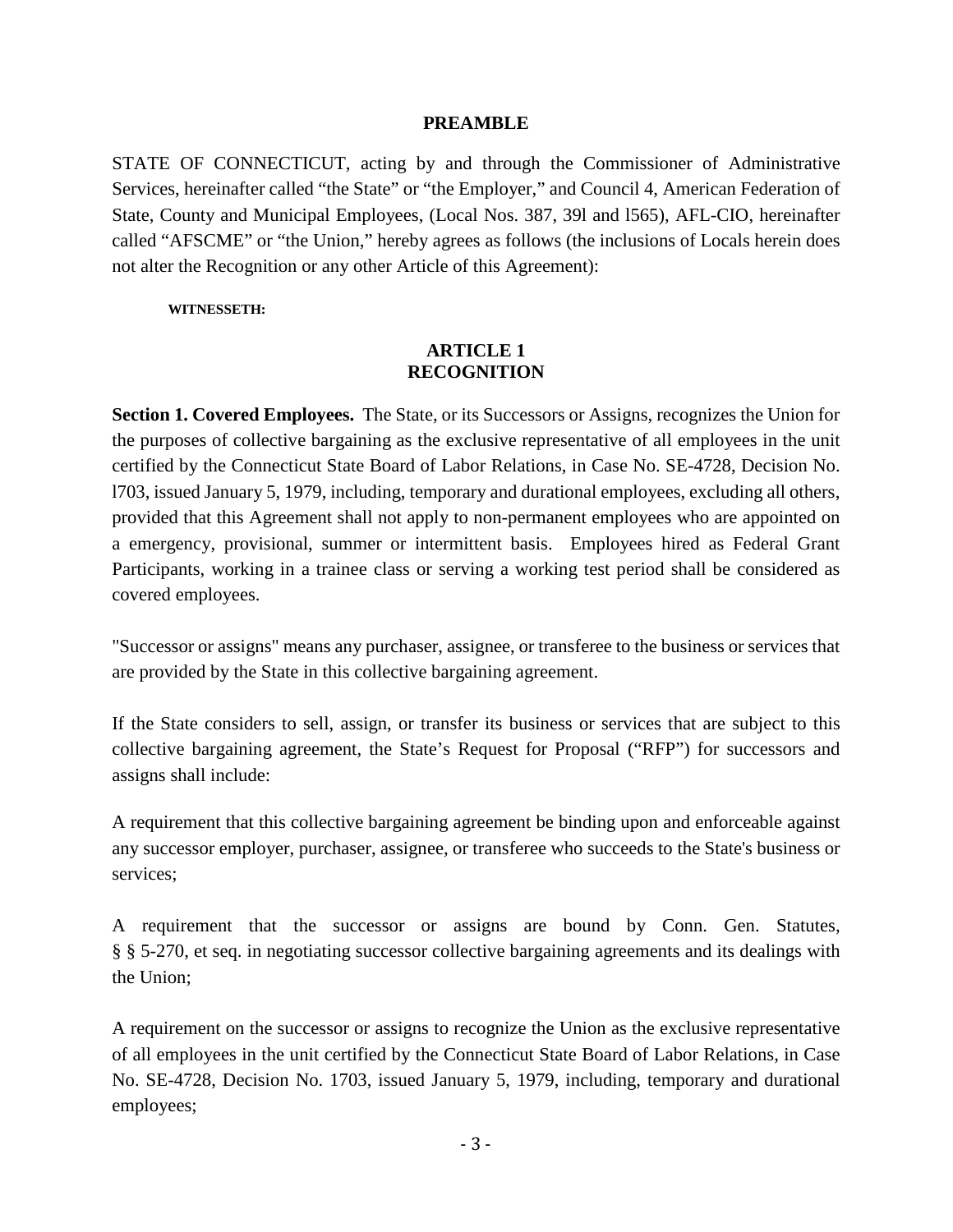# PREAMBLE

STATE OF CONNECTICUT, acting by and through the Commissioner of Administrative Services, hereinafter called "the State" or "the Employer," and Council 4, American Federation of State, County and Municipal Employees, (Local Nos. 387, 39l and l565), AFL-CIO, hereinafter called "AFSCME" or "the Union," hereby agrees as follows (the inclusions of Locals herein does not alter the Recognition or any other Article of this Agreement):

**WITNESSETH:**

## ARTICLE 1
## RECOGNITION

**Section 1. Covered Employees.** The State, or its Successors or Assigns, recognizes the Union for the purposes of collective bargaining as the exclusive representative of all employees in the unit certified by the Connecticut State Board of Labor Relations, in Case No. SE-4728, Decision No. l703, issued January 5, 1979, including, temporary and durational employees, excluding all others, provided that this Agreement shall not apply to non-permanent employees who are appointed on a emergency, provisional, summer or intermittent basis. Employees hired as Federal Grant Participants, working in a trainee class or serving a working test period shall be considered as covered employees.

"Successor or assigns" means any purchaser, assignee, or transferee to the business or services that are provided by the State in this collective bargaining agreement.

If the State considers to sell, assign, or transfer its business or services that are subject to this collective bargaining agreement, the State's Request for Proposal ("RFP") for successors and assigns shall include:

A requirement that this collective bargaining agreement be binding upon and enforceable against any successor employer, purchaser, assignee, or transferee who succeeds to the State's business or services;

A requirement that the successor or assigns are bound by Conn. Gen. Statutes, § § 5-270, et seq. in negotiating successor collective bargaining agreements and its dealings with the Union;

A requirement on the successor or assigns to recognize the Union as the exclusive representative of all employees in the unit certified by the Connecticut State Board of Labor Relations, in Case No. SE-4728, Decision No. 1703, issued January 5, 1979, including, temporary and durational employees;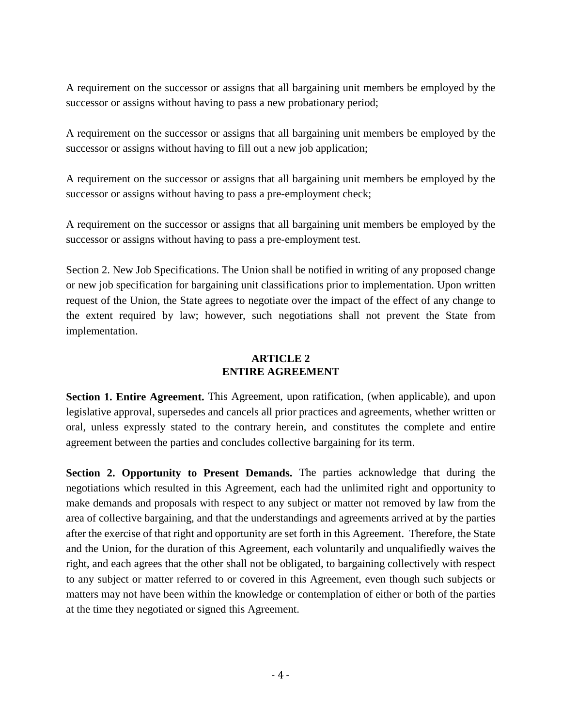A requirement on the successor or assigns that all bargaining unit members be employed by the successor or assigns without having to pass a new probationary period;

A requirement on the successor or assigns that all bargaining unit members be employed by the successor or assigns without having to fill out a new job application;

A requirement on the successor or assigns that all bargaining unit members be employed by the successor or assigns without having to pass a pre-employment check;

A requirement on the successor or assigns that all bargaining unit members be employed by the successor or assigns without having to pass a pre-employment test.

Section 2. New Job Specifications. The Union shall be notified in writing of any proposed change or new job specification for bargaining unit classifications prior to implementation. Upon written request of the Union, the State agrees to negotiate over the impact of the effect of any change to the extent required by law; however, such negotiations shall not prevent the State from implementation.

## ARTICLE 2
## ENTIRE AGREEMENT

**Section 1. Entire Agreement.** This Agreement, upon ratification, (when applicable), and upon legislative approval, supersedes and cancels all prior practices and agreements, whether written or oral, unless expressly stated to the contrary herein, and constitutes the complete and entire agreement between the parties and concludes collective bargaining for its term.

**Section 2. Opportunity to Present Demands.** The parties acknowledge that during the negotiations which resulted in this Agreement, each had the unlimited right and opportunity to make demands and proposals with respect to any subject or matter not removed by law from the area of collective bargaining, and that the understandings and agreements arrived at by the parties after the exercise of that right and opportunity are set forth in this Agreement. Therefore, the State and the Union, for the duration of this Agreement, each voluntarily and unqualifiedly waives the right, and each agrees that the other shall not be obligated, to bargaining collectively with respect to any subject or matter referred to or covered in this Agreement, even though such subjects or matters may not have been within the knowledge or contemplation of either or both of the parties at the time they negotiated or signed this Agreement.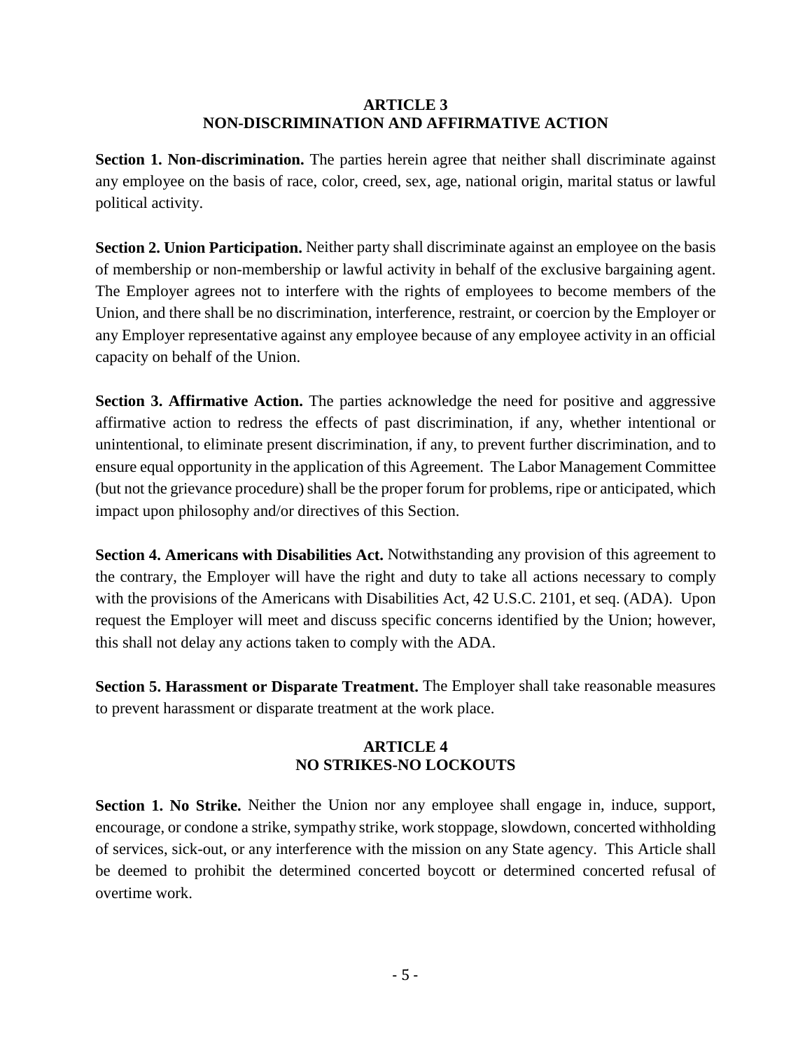## ARTICLE 3
## NON-DISCRIMINATION AND AFFIRMATIVE ACTION

**Section 1. Non-discrimination.** The parties herein agree that neither shall discriminate against any employee on the basis of race, color, creed, sex, age, national origin, marital status or lawful political activity.

**Section 2. Union Participation.** Neither party shall discriminate against an employee on the basis of membership or non-membership or lawful activity in behalf of the exclusive bargaining agent. The Employer agrees not to interfere with the rights of employees to become members of the Union, and there shall be no discrimination, interference, restraint, or coercion by the Employer or any Employer representative against any employee because of any employee activity in an official capacity on behalf of the Union.

**Section 3. Affirmative Action.** The parties acknowledge the need for positive and aggressive affirmative action to redress the effects of past discrimination, if any, whether intentional or unintentional, to eliminate present discrimination, if any, to prevent further discrimination, and to ensure equal opportunity in the application of this Agreement. The Labor Management Committee (but not the grievance procedure) shall be the proper forum for problems, ripe or anticipated, which impact upon philosophy and/or directives of this Section.

**Section 4. Americans with Disabilities Act.** Notwithstanding any provision of this agreement to the contrary, the Employer will have the right and duty to take all actions necessary to comply with the provisions of the Americans with Disabilities Act, 42 U.S.C. 2101, et seq. (ADA). Upon request the Employer will meet and discuss specific concerns identified by the Union; however, this shall not delay any actions taken to comply with the ADA.

**Section 5. Harassment or Disparate Treatment.** The Employer shall take reasonable measures to prevent harassment or disparate treatment at the work place.

## ARTICLE 4
## NO STRIKES-NO LOCKOUTS

**Section 1. No Strike.** Neither the Union nor any employee shall engage in, induce, support, encourage, or condone a strike, sympathy strike, work stoppage, slowdown, concerted withholding of services, sick-out, or any interference with the mission on any State agency. This Article shall be deemed to prohibit the determined concerted boycott or determined concerted refusal of overtime work.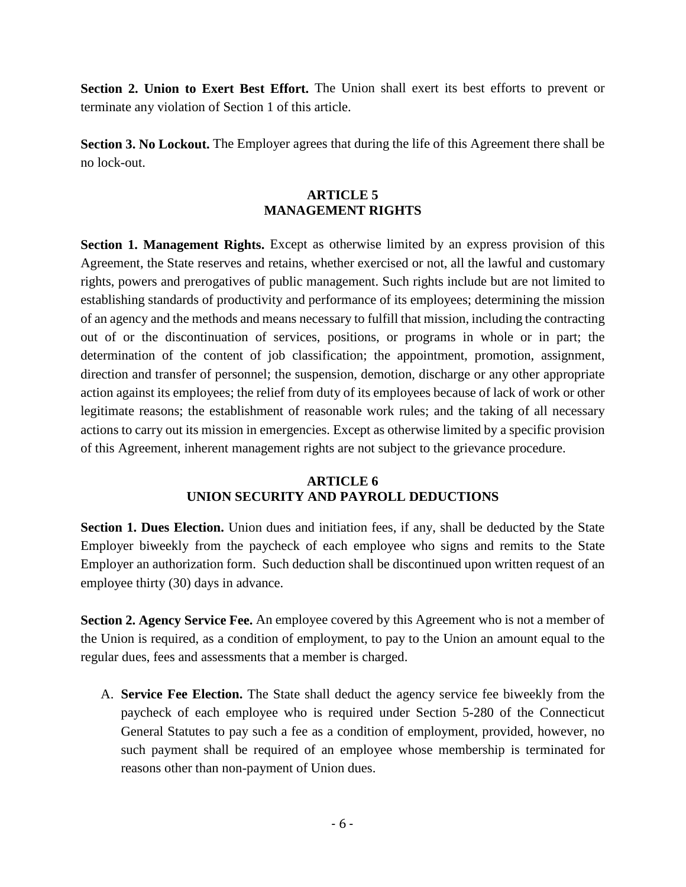**Section 2. Union to Exert Best Effort.** The Union shall exert its best efforts to prevent or terminate any violation of Section 1 of this article.

**Section 3. No Lockout.** The Employer agrees that during the life of this Agreement there shall be no lock-out.

## ARTICLE 5
## MANAGEMENT RIGHTS

**Section 1. Management Rights.** Except as otherwise limited by an express provision of this Agreement, the State reserves and retains, whether exercised or not, all the lawful and customary rights, powers and prerogatives of public management. Such rights include but are not limited to establishing standards of productivity and performance of its employees; determining the mission of an agency and the methods and means necessary to fulfill that mission, including the contracting out of or the discontinuation of services, positions, or programs in whole or in part; the determination of the content of job classification; the appointment, promotion, assignment, direction and transfer of personnel; the suspension, demotion, discharge or any other appropriate action against its employees; the relief from duty of its employees because of lack of work or other legitimate reasons; the establishment of reasonable work rules; and the taking of all necessary actions to carry out its mission in emergencies. Except as otherwise limited by a specific provision of this Agreement, inherent management rights are not subject to the grievance procedure.

## ARTICLE 6
## UNION SECURITY AND PAYROLL DEDUCTIONS

**Section 1. Dues Election.** Union dues and initiation fees, if any, shall be deducted by the State Employer biweekly from the paycheck of each employee who signs and remits to the State Employer an authorization form. Such deduction shall be discontinued upon written request of an employee thirty (30) days in advance.

**Section 2. Agency Service Fee.** An employee covered by this Agreement who is not a member of the Union is required, as a condition of employment, to pay to the Union an amount equal to the regular dues, fees and assessments that a member is charged.

A. **Service Fee Election.** The State shall deduct the agency service fee biweekly from the paycheck of each employee who is required under Section 5-280 of the Connecticut General Statutes to pay such a fee as a condition of employment, provided, however, no such payment shall be required of an employee whose membership is terminated for reasons other than non-payment of Union dues.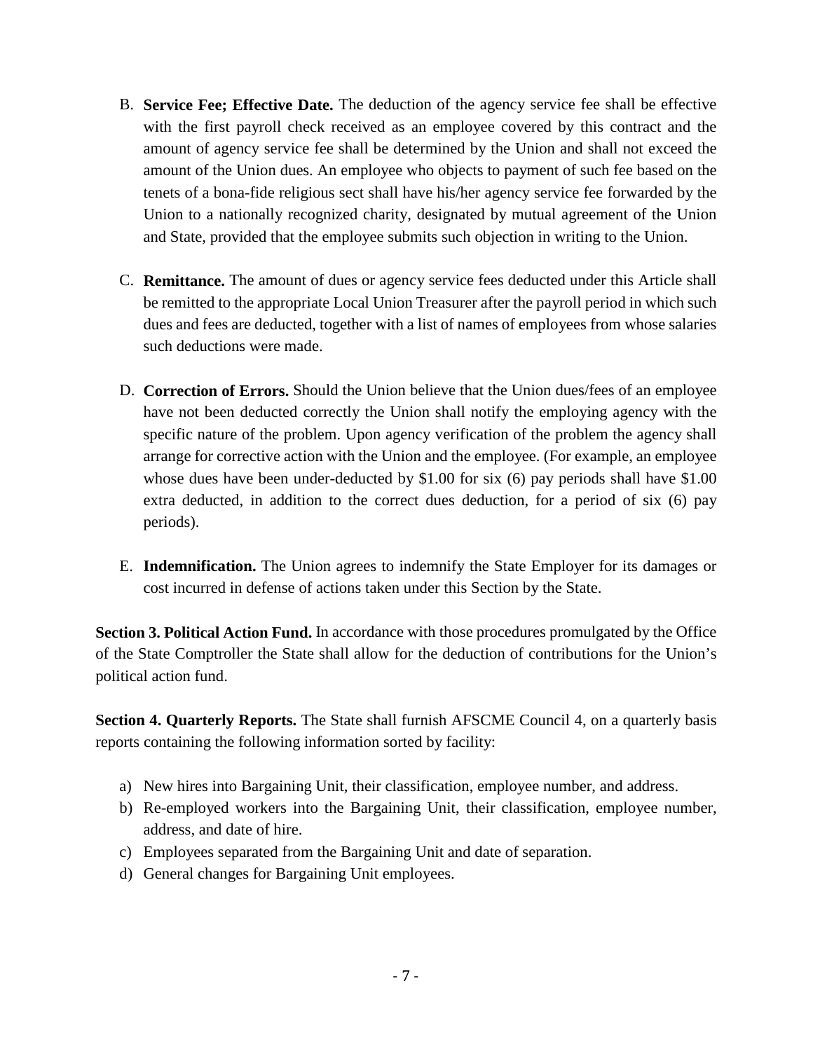B. **Service Fee; Effective Date.** The deduction of the agency service fee shall be effective with the first payroll check received as an employee covered by this contract and the amount of agency service fee shall be determined by the Union and shall not exceed the amount of the Union dues. An employee who objects to payment of such fee based on the tenets of a bona-fide religious sect shall have his/her agency service fee forwarded by the Union to a nationally recognized charity, designated by mutual agreement of the Union and State, provided that the employee submits such objection in writing to the Union.

C. **Remittance.** The amount of dues or agency service fees deducted under this Article shall be remitted to the appropriate Local Union Treasurer after the payroll period in which such dues and fees are deducted, together with a list of names of employees from whose salaries such deductions were made.

D. **Correction of Errors.** Should the Union believe that the Union dues/fees of an employee have not been deducted correctly the Union shall notify the employing agency with the specific nature of the problem. Upon agency verification of the problem the agency shall arrange for corrective action with the Union and the employee. (For example, an employee whose dues have been under-deducted by $1.00 for six (6) pay periods shall have $1.00 extra deducted, in addition to the correct dues deduction, for a period of six (6) pay periods).

E. **Indemnification.** The Union agrees to indemnify the State Employer for its damages or cost incurred in defense of actions taken under this Section by the State.

**Section 3. Political Action Fund.** In accordance with those procedures promulgated by the Office of the State Comptroller the State shall allow for the deduction of contributions for the Union's political action fund.

**Section 4. Quarterly Reports.** The State shall furnish AFSCME Council 4, on a quarterly basis reports containing the following information sorted by facility:

a) New hires into Bargaining Unit, their classification, employee number, and address.
b) Re-employed workers into the Bargaining Unit, their classification, employee number, address, and date of hire.
c) Employees separated from the Bargaining Unit and date of separation.
d) General changes for Bargaining Unit employees.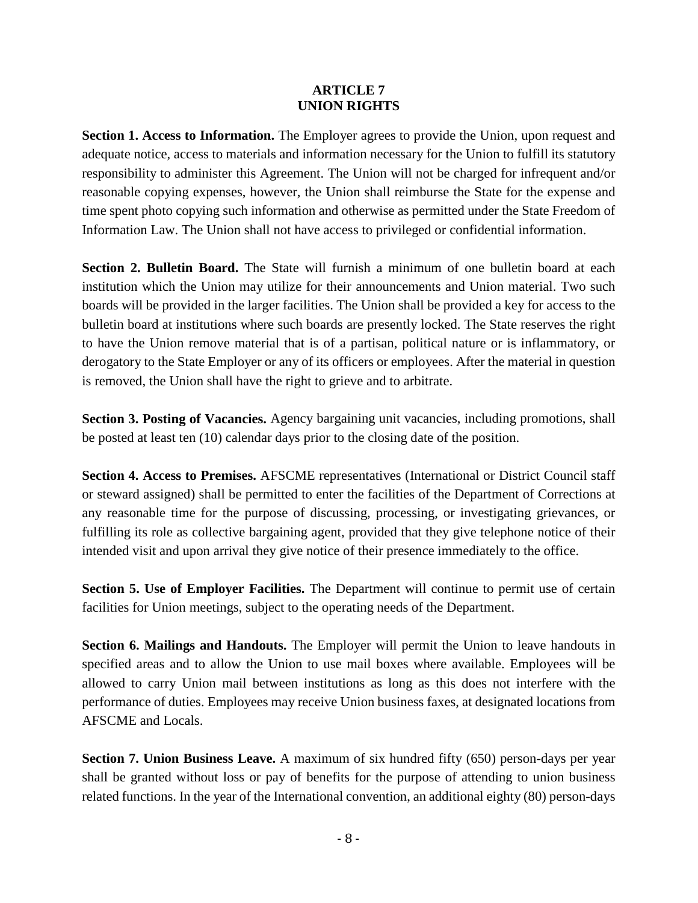# ARTICLE 7
# UNION RIGHTS

**Section 1. Access to Information.** The Employer agrees to provide the Union, upon request and adequate notice, access to materials and information necessary for the Union to fulfill its statutory responsibility to administer this Agreement. The Union will not be charged for infrequent and/or reasonable copying expenses, however, the Union shall reimburse the State for the expense and time spent photo copying such information and otherwise as permitted under the State Freedom of Information Law. The Union shall not have access to privileged or confidential information.

**Section 2. Bulletin Board.** The State will furnish a minimum of one bulletin board at each institution which the Union may utilize for their announcements and Union material. Two such boards will be provided in the larger facilities. The Union shall be provided a key for access to the bulletin board at institutions where such boards are presently locked. The State reserves the right to have the Union remove material that is of a partisan, political nature or is inflammatory, or derogatory to the State Employer or any of its officers or employees. After the material in question is removed, the Union shall have the right to grieve and to arbitrate.

**Section 3. Posting of Vacancies.** Agency bargaining unit vacancies, including promotions, shall be posted at least ten (10) calendar days prior to the closing date of the position.

**Section 4. Access to Premises.** AFSCME representatives (International or District Council staff or steward assigned) shall be permitted to enter the facilities of the Department of Corrections at any reasonable time for the purpose of discussing, processing, or investigating grievances, or fulfilling its role as collective bargaining agent, provided that they give telephone notice of their intended visit and upon arrival they give notice of their presence immediately to the office.

**Section 5. Use of Employer Facilities.** The Department will continue to permit use of certain facilities for Union meetings, subject to the operating needs of the Department.

**Section 6. Mailings and Handouts.** The Employer will permit the Union to leave handouts in specified areas and to allow the Union to use mail boxes where available. Employees will be allowed to carry Union mail between institutions as long as this does not interfere with the performance of duties. Employees may receive Union business faxes, at designated locations from AFSCME and Locals.

**Section 7. Union Business Leave.** A maximum of six hundred fifty (650) person-days per year shall be granted without loss or pay of benefits for the purpose of attending to union business related functions. In the year of the International convention, an additional eighty (80) person-days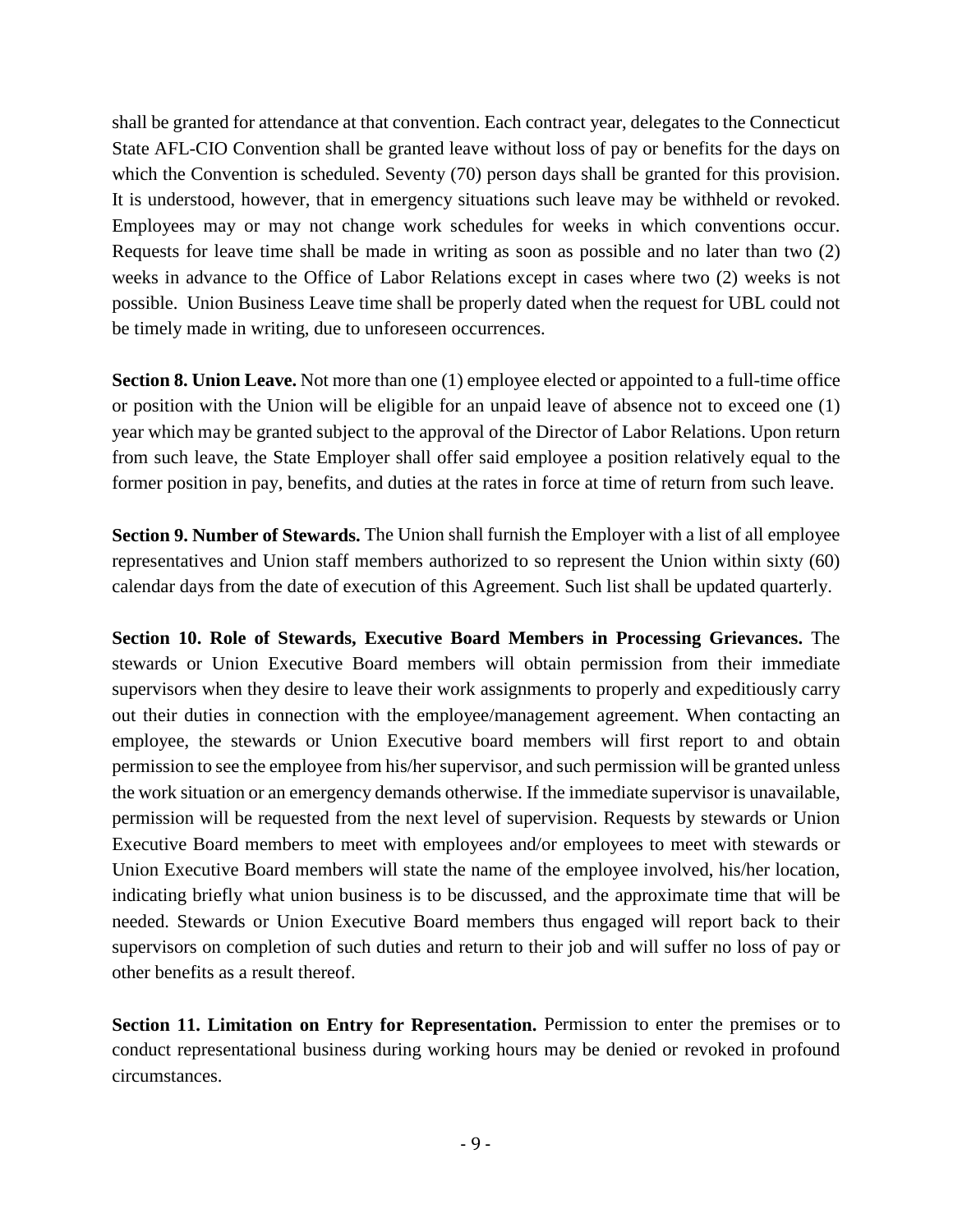shall be granted for attendance at that convention. Each contract year, delegates to the Connecticut State AFL-CIO Convention shall be granted leave without loss of pay or benefits for the days on which the Convention is scheduled. Seventy (70) person days shall be granted for this provision. It is understood, however, that in emergency situations such leave may be withheld or revoked. Employees may or may not change work schedules for weeks in which conventions occur. Requests for leave time shall be made in writing as soon as possible and no later than two (2) weeks in advance to the Office of Labor Relations except in cases where two (2) weeks is not possible. Union Business Leave time shall be properly dated when the request for UBL could not be timely made in writing, due to unforeseen occurrences.

**Section 8. Union Leave.** Not more than one (1) employee elected or appointed to a full-time office or position with the Union will be eligible for an unpaid leave of absence not to exceed one (1) year which may be granted subject to the approval of the Director of Labor Relations. Upon return from such leave, the State Employer shall offer said employee a position relatively equal to the former position in pay, benefits, and duties at the rates in force at time of return from such leave.

**Section 9. Number of Stewards.** The Union shall furnish the Employer with a list of all employee representatives and Union staff members authorized to so represent the Union within sixty (60) calendar days from the date of execution of this Agreement. Such list shall be updated quarterly.

**Section 10. Role of Stewards, Executive Board Members in Processing Grievances.** The stewards or Union Executive Board members will obtain permission from their immediate supervisors when they desire to leave their work assignments to properly and expeditiously carry out their duties in connection with the employee/management agreement. When contacting an employee, the stewards or Union Executive board members will first report to and obtain permission to see the employee from his/her supervisor, and such permission will be granted unless the work situation or an emergency demands otherwise. If the immediate supervisor is unavailable, permission will be requested from the next level of supervision. Requests by stewards or Union Executive Board members to meet with employees and/or employees to meet with stewards or Union Executive Board members will state the name of the employee involved, his/her location, indicating briefly what union business is to be discussed, and the approximate time that will be needed. Stewards or Union Executive Board members thus engaged will report back to their supervisors on completion of such duties and return to their job and will suffer no loss of pay or other benefits as a result thereof.

**Section 11. Limitation on Entry for Representation.** Permission to enter the premises or to conduct representational business during working hours may be denied or revoked in profound circumstances.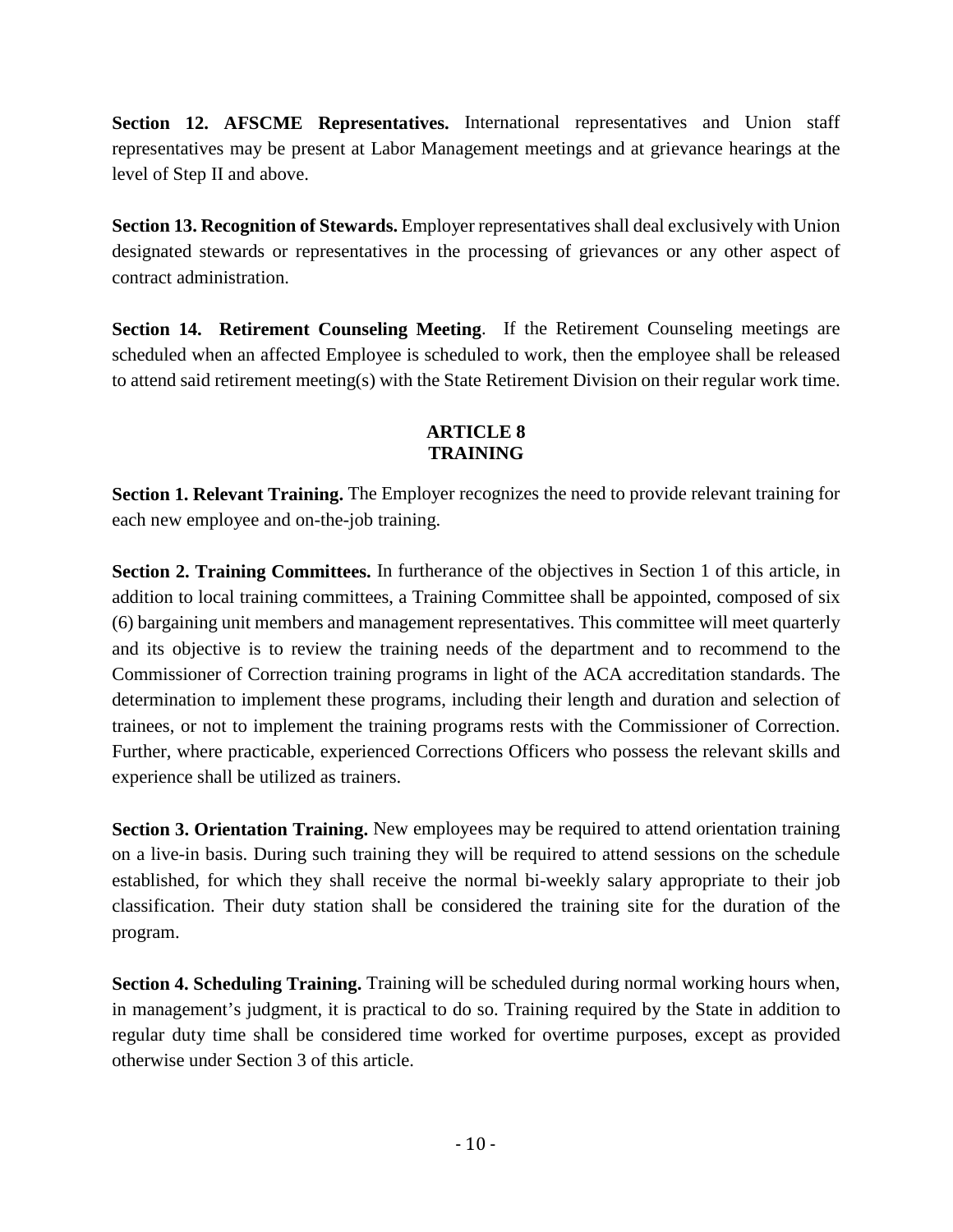**Section 12. AFSCME Representatives.** International representatives and Union staff representatives may be present at Labor Management meetings and at grievance hearings at the level of Step II and above.

**Section 13. Recognition of Stewards.** Employer representatives shall deal exclusively with Union designated stewards or representatives in the processing of grievances or any other aspect of contract administration.

**Section 14. Retirement Counseling Meeting**. If the Retirement Counseling meetings are scheduled when an affected Employee is scheduled to work, then the employee shall be released to attend said retirement meeting(s) with the State Retirement Division on their regular work time.

## ARTICLE 8
## TRAINING

**Section 1. Relevant Training.** The Employer recognizes the need to provide relevant training for each new employee and on-the-job training.

**Section 2. Training Committees.** In furtherance of the objectives in Section 1 of this article, in addition to local training committees, a Training Committee shall be appointed, composed of six (6) bargaining unit members and management representatives. This committee will meet quarterly and its objective is to review the training needs of the department and to recommend to the Commissioner of Correction training programs in light of the ACA accreditation standards. The determination to implement these programs, including their length and duration and selection of trainees, or not to implement the training programs rests with the Commissioner of Correction. Further, where practicable, experienced Corrections Officers who possess the relevant skills and experience shall be utilized as trainers.

**Section 3. Orientation Training.** New employees may be required to attend orientation training on a live-in basis. During such training they will be required to attend sessions on the schedule established, for which they shall receive the normal bi-weekly salary appropriate to their job classification. Their duty station shall be considered the training site for the duration of the program.

**Section 4. Scheduling Training.** Training will be scheduled during normal working hours when, in management's judgment, it is practical to do so. Training required by the State in addition to regular duty time shall be considered time worked for overtime purposes, except as provided otherwise under Section 3 of this article.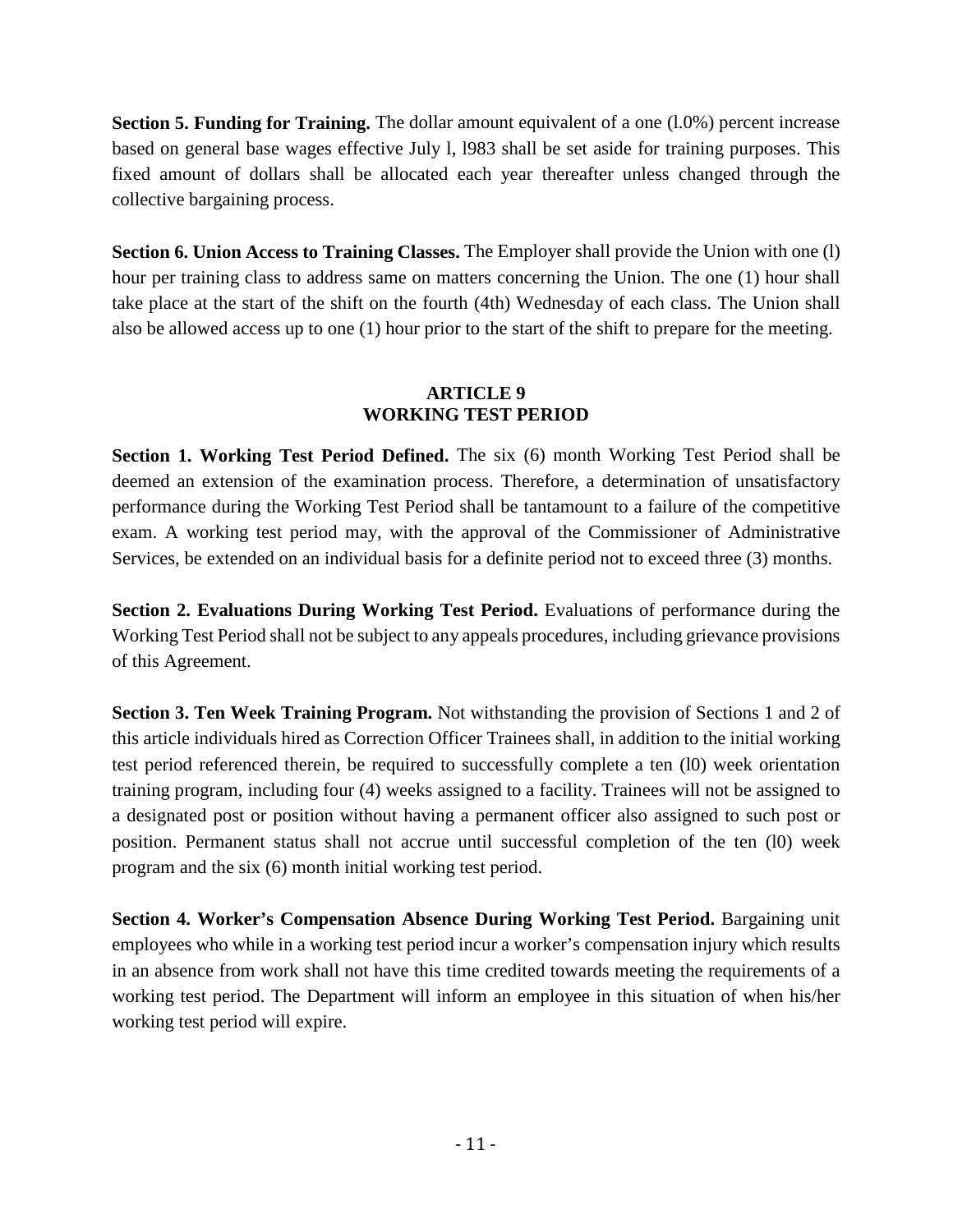**Section 5. Funding for Training.** The dollar amount equivalent of a one (l.0%) percent increase based on general base wages effective July l, l983 shall be set aside for training purposes. This fixed amount of dollars shall be allocated each year thereafter unless changed through the collective bargaining process.

**Section 6. Union Access to Training Classes.** The Employer shall provide the Union with one (l) hour per training class to address same on matters concerning the Union. The one (1) hour shall take place at the start of the shift on the fourth (4th) Wednesday of each class. The Union shall also be allowed access up to one (1) hour prior to the start of the shift to prepare for the meeting.

## ARTICLE 9
## WORKING TEST PERIOD

**Section 1. Working Test Period Defined.** The six (6) month Working Test Period shall be deemed an extension of the examination process. Therefore, a determination of unsatisfactory performance during the Working Test Period shall be tantamount to a failure of the competitive exam. A working test period may, with the approval of the Commissioner of Administrative Services, be extended on an individual basis for a definite period not to exceed three (3) months.

**Section 2. Evaluations During Working Test Period.** Evaluations of performance during the Working Test Period shall not be subject to any appeals procedures, including grievance provisions of this Agreement.

**Section 3. Ten Week Training Program.** Not withstanding the provision of Sections 1 and 2 of this article individuals hired as Correction Officer Trainees shall, in addition to the initial working test period referenced therein, be required to successfully complete a ten (l0) week orientation training program, including four (4) weeks assigned to a facility. Trainees will not be assigned to a designated post or position without having a permanent officer also assigned to such post or position. Permanent status shall not accrue until successful completion of the ten (l0) week program and the six (6) month initial working test period.

**Section 4. Worker's Compensation Absence During Working Test Period.** Bargaining unit employees who while in a working test period incur a worker's compensation injury which results in an absence from work shall not have this time credited towards meeting the requirements of a working test period. The Department will inform an employee in this situation of when his/her working test period will expire.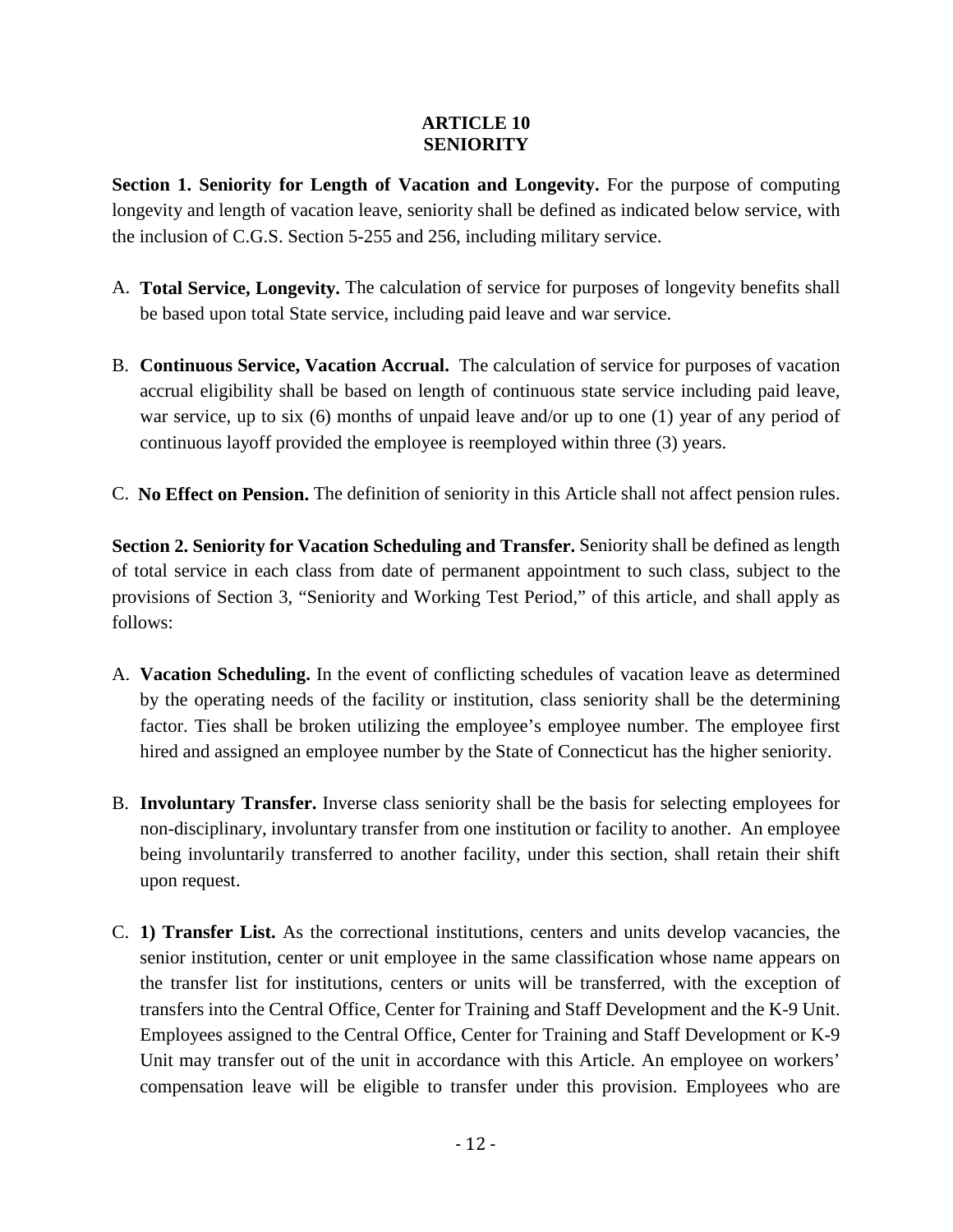# ARTICLE 10
# SENIORITY

**Section 1. Seniority for Length of Vacation and Longevity.** For the purpose of computing longevity and length of vacation leave, seniority shall be defined as indicated below service, with the inclusion of C.G.S. Section 5-255 and 256, including military service.

A. **Total Service, Longevity.** The calculation of service for purposes of longevity benefits shall be based upon total State service, including paid leave and war service.

B. **Continuous Service, Vacation Accrual.** The calculation of service for purposes of vacation accrual eligibility shall be based on length of continuous state service including paid leave, war service, up to six (6) months of unpaid leave and/or up to one (1) year of any period of continuous layoff provided the employee is reemployed within three (3) years.

C. **No Effect on Pension.** The definition of seniority in this Article shall not affect pension rules.

**Section 2. Seniority for Vacation Scheduling and Transfer.** Seniority shall be defined as length of total service in each class from date of permanent appointment to such class, subject to the provisions of Section 3, "Seniority and Working Test Period," of this article, and shall apply as follows:

A. **Vacation Scheduling.** In the event of conflicting schedules of vacation leave as determined by the operating needs of the facility or institution, class seniority shall be the determining factor. Ties shall be broken utilizing the employee's employee number. The employee first hired and assigned an employee number by the State of Connecticut has the higher seniority.

B. **Involuntary Transfer.** Inverse class seniority shall be the basis for selecting employees for non-disciplinary, involuntary transfer from one institution or facility to another. An employee being involuntarily transferred to another facility, under this section, shall retain their shift upon request.

C. **1) Transfer List.** As the correctional institutions, centers and units develop vacancies, the senior institution, center or unit employee in the same classification whose name appears on the transfer list for institutions, centers or units will be transferred, with the exception of transfers into the Central Office, Center for Training and Staff Development and the K-9 Unit. Employees assigned to the Central Office, Center for Training and Staff Development or K-9 Unit may transfer out of the unit in accordance with this Article. An employee on workers' compensation leave will be eligible to transfer under this provision. Employees who are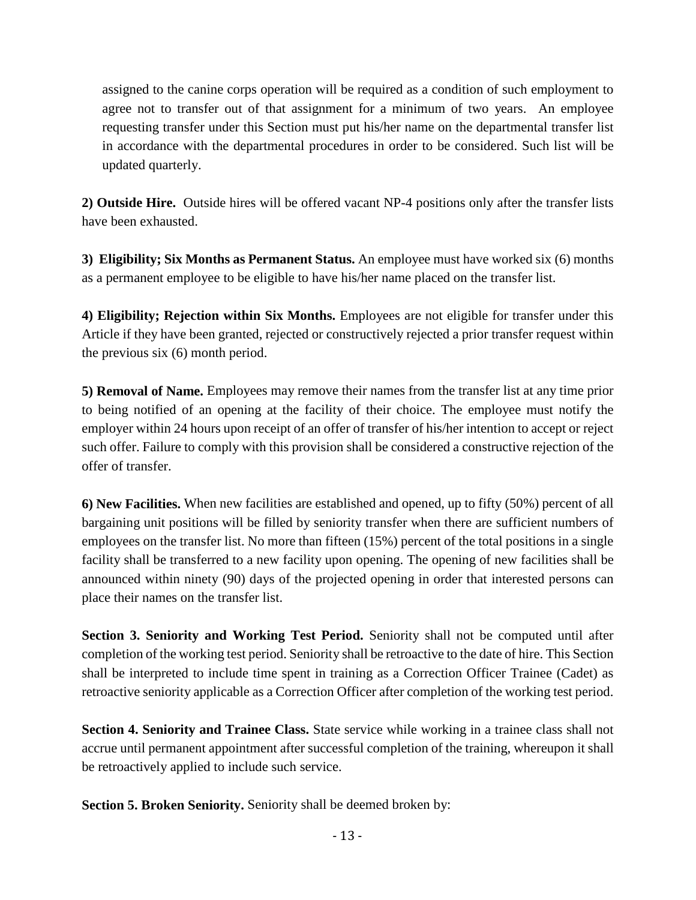assigned to the canine corps operation will be required as a condition of such employment to agree not to transfer out of that assignment for a minimum of two years. An employee requesting transfer under this Section must put his/her name on the departmental transfer list in accordance with the departmental procedures in order to be considered. Such list will be updated quarterly.

**2) Outside Hire.** Outside hires will be offered vacant NP-4 positions only after the transfer lists have been exhausted.

**3) Eligibility; Six Months as Permanent Status.** An employee must have worked six (6) months as a permanent employee to be eligible to have his/her name placed on the transfer list.

**4) Eligibility; Rejection within Six Months.** Employees are not eligible for transfer under this Article if they have been granted, rejected or constructively rejected a prior transfer request within the previous six (6) month period.

**5) Removal of Name.** Employees may remove their names from the transfer list at any time prior to being notified of an opening at the facility of their choice. The employee must notify the employer within 24 hours upon receipt of an offer of transfer of his/her intention to accept or reject such offer. Failure to comply with this provision shall be considered a constructive rejection of the offer of transfer.

**6) New Facilities.** When new facilities are established and opened, up to fifty (50%) percent of all bargaining unit positions will be filled by seniority transfer when there are sufficient numbers of employees on the transfer list. No more than fifteen (15%) percent of the total positions in a single facility shall be transferred to a new facility upon opening. The opening of new facilities shall be announced within ninety (90) days of the projected opening in order that interested persons can place their names on the transfer list.

**Section 3. Seniority and Working Test Period.** Seniority shall not be computed until after completion of the working test period. Seniority shall be retroactive to the date of hire. This Section shall be interpreted to include time spent in training as a Correction Officer Trainee (Cadet) as retroactive seniority applicable as a Correction Officer after completion of the working test period.

**Section 4. Seniority and Trainee Class.** State service while working in a trainee class shall not accrue until permanent appointment after successful completion of the training, whereupon it shall be retroactively applied to include such service.

**Section 5. Broken Seniority.** Seniority shall be deemed broken by: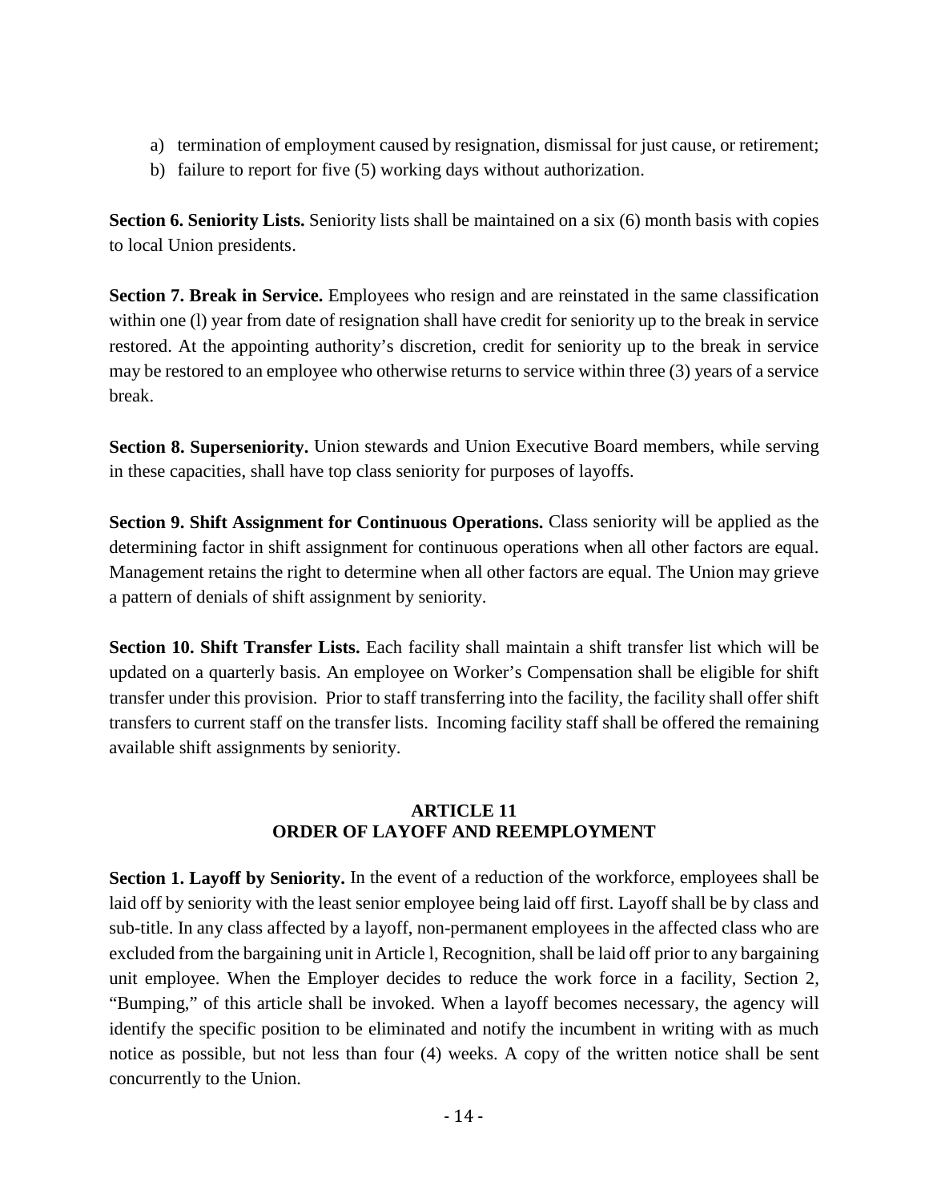a) termination of employment caused by resignation, dismissal for just cause, or retirement;
b) failure to report for five (5) working days without authorization.

**Section 6. Seniority Lists.** Seniority lists shall be maintained on a six (6) month basis with copies to local Union presidents.

**Section 7. Break in Service.** Employees who resign and are reinstated in the same classification within one (l) year from date of resignation shall have credit for seniority up to the break in service restored. At the appointing authority's discretion, credit for seniority up to the break in service may be restored to an employee who otherwise returns to service within three (3) years of a service break.

**Section 8. Superseniority.** Union stewards and Union Executive Board members, while serving in these capacities, shall have top class seniority for purposes of layoffs.

**Section 9. Shift Assignment for Continuous Operations.** Class seniority will be applied as the determining factor in shift assignment for continuous operations when all other factors are equal. Management retains the right to determine when all other factors are equal. The Union may grieve a pattern of denials of shift assignment by seniority.

**Section 10. Shift Transfer Lists.** Each facility shall maintain a shift transfer list which will be updated on a quarterly basis. An employee on Worker's Compensation shall be eligible for shift transfer under this provision. Prior to staff transferring into the facility, the facility shall offer shift transfers to current staff on the transfer lists. Incoming facility staff shall be offered the remaining available shift assignments by seniority.

## ARTICLE 11
## ORDER OF LAYOFF AND REEMPLOYMENT

**Section 1. Layoff by Seniority.** In the event of a reduction of the workforce, employees shall be laid off by seniority with the least senior employee being laid off first. Layoff shall be by class and sub-title. In any class affected by a layoff, non-permanent employees in the affected class who are excluded from the bargaining unit in Article l, Recognition, shall be laid off prior to any bargaining unit employee. When the Employer decides to reduce the work force in a facility, Section 2, "Bumping," of this article shall be invoked. When a layoff becomes necessary, the agency will identify the specific position to be eliminated and notify the incumbent in writing with as much notice as possible, but not less than four (4) weeks. A copy of the written notice shall be sent concurrently to the Union.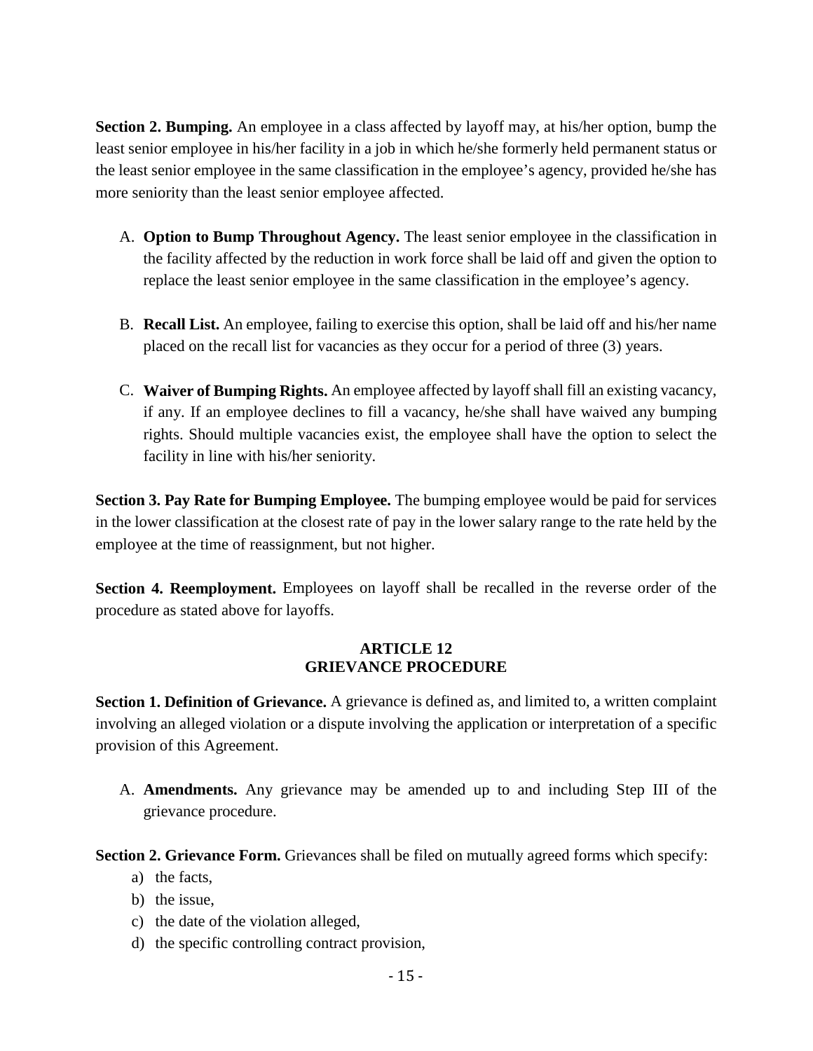**Section 2. Bumping.** An employee in a class affected by layoff may, at his/her option, bump the least senior employee in his/her facility in a job in which he/she formerly held permanent status or the least senior employee in the same classification in the employee's agency, provided he/she has more seniority than the least senior employee affected.

A. **Option to Bump Throughout Agency.** The least senior employee in the classification in the facility affected by the reduction in work force shall be laid off and given the option to replace the least senior employee in the same classification in the employee's agency.

B. **Recall List.** An employee, failing to exercise this option, shall be laid off and his/her name placed on the recall list for vacancies as they occur for a period of three (3) years.

C. **Waiver of Bumping Rights.** An employee affected by layoff shall fill an existing vacancy, if any. If an employee declines to fill a vacancy, he/she shall have waived any bumping rights. Should multiple vacancies exist, the employee shall have the option to select the facility in line with his/her seniority.

**Section 3. Pay Rate for Bumping Employee.** The bumping employee would be paid for services in the lower classification at the closest rate of pay in the lower salary range to the rate held by the employee at the time of reassignment, but not higher.

**Section 4. Reemployment.** Employees on layoff shall be recalled in the reverse order of the procedure as stated above for layoffs.

## ARTICLE 12
## GRIEVANCE PROCEDURE

**Section 1. Definition of Grievance.** A grievance is defined as, and limited to, a written complaint involving an alleged violation or a dispute involving the application or interpretation of a specific provision of this Agreement.

A. **Amendments.** Any grievance may be amended up to and including Step III of the grievance procedure.

**Section 2. Grievance Form.** Grievances shall be filed on mutually agreed forms which specify:

a) the facts,
b) the issue,
c) the date of the violation alleged,
d) the specific controlling contract provision,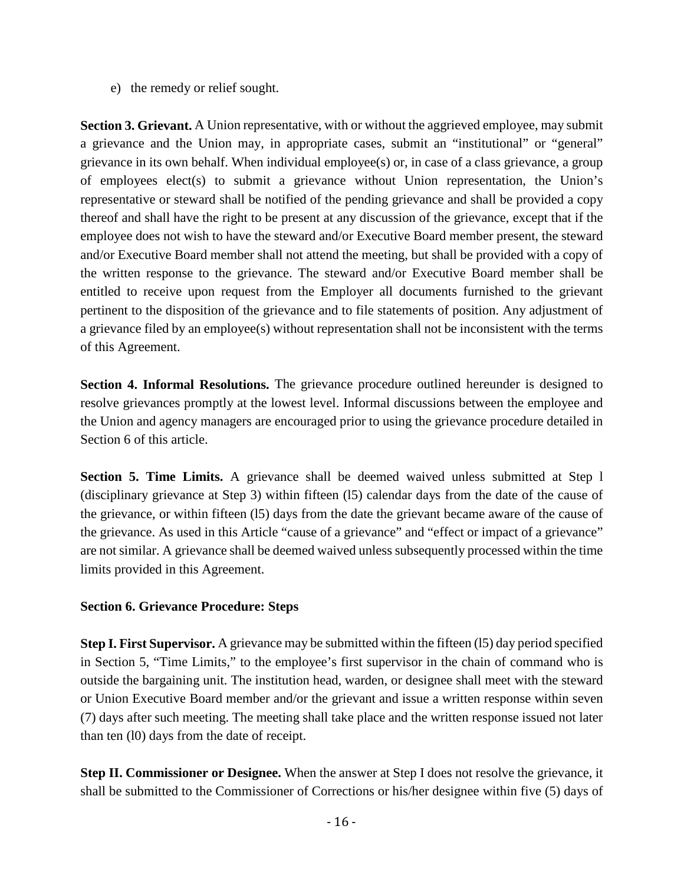e) the remedy or relief sought.

**Section 3. Grievant.** A Union representative, with or without the aggrieved employee, may submit a grievance and the Union may, in appropriate cases, submit an "institutional" or "general" grievance in its own behalf. When individual employee(s) or, in case of a class grievance, a group of employees elect(s) to submit a grievance without Union representation, the Union's representative or steward shall be notified of the pending grievance and shall be provided a copy thereof and shall have the right to be present at any discussion of the grievance, except that if the employee does not wish to have the steward and/or Executive Board member present, the steward and/or Executive Board member shall not attend the meeting, but shall be provided with a copy of the written response to the grievance. The steward and/or Executive Board member shall be entitled to receive upon request from the Employer all documents furnished to the grievant pertinent to the disposition of the grievance and to file statements of position. Any adjustment of a grievance filed by an employee(s) without representation shall not be inconsistent with the terms of this Agreement.

**Section 4. Informal Resolutions.** The grievance procedure outlined hereunder is designed to resolve grievances promptly at the lowest level. Informal discussions between the employee and the Union and agency managers are encouraged prior to using the grievance procedure detailed in Section 6 of this article.

**Section 5. Time Limits.** A grievance shall be deemed waived unless submitted at Step l (disciplinary grievance at Step 3) within fifteen (l5) calendar days from the date of the cause of the grievance, or within fifteen (l5) days from the date the grievant became aware of the cause of the grievance. As used in this Article "cause of a grievance" and "effect or impact of a grievance" are not similar. A grievance shall be deemed waived unless subsequently processed within the time limits provided in this Agreement.

**Section 6. Grievance Procedure: Steps**

**Step I. First Supervisor.** A grievance may be submitted within the fifteen (l5) day period specified in Section 5, "Time Limits," to the employee's first supervisor in the chain of command who is outside the bargaining unit. The institution head, warden, or designee shall meet with the steward or Union Executive Board member and/or the grievant and issue a written response within seven (7) days after such meeting. The meeting shall take place and the written response issued not later than ten (l0) days from the date of receipt.

**Step II. Commissioner or Designee.** When the answer at Step I does not resolve the grievance, it shall be submitted to the Commissioner of Corrections or his/her designee within five (5) days of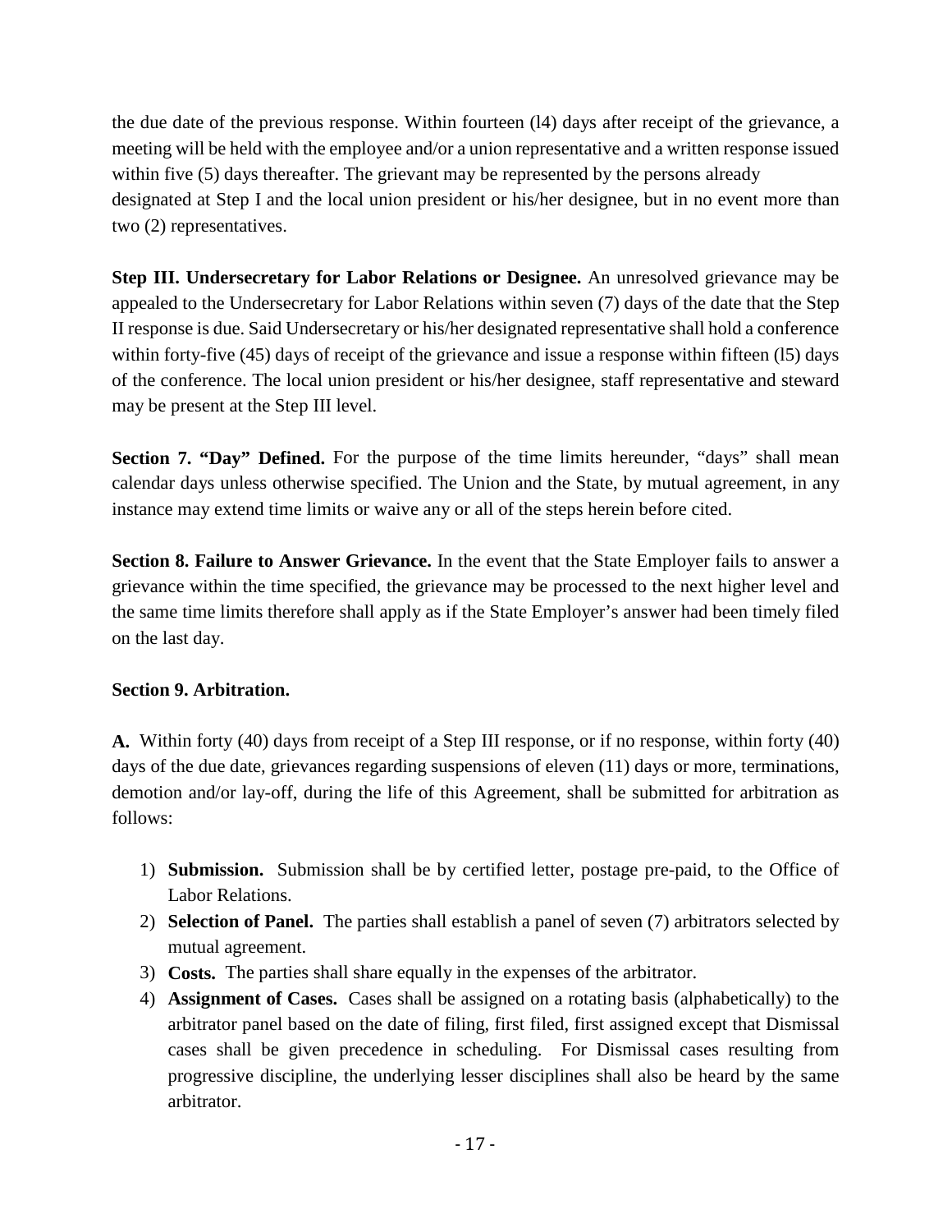the due date of the previous response. Within fourteen (l4) days after receipt of the grievance, a meeting will be held with the employee and/or a union representative and a written response issued within five (5) days thereafter. The grievant may be represented by the persons already designated at Step I and the local union president or his/her designee, but in no event more than two (2) representatives.

**Step III. Undersecretary for Labor Relations or Designee.** An unresolved grievance may be appealed to the Undersecretary for Labor Relations within seven (7) days of the date that the Step II response is due. Said Undersecretary or his/her designated representative shall hold a conference within forty-five (45) days of receipt of the grievance and issue a response within fifteen (l5) days of the conference. The local union president or his/her designee, staff representative and steward may be present at the Step III level.

**Section 7. "Day" Defined.** For the purpose of the time limits hereunder, "days" shall mean calendar days unless otherwise specified. The Union and the State, by mutual agreement, in any instance may extend time limits or waive any or all of the steps herein before cited.

**Section 8. Failure to Answer Grievance.** In the event that the State Employer fails to answer a grievance within the time specified, the grievance may be processed to the next higher level and the same time limits therefore shall apply as if the State Employer's answer had been timely filed on the last day.

**Section 9. Arbitration.**

**A.** Within forty (40) days from receipt of a Step III response, or if no response, within forty (40) days of the due date, grievances regarding suspensions of eleven (11) days or more, terminations, demotion and/or lay-off, during the life of this Agreement, shall be submitted for arbitration as follows:

1) **Submission.** Submission shall be by certified letter, postage pre-paid, to the Office of Labor Relations.
2) **Selection of Panel.** The parties shall establish a panel of seven (7) arbitrators selected by mutual agreement.
3) **Costs.** The parties shall share equally in the expenses of the arbitrator.
4) **Assignment of Cases.** Cases shall be assigned on a rotating basis (alphabetically) to the arbitrator panel based on the date of filing, first filed, first assigned except that Dismissal cases shall be given precedence in scheduling. For Dismissal cases resulting from progressive discipline, the underlying lesser disciplines shall also be heard by the same arbitrator.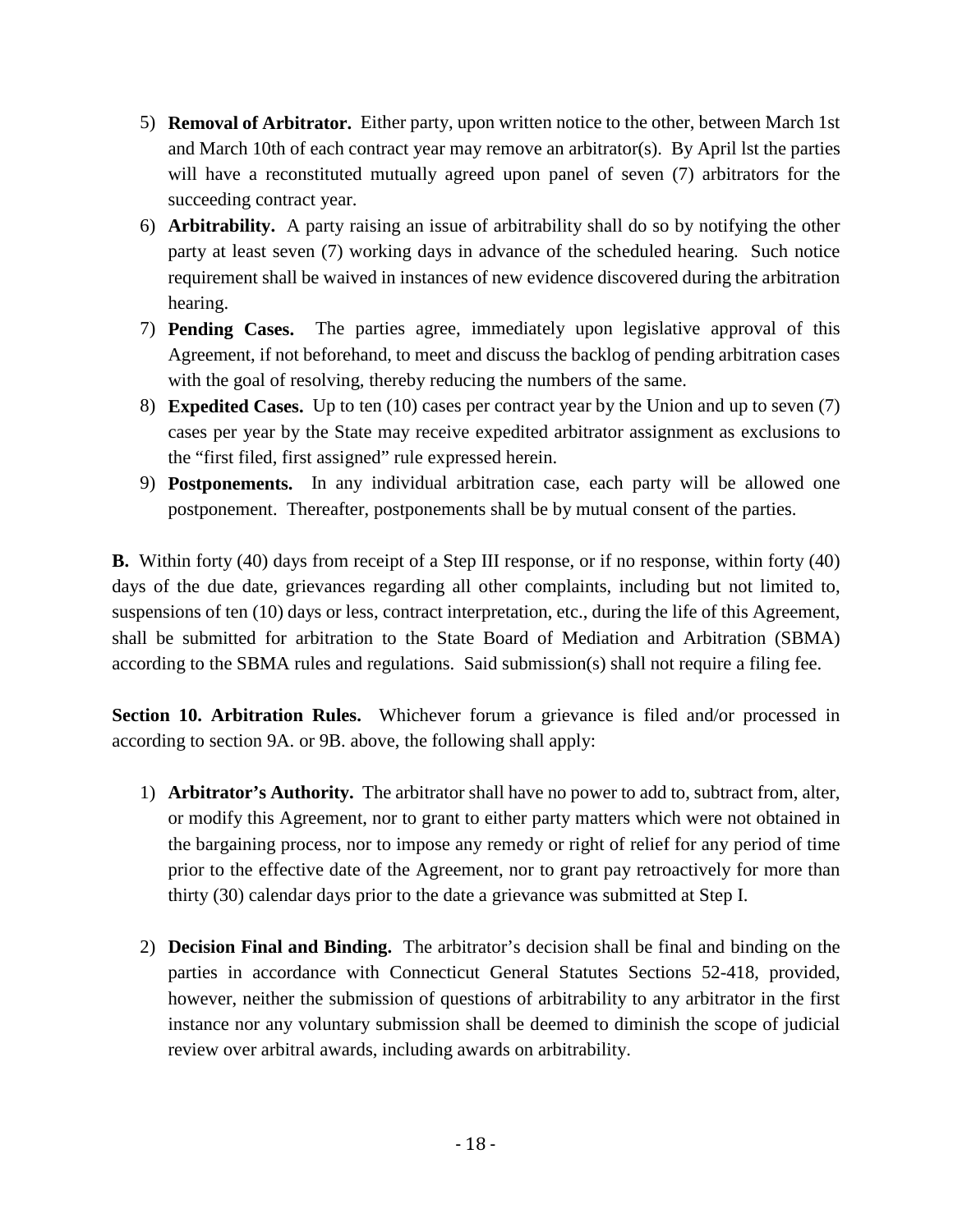5) **Removal of Arbitrator.** Either party, upon written notice to the other, between March 1st and March 10th of each contract year may remove an arbitrator(s). By April lst the parties will have a reconstituted mutually agreed upon panel of seven (7) arbitrators for the succeeding contract year.
6) **Arbitrability.** A party raising an issue of arbitrability shall do so by notifying the other party at least seven (7) working days in advance of the scheduled hearing. Such notice requirement shall be waived in instances of new evidence discovered during the arbitration hearing.
7) **Pending Cases.** The parties agree, immediately upon legislative approval of this Agreement, if not beforehand, to meet and discuss the backlog of pending arbitration cases with the goal of resolving, thereby reducing the numbers of the same.
8) **Expedited Cases.** Up to ten (10) cases per contract year by the Union and up to seven (7) cases per year by the State may receive expedited arbitrator assignment as exclusions to the "first filed, first assigned" rule expressed herein.
9) **Postponements.** In any individual arbitration case, each party will be allowed one postponement. Thereafter, postponements shall be by mutual consent of the parties.

**B.** Within forty (40) days from receipt of a Step III response, or if no response, within forty (40) days of the due date, grievances regarding all other complaints, including but not limited to, suspensions of ten (10) days or less, contract interpretation, etc., during the life of this Agreement, shall be submitted for arbitration to the State Board of Mediation and Arbitration (SBMA) according to the SBMA rules and regulations. Said submission(s) shall not require a filing fee.

**Section 10. Arbitration Rules.** Whichever forum a grievance is filed and/or processed in according to section 9A. or 9B. above, the following shall apply:

1) **Arbitrator's Authority.** The arbitrator shall have no power to add to, subtract from, alter, or modify this Agreement, nor to grant to either party matters which were not obtained in the bargaining process, nor to impose any remedy or right of relief for any period of time prior to the effective date of the Agreement, nor to grant pay retroactively for more than thirty (30) calendar days prior to the date a grievance was submitted at Step I.

2) **Decision Final and Binding.** The arbitrator's decision shall be final and binding on the parties in accordance with Connecticut General Statutes Sections 52-418, provided, however, neither the submission of questions of arbitrability to any arbitrator in the first instance nor any voluntary submission shall be deemed to diminish the scope of judicial review over arbitral awards, including awards on arbitrability.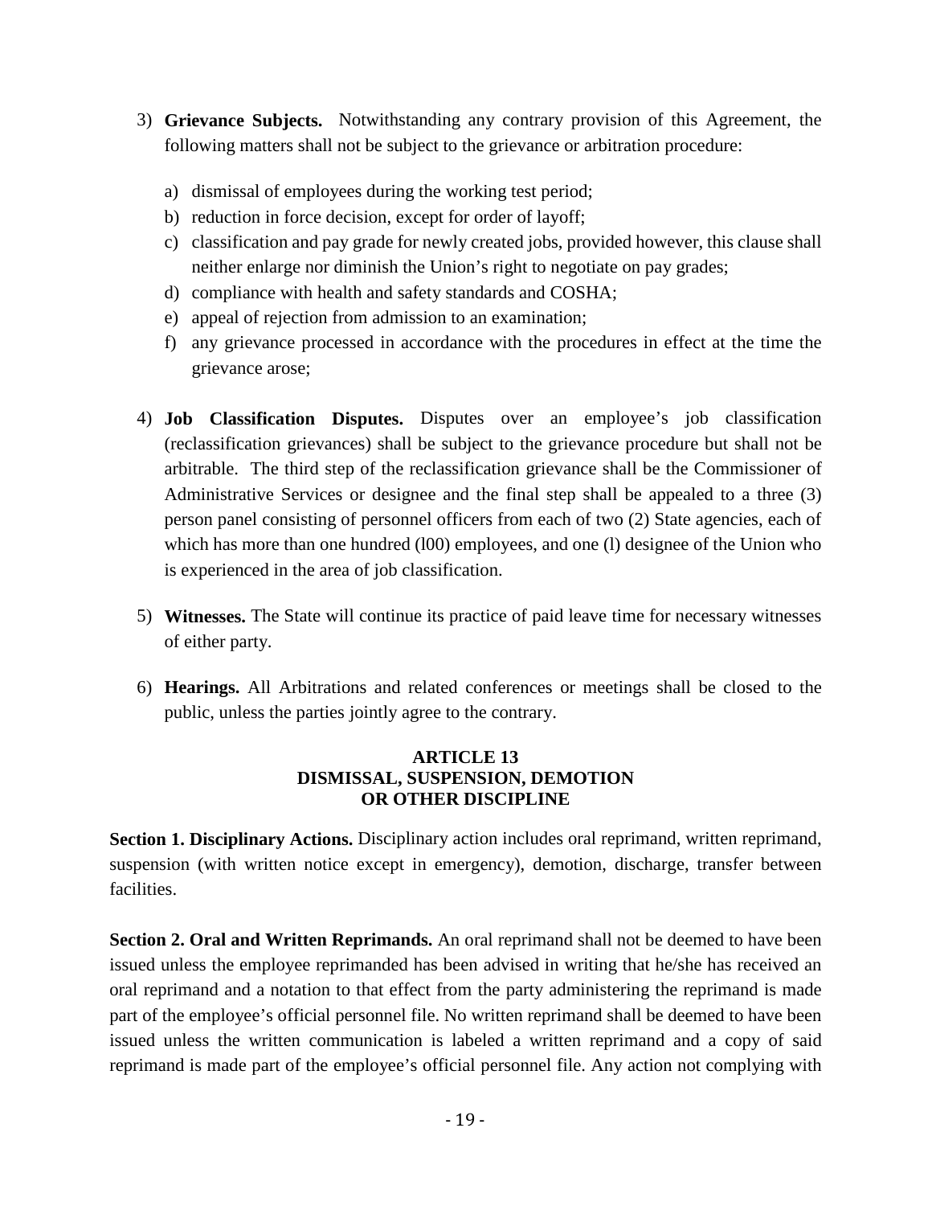3) **Grievance Subjects.** Notwithstanding any contrary provision of this Agreement, the following matters shall not be subject to the grievance or arbitration procedure:

   a) dismissal of employees during the working test period;
   b) reduction in force decision, except for order of layoff;
   c) classification and pay grade for newly created jobs, provided however, this clause shall neither enlarge nor diminish the Union's right to negotiate on pay grades;
   d) compliance with health and safety standards and COSHA;
   e) appeal of rejection from admission to an examination;
   f) any grievance processed in accordance with the procedures in effect at the time the grievance arose;

4) **Job Classification Disputes.** Disputes over an employee's job classification (reclassification grievances) shall be subject to the grievance procedure but shall not be arbitrable. The third step of the reclassification grievance shall be the Commissioner of Administrative Services or designee and the final step shall be appealed to a three (3) person panel consisting of personnel officers from each of two (2) State agencies, each of which has more than one hundred (l00) employees, and one (l) designee of the Union who is experienced in the area of job classification.

5) **Witnesses.** The State will continue its practice of paid leave time for necessary witnesses of either party.

6) **Hearings.** All Arbitrations and related conferences or meetings shall be closed to the public, unless the parties jointly agree to the contrary.

## ARTICLE 13
## DISMISSAL, SUSPENSION, DEMOTION OR OTHER DISCIPLINE

**Section 1. Disciplinary Actions.** Disciplinary action includes oral reprimand, written reprimand, suspension (with written notice except in emergency), demotion, discharge, transfer between facilities.

**Section 2. Oral and Written Reprimands.** An oral reprimand shall not be deemed to have been issued unless the employee reprimanded has been advised in writing that he/she has received an oral reprimand and a notation to that effect from the party administering the reprimand is made part of the employee's official personnel file. No written reprimand shall be deemed to have been issued unless the written communication is labeled a written reprimand and a copy of said reprimand is made part of the employee's official personnel file. Any action not complying with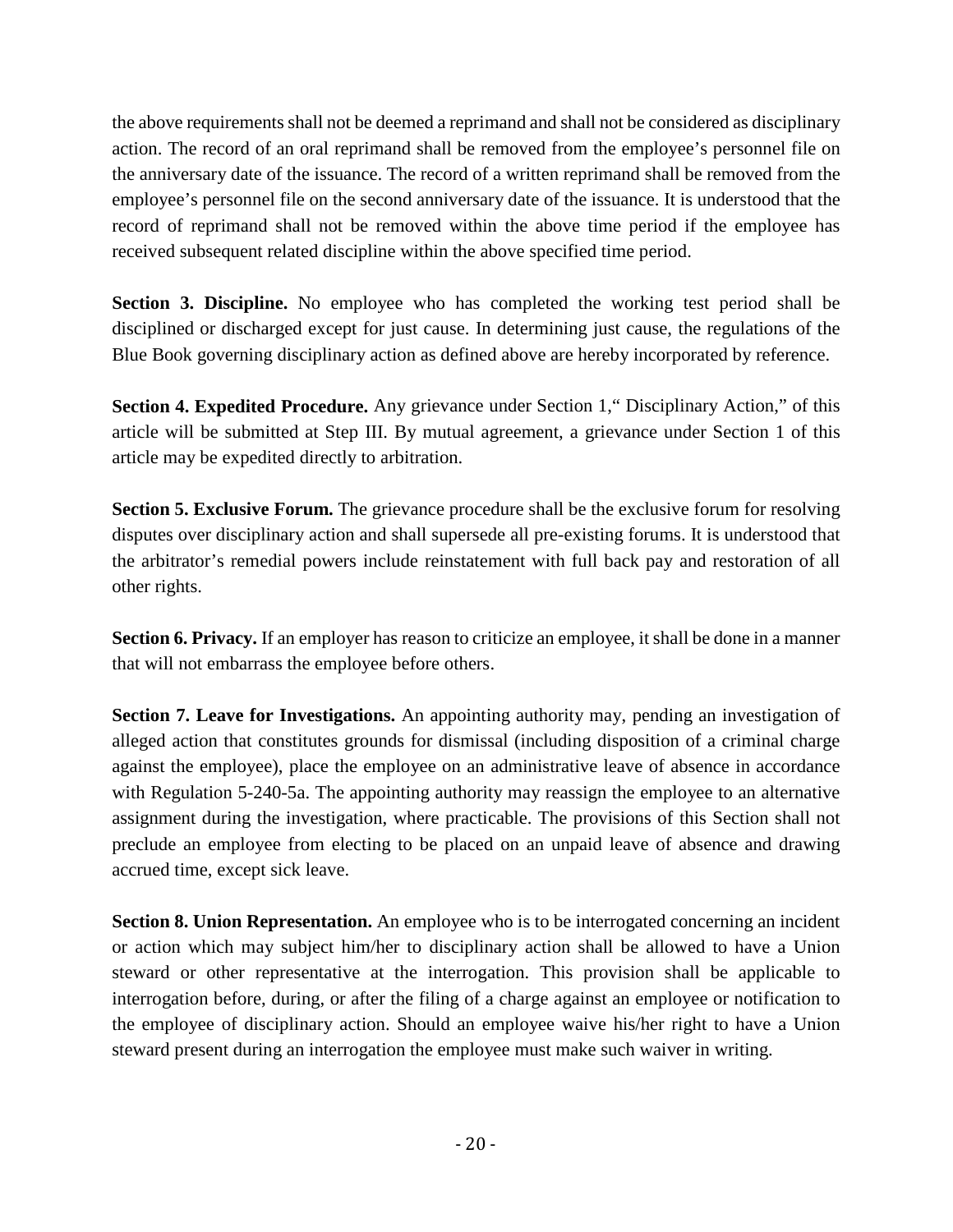the above requirements shall not be deemed a reprimand and shall not be considered as disciplinary action. The record of an oral reprimand shall be removed from the employee's personnel file on the anniversary date of the issuance. The record of a written reprimand shall be removed from the employee's personnel file on the second anniversary date of the issuance. It is understood that the record of reprimand shall not be removed within the above time period if the employee has received subsequent related discipline within the above specified time period.

**Section 3. Discipline.** No employee who has completed the working test period shall be disciplined or discharged except for just cause. In determining just cause, the regulations of the Blue Book governing disciplinary action as defined above are hereby incorporated by reference.

**Section 4. Expedited Procedure.** Any grievance under Section 1," Disciplinary Action," of this article will be submitted at Step III. By mutual agreement, a grievance under Section 1 of this article may be expedited directly to arbitration.

**Section 5. Exclusive Forum.** The grievance procedure shall be the exclusive forum for resolving disputes over disciplinary action and shall supersede all pre-existing forums. It is understood that the arbitrator's remedial powers include reinstatement with full back pay and restoration of all other rights.

**Section 6. Privacy.** If an employer has reason to criticize an employee, it shall be done in a manner that will not embarrass the employee before others.

**Section 7. Leave for Investigations.** An appointing authority may, pending an investigation of alleged action that constitutes grounds for dismissal (including disposition of a criminal charge against the employee), place the employee on an administrative leave of absence in accordance with Regulation 5-240-5a. The appointing authority may reassign the employee to an alternative assignment during the investigation, where practicable. The provisions of this Section shall not preclude an employee from electing to be placed on an unpaid leave of absence and drawing accrued time, except sick leave.

**Section 8. Union Representation.** An employee who is to be interrogated concerning an incident or action which may subject him/her to disciplinary action shall be allowed to have a Union steward or other representative at the interrogation. This provision shall be applicable to interrogation before, during, or after the filing of a charge against an employee or notification to the employee of disciplinary action. Should an employee waive his/her right to have a Union steward present during an interrogation the employee must make such waiver in writing.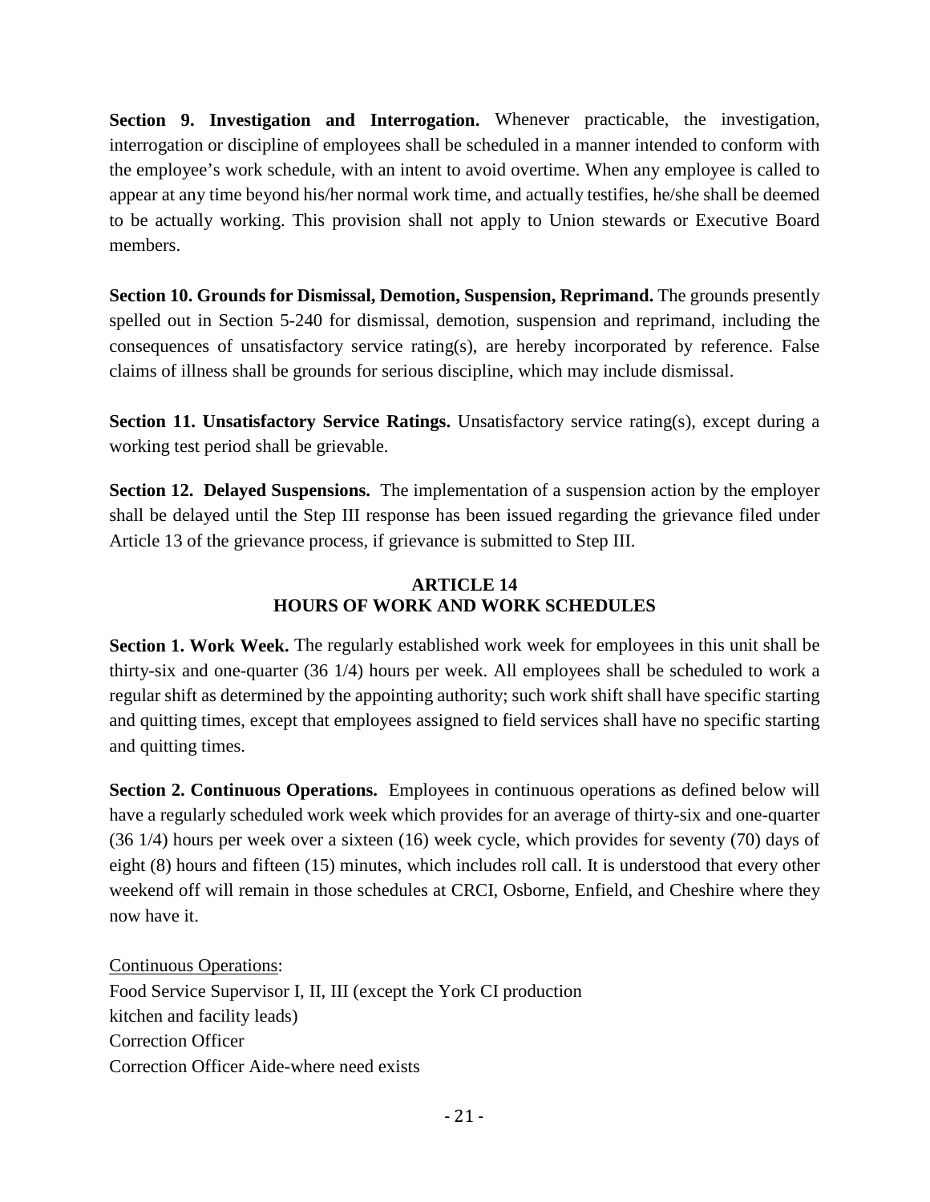**Section 9. Investigation and Interrogation.** Whenever practicable, the investigation, interrogation or discipline of employees shall be scheduled in a manner intended to conform with the employee's work schedule, with an intent to avoid overtime. When any employee is called to appear at any time beyond his/her normal work time, and actually testifies, he/she shall be deemed to be actually working. This provision shall not apply to Union stewards or Executive Board members.

**Section 10. Grounds for Dismissal, Demotion, Suspension, Reprimand.** The grounds presently spelled out in Section 5-240 for dismissal, demotion, suspension and reprimand, including the consequences of unsatisfactory service rating(s), are hereby incorporated by reference. False claims of illness shall be grounds for serious discipline, which may include dismissal.

**Section 11. Unsatisfactory Service Ratings.** Unsatisfactory service rating(s), except during a working test period shall be grievable.

**Section 12. Delayed Suspensions.** The implementation of a suspension action by the employer shall be delayed until the Step III response has been issued regarding the grievance filed under Article 13 of the grievance process, if grievance is submitted to Step III.

## ARTICLE 14
## HOURS OF WORK AND WORK SCHEDULES

**Section 1. Work Week.** The regularly established work week for employees in this unit shall be thirty-six and one-quarter (36 1/4) hours per week. All employees shall be scheduled to work a regular shift as determined by the appointing authority; such work shift shall have specific starting and quitting times, except that employees assigned to field services shall have no specific starting and quitting times.

**Section 2. Continuous Operations.** Employees in continuous operations as defined below will have a regularly scheduled work week which provides for an average of thirty-six and one-quarter (36 1/4) hours per week over a sixteen (16) week cycle, which provides for seventy (70) days of eight (8) hours and fifteen (15) minutes, which includes roll call. It is understood that every other weekend off will remain in those schedules at CRCI, Osborne, Enfield, and Cheshire where they now have it.

Continuous Operations:
Food Service Supervisor I, II, III (except the York CI production kitchen and facility leads)
Correction Officer
Correction Officer Aide-where need exists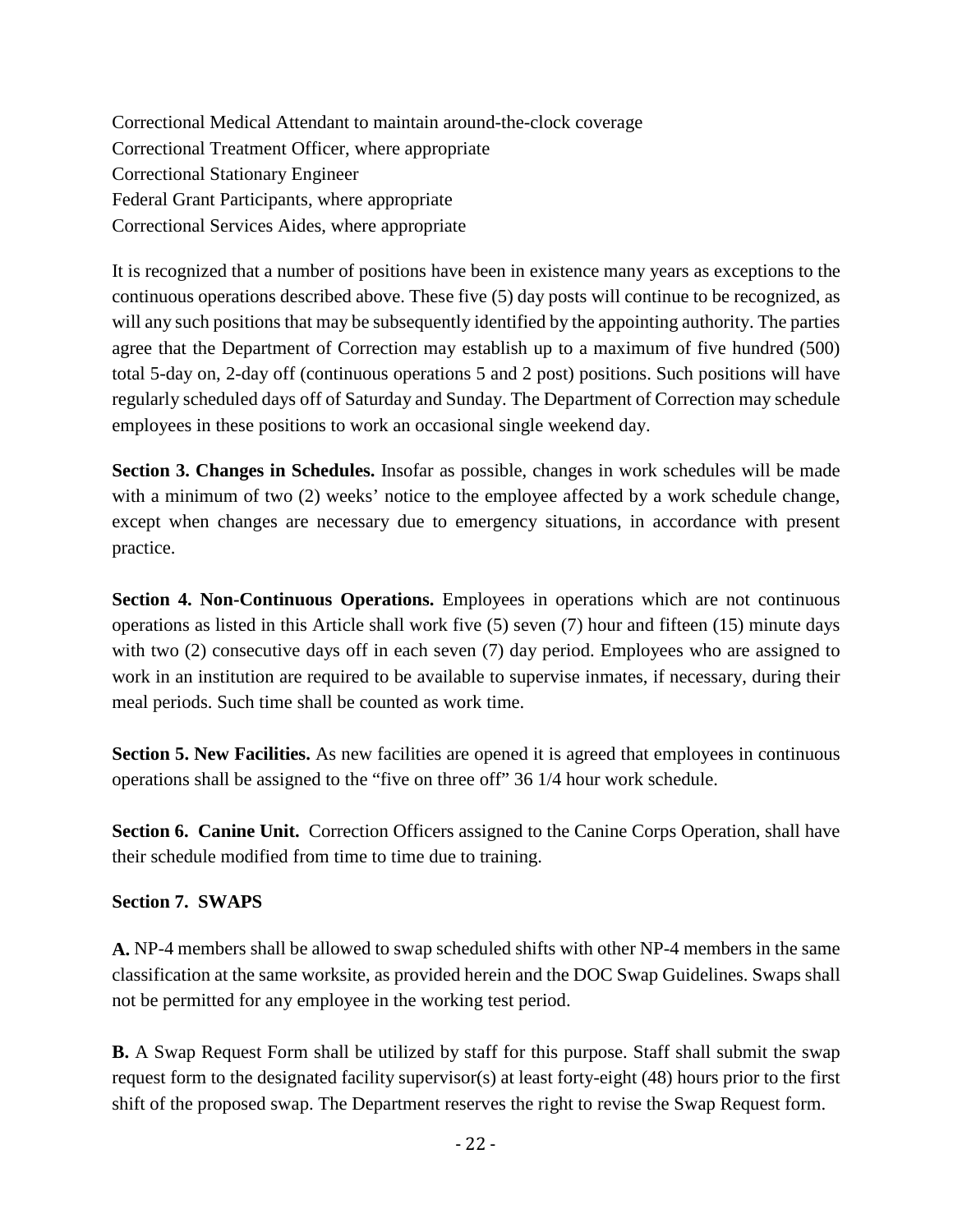Correctional Medical Attendant to maintain around-the-clock coverage
Correctional Treatment Officer, where appropriate
Correctional Stationary Engineer
Federal Grant Participants, where appropriate
Correctional Services Aides, where appropriate

It is recognized that a number of positions have been in existence many years as exceptions to the continuous operations described above. These five (5) day posts will continue to be recognized, as will any such positions that may be subsequently identified by the appointing authority. The parties agree that the Department of Correction may establish up to a maximum of five hundred (500) total 5-day on, 2-day off (continuous operations 5 and 2 post) positions. Such positions will have regularly scheduled days off of Saturday and Sunday. The Department of Correction may schedule employees in these positions to work an occasional single weekend day.

**Section 3. Changes in Schedules.** Insofar as possible, changes in work schedules will be made with a minimum of two (2) weeks' notice to the employee affected by a work schedule change, except when changes are necessary due to emergency situations, in accordance with present practice.

**Section 4. Non-Continuous Operations.** Employees in operations which are not continuous operations as listed in this Article shall work five (5) seven (7) hour and fifteen (15) minute days with two (2) consecutive days off in each seven (7) day period. Employees who are assigned to work in an institution are required to be available to supervise inmates, if necessary, during their meal periods. Such time shall be counted as work time.

**Section 5. New Facilities.** As new facilities are opened it is agreed that employees in continuous operations shall be assigned to the "five on three off" 36 1/4 hour work schedule.

**Section 6. Canine Unit.** Correction Officers assigned to the Canine Corps Operation, shall have their schedule modified from time to time due to training.

**Section 7. SWAPS**

**A.** NP-4 members shall be allowed to swap scheduled shifts with other NP-4 members in the same classification at the same worksite, as provided herein and the DOC Swap Guidelines. Swaps shall not be permitted for any employee in the working test period.

**B.** A Swap Request Form shall be utilized by staff for this purpose. Staff shall submit the swap request form to the designated facility supervisor(s) at least forty-eight (48) hours prior to the first shift of the proposed swap. The Department reserves the right to revise the Swap Request form.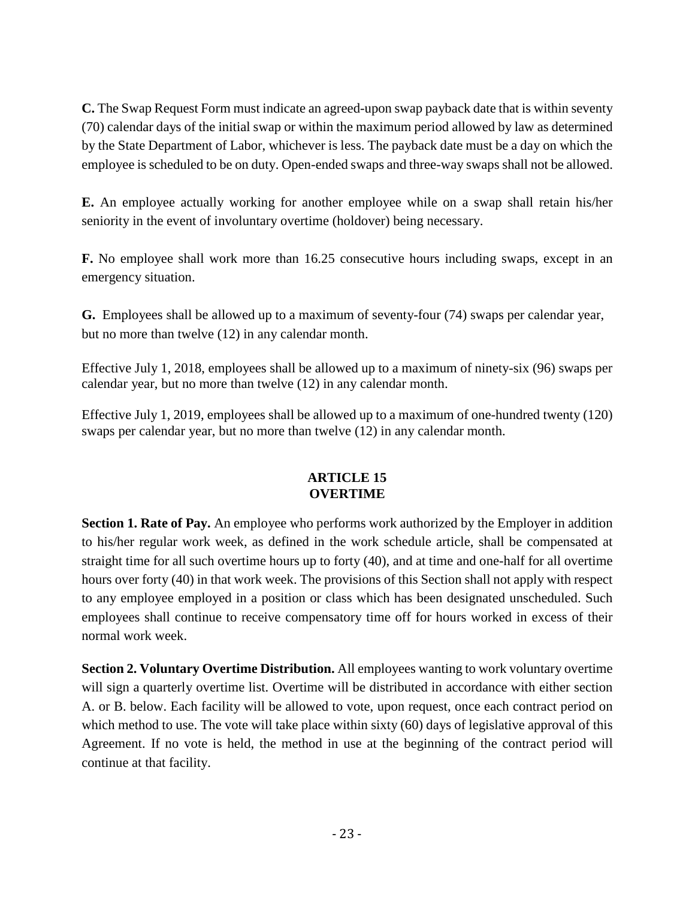**C.** The Swap Request Form must indicate an agreed-upon swap payback date that is within seventy (70) calendar days of the initial swap or within the maximum period allowed by law as determined by the State Department of Labor, whichever is less. The payback date must be a day on which the employee is scheduled to be on duty. Open-ended swaps and three-way swaps shall not be allowed.

**E.** An employee actually working for another employee while on a swap shall retain his/her seniority in the event of involuntary overtime (holdover) being necessary.

**F.** No employee shall work more than 16.25 consecutive hours including swaps, except in an emergency situation.

**G.** Employees shall be allowed up to a maximum of seventy-four (74) swaps per calendar year, but no more than twelve (12) in any calendar month.

Effective July 1, 2018, employees shall be allowed up to a maximum of ninety-six (96) swaps per calendar year, but no more than twelve (12) in any calendar month.

Effective July 1, 2019, employees shall be allowed up to a maximum of one-hundred twenty (120) swaps per calendar year, but no more than twelve (12) in any calendar month.

## ARTICLE 15
## OVERTIME

**Section 1. Rate of Pay.** An employee who performs work authorized by the Employer in addition to his/her regular work week, as defined in the work schedule article, shall be compensated at straight time for all such overtime hours up to forty (40), and at time and one-half for all overtime hours over forty (40) in that work week. The provisions of this Section shall not apply with respect to any employee employed in a position or class which has been designated unscheduled. Such employees shall continue to receive compensatory time off for hours worked in excess of their normal work week.

**Section 2. Voluntary Overtime Distribution.** All employees wanting to work voluntary overtime will sign a quarterly overtime list. Overtime will be distributed in accordance with either section A. or B. below. Each facility will be allowed to vote, upon request, once each contract period on which method to use. The vote will take place within sixty (60) days of legislative approval of this Agreement. If no vote is held, the method in use at the beginning of the contract period will continue at that facility.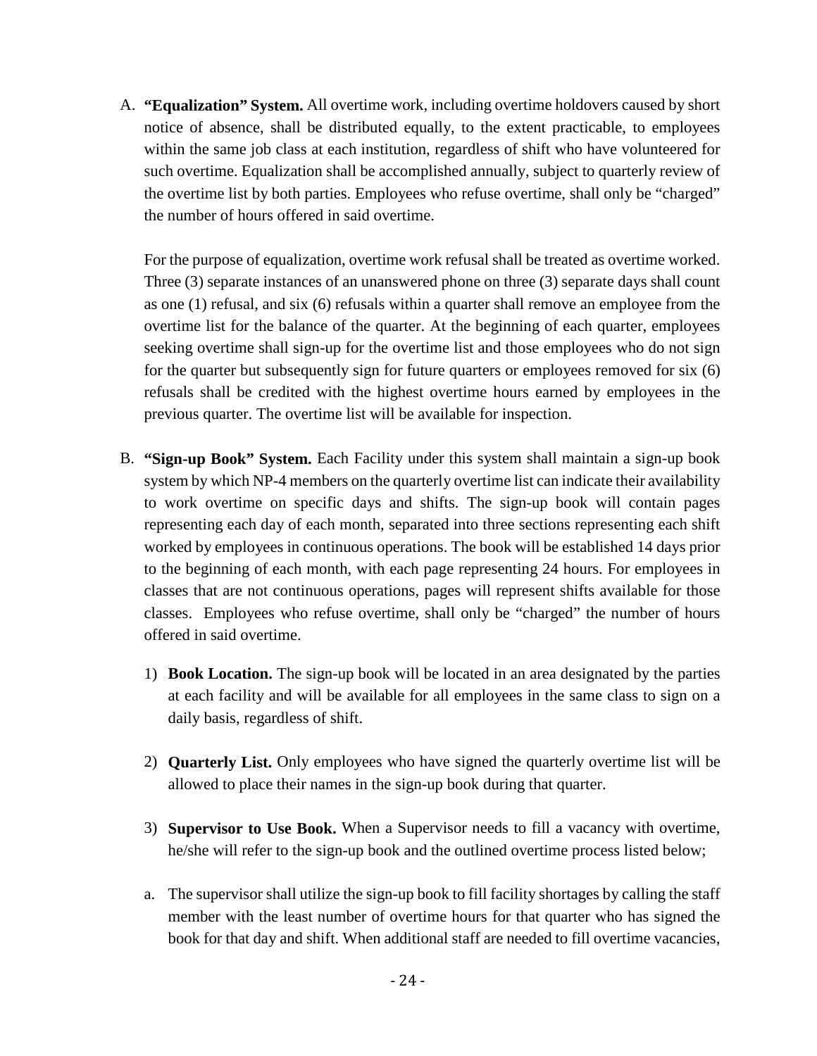A. **"Equalization" System.** All overtime work, including overtime holdovers caused by short notice of absence, shall be distributed equally, to the extent practicable, to employees within the same job class at each institution, regardless of shift who have volunteered for such overtime. Equalization shall be accomplished annually, subject to quarterly review of the overtime list by both parties. Employees who refuse overtime, shall only be "charged" the number of hours offered in said overtime.

   For the purpose of equalization, overtime work refusal shall be treated as overtime worked. Three (3) separate instances of an unanswered phone on three (3) separate days shall count as one (1) refusal, and six (6) refusals within a quarter shall remove an employee from the overtime list for the balance of the quarter. At the beginning of each quarter, employees seeking overtime shall sign-up for the overtime list and those employees who do not sign for the quarter but subsequently sign for future quarters or employees removed for six (6) refusals shall be credited with the highest overtime hours earned by employees in the previous quarter. The overtime list will be available for inspection.

B. **"Sign-up Book" System.** Each Facility under this system shall maintain a sign-up book system by which NP-4 members on the quarterly overtime list can indicate their availability to work overtime on specific days and shifts. The sign-up book will contain pages representing each day of each month, separated into three sections representing each shift worked by employees in continuous operations. The book will be established 14 days prior to the beginning of each month, with each page representing 24 hours. For employees in classes that are not continuous operations, pages will represent shifts available for those classes. Employees who refuse overtime, shall only be "charged" the number of hours offered in said overtime.

   1) **Book Location.** The sign-up book will be located in an area designated by the parties at each facility and will be available for all employees in the same class to sign on a daily basis, regardless of shift.

   2) **Quarterly List.** Only employees who have signed the quarterly overtime list will be allowed to place their names in the sign-up book during that quarter.

   3) **Supervisor to Use Book.** When a Supervisor needs to fill a vacancy with overtime, he/she will refer to the sign-up book and the outlined overtime process listed below;

   a. The supervisor shall utilize the sign-up book to fill facility shortages by calling the staff member with the least number of overtime hours for that quarter who has signed the book for that day and shift. When additional staff are needed to fill overtime vacancies,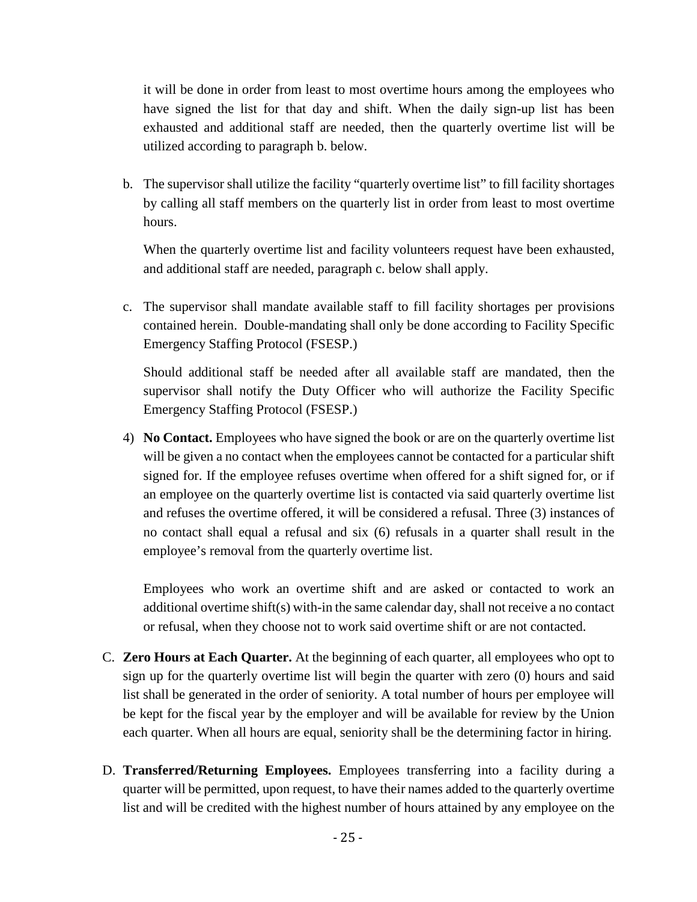it will be done in order from least to most overtime hours among the employees who have signed the list for that day and shift. When the daily sign-up list has been exhausted and additional staff are needed, then the quarterly overtime list will be utilized according to paragraph b. below.

b. The supervisor shall utilize the facility "quarterly overtime list" to fill facility shortages by calling all staff members on the quarterly list in order from least to most overtime hours.

   When the quarterly overtime list and facility volunteers request have been exhausted, and additional staff are needed, paragraph c. below shall apply.

c. The supervisor shall mandate available staff to fill facility shortages per provisions contained herein. Double-mandating shall only be done according to Facility Specific Emergency Staffing Protocol (FSESP.)

   Should additional staff be needed after all available staff are mandated, then the supervisor shall notify the Duty Officer who will authorize the Facility Specific Emergency Staffing Protocol (FSESP.)

4) **No Contact.** Employees who have signed the book or are on the quarterly overtime list will be given a no contact when the employees cannot be contacted for a particular shift signed for. If the employee refuses overtime when offered for a shift signed for, or if an employee on the quarterly overtime list is contacted via said quarterly overtime list and refuses the overtime offered, it will be considered a refusal. Three (3) instances of no contact shall equal a refusal and six (6) refusals in a quarter shall result in the employee's removal from the quarterly overtime list.

   Employees who work an overtime shift and are asked or contacted to work an additional overtime shift(s) with-in the same calendar day, shall not receive a no contact or refusal, when they choose not to work said overtime shift or are not contacted.

C. **Zero Hours at Each Quarter.** At the beginning of each quarter, all employees who opt to sign up for the quarterly overtime list will begin the quarter with zero (0) hours and said list shall be generated in the order of seniority. A total number of hours per employee will be kept for the fiscal year by the employer and will be available for review by the Union each quarter. When all hours are equal, seniority shall be the determining factor in hiring.

D. **Transferred/Returning Employees.** Employees transferring into a facility during a quarter will be permitted, upon request, to have their names added to the quarterly overtime list and will be credited with the highest number of hours attained by any employee on the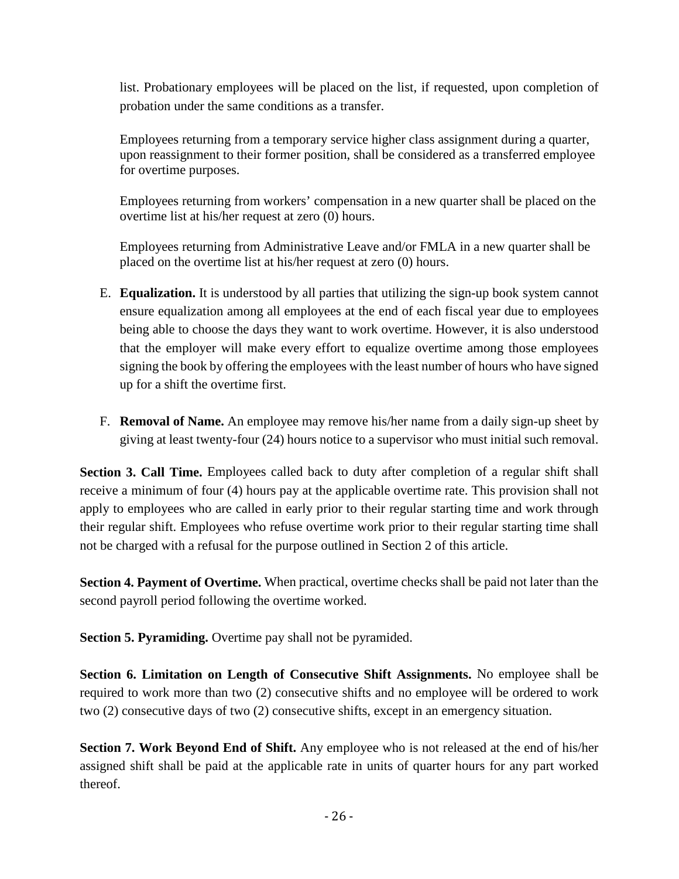list. Probationary employees will be placed on the list, if requested, upon completion of probation under the same conditions as a transfer.

Employees returning from a temporary service higher class assignment during a quarter, upon reassignment to their former position, shall be considered as a transferred employee for overtime purposes.

Employees returning from workers' compensation in a new quarter shall be placed on the overtime list at his/her request at zero (0) hours.

Employees returning from Administrative Leave and/or FMLA in a new quarter shall be placed on the overtime list at his/her request at zero (0) hours.

E. **Equalization.** It is understood by all parties that utilizing the sign-up book system cannot ensure equalization among all employees at the end of each fiscal year due to employees being able to choose the days they want to work overtime. However, it is also understood that the employer will make every effort to equalize overtime among those employees signing the book by offering the employees with the least number of hours who have signed up for a shift the overtime first.

F. **Removal of Name.** An employee may remove his/her name from a daily sign-up sheet by giving at least twenty-four (24) hours notice to a supervisor who must initial such removal.

**Section 3. Call Time.** Employees called back to duty after completion of a regular shift shall receive a minimum of four (4) hours pay at the applicable overtime rate. This provision shall not apply to employees who are called in early prior to their regular starting time and work through their regular shift. Employees who refuse overtime work prior to their regular starting time shall not be charged with a refusal for the purpose outlined in Section 2 of this article.

**Section 4. Payment of Overtime.** When practical, overtime checks shall be paid not later than the second payroll period following the overtime worked.

**Section 5. Pyramiding.** Overtime pay shall not be pyramided.

**Section 6. Limitation on Length of Consecutive Shift Assignments.** No employee shall be required to work more than two (2) consecutive shifts and no employee will be ordered to work two (2) consecutive days of two (2) consecutive shifts, except in an emergency situation.

**Section 7. Work Beyond End of Shift.** Any employee who is not released at the end of his/her assigned shift shall be paid at the applicable rate in units of quarter hours for any part worked thereof.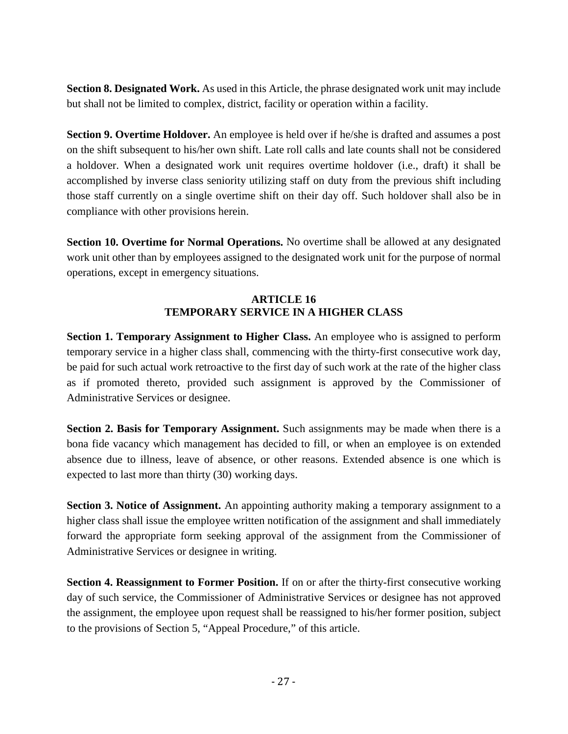**Section 8. Designated Work.** As used in this Article, the phrase designated work unit may include but shall not be limited to complex, district, facility or operation within a facility.

**Section 9. Overtime Holdover.** An employee is held over if he/she is drafted and assumes a post on the shift subsequent to his/her own shift. Late roll calls and late counts shall not be considered a holdover. When a designated work unit requires overtime holdover (i.e., draft) it shall be accomplished by inverse class seniority utilizing staff on duty from the previous shift including those staff currently on a single overtime shift on their day off. Such holdover shall also be in compliance with other provisions herein.

**Section 10. Overtime for Normal Operations.** No overtime shall be allowed at any designated work unit other than by employees assigned to the designated work unit for the purpose of normal operations, except in emergency situations.

## ARTICLE 16
## TEMPORARY SERVICE IN A HIGHER CLASS

**Section 1. Temporary Assignment to Higher Class.** An employee who is assigned to perform temporary service in a higher class shall, commencing with the thirty-first consecutive work day, be paid for such actual work retroactive to the first day of such work at the rate of the higher class as if promoted thereto, provided such assignment is approved by the Commissioner of Administrative Services or designee.

**Section 2. Basis for Temporary Assignment.** Such assignments may be made when there is a bona fide vacancy which management has decided to fill, or when an employee is on extended absence due to illness, leave of absence, or other reasons. Extended absence is one which is expected to last more than thirty (30) working days.

**Section 3. Notice of Assignment.** An appointing authority making a temporary assignment to a higher class shall issue the employee written notification of the assignment and shall immediately forward the appropriate form seeking approval of the assignment from the Commissioner of Administrative Services or designee in writing.

**Section 4. Reassignment to Former Position.** If on or after the thirty-first consecutive working day of such service, the Commissioner of Administrative Services or designee has not approved the assignment, the employee upon request shall be reassigned to his/her former position, subject to the provisions of Section 5, "Appeal Procedure," of this article.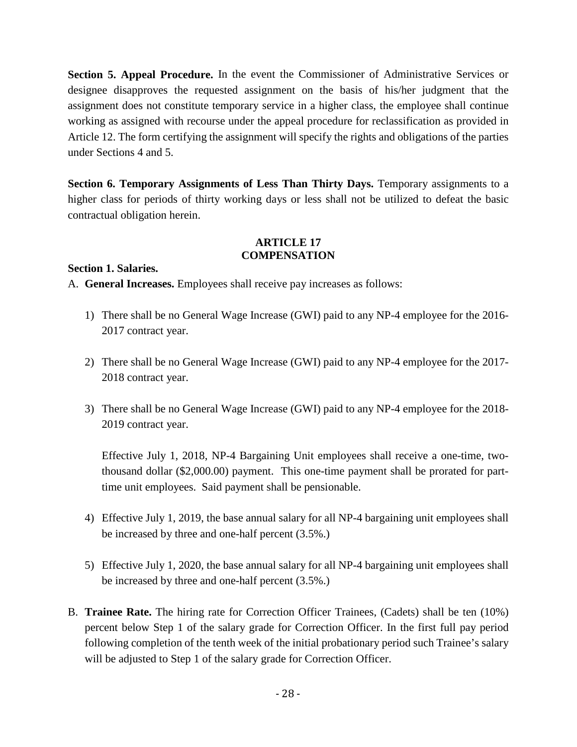**Section 5. Appeal Procedure.** In the event the Commissioner of Administrative Services or designee disapproves the requested assignment on the basis of his/her judgment that the assignment does not constitute temporary service in a higher class, the employee shall continue working as assigned with recourse under the appeal procedure for reclassification as provided in Article 12. The form certifying the assignment will specify the rights and obligations of the parties under Sections 4 and 5.

**Section 6. Temporary Assignments of Less Than Thirty Days.** Temporary assignments to a higher class for periods of thirty working days or less shall not be utilized to defeat the basic contractual obligation herein.

## ARTICLE 17
## COMPENSATION

**Section 1. Salaries.**

A. **General Increases.** Employees shall receive pay increases as follows:

1) There shall be no General Wage Increase (GWI) paid to any NP-4 employee for the 2016-2017 contract year.

2) There shall be no General Wage Increase (GWI) paid to any NP-4 employee for the 2017-2018 contract year.

3) There shall be no General Wage Increase (GWI) paid to any NP-4 employee for the 2018-2019 contract year.

   Effective July 1, 2018, NP-4 Bargaining Unit employees shall receive a one-time, two-thousand dollar ($2,000.00) payment. This one-time payment shall be prorated for part-time unit employees. Said payment shall be pensionable.

4) Effective July 1, 2019, the base annual salary for all NP-4 bargaining unit employees shall be increased by three and one-half percent (3.5%.)

5) Effective July 1, 2020, the base annual salary for all NP-4 bargaining unit employees shall be increased by three and one-half percent (3.5%.)

B. **Trainee Rate.** The hiring rate for Correction Officer Trainees, (Cadets) shall be ten (10%) percent below Step 1 of the salary grade for Correction Officer. In the first full pay period following completion of the tenth week of the initial probationary period such Trainee's salary will be adjusted to Step 1 of the salary grade for Correction Officer.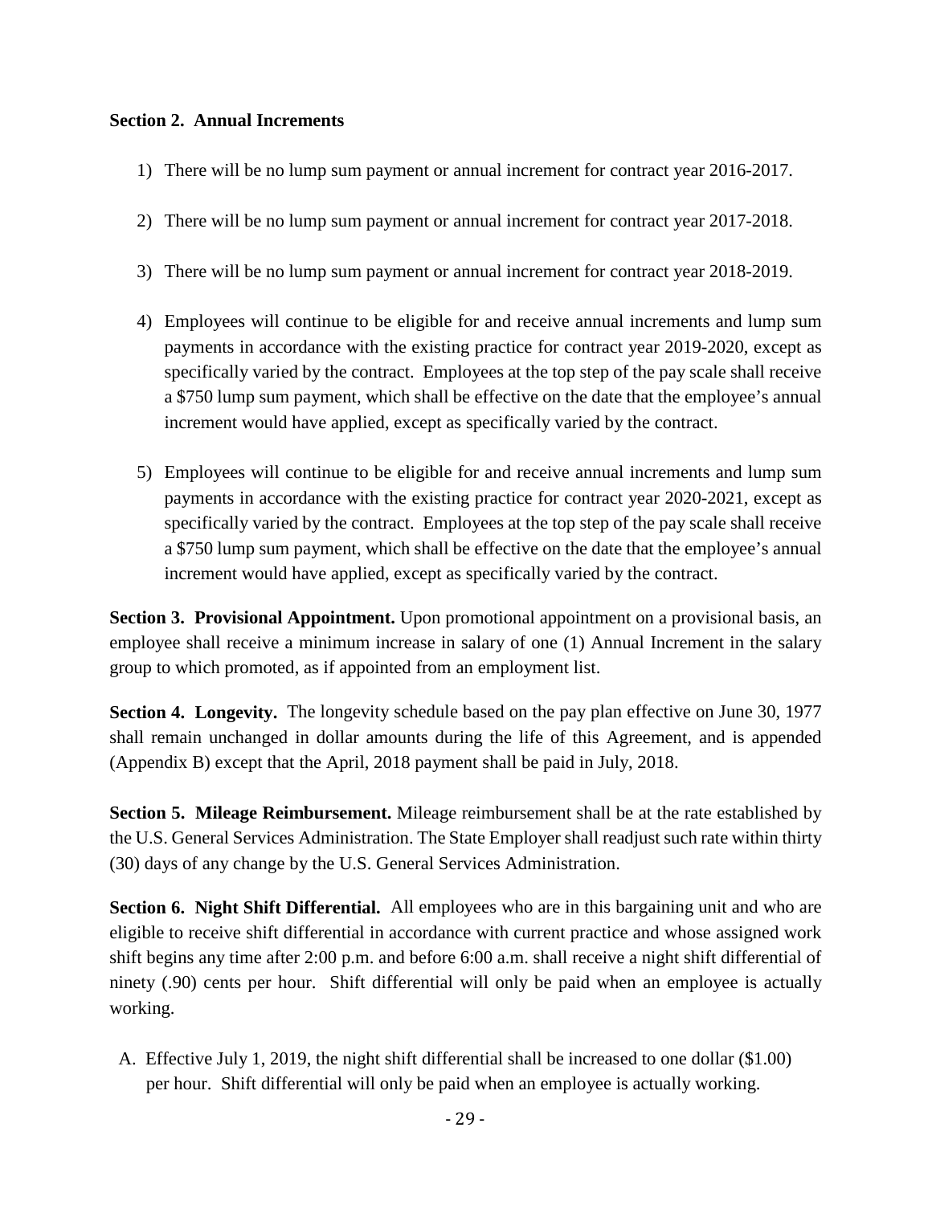**Section 2. Annual Increments**

1) There will be no lump sum payment or annual increment for contract year 2016-2017.

2) There will be no lump sum payment or annual increment for contract year 2017-2018.

3) There will be no lump sum payment or annual increment for contract year 2018-2019.

4) Employees will continue to be eligible for and receive annual increments and lump sum payments in accordance with the existing practice for contract year 2019-2020, except as specifically varied by the contract. Employees at the top step of the pay scale shall receive a $750 lump sum payment, which shall be effective on the date that the employee's annual increment would have applied, except as specifically varied by the contract.

5) Employees will continue to be eligible for and receive annual increments and lump sum payments in accordance with the existing practice for contract year 2020-2021, except as specifically varied by the contract. Employees at the top step of the pay scale shall receive a $750 lump sum payment, which shall be effective on the date that the employee's annual increment would have applied, except as specifically varied by the contract.

**Section 3. Provisional Appointment.** Upon promotional appointment on a provisional basis, an employee shall receive a minimum increase in salary of one (1) Annual Increment in the salary group to which promoted, as if appointed from an employment list.

**Section 4. Longevity.** The longevity schedule based on the pay plan effective on June 30, 1977 shall remain unchanged in dollar amounts during the life of this Agreement, and is appended (Appendix B) except that the April, 2018 payment shall be paid in July, 2018.

**Section 5. Mileage Reimbursement.** Mileage reimbursement shall be at the rate established by the U.S. General Services Administration. The State Employer shall readjust such rate within thirty (30) days of any change by the U.S. General Services Administration.

**Section 6. Night Shift Differential.** All employees who are in this bargaining unit and who are eligible to receive shift differential in accordance with current practice and whose assigned work shift begins any time after 2:00 p.m. and before 6:00 a.m. shall receive a night shift differential of ninety (.90) cents per hour. Shift differential will only be paid when an employee is actually working.

A. Effective July 1, 2019, the night shift differential shall be increased to one dollar ($1.00) per hour. Shift differential will only be paid when an employee is actually working.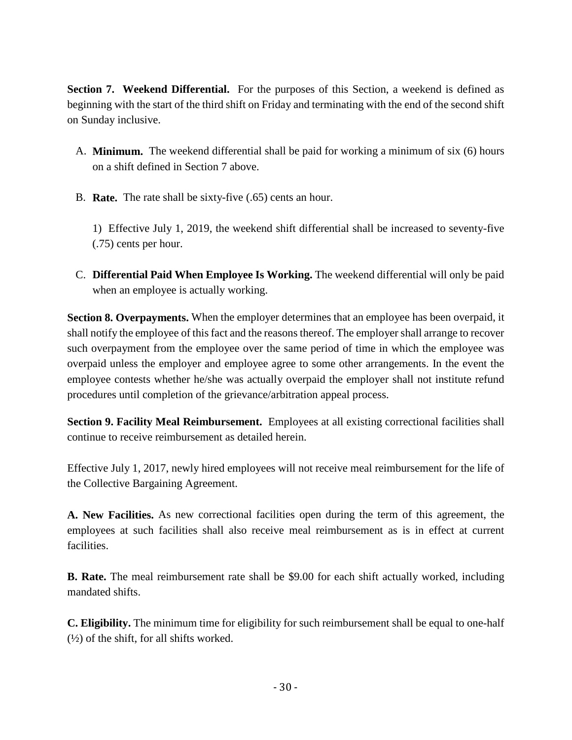**Section 7. Weekend Differential.** For the purposes of this Section, a weekend is defined as beginning with the start of the third shift on Friday and terminating with the end of the second shift on Sunday inclusive.

A. **Minimum.** The weekend differential shall be paid for working a minimum of six (6) hours on a shift defined in Section 7 above.

B. **Rate.** The rate shall be sixty-five (.65) cents an hour.

   1) Effective July 1, 2019, the weekend shift differential shall be increased to seventy-five (.75) cents per hour.

C. **Differential Paid When Employee Is Working.** The weekend differential will only be paid when an employee is actually working.

**Section 8. Overpayments.** When the employer determines that an employee has been overpaid, it shall notify the employee of this fact and the reasons thereof. The employer shall arrange to recover such overpayment from the employee over the same period of time in which the employee was overpaid unless the employer and employee agree to some other arrangements. In the event the employee contests whether he/she was actually overpaid the employer shall not institute refund procedures until completion of the grievance/arbitration appeal process.

**Section 9. Facility Meal Reimbursement.** Employees at all existing correctional facilities shall continue to receive reimbursement as detailed herein.

Effective July 1, 2017, newly hired employees will not receive meal reimbursement for the life of the Collective Bargaining Agreement.

**A. New Facilities.** As new correctional facilities open during the term of this agreement, the employees at such facilities shall also receive meal reimbursement as is in effect at current facilities.

**B. Rate.** The meal reimbursement rate shall be $9.00 for each shift actually worked, including mandated shifts.

**C. Eligibility.** The minimum time for eligibility for such reimbursement shall be equal to one-half (½) of the shift, for all shifts worked.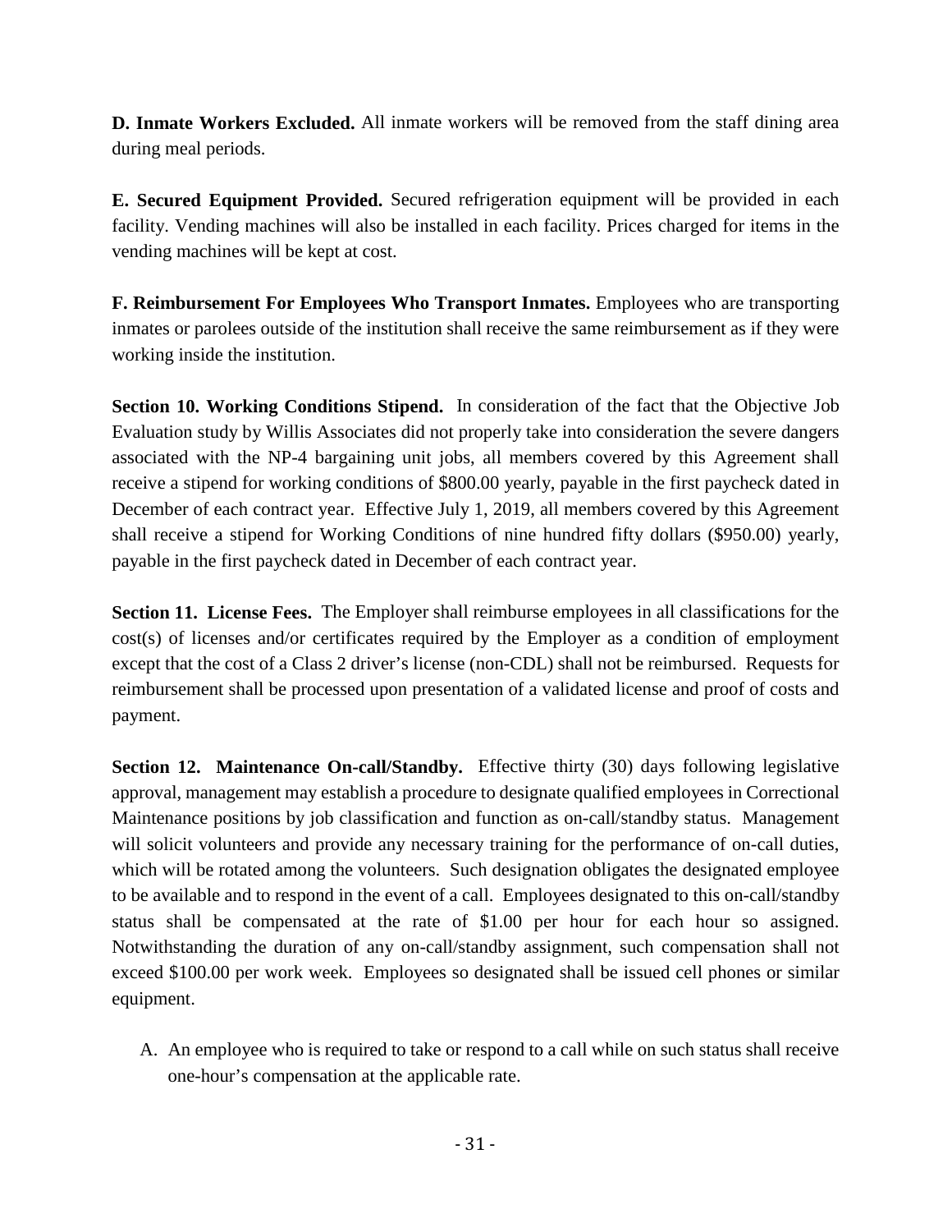**D. Inmate Workers Excluded.** All inmate workers will be removed from the staff dining area during meal periods.

**E. Secured Equipment Provided.** Secured refrigeration equipment will be provided in each facility. Vending machines will also be installed in each facility. Prices charged for items in the vending machines will be kept at cost.

**F. Reimbursement For Employees Who Transport Inmates.** Employees who are transporting inmates or parolees outside of the institution shall receive the same reimbursement as if they were working inside the institution.

**Section 10. Working Conditions Stipend.** In consideration of the fact that the Objective Job Evaluation study by Willis Associates did not properly take into consideration the severe dangers associated with the NP-4 bargaining unit jobs, all members covered by this Agreement shall receive a stipend for working conditions of $800.00 yearly, payable in the first paycheck dated in December of each contract year. Effective July 1, 2019, all members covered by this Agreement shall receive a stipend for Working Conditions of nine hundred fifty dollars ($950.00) yearly, payable in the first paycheck dated in December of each contract year.

**Section 11. License Fees.** The Employer shall reimburse employees in all classifications for the cost(s) of licenses and/or certificates required by the Employer as a condition of employment except that the cost of a Class 2 driver's license (non-CDL) shall not be reimbursed. Requests for reimbursement shall be processed upon presentation of a validated license and proof of costs and payment.

**Section 12. Maintenance On-call/Standby.** Effective thirty (30) days following legislative approval, management may establish a procedure to designate qualified employees in Correctional Maintenance positions by job classification and function as on-call/standby status. Management will solicit volunteers and provide any necessary training for the performance of on-call duties, which will be rotated among the volunteers. Such designation obligates the designated employee to be available and to respond in the event of a call. Employees designated to this on-call/standby status shall be compensated at the rate of $1.00 per hour for each hour so assigned. Notwithstanding the duration of any on-call/standby assignment, such compensation shall not exceed $100.00 per work week. Employees so designated shall be issued cell phones or similar equipment.

A. An employee who is required to take or respond to a call while on such status shall receive one-hour's compensation at the applicable rate.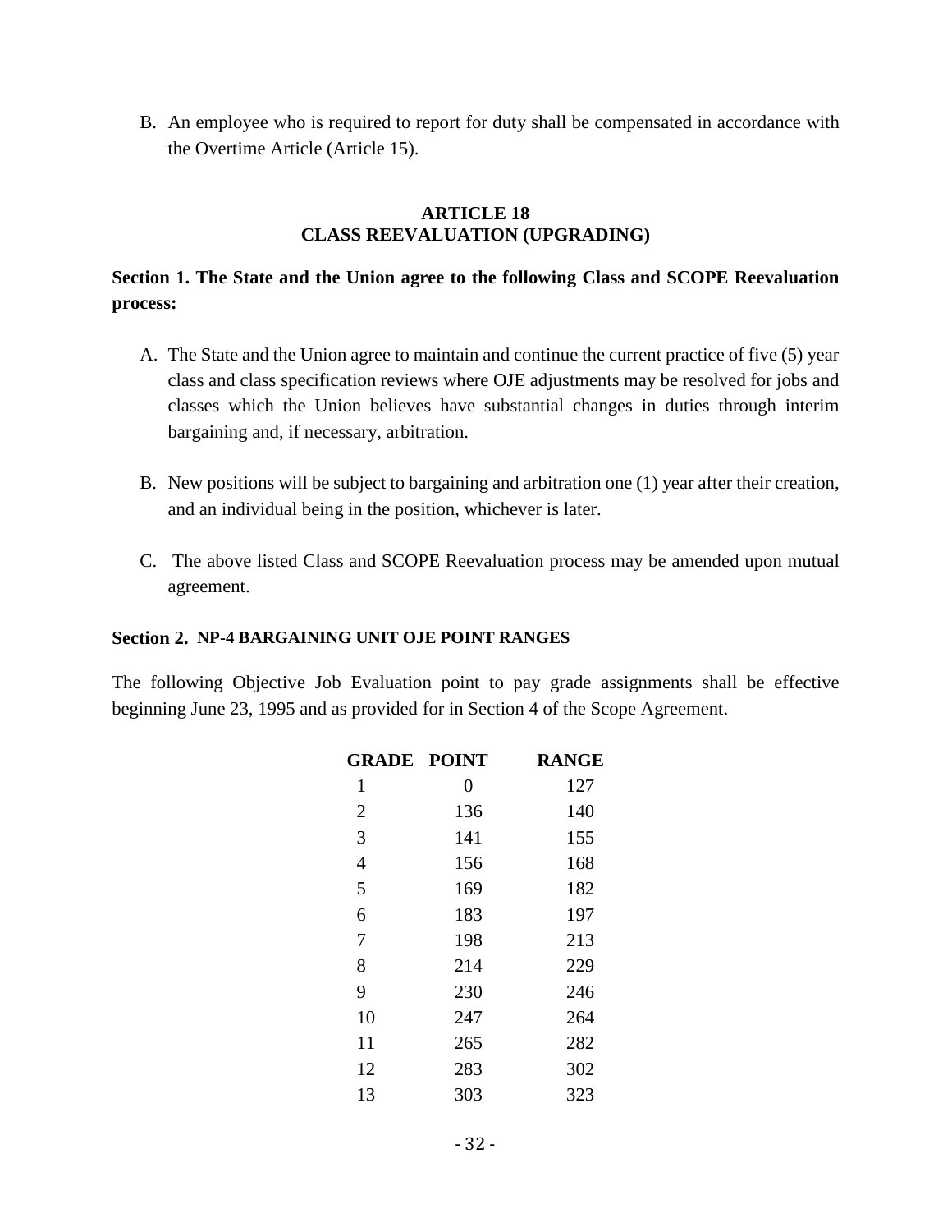B. An employee who is required to report for duty shall be compensated in accordance with the Overtime Article (Article 15).

## ARTICLE 18
## CLASS REEVALUATION (UPGRADING)

**Section 1. The State and the Union agree to the following Class and SCOPE Reevaluation process:**

A. The State and the Union agree to maintain and continue the current practice of five (5) year class and class specification reviews where OJE adjustments may be resolved for jobs and classes which the Union believes have substantial changes in duties through interim bargaining and, if necessary, arbitration.

B. New positions will be subject to bargaining and arbitration one (1) year after their creation, and an individual being in the position, whichever is later.

C. The above listed Class and SCOPE Reevaluation process may be amended upon mutual agreement.

**Section 2. NP-4 BARGAINING UNIT OJE POINT RANGES**

The following Objective Job Evaluation point to pay grade assignments shall be effective beginning June 23, 1995 and as provided for in Section 4 of the Scope Agreement.

| GRADE | POINT | RANGE |
|---|---|---|
| 1 | 0 | 127 |
| 2 | 136 | 140 |
| 3 | 141 | 155 |
| 4 | 156 | 168 |
| 5 | 169 | 182 |
| 6 | 183 | 197 |
| 7 | 198 | 213 |
| 8 | 214 | 229 |
| 9 | 230 | 246 |
| 10 | 247 | 264 |
| 11 | 265 | 282 |
| 12 | 283 | 302 |
| 13 | 303 | 323 |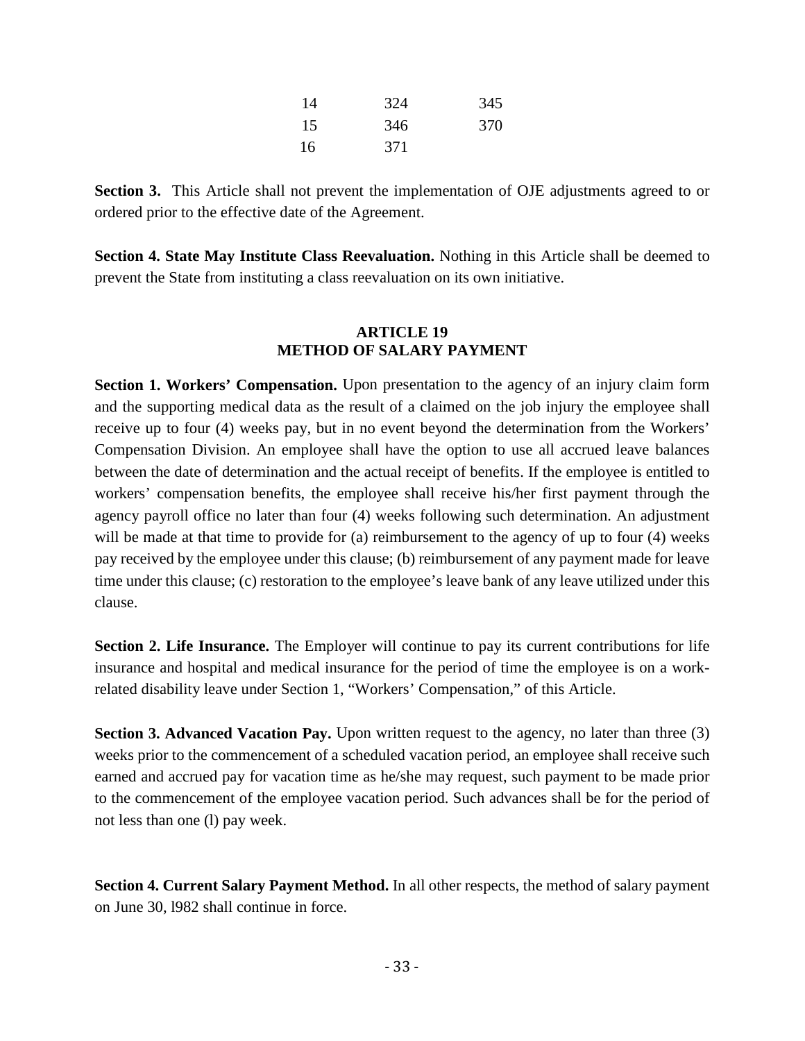| | | |
|---|---|---|
| 14 | 324 | 345 |
| 15 | 346 | 370 |
| 16 | 371 | |

**Section 3.** This Article shall not prevent the implementation of OJE adjustments agreed to or ordered prior to the effective date of the Agreement.

**Section 4. State May Institute Class Reevaluation.** Nothing in this Article shall be deemed to prevent the State from instituting a class reevaluation on its own initiative.

## ARTICLE 19
## METHOD OF SALARY PAYMENT

**Section 1. Workers' Compensation.** Upon presentation to the agency of an injury claim form and the supporting medical data as the result of a claimed on the job injury the employee shall receive up to four (4) weeks pay, but in no event beyond the determination from the Workers' Compensation Division. An employee shall have the option to use all accrued leave balances between the date of determination and the actual receipt of benefits. If the employee is entitled to workers' compensation benefits, the employee shall receive his/her first payment through the agency payroll office no later than four (4) weeks following such determination. An adjustment will be made at that time to provide for (a) reimbursement to the agency of up to four (4) weeks pay received by the employee under this clause; (b) reimbursement of any payment made for leave time under this clause; (c) restoration to the employee's leave bank of any leave utilized under this clause.

**Section 2. Life Insurance.** The Employer will continue to pay its current contributions for life insurance and hospital and medical insurance for the period of time the employee is on a work-related disability leave under Section 1, "Workers' Compensation," of this Article.

**Section 3. Advanced Vacation Pay.** Upon written request to the agency, no later than three (3) weeks prior to the commencement of a scheduled vacation period, an employee shall receive such earned and accrued pay for vacation time as he/she may request, such payment to be made prior to the commencement of the employee vacation period. Such advances shall be for the period of not less than one (l) pay week.

**Section 4. Current Salary Payment Method.** In all other respects, the method of salary payment on June 30, l982 shall continue in force.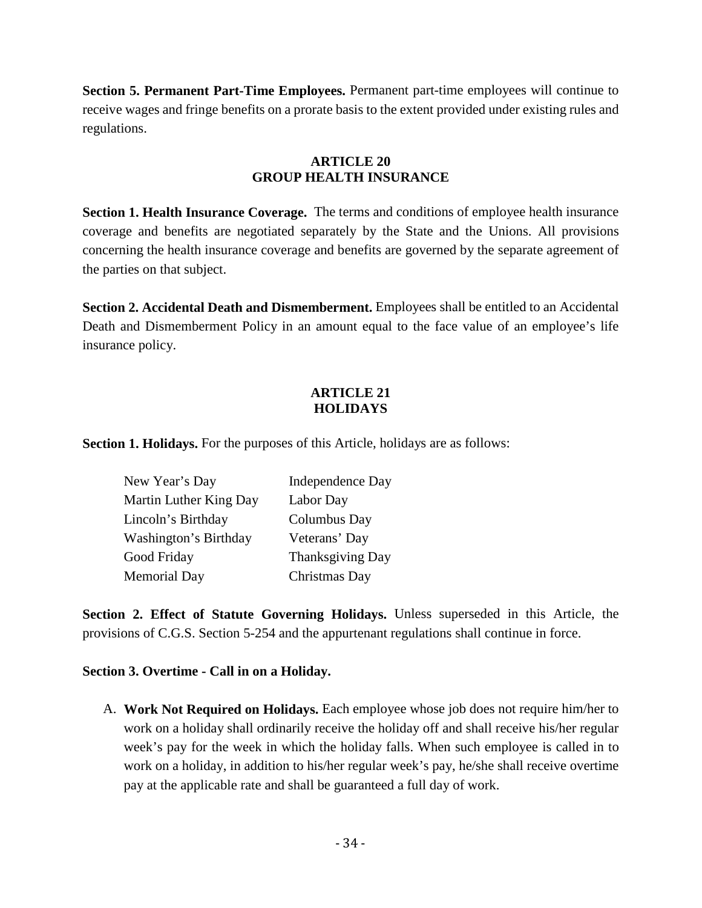**Section 5. Permanent Part-Time Employees.** Permanent part-time employees will continue to receive wages and fringe benefits on a prorate basis to the extent provided under existing rules and regulations.

## ARTICLE 20
## GROUP HEALTH INSURANCE

**Section 1. Health Insurance Coverage.** The terms and conditions of employee health insurance coverage and benefits are negotiated separately by the State and the Unions. All provisions concerning the health insurance coverage and benefits are governed by the separate agreement of the parties on that subject.

**Section 2. Accidental Death and Dismemberment.** Employees shall be entitled to an Accidental Death and Dismemberment Policy in an amount equal to the face value of an employee's life insurance policy.

## ARTICLE 21
## HOLIDAYS

**Section 1. Holidays.** For the purposes of this Article, holidays are as follows:

| | |
|---|---|
| New Year's Day | Independence Day |
| Martin Luther King Day | Labor Day |
| Lincoln's Birthday | Columbus Day |
| Washington's Birthday | Veterans' Day |
| Good Friday | Thanksgiving Day |
| Memorial Day | Christmas Day |

**Section 2. Effect of Statute Governing Holidays.** Unless superseded in this Article, the provisions of C.G.S. Section 5-254 and the appurtenant regulations shall continue in force.

**Section 3. Overtime - Call in on a Holiday.**

A. **Work Not Required on Holidays.** Each employee whose job does not require him/her to work on a holiday shall ordinarily receive the holiday off and shall receive his/her regular week's pay for the week in which the holiday falls. When such employee is called in to work on a holiday, in addition to his/her regular week's pay, he/she shall receive overtime pay at the applicable rate and shall be guaranteed a full day of work.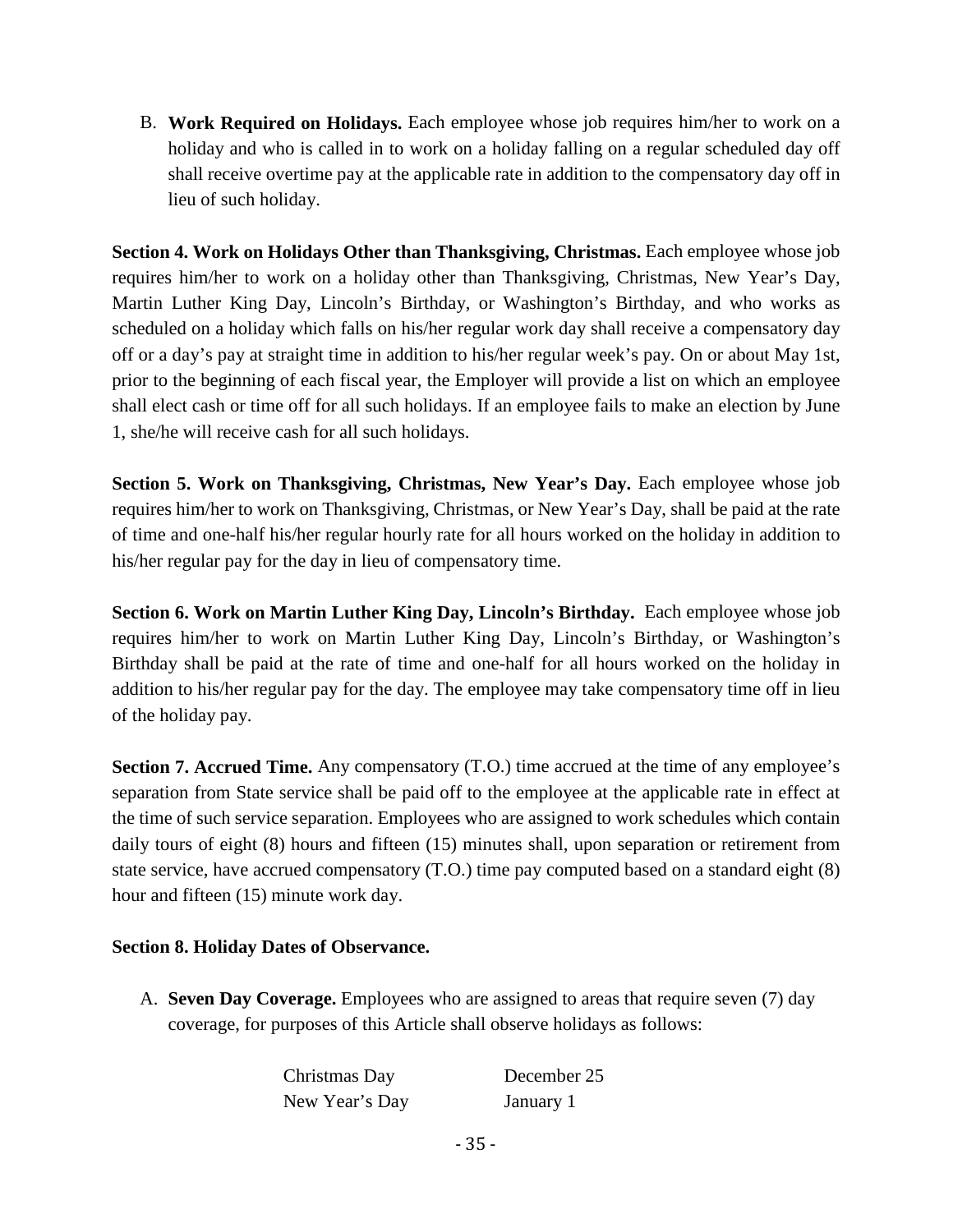B. **Work Required on Holidays.** Each employee whose job requires him/her to work on a holiday and who is called in to work on a holiday falling on a regular scheduled day off shall receive overtime pay at the applicable rate in addition to the compensatory day off in lieu of such holiday.

**Section 4. Work on Holidays Other than Thanksgiving, Christmas.** Each employee whose job requires him/her to work on a holiday other than Thanksgiving, Christmas, New Year's Day, Martin Luther King Day, Lincoln's Birthday, or Washington's Birthday, and who works as scheduled on a holiday which falls on his/her regular work day shall receive a compensatory day off or a day's pay at straight time in addition to his/her regular week's pay. On or about May 1st, prior to the beginning of each fiscal year, the Employer will provide a list on which an employee shall elect cash or time off for all such holidays. If an employee fails to make an election by June 1, she/he will receive cash for all such holidays.

**Section 5. Work on Thanksgiving, Christmas, New Year's Day.** Each employee whose job requires him/her to work on Thanksgiving, Christmas, or New Year's Day, shall be paid at the rate of time and one-half his/her regular hourly rate for all hours worked on the holiday in addition to his/her regular pay for the day in lieu of compensatory time.

**Section 6. Work on Martin Luther King Day, Lincoln's Birthday.** Each employee whose job requires him/her to work on Martin Luther King Day, Lincoln's Birthday, or Washington's Birthday shall be paid at the rate of time and one-half for all hours worked on the holiday in addition to his/her regular pay for the day. The employee may take compensatory time off in lieu of the holiday pay.

**Section 7. Accrued Time.** Any compensatory (T.O.) time accrued at the time of any employee's separation from State service shall be paid off to the employee at the applicable rate in effect at the time of such service separation. Employees who are assigned to work schedules which contain daily tours of eight (8) hours and fifteen (15) minutes shall, upon separation or retirement from state service, have accrued compensatory (T.O.) time pay computed based on a standard eight (8) hour and fifteen (15) minute work day.

**Section 8. Holiday Dates of Observance.**

A. **Seven Day Coverage.** Employees who are assigned to areas that require seven (7) day coverage, for purposes of this Article shall observe holidays as follows:

| | |
|---|---|
| Christmas Day | December 25 |
| New Year's Day | January 1 |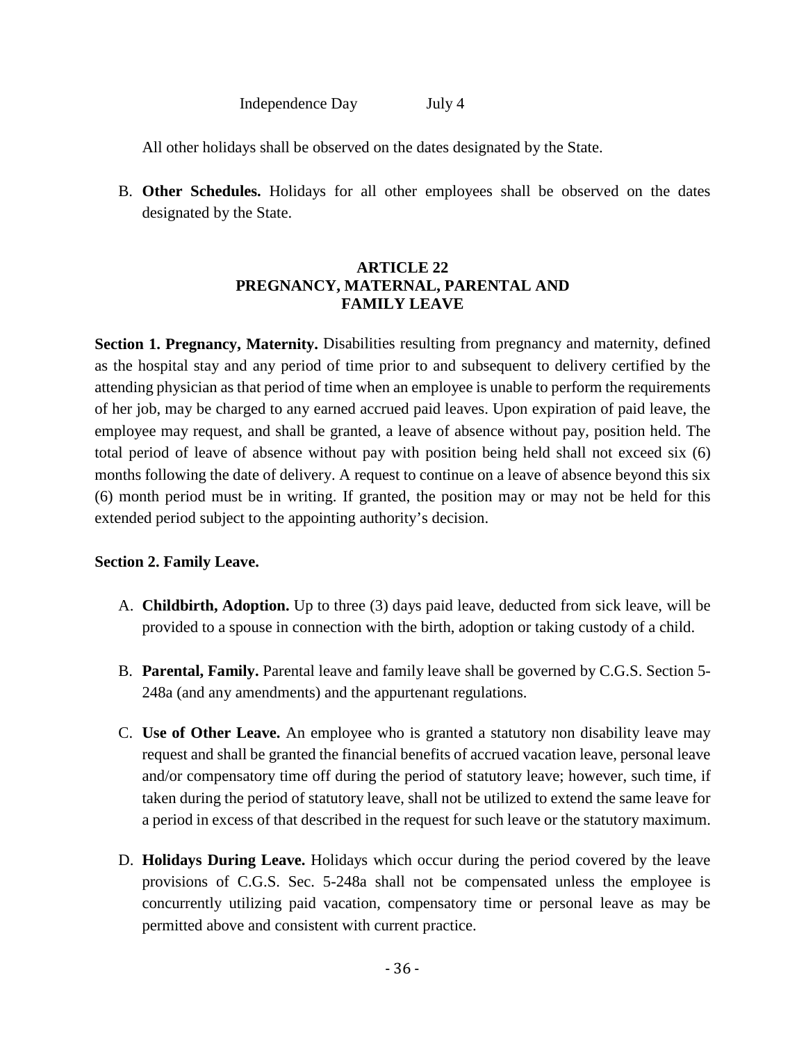Independence Day July 4

All other holidays shall be observed on the dates designated by the State.

B. **Other Schedules.** Holidays for all other employees shall be observed on the dates designated by the State.

## ARTICLE 22
## PREGNANCY, MATERNAL, PARENTAL AND FAMILY LEAVE

**Section 1. Pregnancy, Maternity.** Disabilities resulting from pregnancy and maternity, defined as the hospital stay and any period of time prior to and subsequent to delivery certified by the attending physician as that period of time when an employee is unable to perform the requirements of her job, may be charged to any earned accrued paid leaves. Upon expiration of paid leave, the employee may request, and shall be granted, a leave of absence without pay, position held. The total period of leave of absence without pay with position being held shall not exceed six (6) months following the date of delivery. A request to continue on a leave of absence beyond this six (6) month period must be in writing. If granted, the position may or may not be held for this extended period subject to the appointing authority's decision.

**Section 2. Family Leave.**

A. **Childbirth, Adoption.** Up to three (3) days paid leave, deducted from sick leave, will be provided to a spouse in connection with the birth, adoption or taking custody of a child.

B. **Parental, Family.** Parental leave and family leave shall be governed by C.G.S. Section 5-248a (and any amendments) and the appurtenant regulations.

C. **Use of Other Leave.** An employee who is granted a statutory non disability leave may request and shall be granted the financial benefits of accrued vacation leave, personal leave and/or compensatory time off during the period of statutory leave; however, such time, if taken during the period of statutory leave, shall not be utilized to extend the same leave for a period in excess of that described in the request for such leave or the statutory maximum.

D. **Holidays During Leave.** Holidays which occur during the period covered by the leave provisions of C.G.S. Sec. 5-248a shall not be compensated unless the employee is concurrently utilizing paid vacation, compensatory time or personal leave as may be permitted above and consistent with current practice.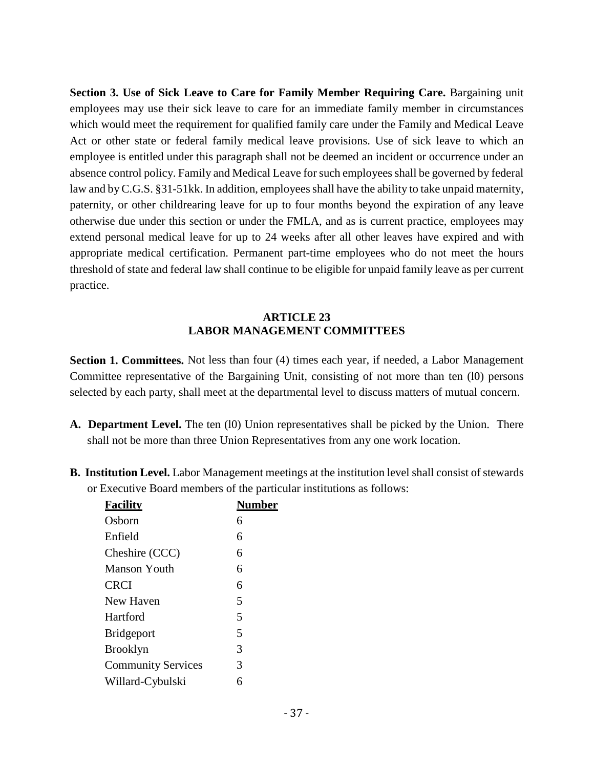**Section 3. Use of Sick Leave to Care for Family Member Requiring Care.** Bargaining unit employees may use their sick leave to care for an immediate family member in circumstances which would meet the requirement for qualified family care under the Family and Medical Leave Act or other state or federal family medical leave provisions. Use of sick leave to which an employee is entitled under this paragraph shall not be deemed an incident or occurrence under an absence control policy. Family and Medical Leave for such employees shall be governed by federal law and by C.G.S. §31-51kk. In addition, employees shall have the ability to take unpaid maternity, paternity, or other childrearing leave for up to four months beyond the expiration of any leave otherwise due under this section or under the FMLA, and as is current practice, employees may extend personal medical leave for up to 24 weeks after all other leaves have expired and with appropriate medical certification. Permanent part-time employees who do not meet the hours threshold of state and federal law shall continue to be eligible for unpaid family leave as per current practice.

## ARTICLE 23
## LABOR MANAGEMENT COMMITTEES

**Section 1. Committees.** Not less than four (4) times each year, if needed, a Labor Management Committee representative of the Bargaining Unit, consisting of not more than ten (l0) persons selected by each party, shall meet at the departmental level to discuss matters of mutual concern.

**A. Department Level.** The ten (l0) Union representatives shall be picked by the Union. There shall not be more than three Union Representatives from any one work location.

**B. Institution Level.** Labor Management meetings at the institution level shall consist of stewards or Executive Board members of the particular institutions as follows:

| Facility | Number |
|---|---|
| Osborn | 6 |
| Enfield | 6 |
| Cheshire (CCC) | 6 |
| Manson Youth | 6 |
| CRCI | 6 |
| New Haven | 5 |
| Hartford | 5 |
| Bridgeport | 5 |
| Brooklyn | 3 |
| Community Services | 3 |
| Willard-Cybulski | 6 |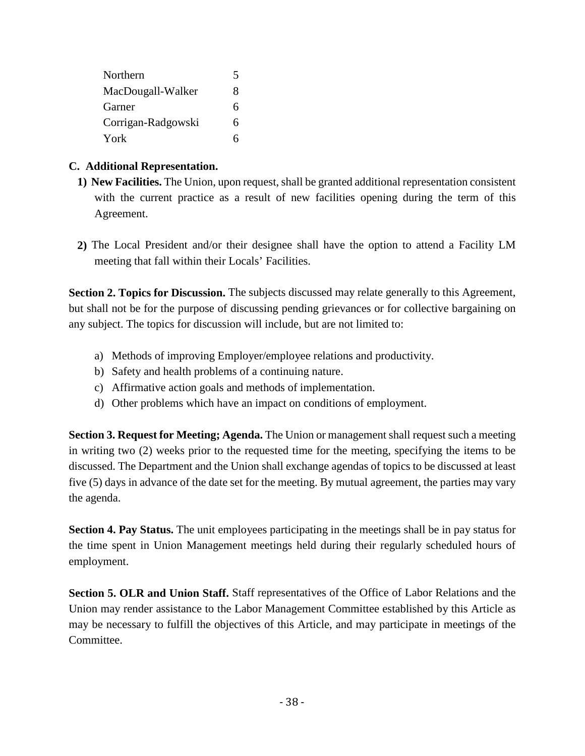| | |
|---|---|
| Northern | 5 |
| MacDougall-Walker | 8 |
| Garner | 6 |
| Corrigan-Radgowski | 6 |
| York | 6 |

**C. Additional Representation.**

1) **New Facilities.** The Union, upon request, shall be granted additional representation consistent with the current practice as a result of new facilities opening during the term of this Agreement.

2) The Local President and/or their designee shall have the option to attend a Facility LM meeting that fall within their Locals' Facilities.

**Section 2. Topics for Discussion.** The subjects discussed may relate generally to this Agreement, but shall not be for the purpose of discussing pending grievances or for collective bargaining on any subject. The topics for discussion will include, but are not limited to:

a) Methods of improving Employer/employee relations and productivity.
b) Safety and health problems of a continuing nature.
c) Affirmative action goals and methods of implementation.
d) Other problems which have an impact on conditions of employment.

**Section 3. Request for Meeting; Agenda.** The Union or management shall request such a meeting in writing two (2) weeks prior to the requested time for the meeting, specifying the items to be discussed. The Department and the Union shall exchange agendas of topics to be discussed at least five (5) days in advance of the date set for the meeting. By mutual agreement, the parties may vary the agenda.

**Section 4. Pay Status.** The unit employees participating in the meetings shall be in pay status for the time spent in Union Management meetings held during their regularly scheduled hours of employment.

**Section 5. OLR and Union Staff.** Staff representatives of the Office of Labor Relations and the Union may render assistance to the Labor Management Committee established by this Article as may be necessary to fulfill the objectives of this Article, and may participate in meetings of the Committee.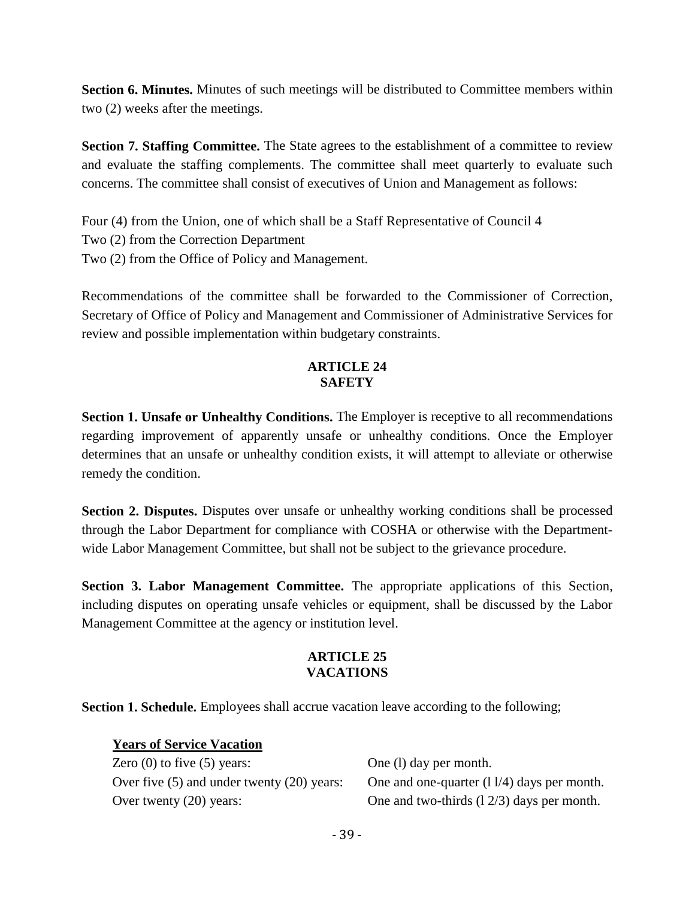**Section 6. Minutes.** Minutes of such meetings will be distributed to Committee members within two (2) weeks after the meetings.

**Section 7. Staffing Committee.** The State agrees to the establishment of a committee to review and evaluate the staffing complements. The committee shall meet quarterly to evaluate such concerns. The committee shall consist of executives of Union and Management as follows:

Four (4) from the Union, one of which shall be a Staff Representative of Council 4
Two (2) from the Correction Department
Two (2) from the Office of Policy and Management.

Recommendations of the committee shall be forwarded to the Commissioner of Correction, Secretary of Office of Policy and Management and Commissioner of Administrative Services for review and possible implementation within budgetary constraints.

## ARTICLE 24
## SAFETY

**Section 1. Unsafe or Unhealthy Conditions.** The Employer is receptive to all recommendations regarding improvement of apparently unsafe or unhealthy conditions. Once the Employer determines that an unsafe or unhealthy condition exists, it will attempt to alleviate or otherwise remedy the condition.

**Section 2. Disputes.** Disputes over unsafe or unhealthy working conditions shall be processed through the Labor Department for compliance with COSHA or otherwise with the Department-wide Labor Management Committee, but shall not be subject to the grievance procedure.

**Section 3. Labor Management Committee.** The appropriate applications of this Section, including disputes on operating unsafe vehicles or equipment, shall be discussed by the Labor Management Committee at the agency or institution level.

## ARTICLE 25
## VACATIONS

**Section 1. Schedule.** Employees shall accrue vacation leave according to the following;

| **Years of Service Vacation** | |
|---|---|
| Zero (0) to five (5) years: | One (l) day per month. |
| Over five (5) and under twenty (20) years: | One and one-quarter (l l/4) days per month. |
| Over twenty (20) years: | One and two-thirds (l 2/3) days per month. |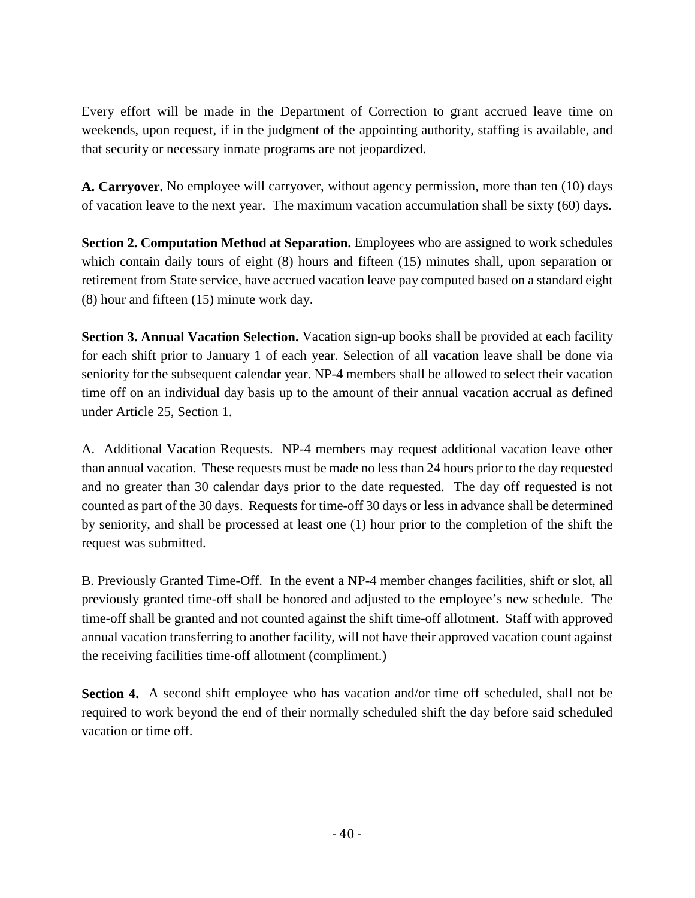Every effort will be made in the Department of Correction to grant accrued leave time on weekends, upon request, if in the judgment of the appointing authority, staffing is available, and that security or necessary inmate programs are not jeopardized.

**A. Carryover.** No employee will carryover, without agency permission, more than ten (10) days of vacation leave to the next year. The maximum vacation accumulation shall be sixty (60) days.

**Section 2. Computation Method at Separation.** Employees who are assigned to work schedules which contain daily tours of eight (8) hours and fifteen (15) minutes shall, upon separation or retirement from State service, have accrued vacation leave pay computed based on a standard eight (8) hour and fifteen (15) minute work day.

**Section 3. Annual Vacation Selection.** Vacation sign-up books shall be provided at each facility for each shift prior to January 1 of each year. Selection of all vacation leave shall be done via seniority for the subsequent calendar year. NP-4 members shall be allowed to select their vacation time off on an individual day basis up to the amount of their annual vacation accrual as defined under Article 25, Section 1.

A. Additional Vacation Requests. NP-4 members may request additional vacation leave other than annual vacation. These requests must be made no less than 24 hours prior to the day requested and no greater than 30 calendar days prior to the date requested. The day off requested is not counted as part of the 30 days. Requests for time-off 30 days or less in advance shall be determined by seniority, and shall be processed at least one (1) hour prior to the completion of the shift the request was submitted.

B. Previously Granted Time-Off. In the event a NP-4 member changes facilities, shift or slot, all previously granted time-off shall be honored and adjusted to the employee's new schedule. The time-off shall be granted and not counted against the shift time-off allotment. Staff with approved annual vacation transferring to another facility, will not have their approved vacation count against the receiving facilities time-off allotment (compliment.)

**Section 4.** A second shift employee who has vacation and/or time off scheduled, shall not be required to work beyond the end of their normally scheduled shift the day before said scheduled vacation or time off.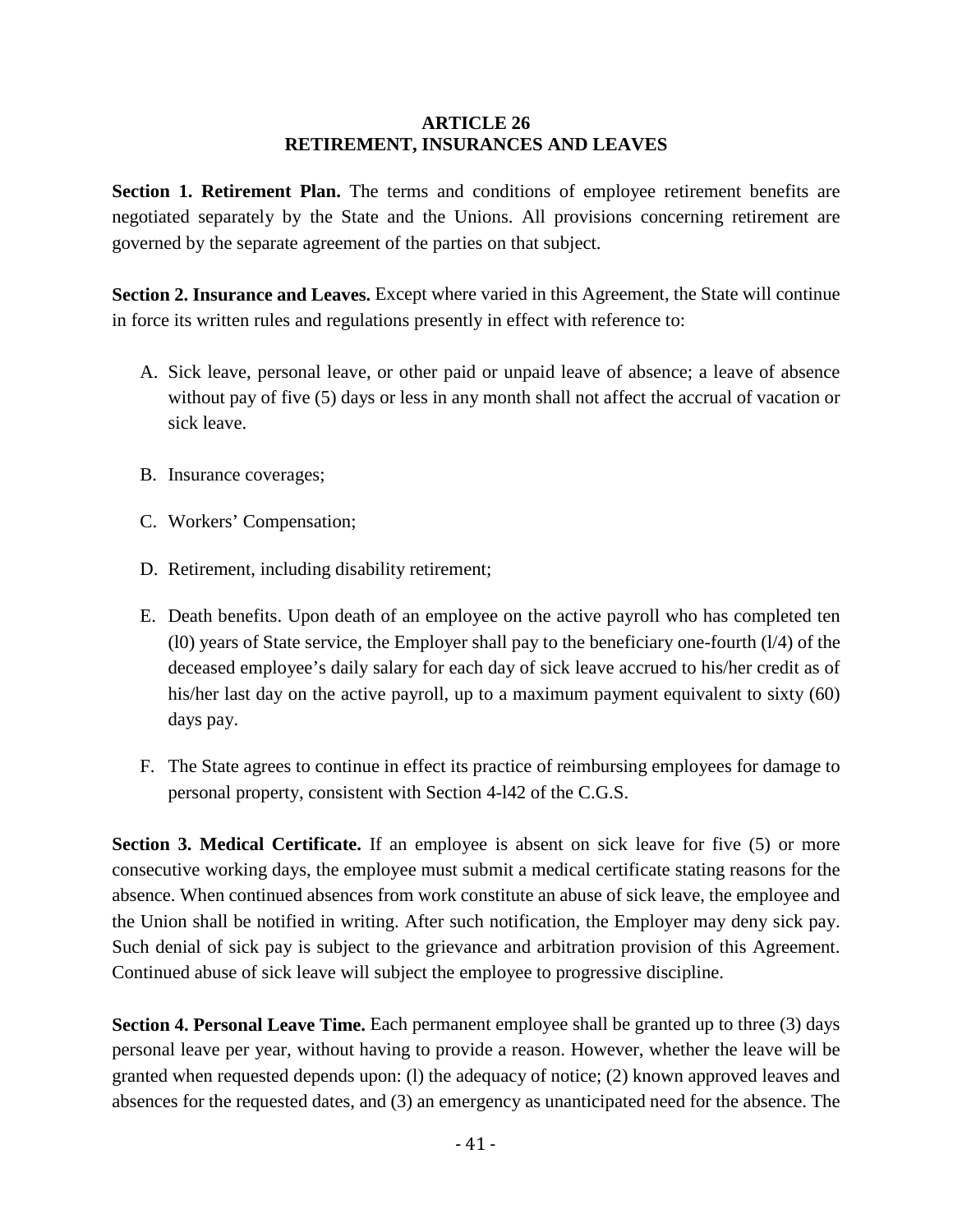# ARTICLE 26
# RETIREMENT, INSURANCES AND LEAVES

**Section 1. Retirement Plan.** The terms and conditions of employee retirement benefits are negotiated separately by the State and the Unions. All provisions concerning retirement are governed by the separate agreement of the parties on that subject.

**Section 2. Insurance and Leaves.** Except where varied in this Agreement, the State will continue in force its written rules and regulations presently in effect with reference to:

A. Sick leave, personal leave, or other paid or unpaid leave of absence; a leave of absence without pay of five (5) days or less in any month shall not affect the accrual of vacation or sick leave.

B. Insurance coverages;

C. Workers' Compensation;

D. Retirement, including disability retirement;

E. Death benefits. Upon death of an employee on the active payroll who has completed ten (l0) years of State service, the Employer shall pay to the beneficiary one-fourth (l/4) of the deceased employee's daily salary for each day of sick leave accrued to his/her credit as of his/her last day on the active payroll, up to a maximum payment equivalent to sixty (60) days pay.

F. The State agrees to continue in effect its practice of reimbursing employees for damage to personal property, consistent with Section 4-l42 of the C.G.S.

**Section 3. Medical Certificate.** If an employee is absent on sick leave for five (5) or more consecutive working days, the employee must submit a medical certificate stating reasons for the absence. When continued absences from work constitute an abuse of sick leave, the employee and the Union shall be notified in writing. After such notification, the Employer may deny sick pay. Such denial of sick pay is subject to the grievance and arbitration provision of this Agreement. Continued abuse of sick leave will subject the employee to progressive discipline.

**Section 4. Personal Leave Time.** Each permanent employee shall be granted up to three (3) days personal leave per year, without having to provide a reason. However, whether the leave will be granted when requested depends upon: (l) the adequacy of notice; (2) known approved leaves and absences for the requested dates, and (3) an emergency as unanticipated need for the absence. The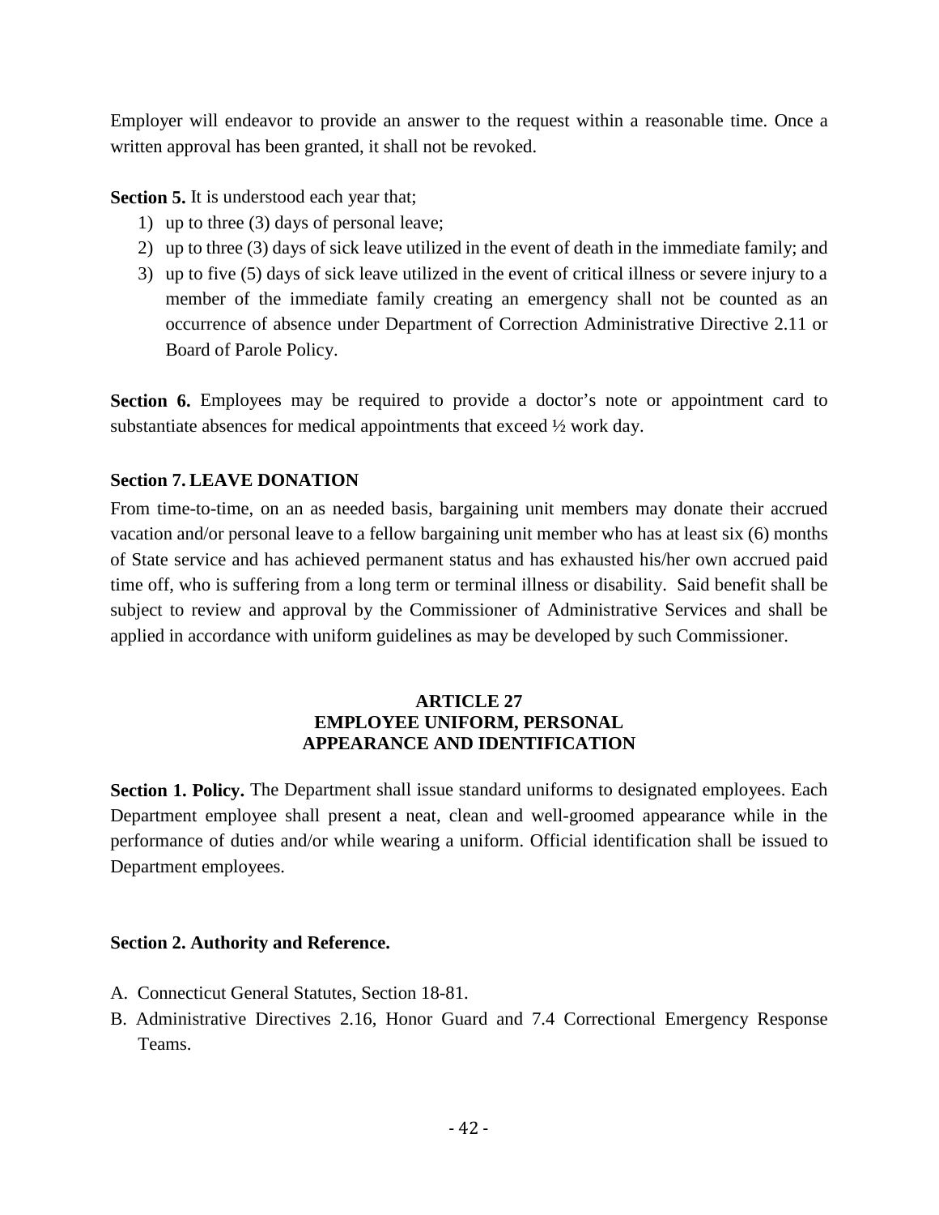Employer will endeavor to provide an answer to the request within a reasonable time. Once a written approval has been granted, it shall not be revoked.

**Section 5.** It is understood each year that;

1) up to three (3) days of personal leave;
2) up to three (3) days of sick leave utilized in the event of death in the immediate family; and
3) up to five (5) days of sick leave utilized in the event of critical illness or severe injury to a member of the immediate family creating an emergency shall not be counted as an occurrence of absence under Department of Correction Administrative Directive 2.11 or Board of Parole Policy.

**Section 6.** Employees may be required to provide a doctor's note or appointment card to substantiate absences for medical appointments that exceed ½ work day.

**Section 7. LEAVE DONATION**

From time-to-time, on an as needed basis, bargaining unit members may donate their accrued vacation and/or personal leave to a fellow bargaining unit member who has at least six (6) months of State service and has achieved permanent status and has exhausted his/her own accrued paid time off, who is suffering from a long term or terminal illness or disability. Said benefit shall be subject to review and approval by the Commissioner of Administrative Services and shall be applied in accordance with uniform guidelines as may be developed by such Commissioner.

## ARTICLE 27
## EMPLOYEE UNIFORM, PERSONAL APPEARANCE AND IDENTIFICATION

**Section 1. Policy.** The Department shall issue standard uniforms to designated employees. Each Department employee shall present a neat, clean and well-groomed appearance while in the performance of duties and/or while wearing a uniform. Official identification shall be issued to Department employees.

**Section 2. Authority and Reference.**

A. Connecticut General Statutes, Section 18-81.
B. Administrative Directives 2.16, Honor Guard and 7.4 Correctional Emergency Response Teams.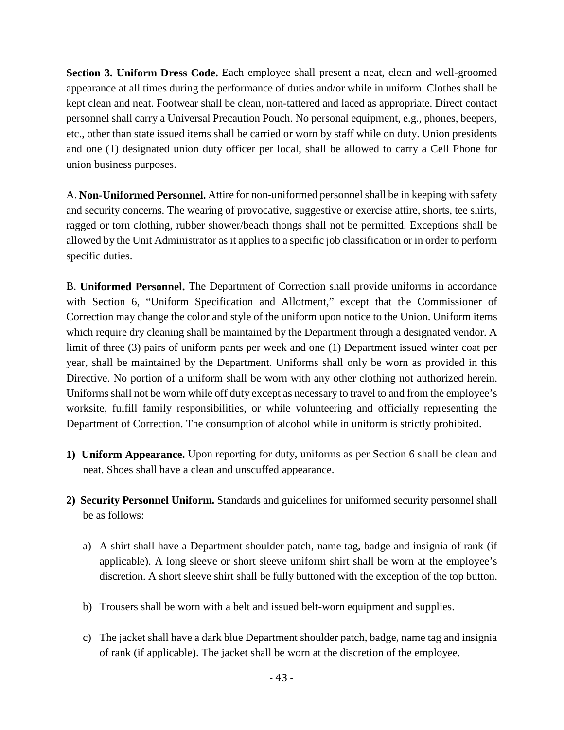**Section 3. Uniform Dress Code.** Each employee shall present a neat, clean and well-groomed appearance at all times during the performance of duties and/or while in uniform. Clothes shall be kept clean and neat. Footwear shall be clean, non-tattered and laced as appropriate. Direct contact personnel shall carry a Universal Precaution Pouch. No personal equipment, e.g., phones, beepers, etc., other than state issued items shall be carried or worn by staff while on duty. Union presidents and one (1) designated union duty officer per local, shall be allowed to carry a Cell Phone for union business purposes.

A. **Non-Uniformed Personnel.** Attire for non-uniformed personnel shall be in keeping with safety and security concerns. The wearing of provocative, suggestive or exercise attire, shorts, tee shirts, ragged or torn clothing, rubber shower/beach thongs shall not be permitted. Exceptions shall be allowed by the Unit Administrator as it applies to a specific job classification or in order to perform specific duties.

B. **Uniformed Personnel.** The Department of Correction shall provide uniforms in accordance with Section 6, "Uniform Specification and Allotment," except that the Commissioner of Correction may change the color and style of the uniform upon notice to the Union. Uniform items which require dry cleaning shall be maintained by the Department through a designated vendor. A limit of three (3) pairs of uniform pants per week and one (1) Department issued winter coat per year, shall be maintained by the Department. Uniforms shall only be worn as provided in this Directive. No portion of a uniform shall be worn with any other clothing not authorized herein. Uniforms shall not be worn while off duty except as necessary to travel to and from the employee's worksite, fulfill family responsibilities, or while volunteering and officially representing the Department of Correction. The consumption of alcohol while in uniform is strictly prohibited.

1) **Uniform Appearance.** Upon reporting for duty, uniforms as per Section 6 shall be clean and neat. Shoes shall have a clean and unscuffed appearance.

2) **Security Personnel Uniform.** Standards and guidelines for uniformed security personnel shall be as follows:

   a) A shirt shall have a Department shoulder patch, name tag, badge and insignia of rank (if applicable). A long sleeve or short sleeve uniform shirt shall be worn at the employee's discretion. A short sleeve shirt shall be fully buttoned with the exception of the top button.

   b) Trousers shall be worn with a belt and issued belt-worn equipment and supplies.

   c) The jacket shall have a dark blue Department shoulder patch, badge, name tag and insignia of rank (if applicable). The jacket shall be worn at the discretion of the employee.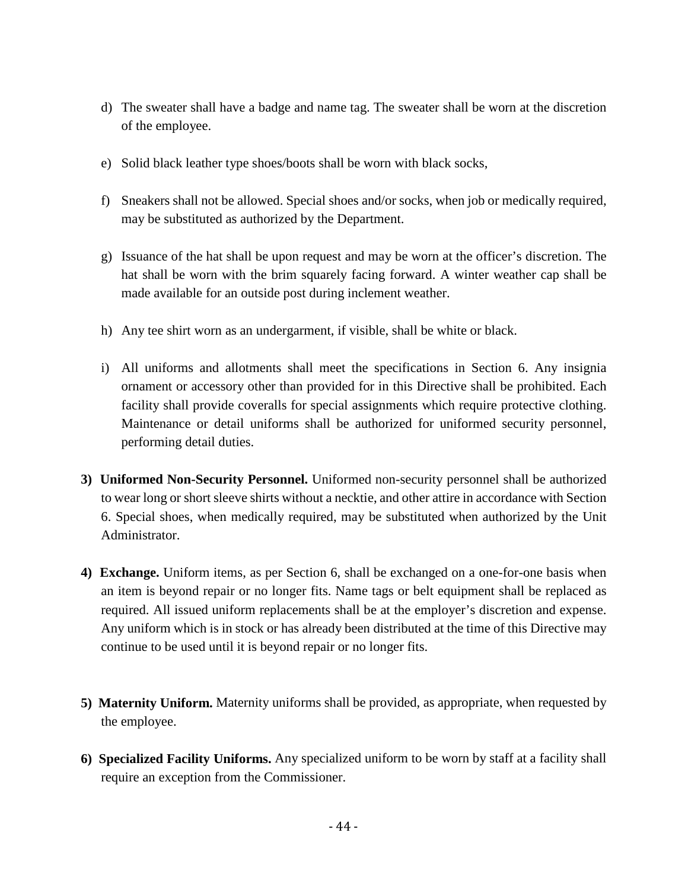d) The sweater shall have a badge and name tag. The sweater shall be worn at the discretion of the employee.

e) Solid black leather type shoes/boots shall be worn with black socks,

f) Sneakers shall not be allowed. Special shoes and/or socks, when job or medically required, may be substituted as authorized by the Department.

g) Issuance of the hat shall be upon request and may be worn at the officer's discretion. The hat shall be worn with the brim squarely facing forward. A winter weather cap shall be made available for an outside post during inclement weather.

h) Any tee shirt worn as an undergarment, if visible, shall be white or black.

i) All uniforms and allotments shall meet the specifications in Section 6. Any insignia ornament or accessory other than provided for in this Directive shall be prohibited. Each facility shall provide coveralls for special assignments which require protective clothing. Maintenance or detail uniforms shall be authorized for uniformed security personnel, performing detail duties.

3) **Uniformed Non-Security Personnel.** Uniformed non-security personnel shall be authorized to wear long or short sleeve shirts without a necktie, and other attire in accordance with Section 6. Special shoes, when medically required, may be substituted when authorized by the Unit Administrator.

4) **Exchange.** Uniform items, as per Section 6, shall be exchanged on a one-for-one basis when an item is beyond repair or no longer fits. Name tags or belt equipment shall be replaced as required. All issued uniform replacements shall be at the employer's discretion and expense. Any uniform which is in stock or has already been distributed at the time of this Directive may continue to be used until it is beyond repair or no longer fits.

5) **Maternity Uniform.** Maternity uniforms shall be provided, as appropriate, when requested by the employee.

6) **Specialized Facility Uniforms.** Any specialized uniform to be worn by staff at a facility shall require an exception from the Commissioner.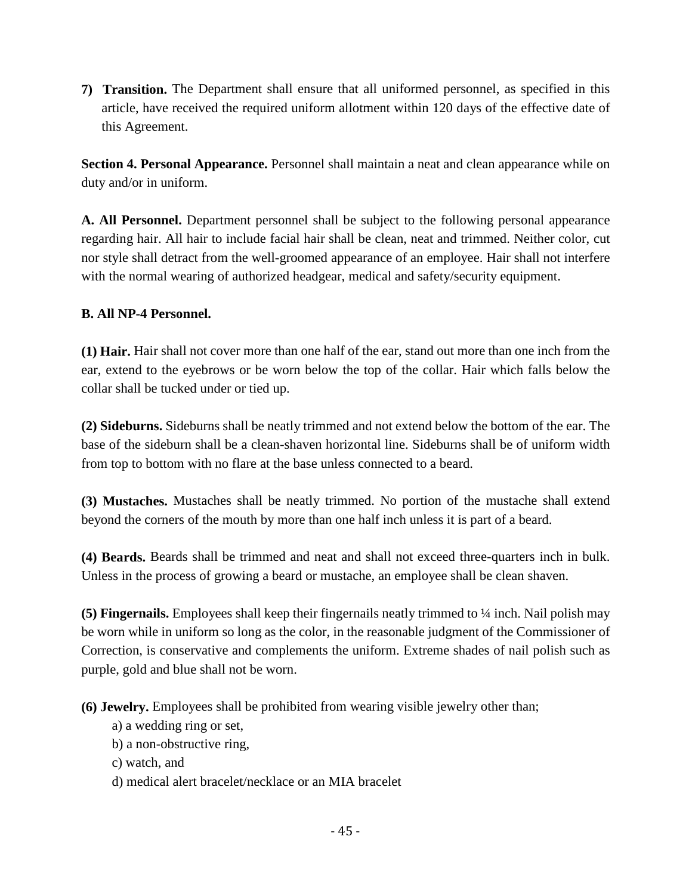7) **Transition.** The Department shall ensure that all uniformed personnel, as specified in this article, have received the required uniform allotment within 120 days of the effective date of this Agreement.

**Section 4. Personal Appearance.** Personnel shall maintain a neat and clean appearance while on duty and/or in uniform.

**A. All Personnel.** Department personnel shall be subject to the following personal appearance regarding hair. All hair to include facial hair shall be clean, neat and trimmed. Neither color, cut nor style shall detract from the well-groomed appearance of an employee. Hair shall not interfere with the normal wearing of authorized headgear, medical and safety/security equipment.

**B. All NP-4 Personnel.**

**(1) Hair.** Hair shall not cover more than one half of the ear, stand out more than one inch from the ear, extend to the eyebrows or be worn below the top of the collar. Hair which falls below the collar shall be tucked under or tied up.

**(2) Sideburns.** Sideburns shall be neatly trimmed and not extend below the bottom of the ear. The base of the sideburn shall be a clean-shaven horizontal line. Sideburns shall be of uniform width from top to bottom with no flare at the base unless connected to a beard.

**(3) Mustaches.** Mustaches shall be neatly trimmed. No portion of the mustache shall extend beyond the corners of the mouth by more than one half inch unless it is part of a beard.

**(4) Beards.** Beards shall be trimmed and neat and shall not exceed three-quarters inch in bulk. Unless in the process of growing a beard or mustache, an employee shall be clean shaven.

**(5) Fingernails.** Employees shall keep their fingernails neatly trimmed to ¼ inch. Nail polish may be worn while in uniform so long as the color, in the reasonable judgment of the Commissioner of Correction, is conservative and complements the uniform. Extreme shades of nail polish such as purple, gold and blue shall not be worn.

**(6) Jewelry.** Employees shall be prohibited from wearing visible jewelry other than;

a) a wedding ring or set,
b) a non-obstructive ring,
c) watch, and
d) medical alert bracelet/necklace or an MIA bracelet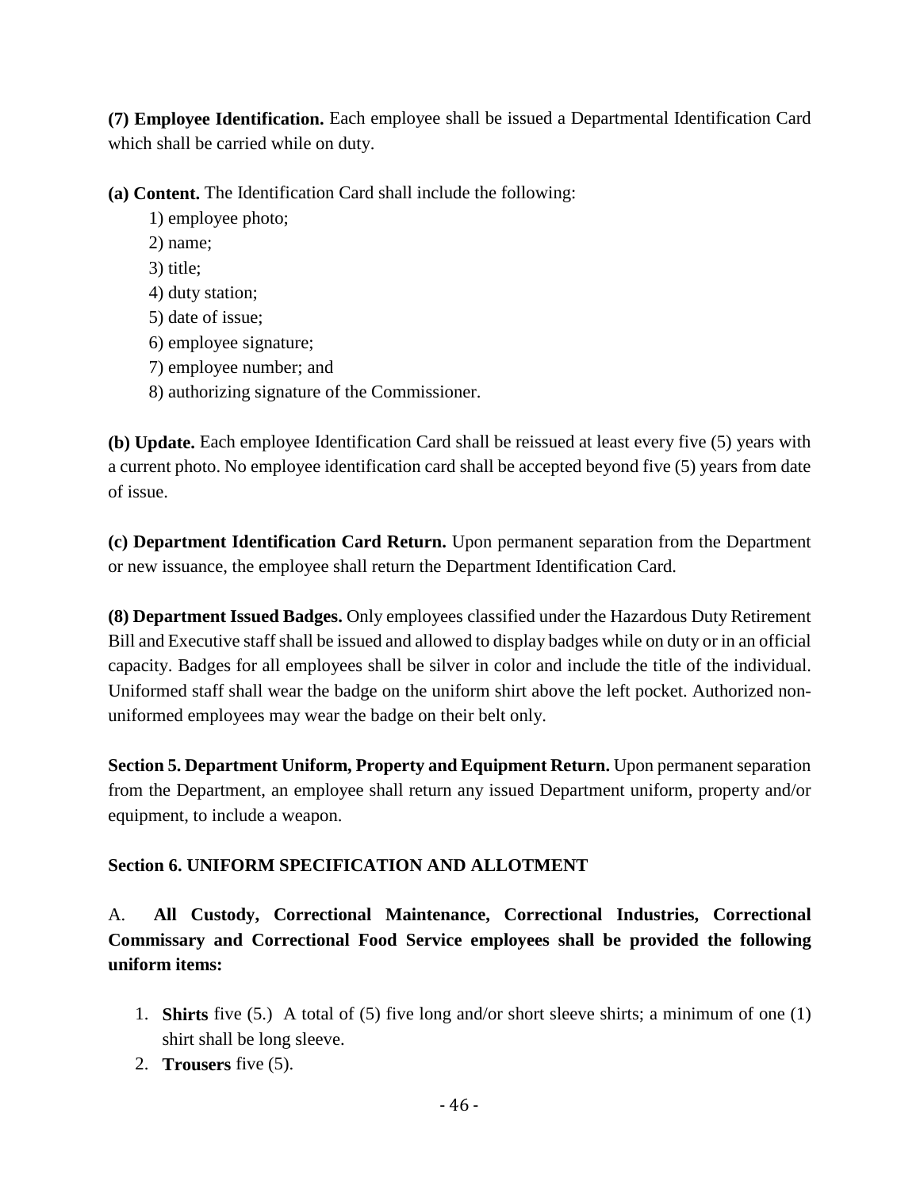**(7) Employee Identification.** Each employee shall be issued a Departmental Identification Card which shall be carried while on duty.

**(a) Content.** The Identification Card shall include the following:

1) employee photo;
2) name;
3) title;
4) duty station;
5) date of issue;
6) employee signature;
7) employee number; and
8) authorizing signature of the Commissioner.

**(b) Update.** Each employee Identification Card shall be reissued at least every five (5) years with a current photo. No employee identification card shall be accepted beyond five (5) years from date of issue.

**(c) Department Identification Card Return.** Upon permanent separation from the Department or new issuance, the employee shall return the Department Identification Card.

**(8) Department Issued Badges.** Only employees classified under the Hazardous Duty Retirement Bill and Executive staff shall be issued and allowed to display badges while on duty or in an official capacity. Badges for all employees shall be silver in color and include the title of the individual. Uniformed staff shall wear the badge on the uniform shirt above the left pocket. Authorized non-uniformed employees may wear the badge on their belt only.

**Section 5. Department Uniform, Property and Equipment Return.** Upon permanent separation from the Department, an employee shall return any issued Department uniform, property and/or equipment, to include a weapon.

**Section 6. UNIFORM SPECIFICATION AND ALLOTMENT**

A. **All Custody, Correctional Maintenance, Correctional Industries, Correctional Commissary and Correctional Food Service employees shall be provided the following uniform items:**

1. **Shirts** five (5.) A total of (5) five long and/or short sleeve shirts; a minimum of one (1) shirt shall be long sleeve.
2. **Trousers** five (5).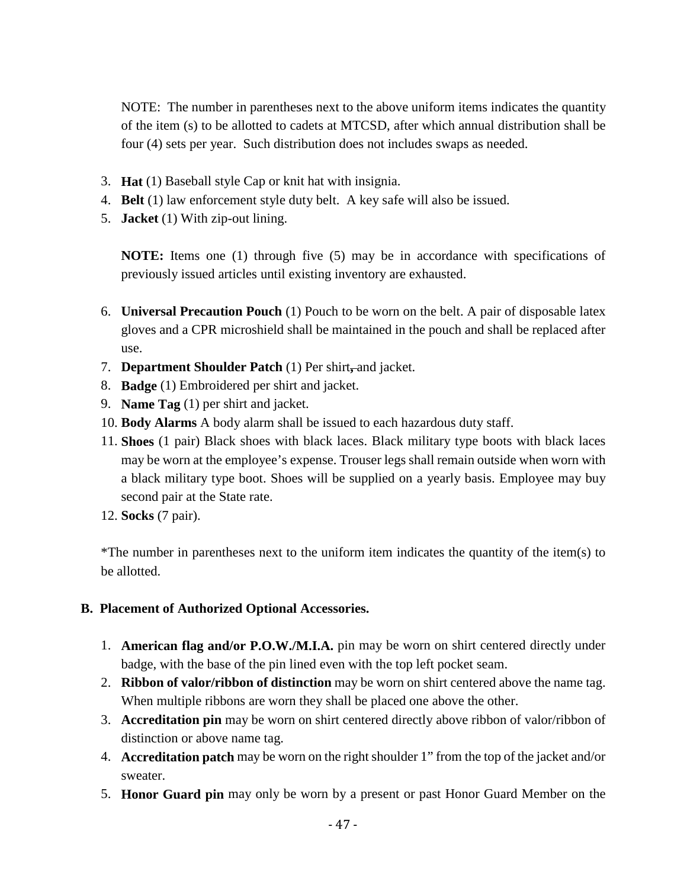NOTE: The number in parentheses next to the above uniform items indicates the quantity of the item (s) to be allotted to cadets at MTCSD, after which annual distribution shall be four (4) sets per year. Such distribution does not includes swaps as needed.

3. **Hat** (1) Baseball style Cap or knit hat with insignia.
4. **Belt** (1) law enforcement style duty belt. A key safe will also be issued.
5. **Jacket** (1) With zip-out lining.

   **NOTE:** Items one (1) through five (5) may be in accordance with specifications of previously issued articles until existing inventory are exhausted.

6. **Universal Precaution Pouch** (1) Pouch to be worn on the belt. A pair of disposable latex gloves and a CPR microshield shall be maintained in the pouch and shall be replaced after use.
7. **Department Shoulder Patch** (1) Per shirt, and jacket.
8. **Badge** (1) Embroidered per shirt and jacket.
9. **Name Tag** (1) per shirt and jacket.
10. **Body Alarms** A body alarm shall be issued to each hazardous duty staff.
11. **Shoes** (1 pair) Black shoes with black laces. Black military type boots with black laces may be worn at the employee's expense. Trouser legs shall remain outside when worn with a black military type boot. Shoes will be supplied on a yearly basis. Employee may buy second pair at the State rate.
12. **Socks** (7 pair).

*The number in parentheses next to the uniform item indicates the quantity of the item(s) to be allotted.

**B. Placement of Authorized Optional Accessories.**

1. **American flag and/or P.O.W./M.I.A.** pin may be worn on shirt centered directly under badge, with the base of the pin lined even with the top left pocket seam.
2. **Ribbon of valor/ribbon of distinction** may be worn on shirt centered above the name tag. When multiple ribbons are worn they shall be placed one above the other.
3. **Accreditation pin** may be worn on shirt centered directly above ribbon of valor/ribbon of distinction or above name tag.
4. **Accreditation patch** may be worn on the right shoulder 1" from the top of the jacket and/or sweater.
5. **Honor Guard pin** may only be worn by a present or past Honor Guard Member on the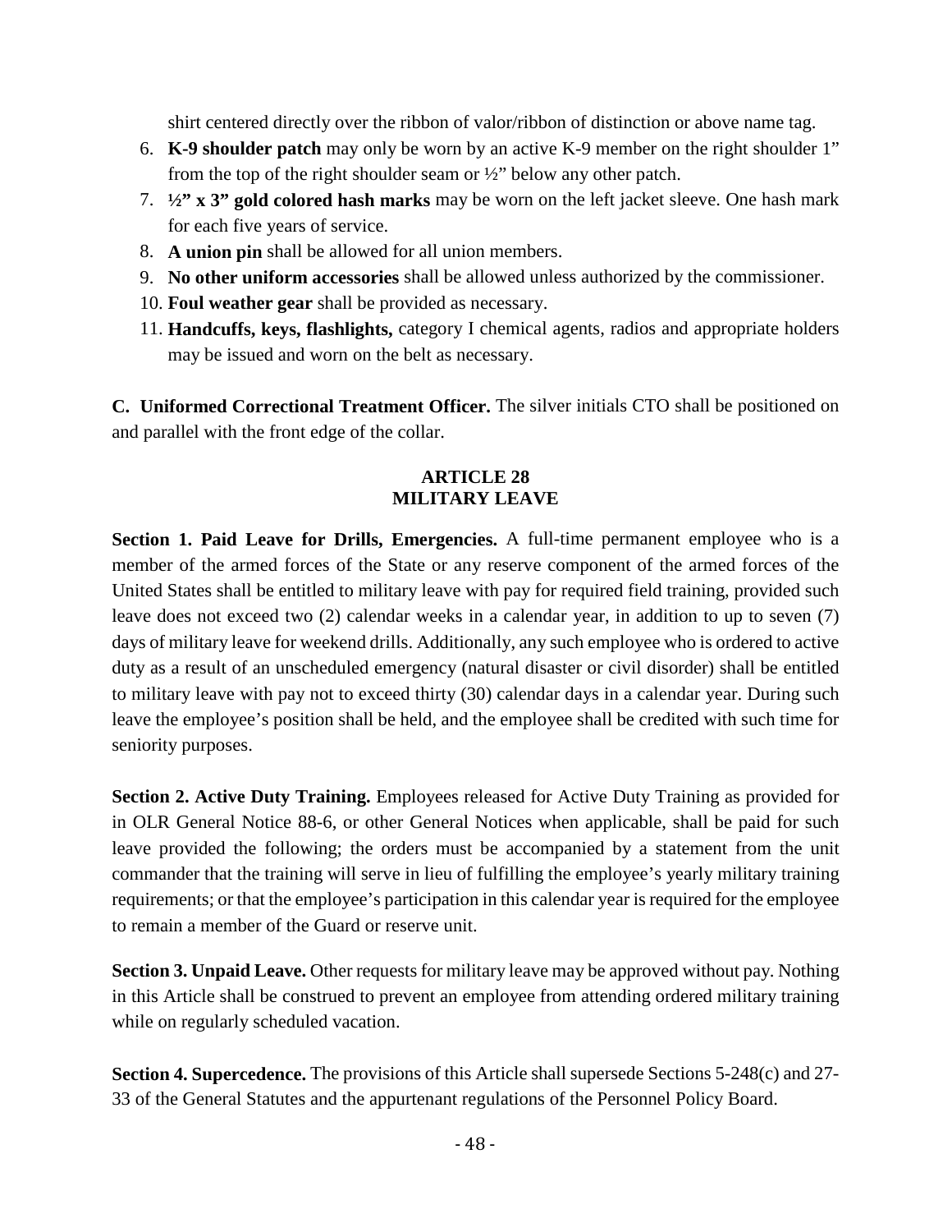shirt centered directly over the ribbon of valor/ribbon of distinction or above name tag.

6. **K-9 shoulder patch** may only be worn by an active K-9 member on the right shoulder 1" from the top of the right shoulder seam or ½" below any other patch.
7. **½" x 3" gold colored hash marks** may be worn on the left jacket sleeve. One hash mark for each five years of service.
8. **A union pin** shall be allowed for all union members.
9. **No other uniform accessories** shall be allowed unless authorized by the commissioner.
10. **Foul weather gear** shall be provided as necessary.
11. **Handcuffs, keys, flashlights,** category I chemical agents, radios and appropriate holders may be issued and worn on the belt as necessary.

**C. Uniformed Correctional Treatment Officer.** The silver initials CTO shall be positioned on and parallel with the front edge of the collar.

## ARTICLE 28
## MILITARY LEAVE

**Section 1. Paid Leave for Drills, Emergencies.** A full-time permanent employee who is a member of the armed forces of the State or any reserve component of the armed forces of the United States shall be entitled to military leave with pay for required field training, provided such leave does not exceed two (2) calendar weeks in a calendar year, in addition to up to seven (7) days of military leave for weekend drills. Additionally, any such employee who is ordered to active duty as a result of an unscheduled emergency (natural disaster or civil disorder) shall be entitled to military leave with pay not to exceed thirty (30) calendar days in a calendar year. During such leave the employee's position shall be held, and the employee shall be credited with such time for seniority purposes.

**Section 2. Active Duty Training.** Employees released for Active Duty Training as provided for in OLR General Notice 88-6, or other General Notices when applicable, shall be paid for such leave provided the following; the orders must be accompanied by a statement from the unit commander that the training will serve in lieu of fulfilling the employee's yearly military training requirements; or that the employee's participation in this calendar year is required for the employee to remain a member of the Guard or reserve unit.

**Section 3. Unpaid Leave.** Other requests for military leave may be approved without pay. Nothing in this Article shall be construed to prevent an employee from attending ordered military training while on regularly scheduled vacation.

**Section 4. Supercedence.** The provisions of this Article shall supersede Sections 5-248(c) and 27-33 of the General Statutes and the appurtenant regulations of the Personnel Policy Board.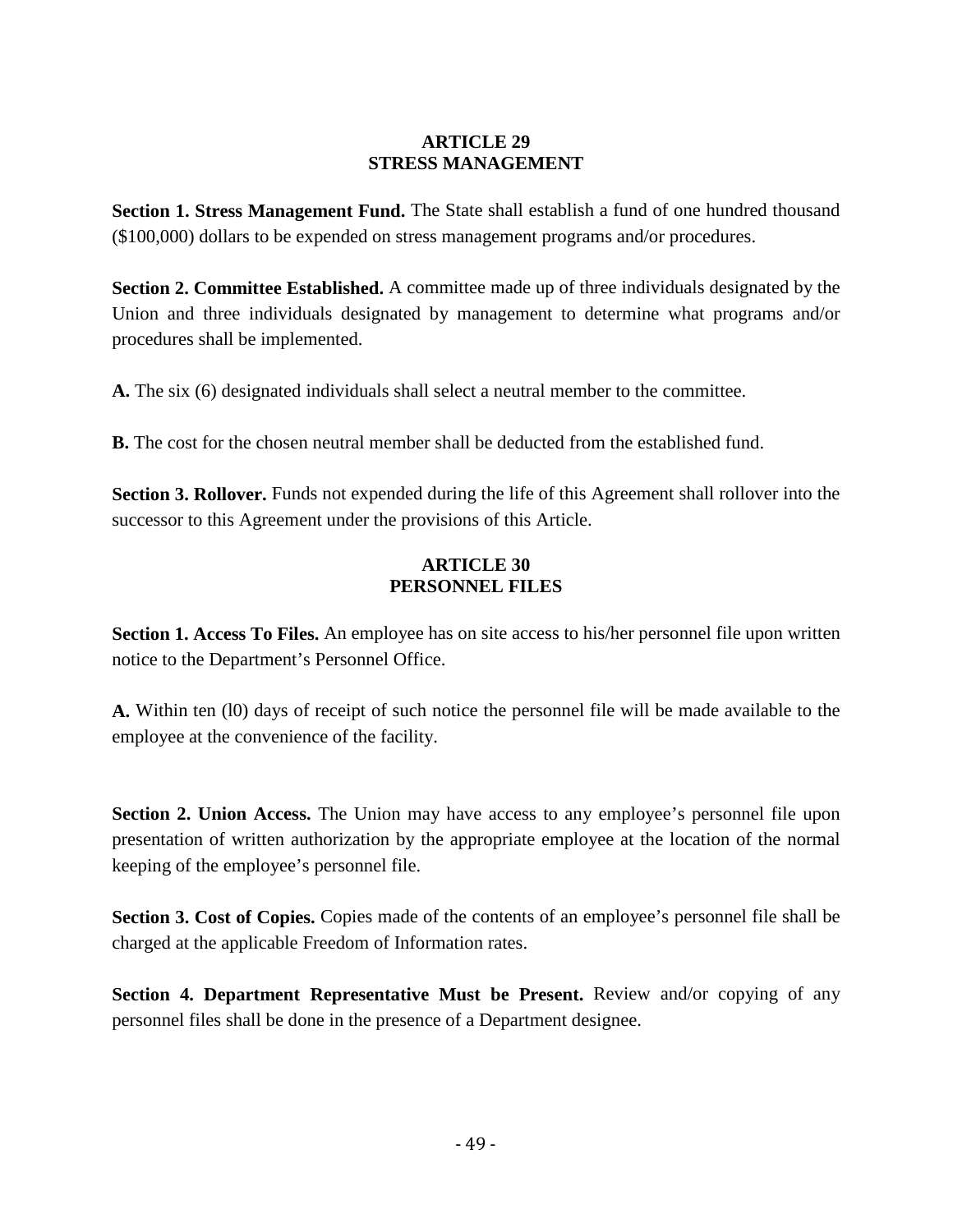## ARTICLE 29
## STRESS MANAGEMENT

**Section 1. Stress Management Fund.** The State shall establish a fund of one hundred thousand ($100,000) dollars to be expended on stress management programs and/or procedures.

**Section 2. Committee Established.** A committee made up of three individuals designated by the Union and three individuals designated by management to determine what programs and/or procedures shall be implemented.

**A.** The six (6) designated individuals shall select a neutral member to the committee.

**B.** The cost for the chosen neutral member shall be deducted from the established fund.

**Section 3. Rollover.** Funds not expended during the life of this Agreement shall rollover into the successor to this Agreement under the provisions of this Article.

## ARTICLE 30
## PERSONNEL FILES

**Section 1. Access To Files.** An employee has on site access to his/her personnel file upon written notice to the Department's Personnel Office.

**A.** Within ten (l0) days of receipt of such notice the personnel file will be made available to the employee at the convenience of the facility.

**Section 2. Union Access.** The Union may have access to any employee's personnel file upon presentation of written authorization by the appropriate employee at the location of the normal keeping of the employee's personnel file.

**Section 3. Cost of Copies.** Copies made of the contents of an employee's personnel file shall be charged at the applicable Freedom of Information rates.

**Section 4. Department Representative Must be Present.** Review and/or copying of any personnel files shall be done in the presence of a Department designee.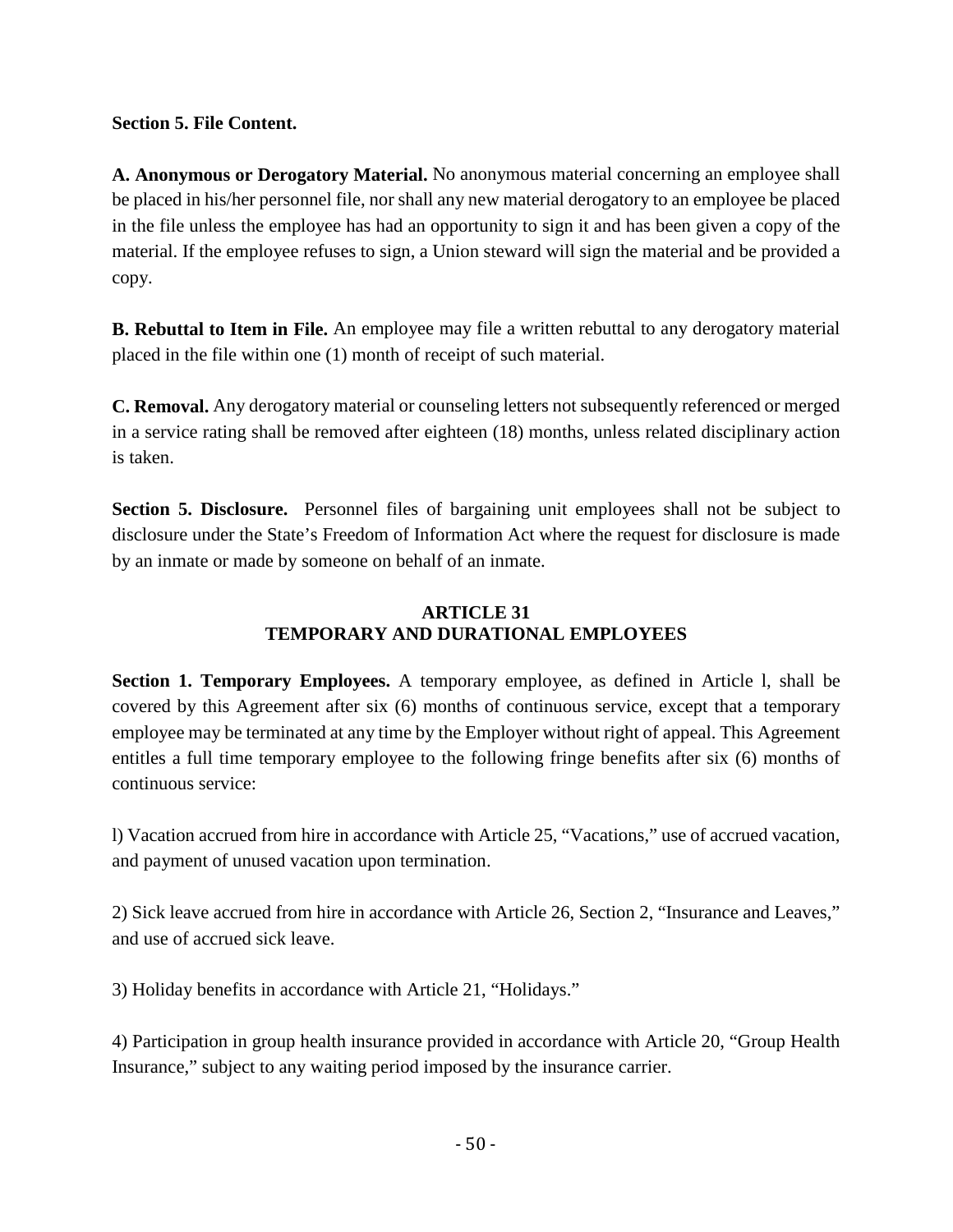**Section 5. File Content.**

**A. Anonymous or Derogatory Material.** No anonymous material concerning an employee shall be placed in his/her personnel file, nor shall any new material derogatory to an employee be placed in the file unless the employee has had an opportunity to sign it and has been given a copy of the material. If the employee refuses to sign, a Union steward will sign the material and be provided a copy.

**B. Rebuttal to Item in File.** An employee may file a written rebuttal to any derogatory material placed in the file within one (1) month of receipt of such material.

**C. Removal.** Any derogatory material or counseling letters not subsequently referenced or merged in a service rating shall be removed after eighteen (18) months, unless related disciplinary action is taken.

**Section 5. Disclosure.** Personnel files of bargaining unit employees shall not be subject to disclosure under the State's Freedom of Information Act where the request for disclosure is made by an inmate or made by someone on behalf of an inmate.

## ARTICLE 31
## TEMPORARY AND DURATIONAL EMPLOYEES

**Section 1. Temporary Employees.** A temporary employee, as defined in Article l, shall be covered by this Agreement after six (6) months of continuous service, except that a temporary employee may be terminated at any time by the Employer without right of appeal. This Agreement entitles a full time temporary employee to the following fringe benefits after six (6) months of continuous service:

l) Vacation accrued from hire in accordance with Article 25, "Vacations," use of accrued vacation, and payment of unused vacation upon termination.

2) Sick leave accrued from hire in accordance with Article 26, Section 2, "Insurance and Leaves," and use of accrued sick leave.

3) Holiday benefits in accordance with Article 21, "Holidays."

4) Participation in group health insurance provided in accordance with Article 20, "Group Health Insurance," subject to any waiting period imposed by the insurance carrier.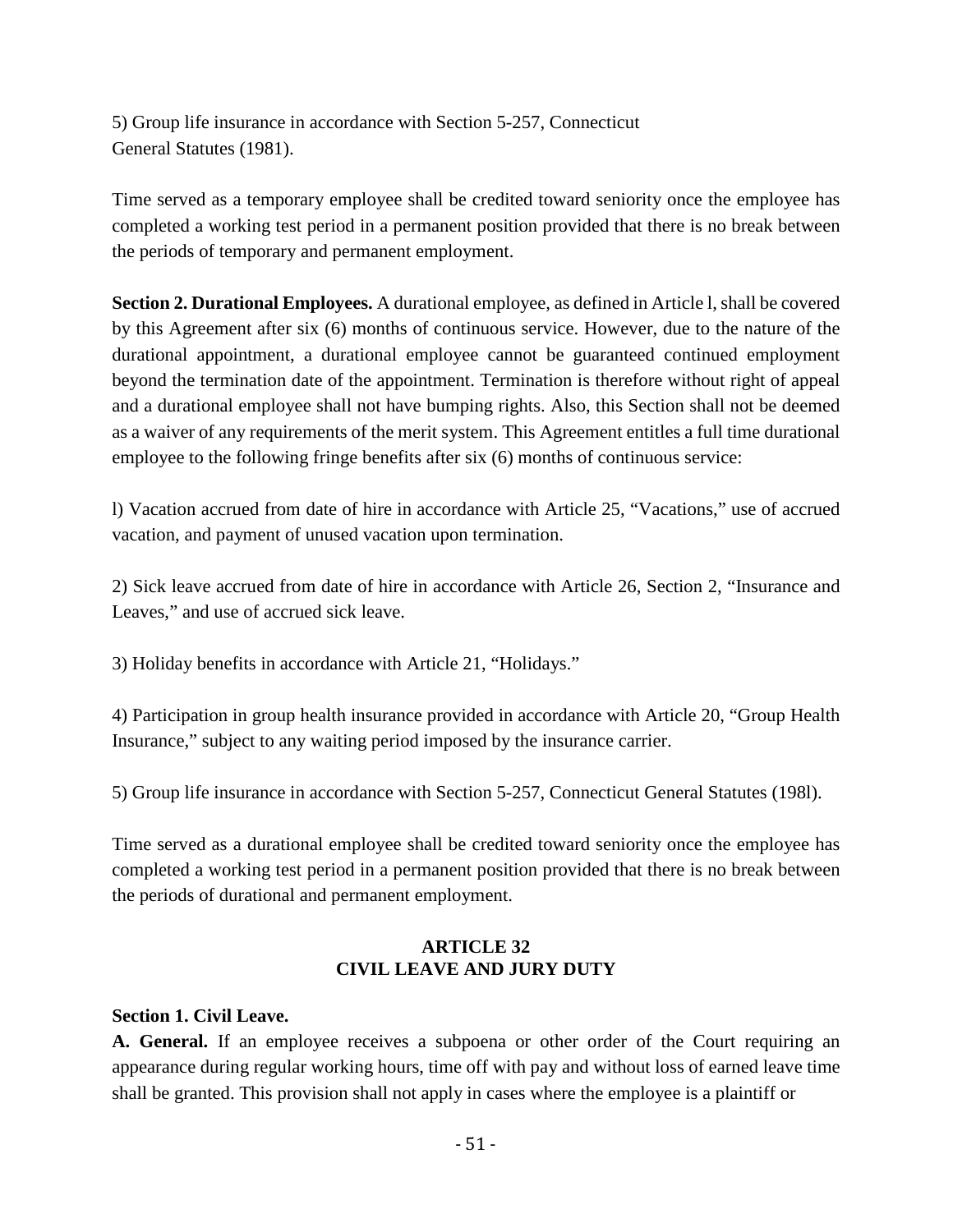5) Group life insurance in accordance with Section 5-257, Connecticut General Statutes (1981).

Time served as a temporary employee shall be credited toward seniority once the employee has completed a working test period in a permanent position provided that there is no break between the periods of temporary and permanent employment.

**Section 2. Durational Employees.** A durational employee, as defined in Article l, shall be covered by this Agreement after six (6) months of continuous service. However, due to the nature of the durational appointment, a durational employee cannot be guaranteed continued employment beyond the termination date of the appointment. Termination is therefore without right of appeal and a durational employee shall not have bumping rights. Also, this Section shall not be deemed as a waiver of any requirements of the merit system. This Agreement entitles a full time durational employee to the following fringe benefits after six (6) months of continuous service:

l) Vacation accrued from date of hire in accordance with Article 25, "Vacations," use of accrued vacation, and payment of unused vacation upon termination.

2) Sick leave accrued from date of hire in accordance with Article 26, Section 2, "Insurance and Leaves," and use of accrued sick leave.

3) Holiday benefits in accordance with Article 21, "Holidays."

4) Participation in group health insurance provided in accordance with Article 20, "Group Health Insurance," subject to any waiting period imposed by the insurance carrier.

5) Group life insurance in accordance with Section 5-257, Connecticut General Statutes (198l).

Time served as a durational employee shall be credited toward seniority once the employee has completed a working test period in a permanent position provided that there is no break between the periods of durational and permanent employment.

## ARTICLE 32
## CIVIL LEAVE AND JURY DUTY

**Section 1. Civil Leave.**

**A. General.** If an employee receives a subpoena or other order of the Court requiring an appearance during regular working hours, time off with pay and without loss of earned leave time shall be granted. This provision shall not apply in cases where the employee is a plaintiff or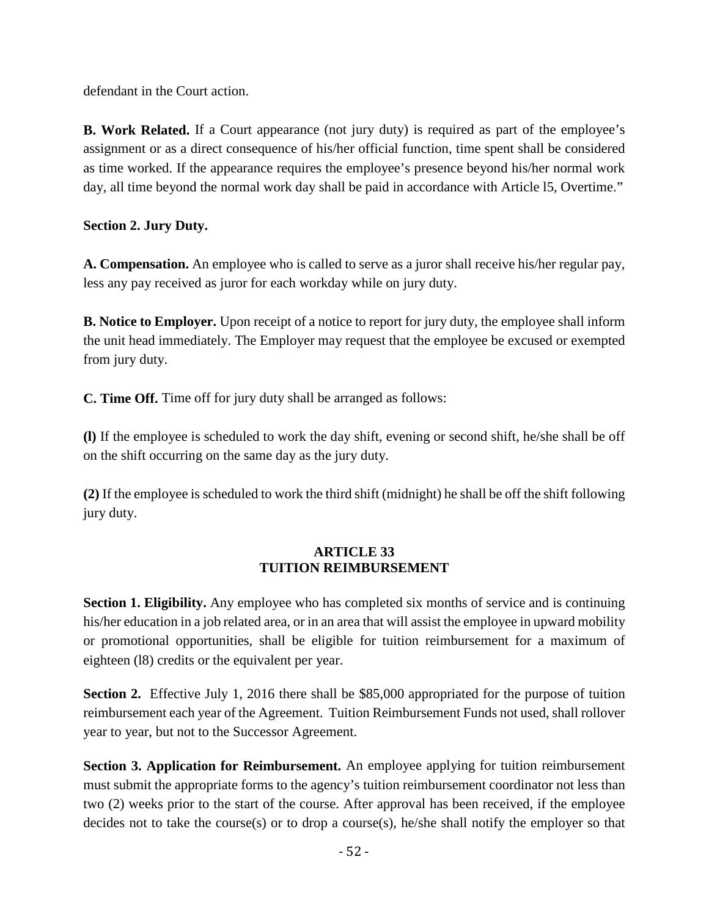defendant in the Court action.

**B. Work Related.** If a Court appearance (not jury duty) is required as part of the employee's assignment or as a direct consequence of his/her official function, time spent shall be considered as time worked. If the appearance requires the employee's presence beyond his/her normal work day, all time beyond the normal work day shall be paid in accordance with Article l5, Overtime."

**Section 2. Jury Duty.**

**A. Compensation.** An employee who is called to serve as a juror shall receive his/her regular pay, less any pay received as juror for each workday while on jury duty.

**B. Notice to Employer.** Upon receipt of a notice to report for jury duty, the employee shall inform the unit head immediately. The Employer may request that the employee be excused or exempted from jury duty.

**C. Time Off.** Time off for jury duty shall be arranged as follows:

**(l)** If the employee is scheduled to work the day shift, evening or second shift, he/she shall be off on the shift occurring on the same day as the jury duty.

**(2)** If the employee is scheduled to work the third shift (midnight) he shall be off the shift following jury duty.

## ARTICLE 33
## TUITION REIMBURSEMENT

**Section 1. Eligibility.** Any employee who has completed six months of service and is continuing his/her education in a job related area, or in an area that will assist the employee in upward mobility or promotional opportunities, shall be eligible for tuition reimbursement for a maximum of eighteen (l8) credits or the equivalent per year.

**Section 2.** Effective July 1, 2016 there shall be $85,000 appropriated for the purpose of tuition reimbursement each year of the Agreement. Tuition Reimbursement Funds not used, shall rollover year to year, but not to the Successor Agreement.

**Section 3. Application for Reimbursement.** An employee applying for tuition reimbursement must submit the appropriate forms to the agency's tuition reimbursement coordinator not less than two (2) weeks prior to the start of the course. After approval has been received, if the employee decides not to take the course(s) or to drop a course(s), he/she shall notify the employer so that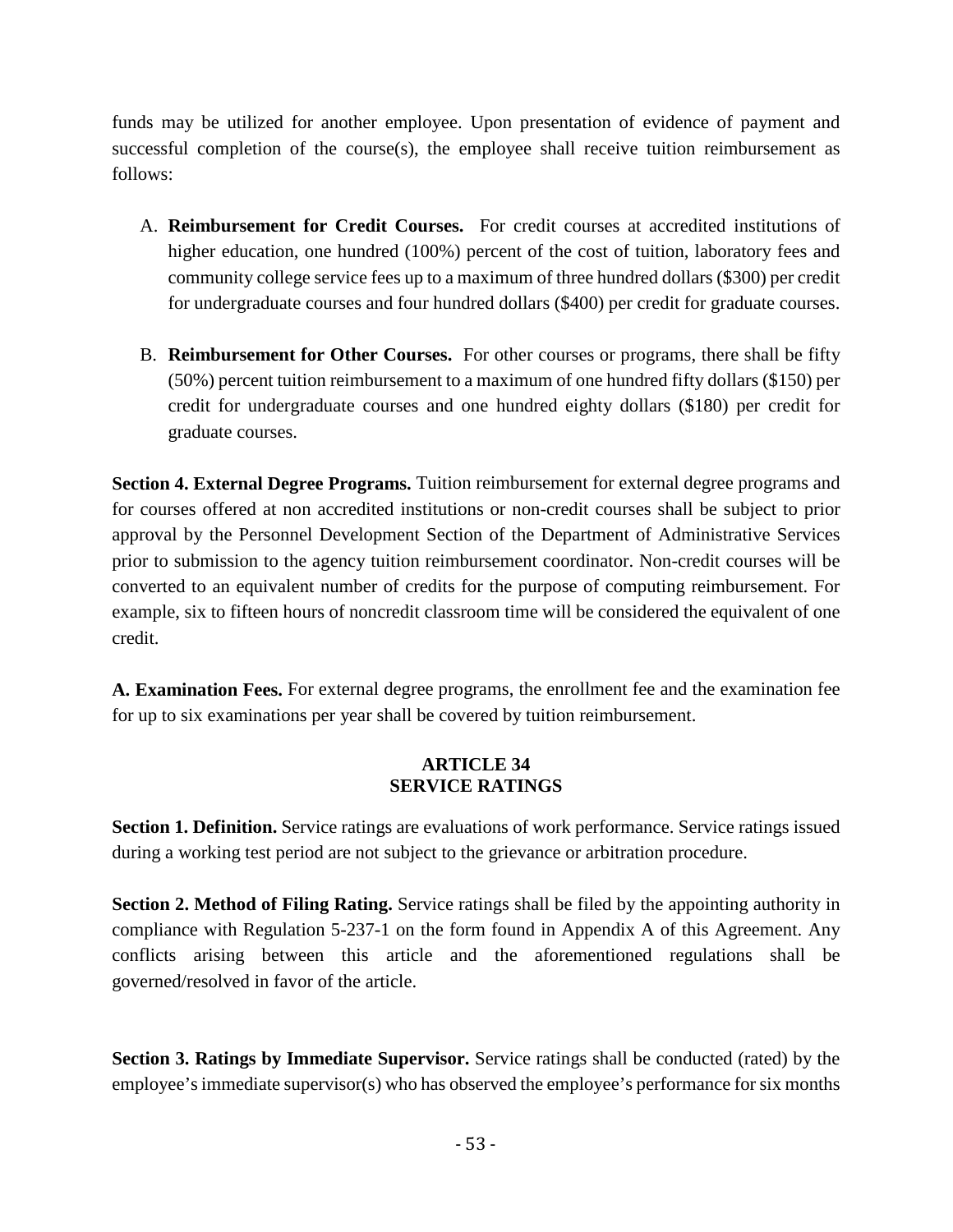funds may be utilized for another employee. Upon presentation of evidence of payment and successful completion of the course(s), the employee shall receive tuition reimbursement as follows:

A. **Reimbursement for Credit Courses.** For credit courses at accredited institutions of higher education, one hundred (100%) percent of the cost of tuition, laboratory fees and community college service fees up to a maximum of three hundred dollars ($300) per credit for undergraduate courses and four hundred dollars ($400) per credit for graduate courses.

B. **Reimbursement for Other Courses.** For other courses or programs, there shall be fifty (50%) percent tuition reimbursement to a maximum of one hundred fifty dollars ($150) per credit for undergraduate courses and one hundred eighty dollars ($180) per credit for graduate courses.

**Section 4. External Degree Programs.** Tuition reimbursement for external degree programs and for courses offered at non accredited institutions or non-credit courses shall be subject to prior approval by the Personnel Development Section of the Department of Administrative Services prior to submission to the agency tuition reimbursement coordinator. Non-credit courses will be converted to an equivalent number of credits for the purpose of computing reimbursement. For example, six to fifteen hours of noncredit classroom time will be considered the equivalent of one credit.

**A. Examination Fees.** For external degree programs, the enrollment fee and the examination fee for up to six examinations per year shall be covered by tuition reimbursement.

## ARTICLE 34
## SERVICE RATINGS

**Section 1. Definition.** Service ratings are evaluations of work performance. Service ratings issued during a working test period are not subject to the grievance or arbitration procedure.

**Section 2. Method of Filing Rating.** Service ratings shall be filed by the appointing authority in compliance with Regulation 5-237-1 on the form found in Appendix A of this Agreement. Any conflicts arising between this article and the aforementioned regulations shall be governed/resolved in favor of the article.

**Section 3. Ratings by Immediate Supervisor.** Service ratings shall be conducted (rated) by the employee's immediate supervisor(s) who has observed the employee's performance for six months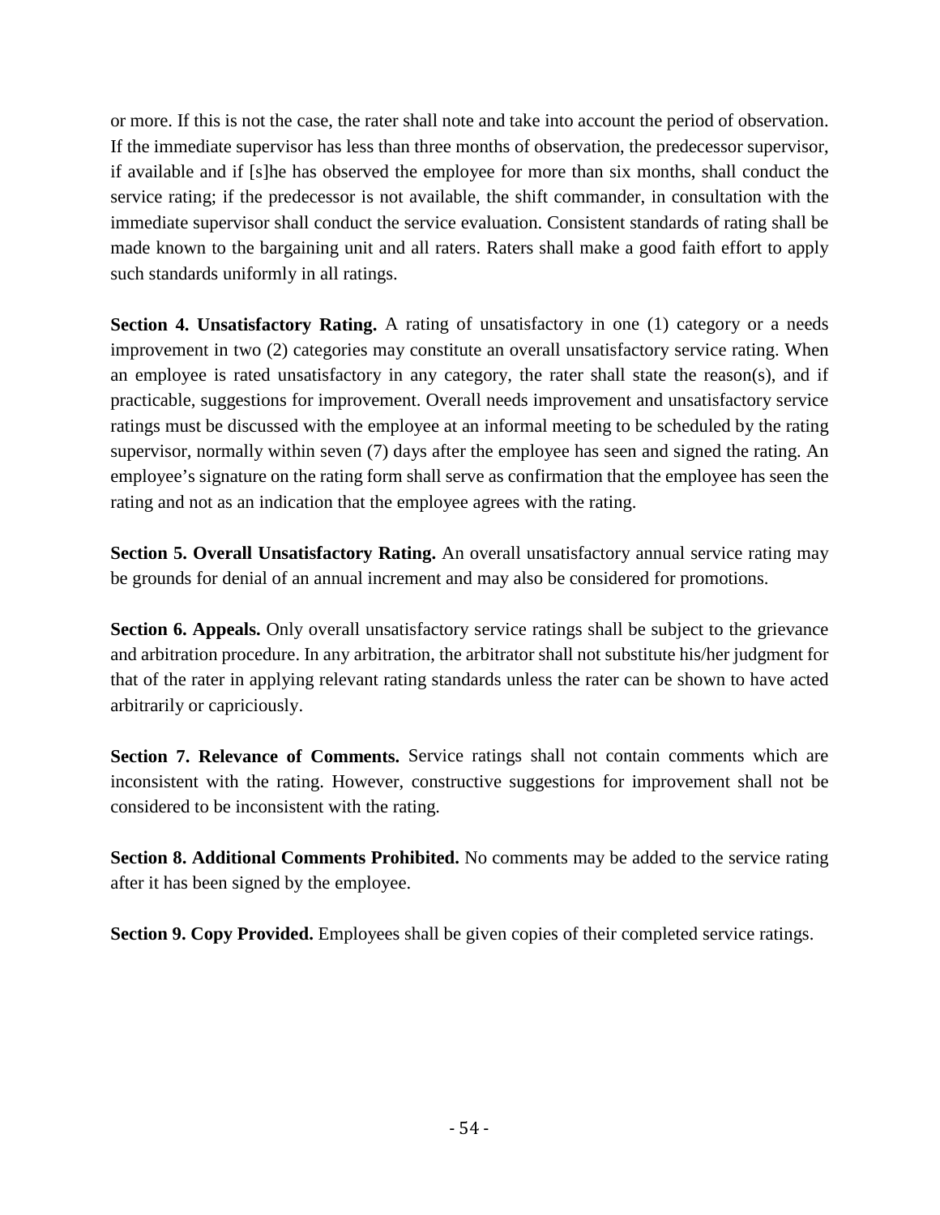or more. If this is not the case, the rater shall note and take into account the period of observation. If the immediate supervisor has less than three months of observation, the predecessor supervisor, if available and if [s]he has observed the employee for more than six months, shall conduct the service rating; if the predecessor is not available, the shift commander, in consultation with the immediate supervisor shall conduct the service evaluation. Consistent standards of rating shall be made known to the bargaining unit and all raters. Raters shall make a good faith effort to apply such standards uniformly in all ratings.

**Section 4. Unsatisfactory Rating.** A rating of unsatisfactory in one (1) category or a needs improvement in two (2) categories may constitute an overall unsatisfactory service rating. When an employee is rated unsatisfactory in any category, the rater shall state the reason(s), and if practicable, suggestions for improvement. Overall needs improvement and unsatisfactory service ratings must be discussed with the employee at an informal meeting to be scheduled by the rating supervisor, normally within seven (7) days after the employee has seen and signed the rating. An employee's signature on the rating form shall serve as confirmation that the employee has seen the rating and not as an indication that the employee agrees with the rating.

**Section 5. Overall Unsatisfactory Rating.** An overall unsatisfactory annual service rating may be grounds for denial of an annual increment and may also be considered for promotions.

**Section 6. Appeals.** Only overall unsatisfactory service ratings shall be subject to the grievance and arbitration procedure. In any arbitration, the arbitrator shall not substitute his/her judgment for that of the rater in applying relevant rating standards unless the rater can be shown to have acted arbitrarily or capriciously.

**Section 7. Relevance of Comments.** Service ratings shall not contain comments which are inconsistent with the rating. However, constructive suggestions for improvement shall not be considered to be inconsistent with the rating.

**Section 8. Additional Comments Prohibited.** No comments may be added to the service rating after it has been signed by the employee.

**Section 9. Copy Provided.** Employees shall be given copies of their completed service ratings.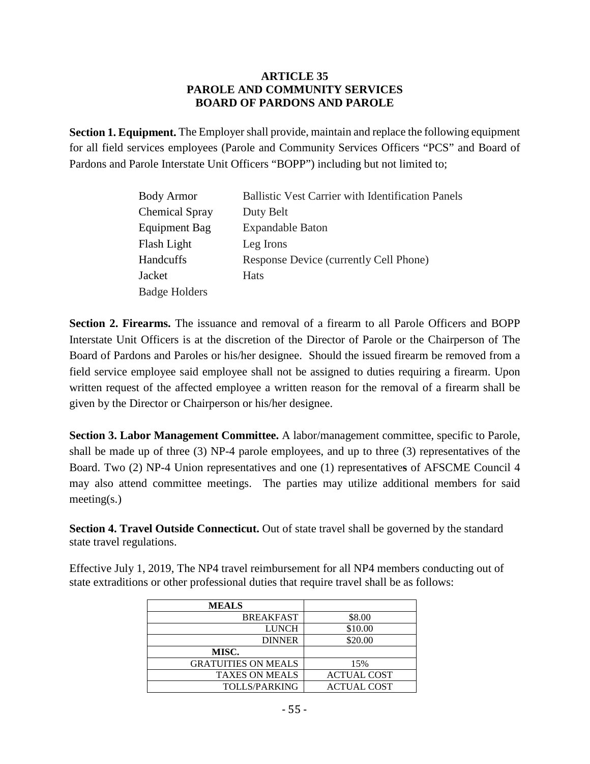# ARTICLE 35
## PAROLE AND COMMUNITY SERVICES
## BOARD OF PARDONS AND PAROLE

**Section 1. Equipment.** The Employer shall provide, maintain and replace the following equipment for all field services employees (Parole and Community Services Officers "PCS" and Board of Pardons and Parole Interstate Unit Officers "BOPP") including but not limited to;

| | |
|---|---|
| Body Armor | Ballistic Vest Carrier with Identification Panels |
| Chemical Spray | Duty Belt |
| Equipment Bag | Expandable Baton |
| Flash Light | Leg Irons |
| Handcuffs | Response Device (currently Cell Phone) |
| Jacket | Hats |
| Badge Holders | |

**Section 2. Firearms.** The issuance and removal of a firearm to all Parole Officers and BOPP Interstate Unit Officers is at the discretion of the Director of Parole or the Chairperson of The Board of Pardons and Paroles or his/her designee. Should the issued firearm be removed from a field service employee said employee shall not be assigned to duties requiring a firearm. Upon written request of the affected employee a written reason for the removal of a firearm shall be given by the Director or Chairperson or his/her designee.

**Section 3. Labor Management Committee.** A labor/management committee, specific to Parole, shall be made up of three (3) NP-4 parole employees, and up to three (3) representatives of the Board. Two (2) NP-4 Union representatives and one (1) representatives of AFSCME Council 4 may also attend committee meetings. The parties may utilize additional members for said meeting(s.)

**Section 4. Travel Outside Connecticut.** Out of state travel shall be governed by the standard state travel regulations.

Effective July 1, 2019, The NP4 travel reimbursement for all NP4 members conducting out of state extraditions or other professional duties that require travel shall be as follows:

| MEALS | |
|---|---|
| BREAKFAST | $8.00 |
| LUNCH | $10.00 |
| DINNER | $20.00 |
| **MISC.** | |
| GRATUITIES ON MEALS | 15% |
| TAXES ON MEALS | ACTUAL COST |
| TOLLS/PARKING | ACTUAL COST |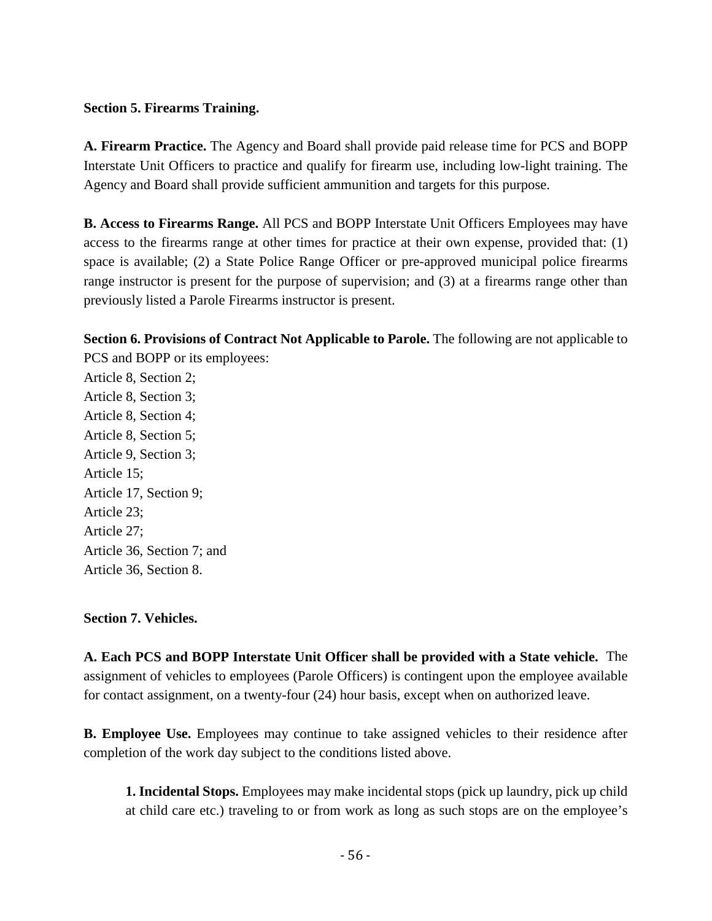**Section 5. Firearms Training.**

**A. Firearm Practice.** The Agency and Board shall provide paid release time for PCS and BOPP Interstate Unit Officers to practice and qualify for firearm use, including low-light training. The Agency and Board shall provide sufficient ammunition and targets for this purpose.

**B. Access to Firearms Range.** All PCS and BOPP Interstate Unit Officers Employees may have access to the firearms range at other times for practice at their own expense, provided that: (1) space is available; (2) a State Police Range Officer or pre-approved municipal police firearms range instructor is present for the purpose of supervision; and (3) at a firearms range other than previously listed a Parole Firearms instructor is present.

**Section 6. Provisions of Contract Not Applicable to Parole.** The following are not applicable to PCS and BOPP or its employees:

Article 8, Section 2;
Article 8, Section 3;
Article 8, Section 4;
Article 8, Section 5;
Article 9, Section 3;
Article 15;
Article 17, Section 9;
Article 23;
Article 27;
Article 36, Section 7; and
Article 36, Section 8.

**Section 7. Vehicles.**

**A. Each PCS and BOPP Interstate Unit Officer shall be provided with a State vehicle.** The assignment of vehicles to employees (Parole Officers) is contingent upon the employee available for contact assignment, on a twenty-four (24) hour basis, except when on authorized leave.

**B. Employee Use.** Employees may continue to take assigned vehicles to their residence after completion of the work day subject to the conditions listed above.

**1. Incidental Stops.** Employees may make incidental stops (pick up laundry, pick up child at child care etc.) traveling to or from work as long as such stops are on the employee's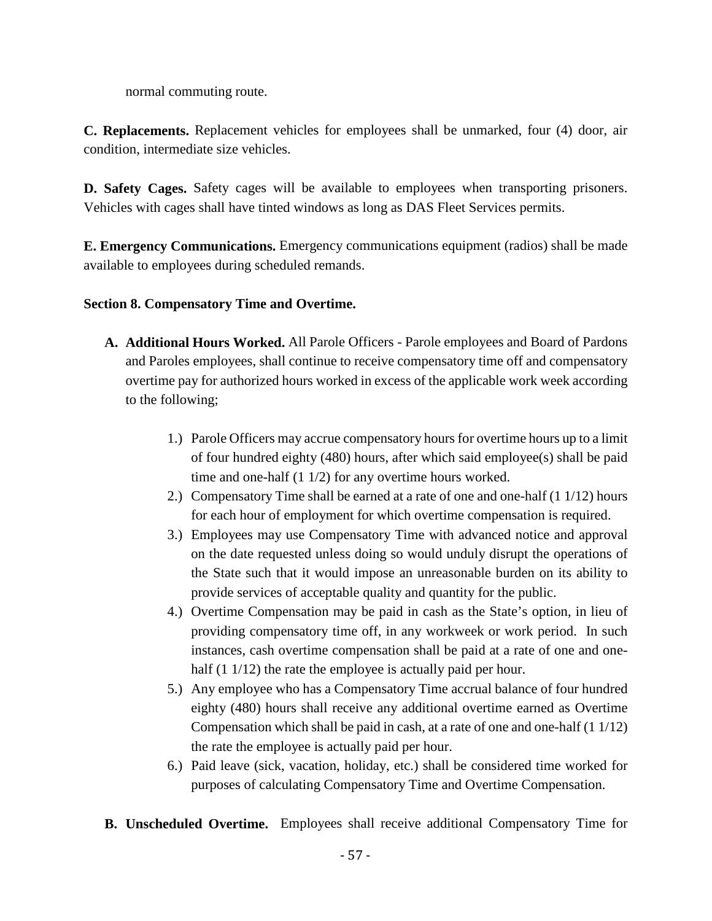normal commuting route.

**C. Replacements.** Replacement vehicles for employees shall be unmarked, four (4) door, air condition, intermediate size vehicles.

**D. Safety Cages.** Safety cages will be available to employees when transporting prisoners. Vehicles with cages shall have tinted windows as long as DAS Fleet Services permits.

**E. Emergency Communications.** Emergency communications equipment (radios) shall be made available to employees during scheduled remands.

**Section 8. Compensatory Time and Overtime.**

**A. Additional Hours Worked.** All Parole Officers - Parole employees and Board of Pardons and Paroles employees, shall continue to receive compensatory time off and compensatory overtime pay for authorized hours worked in excess of the applicable work week according to the following;

1.) Parole Officers may accrue compensatory hours for overtime hours up to a limit of four hundred eighty (480) hours, after which said employee(s) shall be paid time and one-half (1 1/2) for any overtime hours worked.

2.) Compensatory Time shall be earned at a rate of one and one-half (1 1/12) hours for each hour of employment for which overtime compensation is required.

3.) Employees may use Compensatory Time with advanced notice and approval on the date requested unless doing so would unduly disrupt the operations of the State such that it would impose an unreasonable burden on its ability to provide services of acceptable quality and quantity for the public.

4.) Overtime Compensation may be paid in cash as the State's option, in lieu of providing compensatory time off, in any workweek or work period. In such instances, cash overtime compensation shall be paid at a rate of one and one-half (1 1/12) the rate the employee is actually paid per hour.

5.) Any employee who has a Compensatory Time accrual balance of four hundred eighty (480) hours shall receive any additional overtime earned as Overtime Compensation which shall be paid in cash, at a rate of one and one-half (1 1/12) the rate the employee is actually paid per hour.

6.) Paid leave (sick, vacation, holiday, etc.) shall be considered time worked for purposes of calculating Compensatory Time and Overtime Compensation.

**B. Unscheduled Overtime.** Employees shall receive additional Compensatory Time for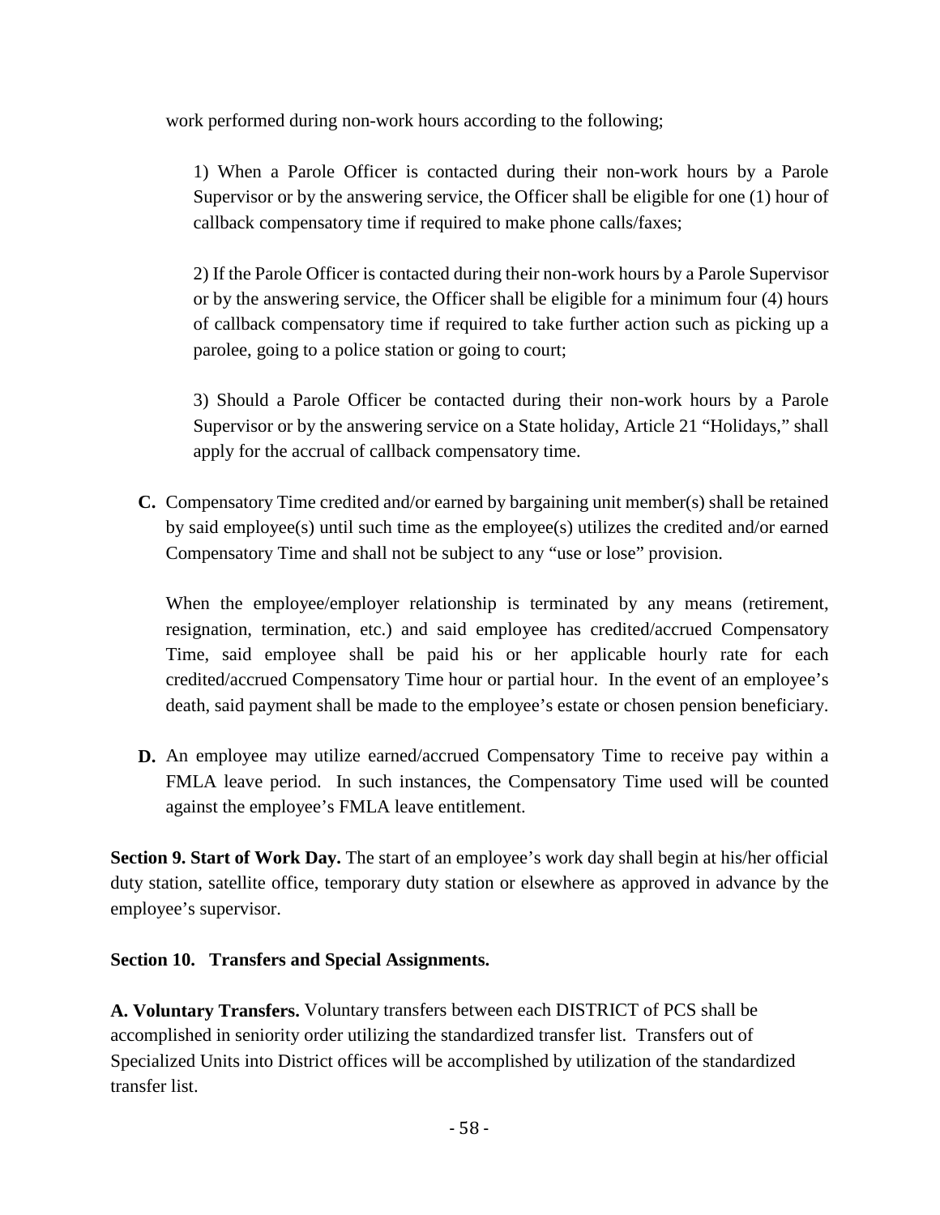work performed during non-work hours according to the following;

1) When a Parole Officer is contacted during their non-work hours by a Parole Supervisor or by the answering service, the Officer shall be eligible for one (1) hour of callback compensatory time if required to make phone calls/faxes;

2) If the Parole Officer is contacted during their non-work hours by a Parole Supervisor or by the answering service, the Officer shall be eligible for a minimum four (4) hours of callback compensatory time if required to take further action such as picking up a parolee, going to a police station or going to court;

3) Should a Parole Officer be contacted during their non-work hours by a Parole Supervisor or by the answering service on a State holiday, Article 21 "Holidays," shall apply for the accrual of callback compensatory time.

**C.** Compensatory Time credited and/or earned by bargaining unit member(s) shall be retained by said employee(s) until such time as the employee(s) utilizes the credited and/or earned Compensatory Time and shall not be subject to any "use or lose" provision.

When the employee/employer relationship is terminated by any means (retirement, resignation, termination, etc.) and said employee has credited/accrued Compensatory Time, said employee shall be paid his or her applicable hourly rate for each credited/accrued Compensatory Time hour or partial hour. In the event of an employee's death, said payment shall be made to the employee's estate or chosen pension beneficiary.

**D.** An employee may utilize earned/accrued Compensatory Time to receive pay within a FMLA leave period. In such instances, the Compensatory Time used will be counted against the employee's FMLA leave entitlement.

**Section 9. Start of Work Day.** The start of an employee's work day shall begin at his/her official duty station, satellite office, temporary duty station or elsewhere as approved in advance by the employee's supervisor.

**Section 10. Transfers and Special Assignments.**

**A. Voluntary Transfers.** Voluntary transfers between each DISTRICT of PCS shall be accomplished in seniority order utilizing the standardized transfer list. Transfers out of Specialized Units into District offices will be accomplished by utilization of the standardized transfer list.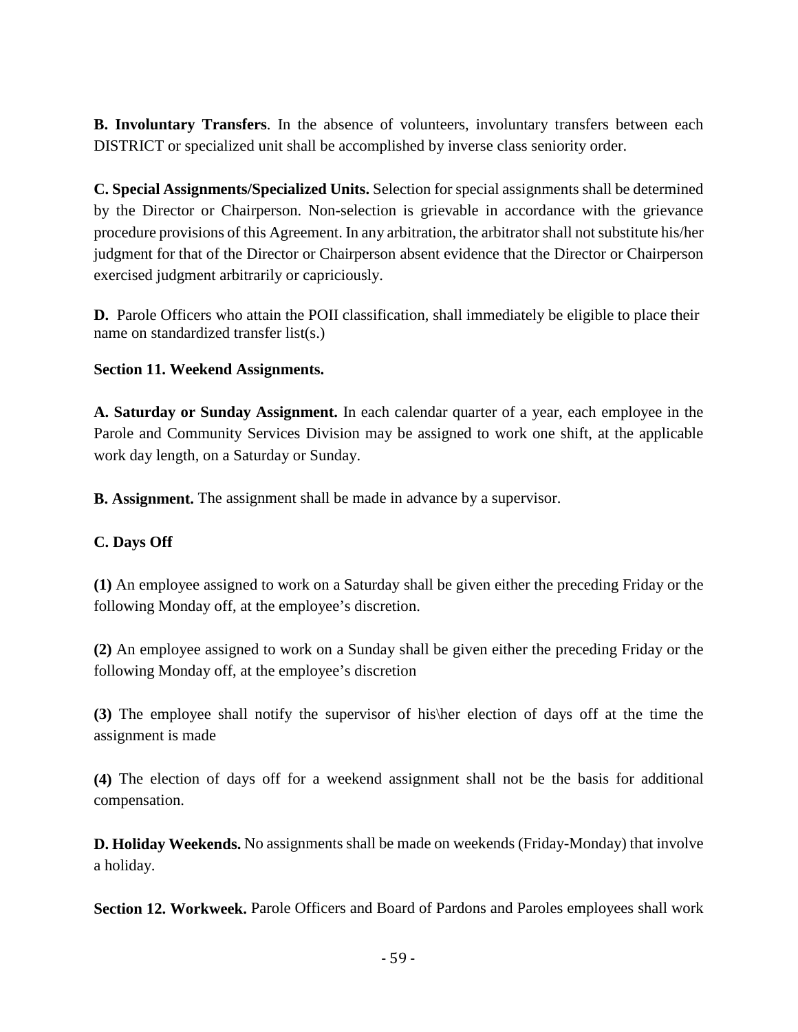**B. Involuntary Transfers**. In the absence of volunteers, involuntary transfers between each DISTRICT or specialized unit shall be accomplished by inverse class seniority order.

**C. Special Assignments/Specialized Units.** Selection for special assignments shall be determined by the Director or Chairperson. Non-selection is grievable in accordance with the grievance procedure provisions of this Agreement. In any arbitration, the arbitrator shall not substitute his/her judgment for that of the Director or Chairperson absent evidence that the Director or Chairperson exercised judgment arbitrarily or capriciously.

**D.** Parole Officers who attain the POII classification, shall immediately be eligible to place their name on standardized transfer list(s.)

**Section 11. Weekend Assignments.**

**A. Saturday or Sunday Assignment.** In each calendar quarter of a year, each employee in the Parole and Community Services Division may be assigned to work one shift, at the applicable work day length, on a Saturday or Sunday.

**B. Assignment.** The assignment shall be made in advance by a supervisor.

**C. Days Off**

**(1)** An employee assigned to work on a Saturday shall be given either the preceding Friday or the following Monday off, at the employee's discretion.

**(2)** An employee assigned to work on a Sunday shall be given either the preceding Friday or the following Monday off, at the employee's discretion

**(3)** The employee shall notify the supervisor of his\her election of days off at the time the assignment is made

**(4)** The election of days off for a weekend assignment shall not be the basis for additional compensation.

**D. Holiday Weekends.** No assignments shall be made on weekends (Friday-Monday) that involve a holiday.

**Section 12. Workweek.** Parole Officers and Board of Pardons and Paroles employees shall work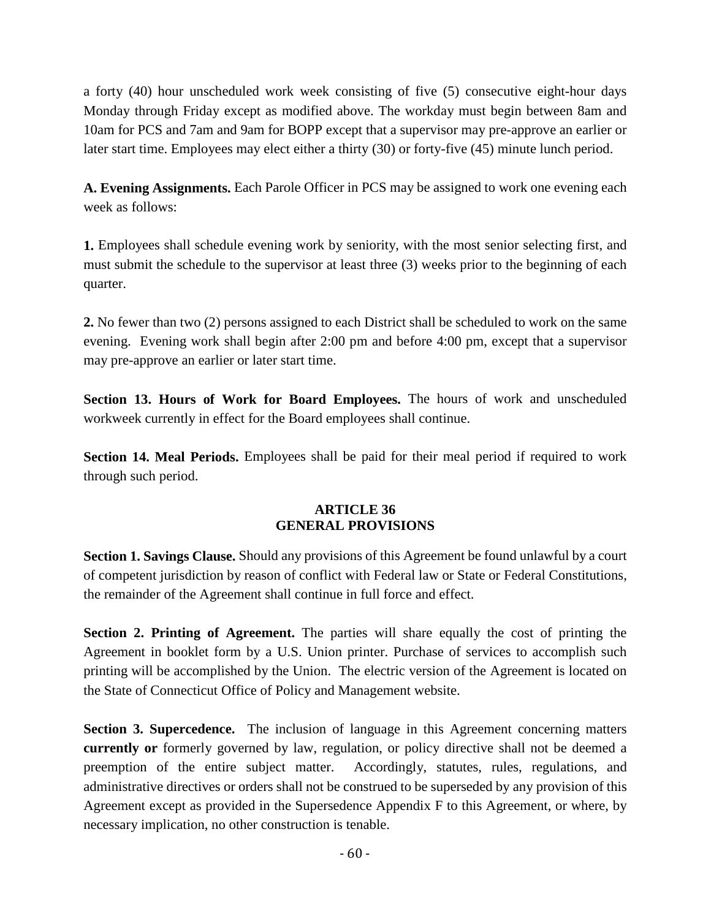a forty (40) hour unscheduled work week consisting of five (5) consecutive eight-hour days Monday through Friday except as modified above. The workday must begin between 8am and 10am for PCS and 7am and 9am for BOPP except that a supervisor may pre-approve an earlier or later start time. Employees may elect either a thirty (30) or forty-five (45) minute lunch period.

**A. Evening Assignments.** Each Parole Officer in PCS may be assigned to work one evening each week as follows:

**1.** Employees shall schedule evening work by seniority, with the most senior selecting first, and must submit the schedule to the supervisor at least three (3) weeks prior to the beginning of each quarter.

**2.** No fewer than two (2) persons assigned to each District shall be scheduled to work on the same evening. Evening work shall begin after 2:00 pm and before 4:00 pm, except that a supervisor may pre-approve an earlier or later start time.

**Section 13. Hours of Work for Board Employees.** The hours of work and unscheduled workweek currently in effect for the Board employees shall continue.

**Section 14. Meal Periods.** Employees shall be paid for their meal period if required to work through such period.

## ARTICLE 36
## GENERAL PROVISIONS

**Section 1. Savings Clause.** Should any provisions of this Agreement be found unlawful by a court of competent jurisdiction by reason of conflict with Federal law or State or Federal Constitutions, the remainder of the Agreement shall continue in full force and effect.

**Section 2. Printing of Agreement.** The parties will share equally the cost of printing the Agreement in booklet form by a U.S. Union printer. Purchase of services to accomplish such printing will be accomplished by the Union. The electric version of the Agreement is located on the State of Connecticut Office of Policy and Management website.

**Section 3. Supercedence.** The inclusion of language in this Agreement concerning matters **currently or** formerly governed by law, regulation, or policy directive shall not be deemed a preemption of the entire subject matter. Accordingly, statutes, rules, regulations, and administrative directives or orders shall not be construed to be superseded by any provision of this Agreement except as provided in the Supersedence Appendix F to this Agreement, or where, by necessary implication, no other construction is tenable.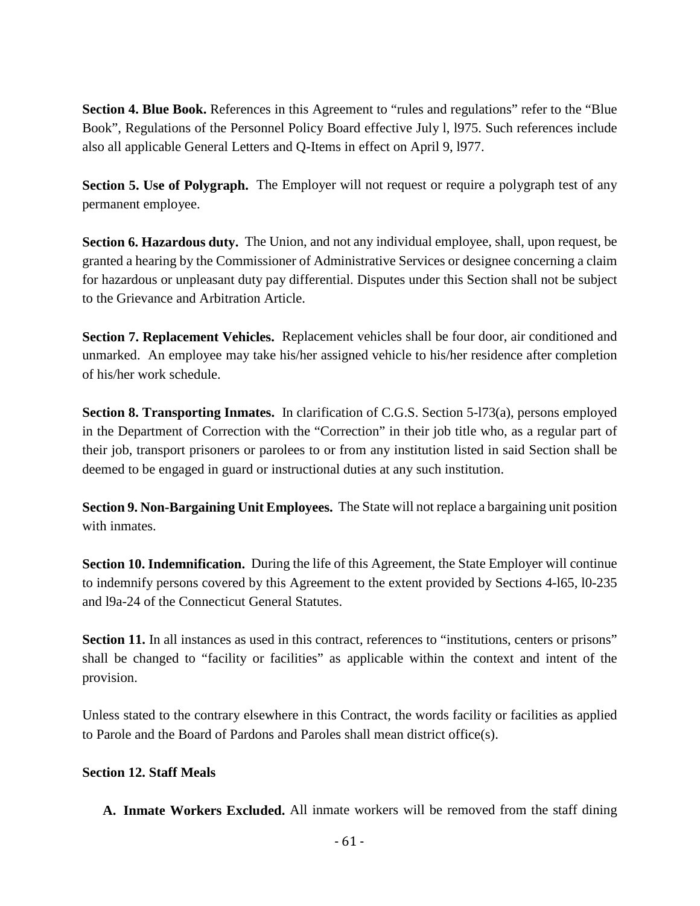**Section 4. Blue Book.** References in this Agreement to "rules and regulations" refer to the "Blue Book", Regulations of the Personnel Policy Board effective July l, l975. Such references include also all applicable General Letters and Q-Items in effect on April 9, l977.

**Section 5. Use of Polygraph.** The Employer will not request or require a polygraph test of any permanent employee.

**Section 6. Hazardous duty.** The Union, and not any individual employee, shall, upon request, be granted a hearing by the Commissioner of Administrative Services or designee concerning a claim for hazardous or unpleasant duty pay differential. Disputes under this Section shall not be subject to the Grievance and Arbitration Article.

**Section 7. Replacement Vehicles.** Replacement vehicles shall be four door, air conditioned and unmarked. An employee may take his/her assigned vehicle to his/her residence after completion of his/her work schedule.

**Section 8. Transporting Inmates.** In clarification of C.G.S. Section 5-l73(a), persons employed in the Department of Correction with the "Correction" in their job title who, as a regular part of their job, transport prisoners or parolees to or from any institution listed in said Section shall be deemed to be engaged in guard or instructional duties at any such institution.

**Section 9. Non-Bargaining Unit Employees.** The State will not replace a bargaining unit position with inmates.

**Section 10. Indemnification.** During the life of this Agreement, the State Employer will continue to indemnify persons covered by this Agreement to the extent provided by Sections 4-l65, l0-235 and l9a-24 of the Connecticut General Statutes.

**Section 11.** In all instances as used in this contract, references to "institutions, centers or prisons" shall be changed to "facility or facilities" as applicable within the context and intent of the provision.

Unless stated to the contrary elsewhere in this Contract, the words facility or facilities as applied to Parole and the Board of Pardons and Paroles shall mean district office(s).

**Section 12. Staff Meals**

A. **Inmate Workers Excluded.** All inmate workers will be removed from the staff dining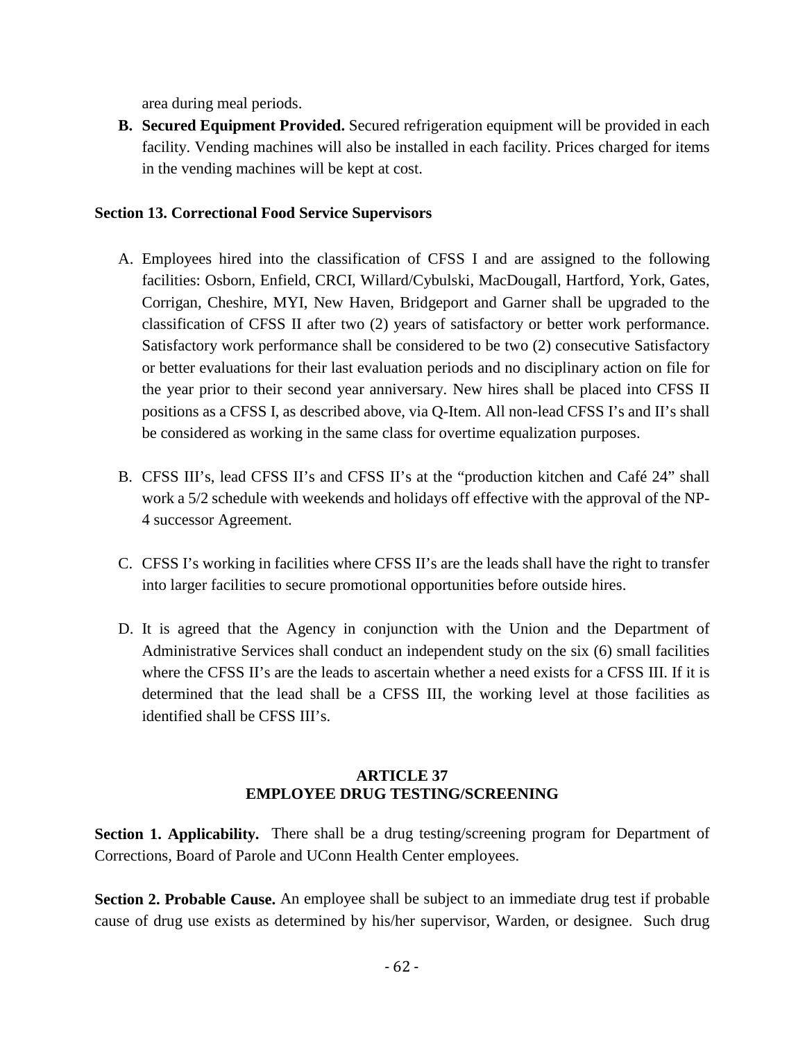area during meal periods.

**B. Secured Equipment Provided.** Secured refrigeration equipment will be provided in each facility. Vending machines will also be installed in each facility. Prices charged for items in the vending machines will be kept at cost.

**Section 13. Correctional Food Service Supervisors**

A. Employees hired into the classification of CFSS I and are assigned to the following facilities: Osborn, Enfield, CRCI, Willard/Cybulski, MacDougall, Hartford, York, Gates, Corrigan, Cheshire, MYI, New Haven, Bridgeport and Garner shall be upgraded to the classification of CFSS II after two (2) years of satisfactory or better work performance. Satisfactory work performance shall be considered to be two (2) consecutive Satisfactory or better evaluations for their last evaluation periods and no disciplinary action on file for the year prior to their second year anniversary. New hires shall be placed into CFSS II positions as a CFSS I, as described above, via Q-Item. All non-lead CFSS I's and II's shall be considered as working in the same class for overtime equalization purposes.

B. CFSS III's, lead CFSS II's and CFSS II's at the "production kitchen and Café 24" shall work a 5/2 schedule with weekends and holidays off effective with the approval of the NP-4 successor Agreement.

C. CFSS I's working in facilities where CFSS II's are the leads shall have the right to transfer into larger facilities to secure promotional opportunities before outside hires.

D. It is agreed that the Agency in conjunction with the Union and the Department of Administrative Services shall conduct an independent study on the six (6) small facilities where the CFSS II's are the leads to ascertain whether a need exists for a CFSS III. If it is determined that the lead shall be a CFSS III, the working level at those facilities as identified shall be CFSS III's.

## ARTICLE 37
## EMPLOYEE DRUG TESTING/SCREENING

**Section 1. Applicability.** There shall be a drug testing/screening program for Department of Corrections, Board of Parole and UConn Health Center employees.

**Section 2. Probable Cause.** An employee shall be subject to an immediate drug test if probable cause of drug use exists as determined by his/her supervisor, Warden, or designee. Such drug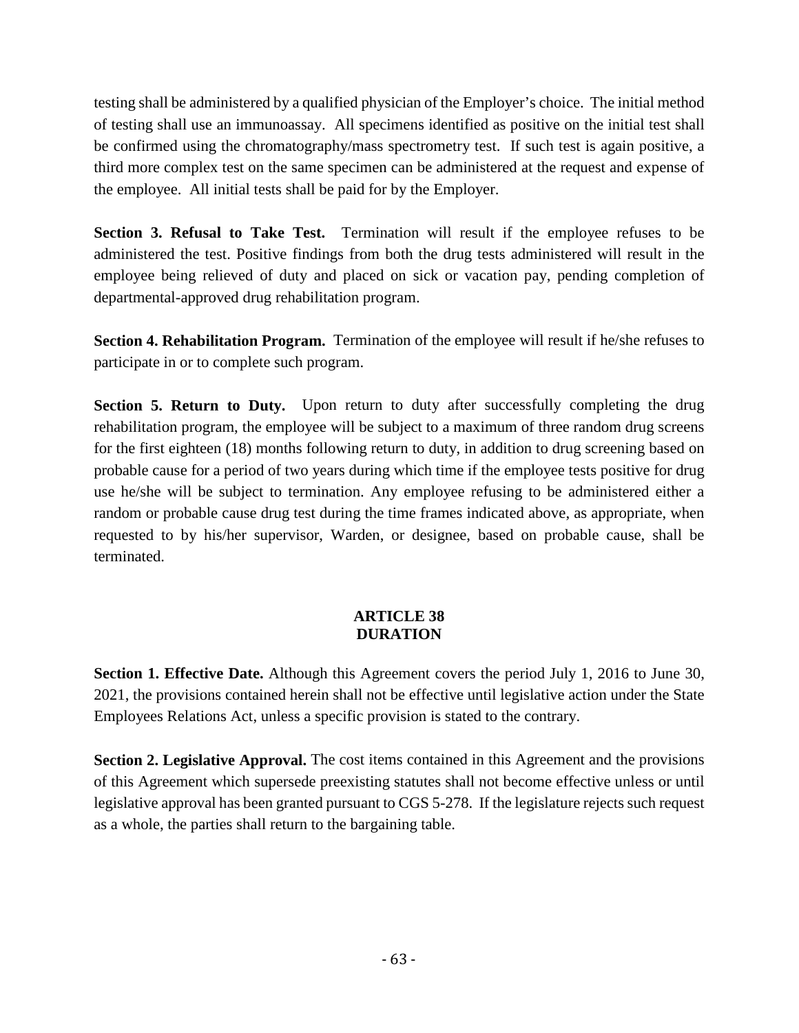testing shall be administered by a qualified physician of the Employer's choice. The initial method of testing shall use an immunoassay. All specimens identified as positive on the initial test shall be confirmed using the chromatography/mass spectrometry test. If such test is again positive, a third more complex test on the same specimen can be administered at the request and expense of the employee. All initial tests shall be paid for by the Employer.

**Section 3. Refusal to Take Test.** Termination will result if the employee refuses to be administered the test. Positive findings from both the drug tests administered will result in the employee being relieved of duty and placed on sick or vacation pay, pending completion of departmental-approved drug rehabilitation program.

**Section 4. Rehabilitation Program.** Termination of the employee will result if he/she refuses to participate in or to complete such program.

**Section 5. Return to Duty.** Upon return to duty after successfully completing the drug rehabilitation program, the employee will be subject to a maximum of three random drug screens for the first eighteen (18) months following return to duty, in addition to drug screening based on probable cause for a period of two years during which time if the employee tests positive for drug use he/she will be subject to termination. Any employee refusing to be administered either a random or probable cause drug test during the time frames indicated above, as appropriate, when requested to by his/her supervisor, Warden, or designee, based on probable cause, shall be terminated.

## ARTICLE 38
## DURATION

**Section 1. Effective Date.** Although this Agreement covers the period July 1, 2016 to June 30, 2021, the provisions contained herein shall not be effective until legislative action under the State Employees Relations Act, unless a specific provision is stated to the contrary.

**Section 2. Legislative Approval.** The cost items contained in this Agreement and the provisions of this Agreement which supersede preexisting statutes shall not become effective unless or until legislative approval has been granted pursuant to CGS 5-278. If the legislature rejects such request as a whole, the parties shall return to the bargaining table.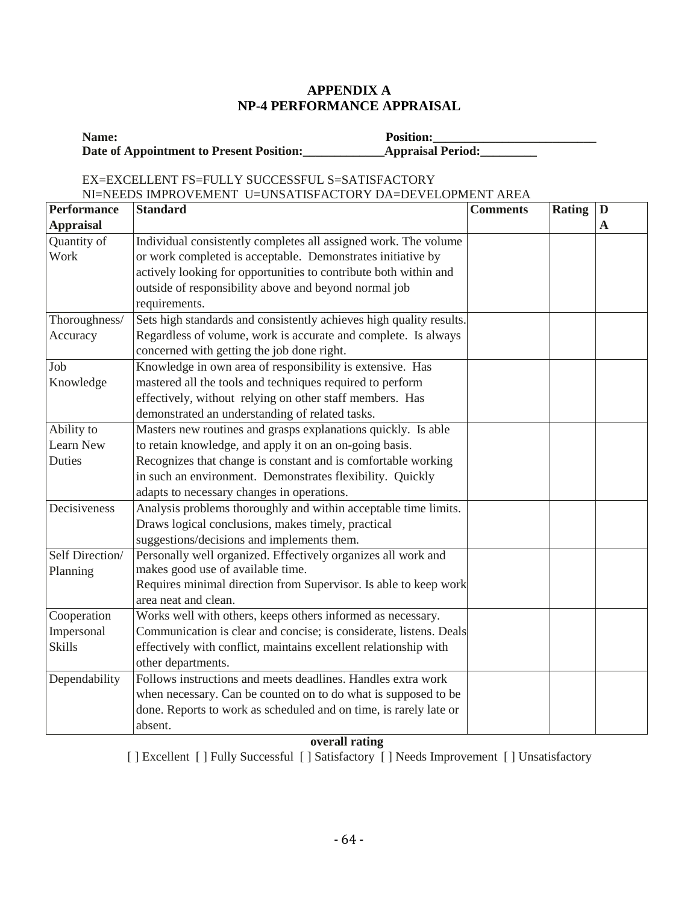## APPENDIX A
## NP-4 PERFORMANCE APPRAISAL

**Name:** **Position:**___________________________
**Date of Appointment to Present Position:**_____________**Appraisal Period:**_________

EX=EXCELLENT FS=FULLY SUCCESSFUL S=SATISFACTORY
NI=NEEDS IMPROVEMENT U=UNSATISFACTORY DA=DEVELOPMENT AREA

| Performance Appraisal | Standard | Comments | Rating | DA |
|---|---|---|---|---|
| Quantity of Work | Individual consistently completes all assigned work. The volume or work completed is acceptable. Demonstrates initiative by actively looking for opportunities to contribute both within and outside of responsibility above and beyond normal job requirements. | | | |
| Thoroughness/ Accuracy | Sets high standards and consistently achieves high quality results. Regardless of volume, work is accurate and complete. Is always concerned with getting the job done right. | | | |
| Job Knowledge | Knowledge in own area of responsibility is extensive. Has mastered all the tools and techniques required to perform effectively, without relying on other staff members. Has demonstrated an understanding of related tasks. | | | |
| Ability to Learn New Duties | Masters new routines and grasps explanations quickly. Is able to retain knowledge, and apply it on an on-going basis. Recognizes that change is constant and is comfortable working in such an environment. Demonstrates flexibility. Quickly adapts to necessary changes in operations. | | | |
| Decisiveness | Analysis problems thoroughly and within acceptable time limits. Draws logical conclusions, makes timely, practical suggestions/decisions and implements them. | | | |
| Self Direction/ Planning | Personally well organized. Effectively organizes all work and makes good use of available time. Requires minimal direction from Supervisor. Is able to keep work area neat and clean. | | | |
| Cooperation Impersonal Skills | Works well with others, keeps others informed as necessary. Communication is clear and concise; is considerate, listens. Deals effectively with conflict, maintains excellent relationship with other departments. | | | |
| Dependability | Follows instructions and meets deadlines. Handles extra work when necessary. Can be counted on to do what is supposed to be done. Reports to work as scheduled and on time, is rarely late or absent. | | | |

**overall rating**

[ ] Excellent [ ] Fully Successful [ ] Satisfactory [ ] Needs Improvement [ ] Unsatisfactory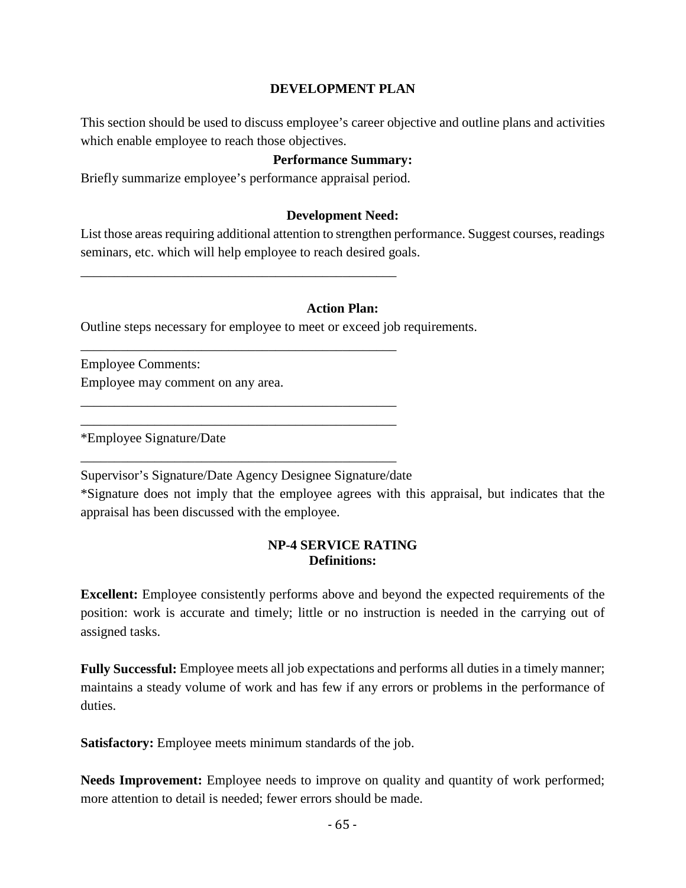**DEVELOPMENT PLAN**

This section should be used to discuss employee's career objective and outline plans and activities which enable employee to reach those objectives.

**Performance Summary:**

Briefly summarize employee's performance appraisal period.

**Development Need:**

List those areas requiring additional attention to strengthen performance. Suggest courses, readings seminars, etc. which will help employee to reach desired goals.

\_\_\_\_\_\_\_\_\_\_\_\_\_\_\_\_\_\_\_\_\_\_\_\_\_\_\_\_\_\_\_\_\_\_\_\_\_\_\_\_\_\_\_\_\_\_\_\_

**Action Plan:**

Outline steps necessary for employee to meet or exceed job requirements.

\_\_\_\_\_\_\_\_\_\_\_\_\_\_\_\_\_\_\_\_\_\_\_\_\_\_\_\_\_\_\_\_\_\_\_\_\_\_\_\_\_\_\_\_\_\_\_\_

Employee Comments:

Employee may comment on any area.

\_\_\_\_\_\_\_\_\_\_\_\_\_\_\_\_\_\_\_\_\_\_\_\_\_\_\_\_\_\_\_\_\_\_\_\_\_\_\_\_\_\_\_\_\_\_\_\_

\_\_\_\_\_\_\_\_\_\_\_\_\_\_\_\_\_\_\_\_\_\_\_\_\_\_\_\_\_\_\_\_\_\_\_\_\_\_\_\_\_\_\_\_\_\_\_\_

*Employee Signature/Date

\_\_\_\_\_\_\_\_\_\_\_\_\_\_\_\_\_\_\_\_\_\_\_\_\_\_\_\_\_\_\_\_\_\_\_\_\_\_\_\_\_\_\_\_\_\_\_\_

Supervisor's Signature/Date Agency Designee Signature/date

*Signature does not imply that the employee agrees with this appraisal, but indicates that the appraisal has been discussed with the employee.

**NP-4 SERVICE RATING**
**Definitions:**

**Excellent:** Employee consistently performs above and beyond the expected requirements of the position: work is accurate and timely; little or no instruction is needed in the carrying out of assigned tasks.

**Fully Successful:** Employee meets all job expectations and performs all duties in a timely manner; maintains a steady volume of work and has few if any errors or problems in the performance of duties.

**Satisfactory:** Employee meets minimum standards of the job.

**Needs Improvement:** Employee needs to improve on quality and quantity of work performed; more attention to detail is needed; fewer errors should be made.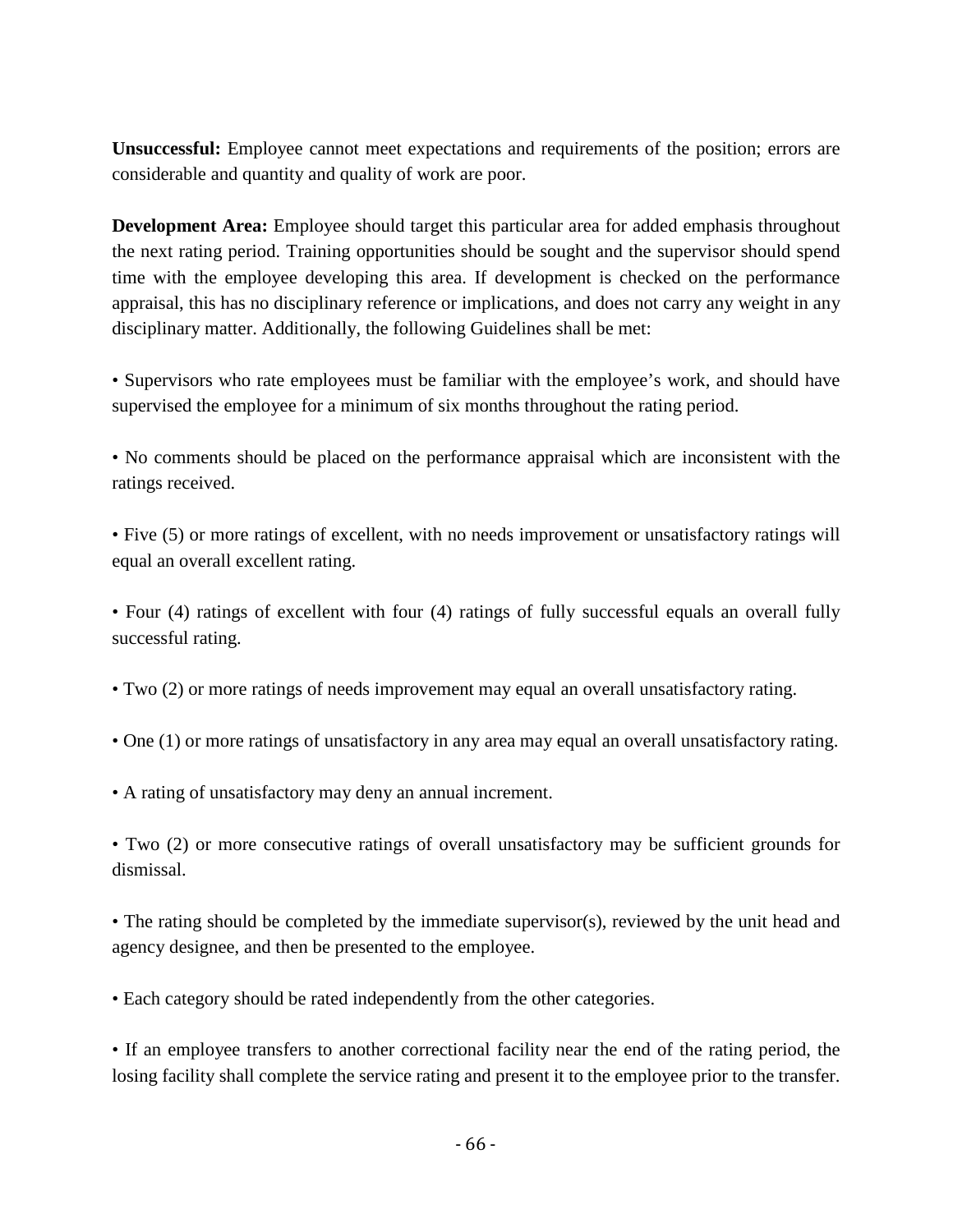**Unsuccessful:** Employee cannot meet expectations and requirements of the position; errors are considerable and quantity and quality of work are poor.

**Development Area:** Employee should target this particular area for added emphasis throughout the next rating period. Training opportunities should be sought and the supervisor should spend time with the employee developing this area. If development is checked on the performance appraisal, this has no disciplinary reference or implications, and does not carry any weight in any disciplinary matter. Additionally, the following Guidelines shall be met:

- Supervisors who rate employees must be familiar with the employee's work, and should have supervised the employee for a minimum of six months throughout the rating period.

- No comments should be placed on the performance appraisal which are inconsistent with the ratings received.

- Five (5) or more ratings of excellent, with no needs improvement or unsatisfactory ratings will equal an overall excellent rating.

- Four (4) ratings of excellent with four (4) ratings of fully successful equals an overall fully successful rating.

- Two (2) or more ratings of needs improvement may equal an overall unsatisfactory rating.

- One (1) or more ratings of unsatisfactory in any area may equal an overall unsatisfactory rating.

- A rating of unsatisfactory may deny an annual increment.

- Two (2) or more consecutive ratings of overall unsatisfactory may be sufficient grounds for dismissal.

- The rating should be completed by the immediate supervisor(s), reviewed by the unit head and agency designee, and then be presented to the employee.

- Each category should be rated independently from the other categories.

- If an employee transfers to another correctional facility near the end of the rating period, the losing facility shall complete the service rating and present it to the employee prior to the transfer.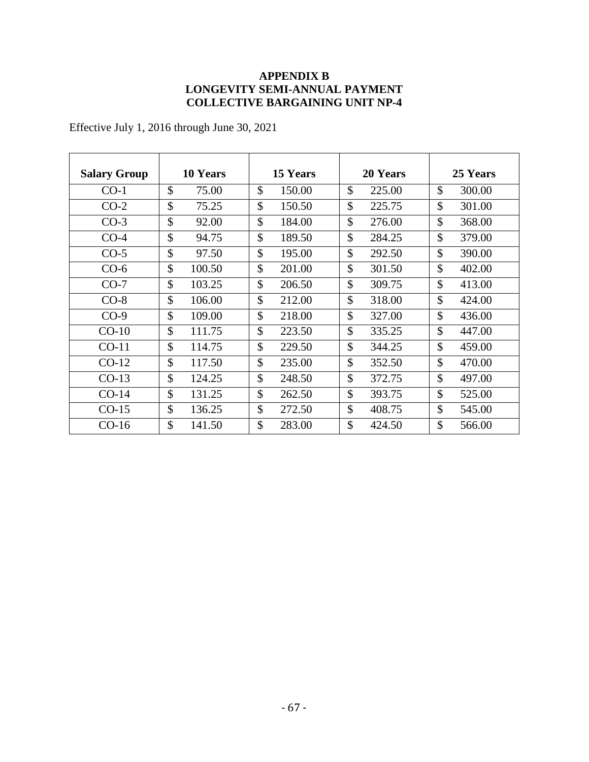# APPENDIX B
# LONGEVITY SEMI-ANNUAL PAYMENT
# COLLECTIVE BARGAINING UNIT NP-4

Effective July 1, 2016 through June 30, 2021

| Salary Group | 10 Years | 15 Years | 20 Years | 25 Years |
|---|---|---|---|---|
| CO-1 | $ 75.00 | $ 150.00 | $ 225.00 | $ 300.00 |
| CO-2 | $ 75.25 | $ 150.50 | $ 225.75 | $ 301.00 |
| CO-3 | $ 92.00 | $ 184.00 | $ 276.00 | $ 368.00 |
| CO-4 | $ 94.75 | $ 189.50 | $ 284.25 | $ 379.00 |
| CO-5 | $ 97.50 | $ 195.00 | $ 292.50 | $ 390.00 |
| CO-6 | $ 100.50 | $ 201.00 | $ 301.50 | $ 402.00 |
| CO-7 | $ 103.25 | $ 206.50 | $ 309.75 | $ 413.00 |
| CO-8 | $ 106.00 | $ 212.00 | $ 318.00 | $ 424.00 |
| CO-9 | $ 109.00 | $ 218.00 | $ 327.00 | $ 436.00 |
| CO-10 | $ 111.75 | $ 223.50 | $ 335.25 | $ 447.00 |
| CO-11 | $ 114.75 | $ 229.50 | $ 344.25 | $ 459.00 |
| CO-12 | $ 117.50 | $ 235.00 | $ 352.50 | $ 470.00 |
| CO-13 | $ 124.25 | $ 248.50 | $ 372.75 | $ 497.00 |
| CO-14 | $ 131.25 | $ 262.50 | $ 393.75 | $ 525.00 |
| CO-15 | $ 136.25 | $ 272.50 | $ 408.75 | $ 545.00 |
| CO-16 | $ 141.50 | $ 283.00 | $ 424.50 | $ 566.00 |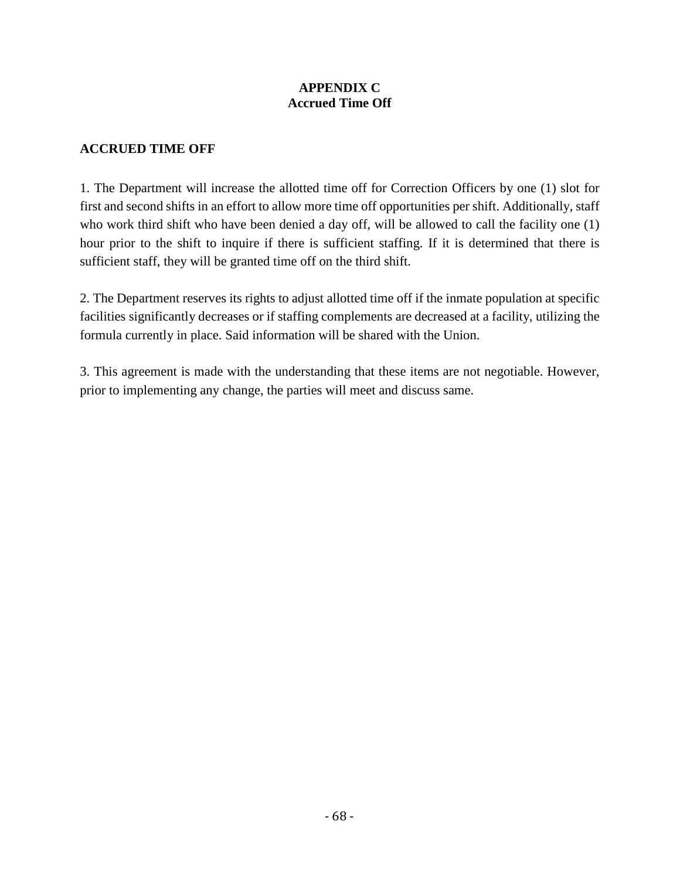# APPENDIX C
## Accrued Time Off

### ACCRUED TIME OFF

1. The Department will increase the allotted time off for Correction Officers by one (1) slot for first and second shifts in an effort to allow more time off opportunities per shift. Additionally, staff who work third shift who have been denied a day off, will be allowed to call the facility one (1) hour prior to the shift to inquire if there is sufficient staffing. If it is determined that there is sufficient staff, they will be granted time off on the third shift.

2. The Department reserves its rights to adjust allotted time off if the inmate population at specific facilities significantly decreases or if staffing complements are decreased at a facility, utilizing the formula currently in place. Said information will be shared with the Union.

3. This agreement is made with the understanding that these items are not negotiable. However, prior to implementing any change, the parties will meet and discuss same.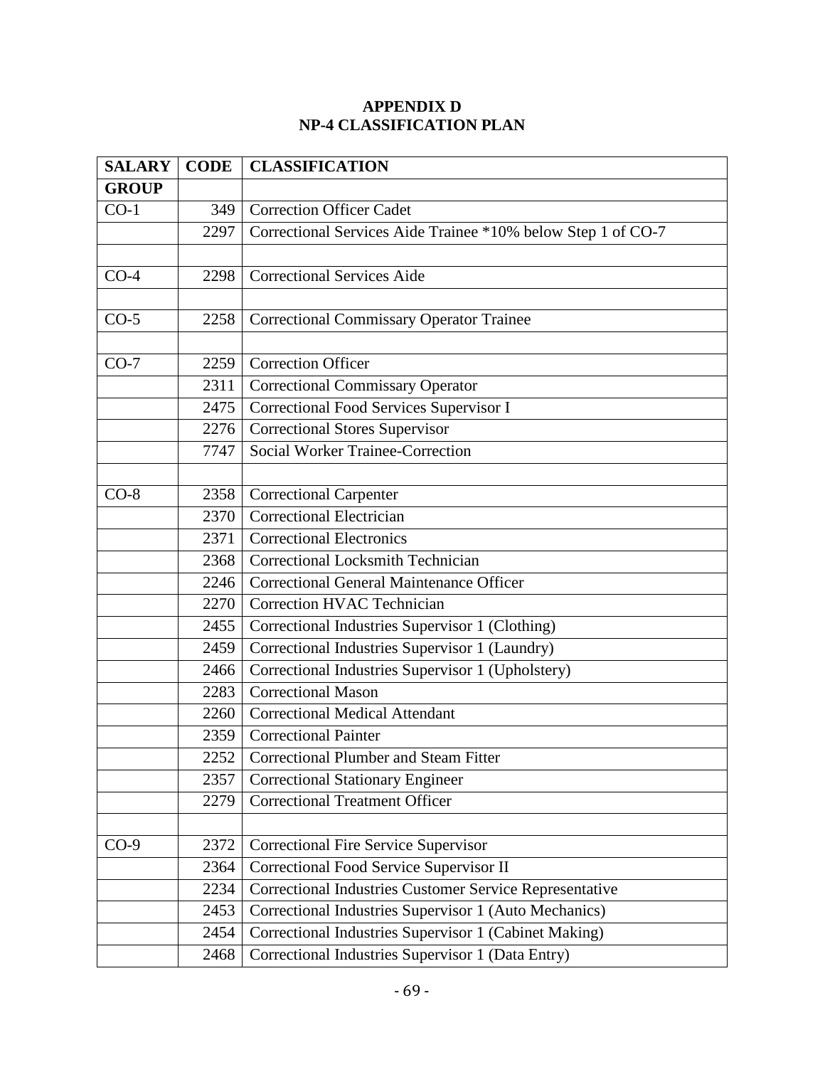**APPENDIX D**
**NP-4 CLASSIFICATION PLAN**

| SALARY GROUP | CODE | CLASSIFICATION |
|---|---|---|
| CO-1 | 349 | Correction Officer Cadet |
| | 2297 | Correctional Services Aide Trainee *10% below Step 1 of CO-7 |
| | | |
| CO-4 | 2298 | Correctional Services Aide |
| | | |
| CO-5 | 2258 | Correctional Commissary Operator Trainee |
| | | |
| CO-7 | 2259 | Correction Officer |
| | 2311 | Correctional Commissary Operator |
| | 2475 | Correctional Food Services Supervisor I |
| | 2276 | Correctional Stores Supervisor |
| | 7747 | Social Worker Trainee-Correction |
| | | |
| CO-8 | 2358 | Correctional Carpenter |
| | 2370 | Correctional Electrician |
| | 2371 | Correctional Electronics |
| | 2368 | Correctional Locksmith Technician |
| | 2246 | Correctional General Maintenance Officer |
| | 2270 | Correction HVAC Technician |
| | 2455 | Correctional Industries Supervisor 1 (Clothing) |
| | 2459 | Correctional Industries Supervisor 1 (Laundry) |
| | 2466 | Correctional Industries Supervisor 1 (Upholstery) |
| | 2283 | Correctional Mason |
| | 2260 | Correctional Medical Attendant |
| | 2359 | Correctional Painter |
| | 2252 | Correctional Plumber and Steam Fitter |
| | 2357 | Correctional Stationary Engineer |
| | 2279 | Correctional Treatment Officer |
| | | |
| CO-9 | 2372 | Correctional Fire Service Supervisor |
| | 2364 | Correctional Food Service Supervisor II |
| | 2234 | Correctional Industries Customer Service Representative |
| | 2453 | Correctional Industries Supervisor 1 (Auto Mechanics) |
| | 2454 | Correctional Industries Supervisor 1 (Cabinet Making) |
| | 2468 | Correctional Industries Supervisor 1 (Data Entry) |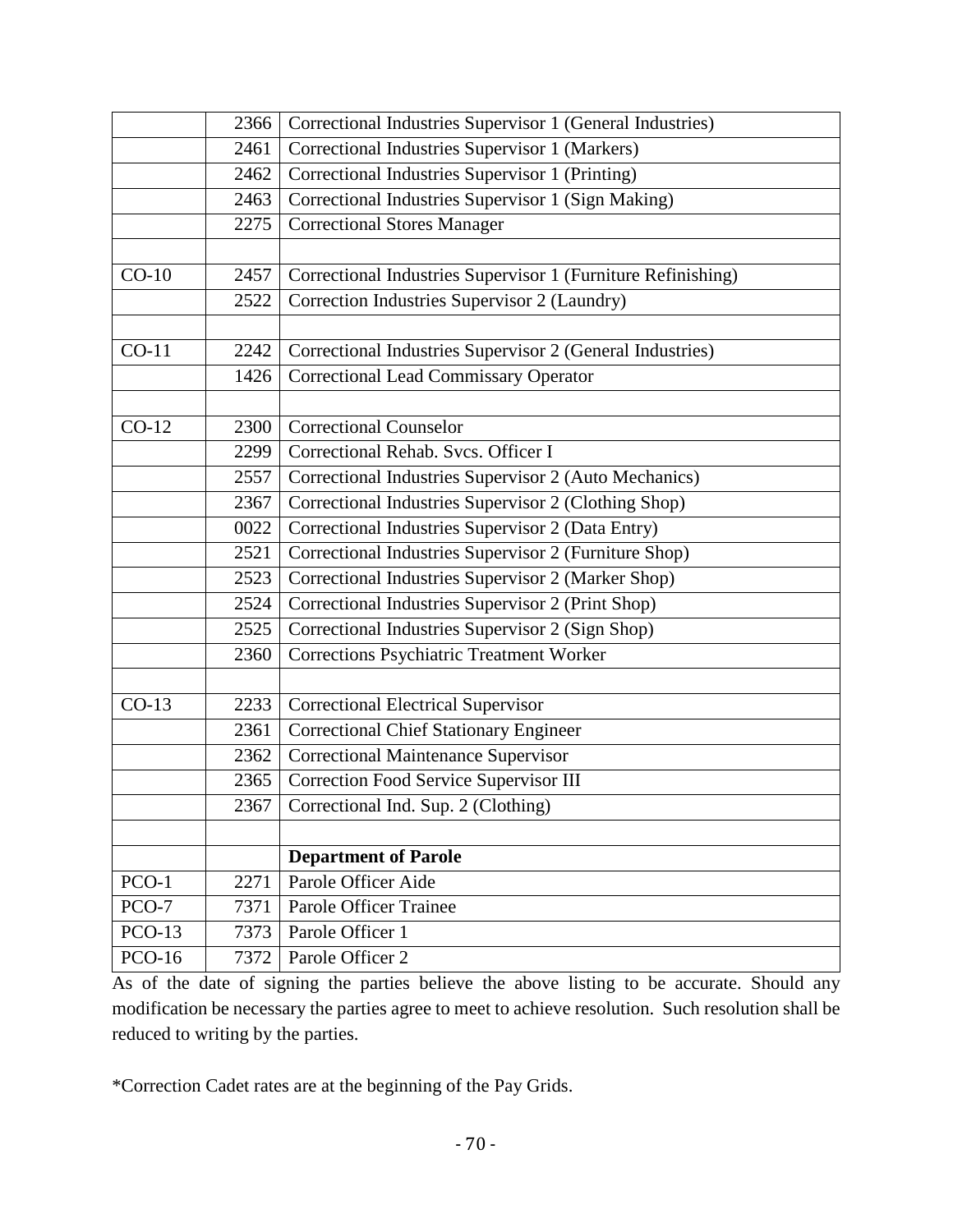| | | |
|---|---|---|
| | 2366 | Correctional Industries Supervisor 1 (General Industries) |
| | 2461 | Correctional Industries Supervisor 1 (Markers) |
| | 2462 | Correctional Industries Supervisor 1 (Printing) |
| | 2463 | Correctional Industries Supervisor 1 (Sign Making) |
| | 2275 | Correctional Stores Manager |
| | | |
| CO-10 | 2457 | Correctional Industries Supervisor 1 (Furniture Refinishing) |
| | 2522 | Correction Industries Supervisor 2 (Laundry) |
| | | |
| CO-11 | 2242 | Correctional Industries Supervisor 2 (General Industries) |
| | 1426 | Correctional Lead Commissary Operator |
| | | |
| CO-12 | 2300 | Correctional Counselor |
| | 2299 | Correctional Rehab. Svcs. Officer I |
| | 2557 | Correctional Industries Supervisor 2 (Auto Mechanics) |
| | 2367 | Correctional Industries Supervisor 2 (Clothing Shop) |
| | 0022 | Correctional Industries Supervisor 2 (Data Entry) |
| | 2521 | Correctional Industries Supervisor 2 (Furniture Shop) |
| | 2523 | Correctional Industries Supervisor 2 (Marker Shop) |
| | 2524 | Correctional Industries Supervisor 2 (Print Shop) |
| | 2525 | Correctional Industries Supervisor 2 (Sign Shop) |
| | 2360 | Corrections Psychiatric Treatment Worker |
| | | |
| CO-13 | 2233 | Correctional Electrical Supervisor |
| | 2361 | Correctional Chief Stationary Engineer |
| | 2362 | Correctional Maintenance Supervisor |
| | 2365 | Correction Food Service Supervisor III |
| | 2367 | Correctional Ind. Sup. 2 (Clothing) |
| | | |
| | | **Department of Parole** |
| PCO-1 | 2271 | Parole Officer Aide |
| PCO-7 | 7371 | Parole Officer Trainee |
| PCO-13 | 7373 | Parole Officer 1 |
| PCO-16 | 7372 | Parole Officer 2 |

As of the date of signing the parties believe the above listing to be accurate. Should any modification be necessary the parties agree to meet to achieve resolution. Such resolution shall be reduced to writing by the parties.

*Correction Cadet rates are at the beginning of the Pay Grids.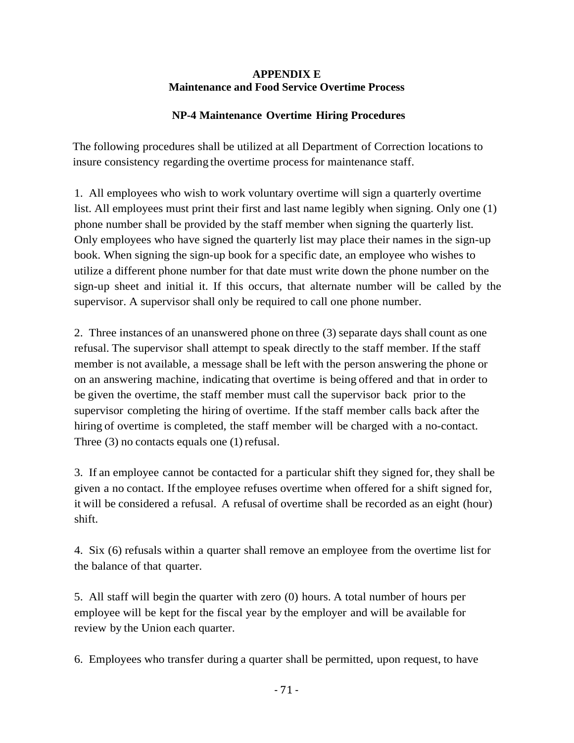# APPENDIX E
## Maintenance and Food Service Overtime Process

### NP-4 Maintenance Overtime Hiring Procedures

The following procedures shall be utilized at all Department of Correction locations to insure consistency regarding the overtime process for maintenance staff.

1. All employees who wish to work voluntary overtime will sign a quarterly overtime list. All employees must print their first and last name legibly when signing. Only one (1) phone number shall be provided by the staff member when signing the quarterly list. Only employees who have signed the quarterly list may place their names in the sign-up book. When signing the sign-up book for a specific date, an employee who wishes to utilize a different phone number for that date must write down the phone number on the sign-up sheet and initial it. If this occurs, that alternate number will be called by the supervisor. A supervisor shall only be required to call one phone number.

2. Three instances of an unanswered phone on three (3) separate days shall count as one refusal. The supervisor shall attempt to speak directly to the staff member. If the staff member is not available, a message shall be left with the person answering the phone or on an answering machine, indicating that overtime is being offered and that in order to be given the overtime, the staff member must call the supervisor back prior to the supervisor completing the hiring of overtime. If the staff member calls back after the hiring of overtime is completed, the staff member will be charged with a no-contact. Three (3) no contacts equals one (1) refusal.

3. If an employee cannot be contacted for a particular shift they signed for, they shall be given a no contact. If the employee refuses overtime when offered for a shift signed for, it will be considered a refusal. A refusal of overtime shall be recorded as an eight (hour) shift.

4. Six (6) refusals within a quarter shall remove an employee from the overtime list for the balance of that quarter.

5. All staff will begin the quarter with zero (0) hours. A total number of hours per employee will be kept for the fiscal year by the employer and will be available for review by the Union each quarter.

6. Employees who transfer during a quarter shall be permitted, upon request, to have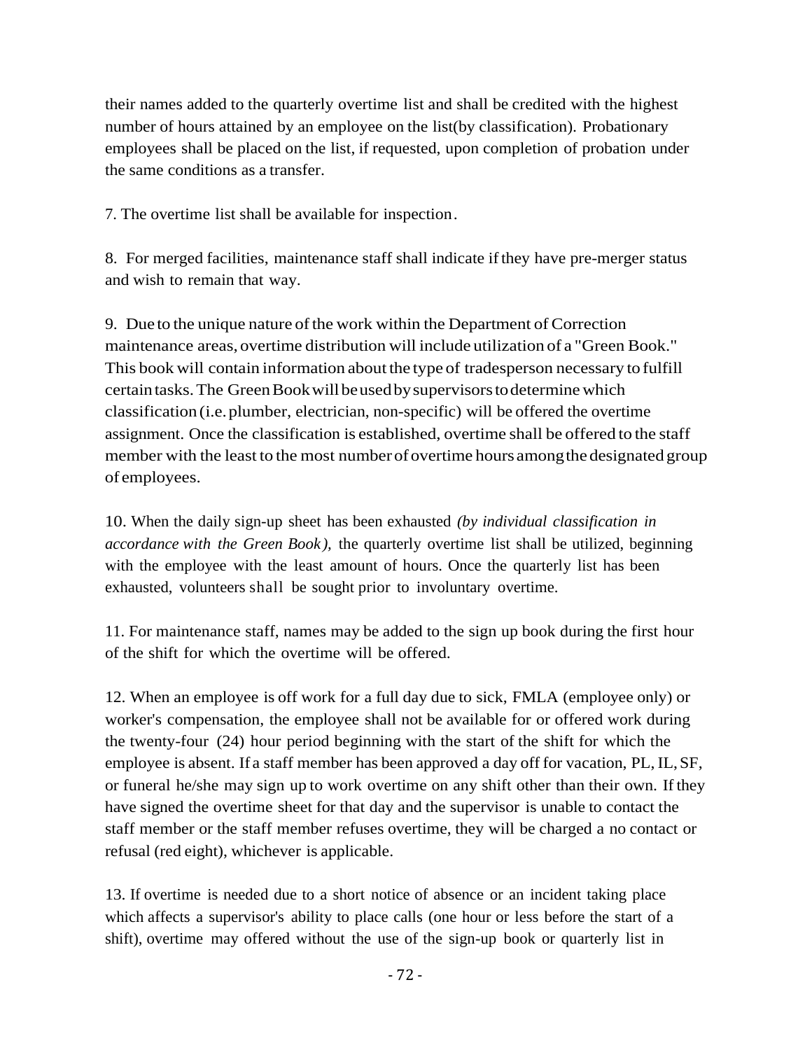their names added to the quarterly overtime list and shall be credited with the highest number of hours attained by an employee on the list(by classification). Probationary employees shall be placed on the list, if requested, upon completion of probation under the same conditions as a transfer.

7. The overtime list shall be available for inspection.

8. For merged facilities, maintenance staff shall indicate if they have pre-merger status and wish to remain that way.

9. Due to the unique nature of the work within the Department of Correction maintenance areas, overtime distribution will include utilization of a "Green Book." This book will contain information about the type of tradesperson necessary to fulfill certain tasks. The Green Book will be used by supervisors to determine which classification (i.e. plumber, electrician, non-specific) will be offered the overtime assignment. Once the classification is established, overtime shall be offered to the staff member with the least to the most number of overtime hours among the designated group of employees.

10. When the daily sign-up sheet has been exhausted *(by individual classification in accordance with the Green Book),* the quarterly overtime list shall be utilized, beginning with the employee with the least amount of hours. Once the quarterly list has been exhausted, volunteers shall be sought prior to involuntary overtime.

11. For maintenance staff, names may be added to the sign up book during the first hour of the shift for which the overtime will be offered.

12. When an employee is off work for a full day due to sick, FMLA (employee only) or worker's compensation, the employee shall not be available for or offered work during the twenty-four (24) hour period beginning with the start of the shift for which the employee is absent. If a staff member has been approved a day off for vacation, PL, IL, SF, or funeral he/she may sign up to work overtime on any shift other than their own. If they have signed the overtime sheet for that day and the supervisor is unable to contact the staff member or the staff member refuses overtime, they will be charged a no contact or refusal (red eight), whichever is applicable.

13. If overtime is needed due to a short notice of absence or an incident taking place which affects a supervisor's ability to place calls (one hour or less before the start of a shift), overtime may offered without the use of the sign-up book or quarterly list in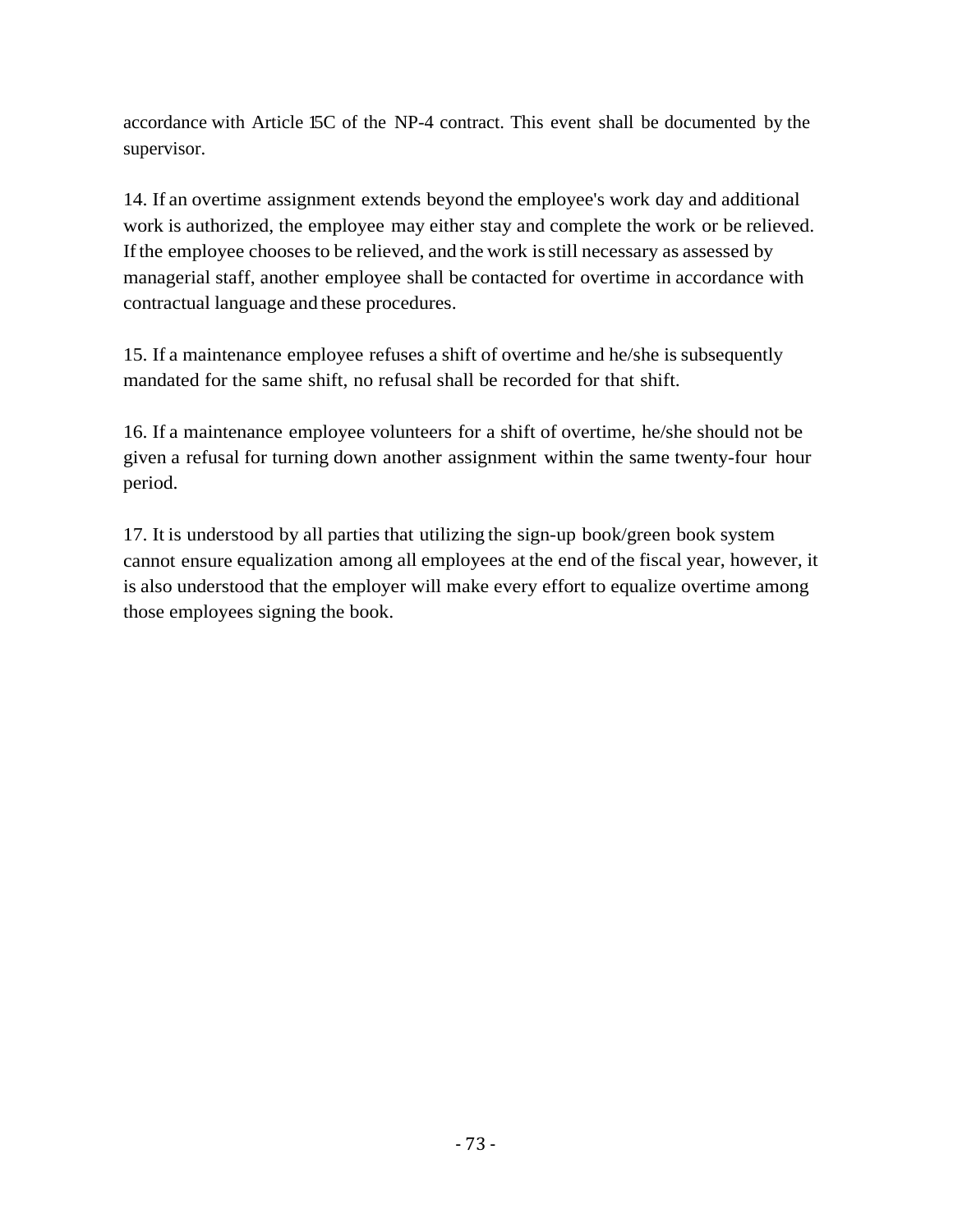accordance with Article 15C of the NP-4 contract. This event shall be documented by the supervisor.

14. If an overtime assignment extends beyond the employee's work day and additional work is authorized, the employee may either stay and complete the work or be relieved. If the employee chooses to be relieved, and the work is still necessary as assessed by managerial staff, another employee shall be contacted for overtime in accordance with contractual language and these procedures.

15. If a maintenance employee refuses a shift of overtime and he/she is subsequently mandated for the same shift, no refusal shall be recorded for that shift.

16. If a maintenance employee volunteers for a shift of overtime, he/she should not be given a refusal for turning down another assignment within the same twenty-four hour period.

17. It is understood by all parties that utilizing the sign-up book/green book system cannot ensure equalization among all employees at the end of the fiscal year, however, it is also understood that the employer will make every effort to equalize overtime among those employees signing the book.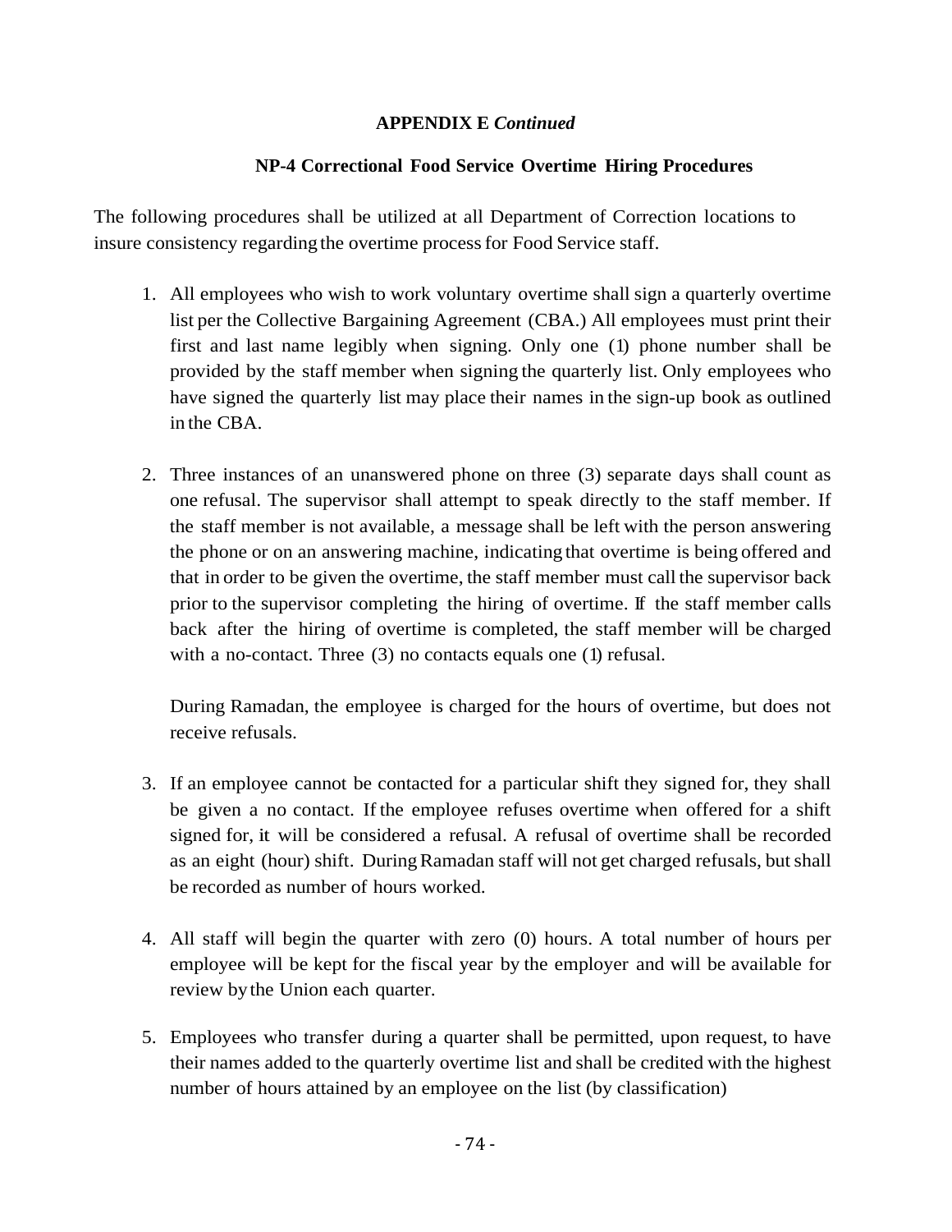**APPENDIX E *Continued***

**NP-4 Correctional Food Service Overtime Hiring Procedures**

The following procedures shall be utilized at all Department of Correction locations to insure consistency regarding the overtime process for Food Service staff.

1. All employees who wish to work voluntary overtime shall sign a quarterly overtime list per the Collective Bargaining Agreement (CBA.) All employees must print their first and last name legibly when signing. Only one (1) phone number shall be provided by the staff member when signing the quarterly list. Only employees who have signed the quarterly list may place their names in the sign-up book as outlined in the CBA.

2. Three instances of an unanswered phone on three (3) separate days shall count as one refusal. The supervisor shall attempt to speak directly to the staff member. If the staff member is not available, a message shall be left with the person answering the phone or on an answering machine, indicating that overtime is being offered and that in order to be given the overtime, the staff member must call the supervisor back prior to the supervisor completing the hiring of overtime. If the staff member calls back after the hiring of overtime is completed, the staff member will be charged with a no-contact. Three (3) no contacts equals one (1) refusal.

   During Ramadan, the employee is charged for the hours of overtime, but does not receive refusals.

3. If an employee cannot be contacted for a particular shift they signed for, they shall be given a no contact. If the employee refuses overtime when offered for a shift signed for, it will be considered a refusal. A refusal of overtime shall be recorded as an eight (hour) shift. During Ramadan staff will not get charged refusals, but shall be recorded as number of hours worked.

4. All staff will begin the quarter with zero (0) hours. A total number of hours per employee will be kept for the fiscal year by the employer and will be available for review by the Union each quarter.

5. Employees who transfer during a quarter shall be permitted, upon request, to have their names added to the quarterly overtime list and shall be credited with the highest number of hours attained by an employee on the list (by classification)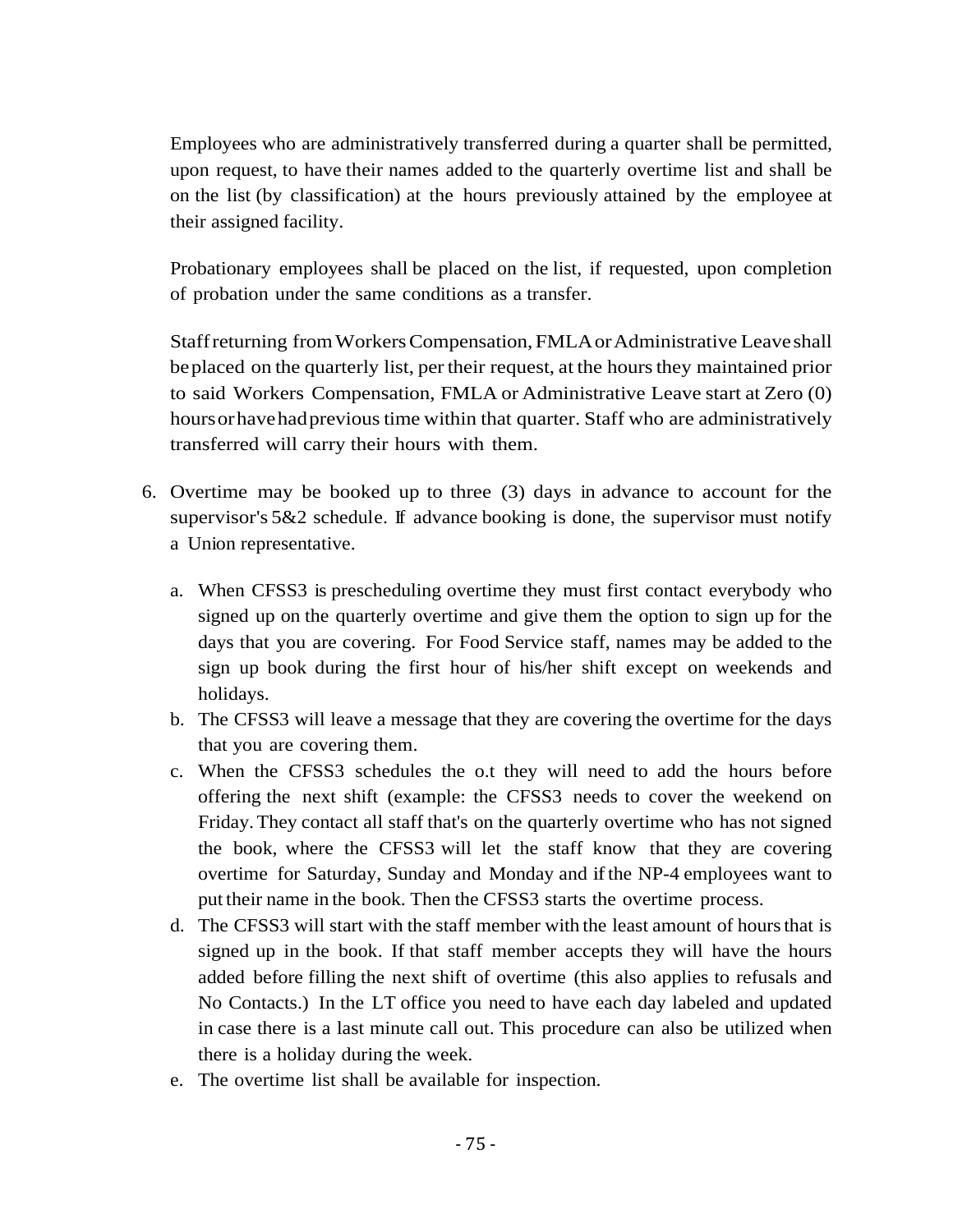Employees who are administratively transferred during a quarter shall be permitted, upon request, to have their names added to the quarterly overtime list and shall be on the list (by classification) at the hours previously attained by the employee at their assigned facility.

Probationary employees shall be placed on the list, if requested, upon completion of probation under the same conditions as a transfer.

Staff returning from Workers Compensation, FMLA or Administrative Leave shall be placed on the quarterly list, per their request, at the hours they maintained prior to said Workers Compensation, FMLA or Administrative Leave start at Zero (0) hours or have had previous time within that quarter. Staff who are administratively transferred will carry their hours with them.

6. Overtime may be booked up to three (3) days in advance to account for the supervisor's 5&2 schedule. If advance booking is done, the supervisor must notify a Union representative.

   a. When CFSS3 is prescheduling overtime they must first contact everybody who signed up on the quarterly overtime and give them the option to sign up for the days that you are covering. For Food Service staff, names may be added to the sign up book during the first hour of his/her shift except on weekends and holidays.
   b. The CFSS3 will leave a message that they are covering the overtime for the days that you are covering them.
   c. When the CFSS3 schedules the o.t they will need to add the hours before offering the next shift (example: the CFSS3 needs to cover the weekend on Friday. They contact all staff that's on the quarterly overtime who has not signed the book, where the CFSS3 will let the staff know that they are covering overtime for Saturday, Sunday and Monday and if the NP-4 employees want to put their name in the book. Then the CFSS3 starts the overtime process.
   d. The CFSS3 will start with the staff member with the least amount of hours that is signed up in the book. If that staff member accepts they will have the hours added before filling the next shift of overtime (this also applies to refusals and No Contacts.) In the LT office you need to have each day labeled and updated in case there is a last minute call out. This procedure can also be utilized when there is a holiday during the week.
   e. The overtime list shall be available for inspection.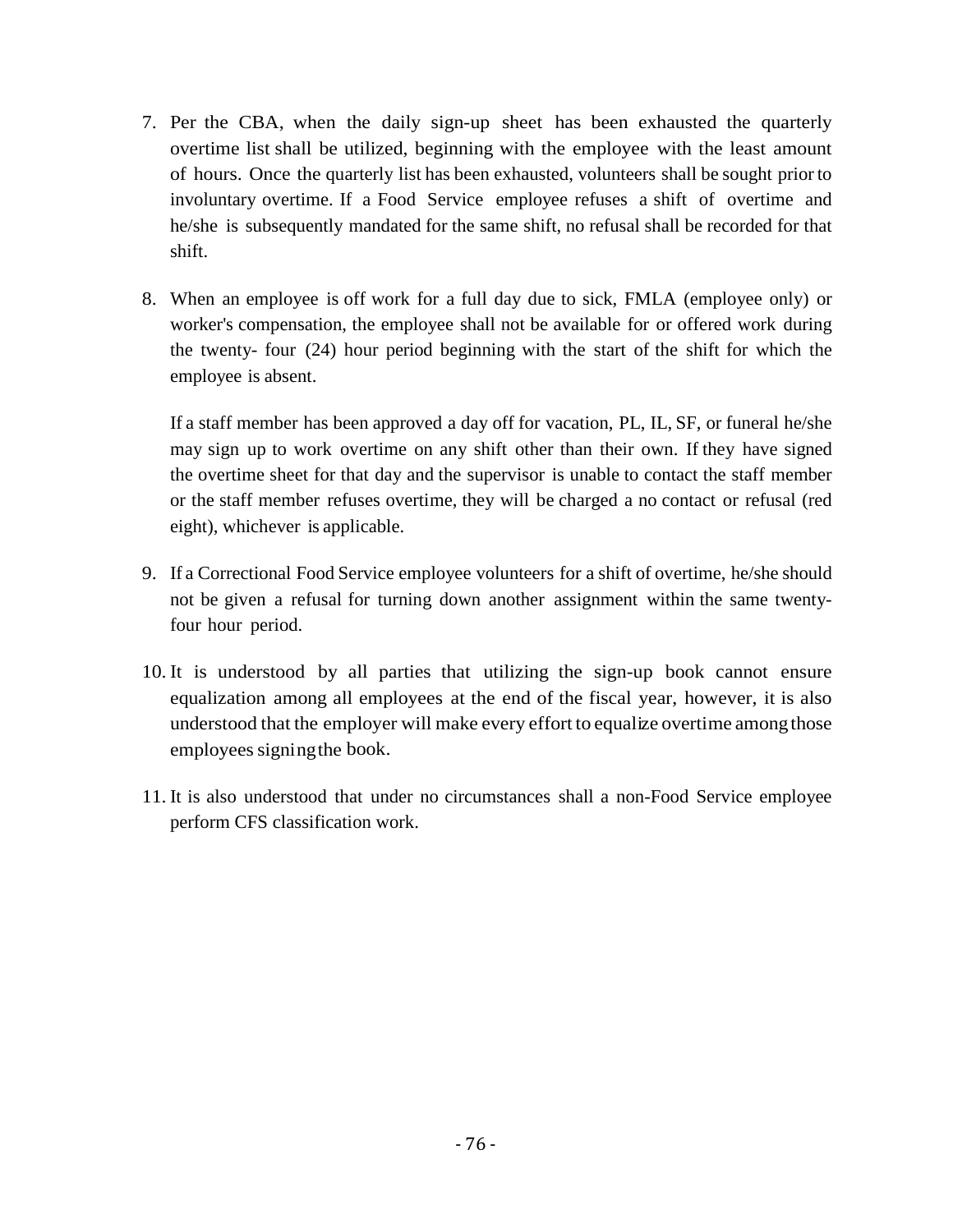7. Per the CBA, when the daily sign-up sheet has been exhausted the quarterly overtime list shall be utilized, beginning with the employee with the least amount of hours. Once the quarterly list has been exhausted, volunteers shall be sought prior to involuntary overtime. If a Food Service employee refuses a shift of overtime and he/she is subsequently mandated for the same shift, no refusal shall be recorded for that shift.

8. When an employee is off work for a full day due to sick, FMLA (employee only) or worker's compensation, the employee shall not be available for or offered work during the twenty- four (24) hour period beginning with the start of the shift for which the employee is absent.

   If a staff member has been approved a day off for vacation, PL, IL, SF, or funeral he/she may sign up to work overtime on any shift other than their own. If they have signed the overtime sheet for that day and the supervisor is unable to contact the staff member or the staff member refuses overtime, they will be charged a no contact or refusal (red eight), whichever is applicable.

9. If a Correctional Food Service employee volunteers for a shift of overtime, he/she should not be given a refusal for turning down another assignment within the same twenty-four hour period.

10. It is understood by all parties that utilizing the sign-up book cannot ensure equalization among all employees at the end of the fiscal year, however, it is also understood that the employer will make every effort to equalize overtime among those employees signing the book.

11. It is also understood that under no circumstances shall a non-Food Service employee perform CFS classification work.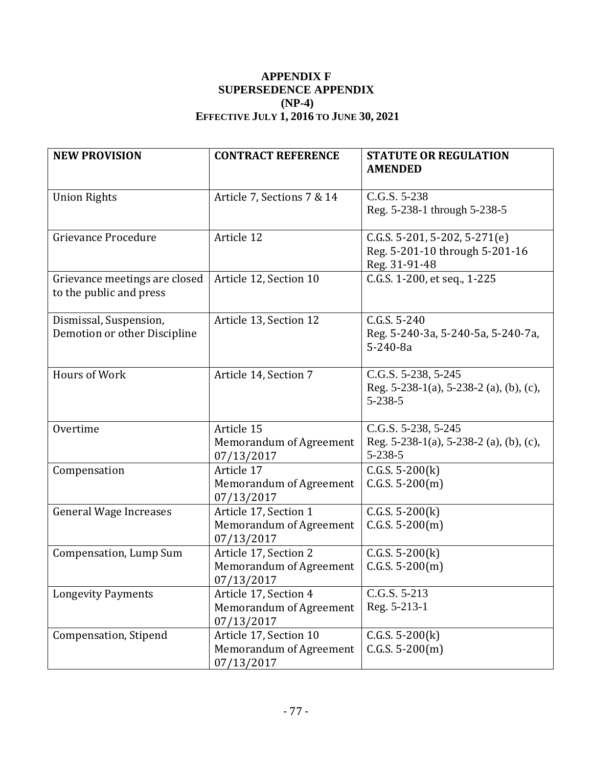**APPENDIX F**
**SUPERSEDENCE APPENDIX**
**(NP-4)**
**EFFECTIVE JULY 1, 2016 TO JUNE 30, 2021**

| NEW PROVISION | CONTRACT REFERENCE | STATUTE OR REGULATION AMENDED |
|---|---|---|
| Union Rights | Article 7, Sections 7 & 14 | C.G.S. 5-238<br>Reg. 5-238-1 through 5-238-5 |
| Grievance Procedure | Article 12 | C.G.S. 5-201, 5-202, 5-271(e)<br>Reg. 5-201-10 through 5-201-16<br>Reg. 31-91-48 |
| Grievance meetings are closed to the public and press | Article 12, Section 10 | C.G.S. 1-200, et seq., 1-225 |
| Dismissal, Suspension, Demotion or other Discipline | Article 13, Section 12 | C.G.S. 5-240<br>Reg. 5-240-3a, 5-240-5a, 5-240-7a, 5-240-8a |
| Hours of Work | Article 14, Section 7 | C.G.S. 5-238, 5-245<br>Reg. 5-238-1(a), 5-238-2 (a), (b), (c), 5-238-5 |
| Overtime | Article 15<br>Memorandum of Agreement 07/13/2017 | C.G.S. 5-238, 5-245<br>Reg. 5-238-1(a), 5-238-2 (a), (b), (c), 5-238-5 |
| Compensation | Article 17<br>Memorandum of Agreement 07/13/2017 | C.G.S. 5-200(k)<br>C.G.S. 5-200(m) |
| General Wage Increases | Article 17, Section 1<br>Memorandum of Agreement 07/13/2017 | C.G.S. 5-200(k)<br>C.G.S. 5-200(m) |
| Compensation, Lump Sum | Article 17, Section 2<br>Memorandum of Agreement 07/13/2017 | C.G.S. 5-200(k)<br>C.G.S. 5-200(m) |
| Longevity Payments | Article 17, Section 4<br>Memorandum of Agreement 07/13/2017 | C.G.S. 5-213<br>Reg. 5-213-1 |
| Compensation, Stipend | Article 17, Section 10<br>Memorandum of Agreement 07/13/2017 | C.G.S. 5-200(k)<br>C.G.S. 5-200(m) |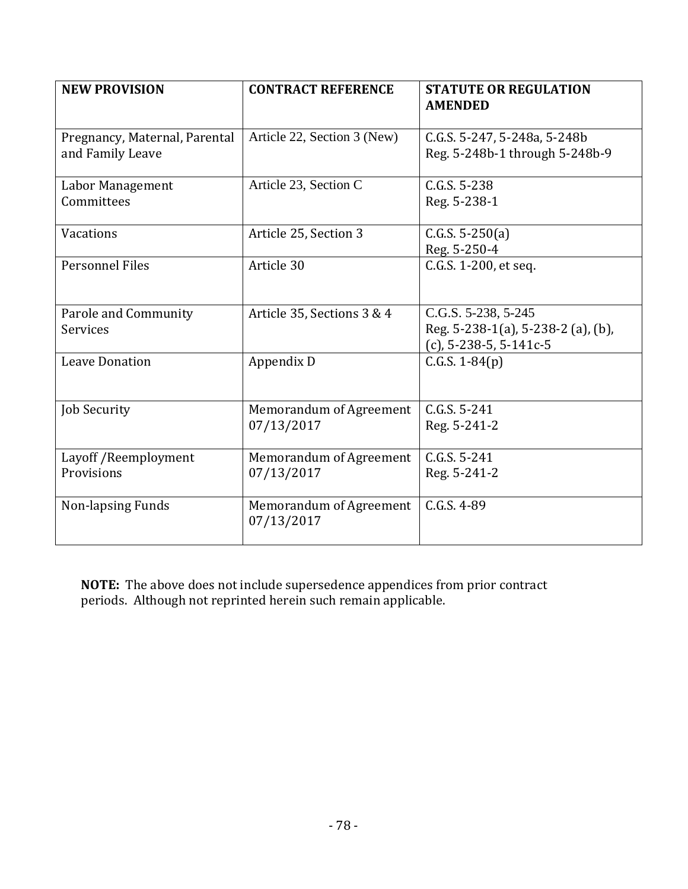| NEW PROVISION | CONTRACT REFERENCE | STATUTE OR REGULATION AMENDED |
|---|---|---|
| Pregnancy, Maternal, Parental and Family Leave | Article 22, Section 3 (New) | C.G.S. 5-247, 5-248a, 5-248b<br>Reg. 5-248b-1 through 5-248b-9 |
| Labor Management Committees | Article 23, Section C | C.G.S. 5-238<br>Reg. 5-238-1 |
| Vacations | Article 25, Section 3 | C.G.S. 5-250(a)<br>Reg. 5-250-4 |
| Personnel Files | Article 30 | C.G.S. 1-200, et seq. |
| Parole and Community Services | Article 35, Sections 3 & 4 | C.G.S. 5-238, 5-245<br>Reg. 5-238-1(a), 5-238-2 (a), (b), (c), 5-238-5, 5-141c-5 |
| Leave Donation | Appendix D | C.G.S. 1-84(p) |
| Job Security | Memorandum of Agreement 07/13/2017 | C.G.S. 5-241<br>Reg. 5-241-2 |
| Layoff /Reemployment Provisions | Memorandum of Agreement 07/13/2017 | C.G.S. 5-241<br>Reg. 5-241-2 |
| Non-lapsing Funds | Memorandum of Agreement 07/13/2017 | C.G.S. 4-89 |

**NOTE:** The above does not include supersedence appendices from prior contract periods. Although not reprinted herein such remain applicable.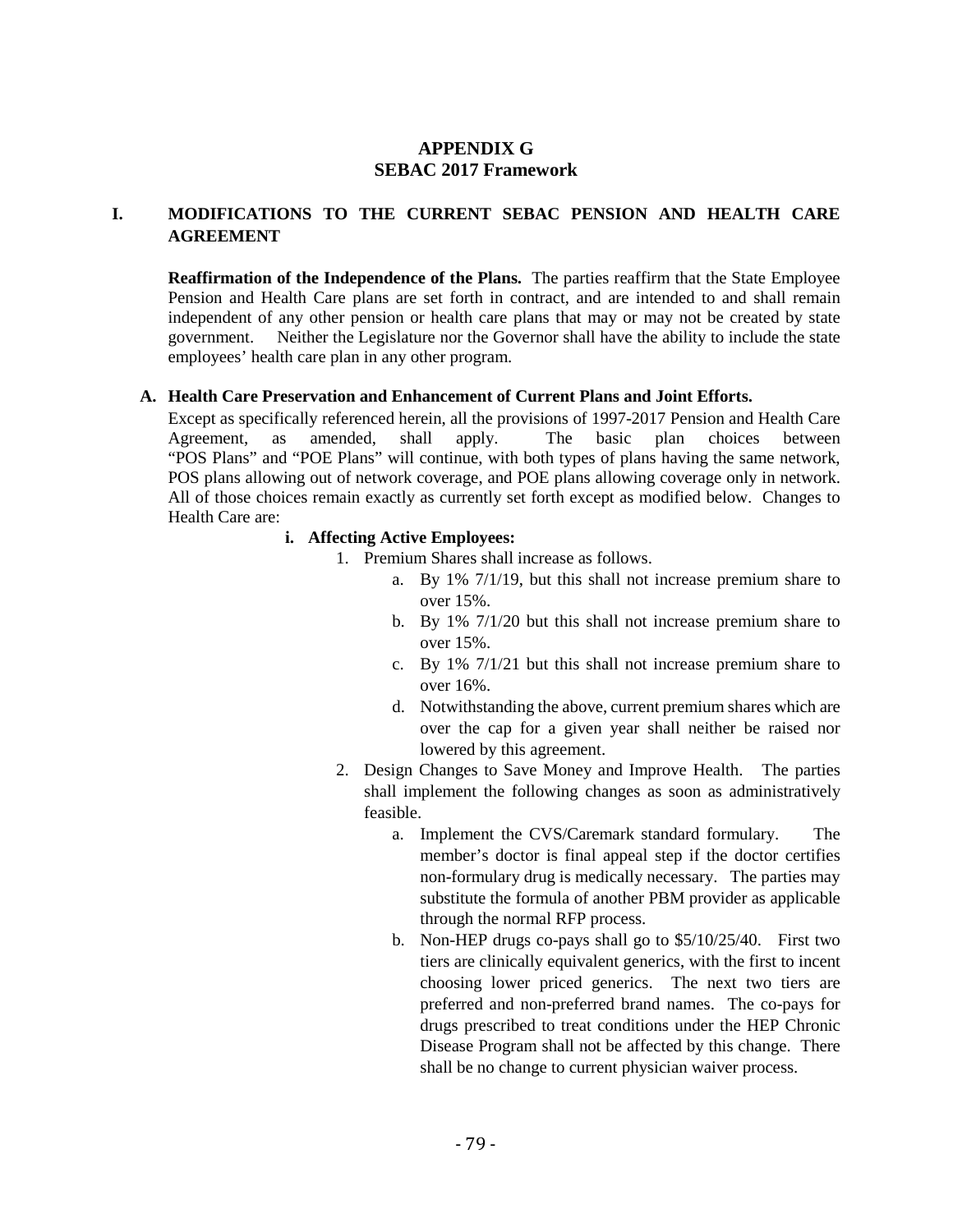# APPENDIX G
# SEBAC 2017 Framework

## I. MODIFICATIONS TO THE CURRENT SEBAC PENSION AND HEALTH CARE AGREEMENT

**Reaffirmation of the Independence of the Plans.** The parties reaffirm that the State Employee Pension and Health Care plans are set forth in contract, and are intended to and shall remain independent of any other pension or health care plans that may or may not be created by state government. Neither the Legislature nor the Governor shall have the ability to include the state employees' health care plan in any other program.

### A. Health Care Preservation and Enhancement of Current Plans and Joint Efforts.

Except as specifically referenced herein, all the provisions of 1997-2017 Pension and Health Care Agreement, as amended, shall apply. The basic plan choices between "POS Plans" and "POE Plans" will continue, with both types of plans having the same network, POS plans allowing out of network coverage, and POE plans allowing coverage only in network. All of those choices remain exactly as currently set forth except as modified below. Changes to Health Care are:

**i. Affecting Active Employees:**

1. Premium Shares shall increase as follows.
   a. By 1% 7/1/19, but this shall not increase premium share to over 15%.
   b. By 1% 7/1/20 but this shall not increase premium share to over 15%.
   c. By 1% 7/1/21 but this shall not increase premium share to over 16%.
   d. Notwithstanding the above, current premium shares which are over the cap for a given year shall neither be raised nor lowered by this agreement.
2. Design Changes to Save Money and Improve Health. The parties shall implement the following changes as soon as administratively feasible.
   a. Implement the CVS/Caremark standard formulary. The member's doctor is final appeal step if the doctor certifies non-formulary drug is medically necessary. The parties may substitute the formula of another PBM provider as applicable through the normal RFP process.
   b. Non-HEP drugs co-pays shall go to $5/10/25/40. First two tiers are clinically equivalent generics, with the first to incent choosing lower priced generics. The next two tiers are preferred and non-preferred brand names. The co-pays for drugs prescribed to treat conditions under the HEP Chronic Disease Program shall not be affected by this change. There shall be no change to current physician waiver process.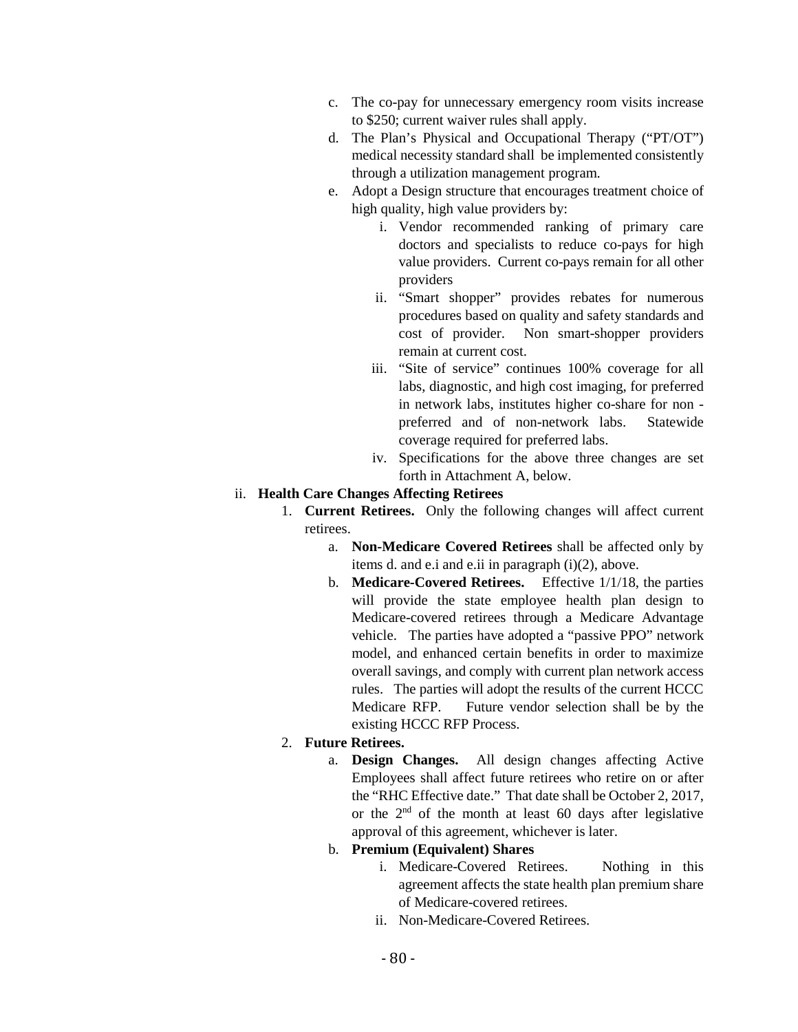c. The co-pay for unnecessary emergency room visits increase to $250; current waiver rules shall apply.

d. The Plan's Physical and Occupational Therapy ("PT/OT") medical necessity standard shall be implemented consistently through a utilization management program.

e. Adopt a Design structure that encourages treatment choice of high quality, high value providers by:

   i. Vendor recommended ranking of primary care doctors and specialists to reduce co-pays for high value providers. Current co-pays remain for all other providers

   ii. "Smart shopper" provides rebates for numerous procedures based on quality and safety standards and cost of provider. Non smart-shopper providers remain at current cost.

   iii. "Site of service" continues 100% coverage for all labs, diagnostic, and high cost imaging, for preferred in network labs, institutes higher co-share for non - preferred and of non-network labs. Statewide coverage required for preferred labs.

   iv. Specifications for the above three changes are set forth in Attachment A, below.

ii. **Health Care Changes Affecting Retirees**

1. **Current Retirees.** Only the following changes will affect current retirees.

   a. **Non-Medicare Covered Retirees** shall be affected only by items d. and e.i and e.ii in paragraph (i)(2), above.

   b. **Medicare-Covered Retirees.** Effective 1/1/18, the parties will provide the state employee health plan design to Medicare-covered retirees through a Medicare Advantage vehicle. The parties have adopted a "passive PPO" network model, and enhanced certain benefits in order to maximize overall savings, and comply with current plan network access rules. The parties will adopt the results of the current HCCC Medicare RFP. Future vendor selection shall be by the existing HCCC RFP Process.

2. **Future Retirees.**

   a. **Design Changes.** All design changes affecting Active Employees shall affect future retirees who retire on or after the "RHC Effective date." That date shall be October 2, 2017, or the 2nd of the month at least 60 days after legislative approval of this agreement, whichever is later.

   b. **Premium (Equivalent) Shares**

      i. Medicare-Covered Retirees. Nothing in this agreement affects the state health plan premium share of Medicare-covered retirees.

      ii. Non-Medicare-Covered Retirees.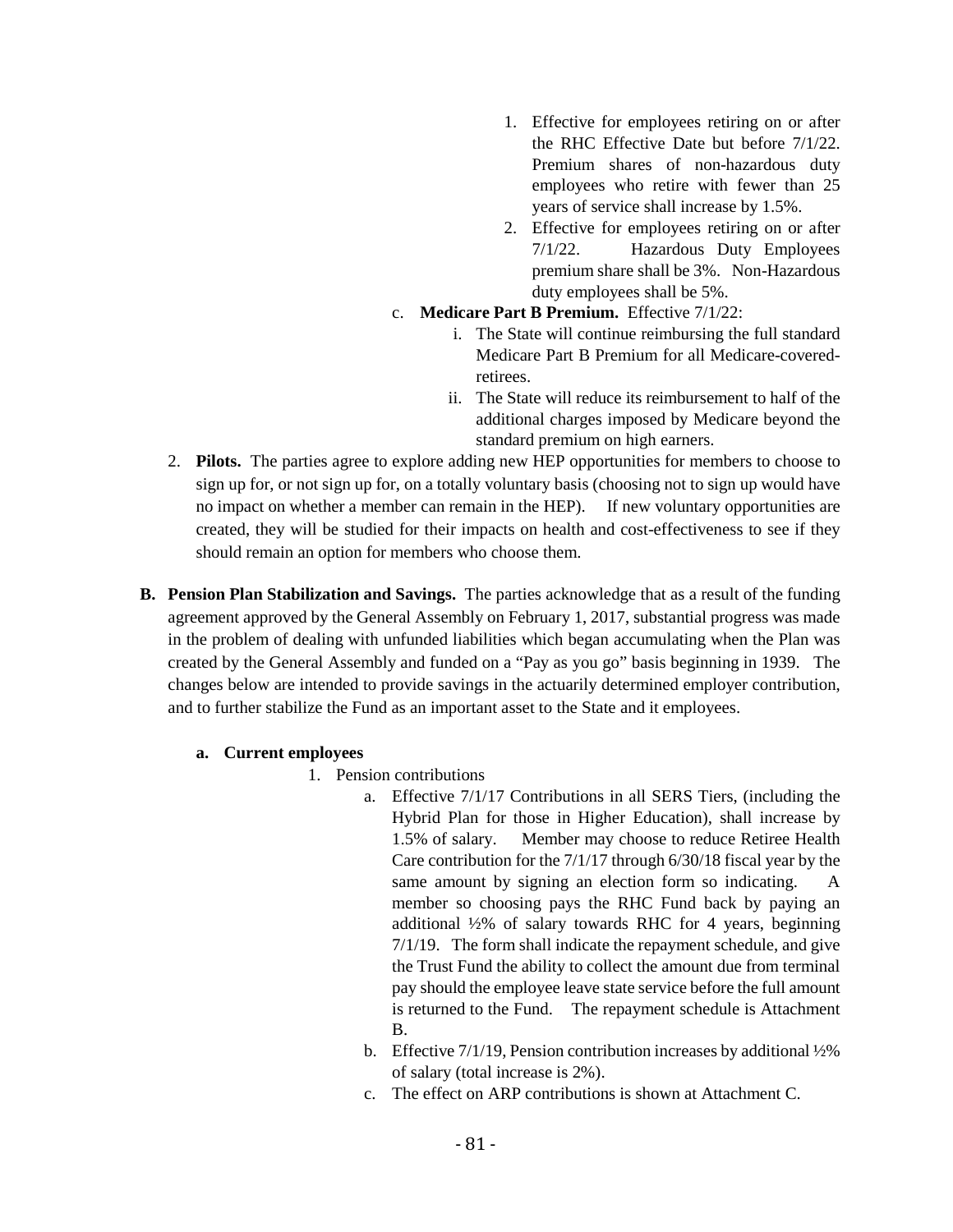1. Effective for employees retiring on or after the RHC Effective Date but before 7/1/22. Premium shares of non-hazardous duty employees who retire with fewer than 25 years of service shall increase by 1.5%.
2. Effective for employees retiring on or after 7/1/22. Hazardous Duty Employees premium share shall be 3%. Non-Hazardous duty employees shall be 5%.

c. **Medicare Part B Premium.** Effective 7/1/22:

   i. The State will continue reimbursing the full standard Medicare Part B Premium for all Medicare-covered-retirees.

   ii. The State will reduce its reimbursement to half of the additional charges imposed by Medicare beyond the standard premium on high earners.

2. **Pilots.** The parties agree to explore adding new HEP opportunities for members to choose to sign up for, or not sign up for, on a totally voluntary basis (choosing not to sign up would have no impact on whether a member can remain in the HEP). If new voluntary opportunities are created, they will be studied for their impacts on health and cost-effectiveness to see if they should remain an option for members who choose them.

**B. Pension Plan Stabilization and Savings.** The parties acknowledge that as a result of the funding agreement approved by the General Assembly on February 1, 2017, substantial progress was made in the problem of dealing with unfunded liabilities which began accumulating when the Plan was created by the General Assembly and funded on a "Pay as you go" basis beginning in 1939. The changes below are intended to provide savings in the actuarily determined employer contribution, and to further stabilize the Fund as an important asset to the State and it employees.

**a. Current employees**

1. Pension contributions

   a. Effective 7/1/17 Contributions in all SERS Tiers, (including the Hybrid Plan for those in Higher Education), shall increase by 1.5% of salary. Member may choose to reduce Retiree Health Care contribution for the 7/1/17 through 6/30/18 fiscal year by the same amount by signing an election form so indicating. A member so choosing pays the RHC Fund back by paying an additional ½% of salary towards RHC for 4 years, beginning 7/1/19. The form shall indicate the repayment schedule, and give the Trust Fund the ability to collect the amount due from terminal pay should the employee leave state service before the full amount is returned to the Fund. The repayment schedule is Attachment B.

   b. Effective 7/1/19, Pension contribution increases by additional ½% of salary (total increase is 2%).

   c. The effect on ARP contributions is shown at Attachment C.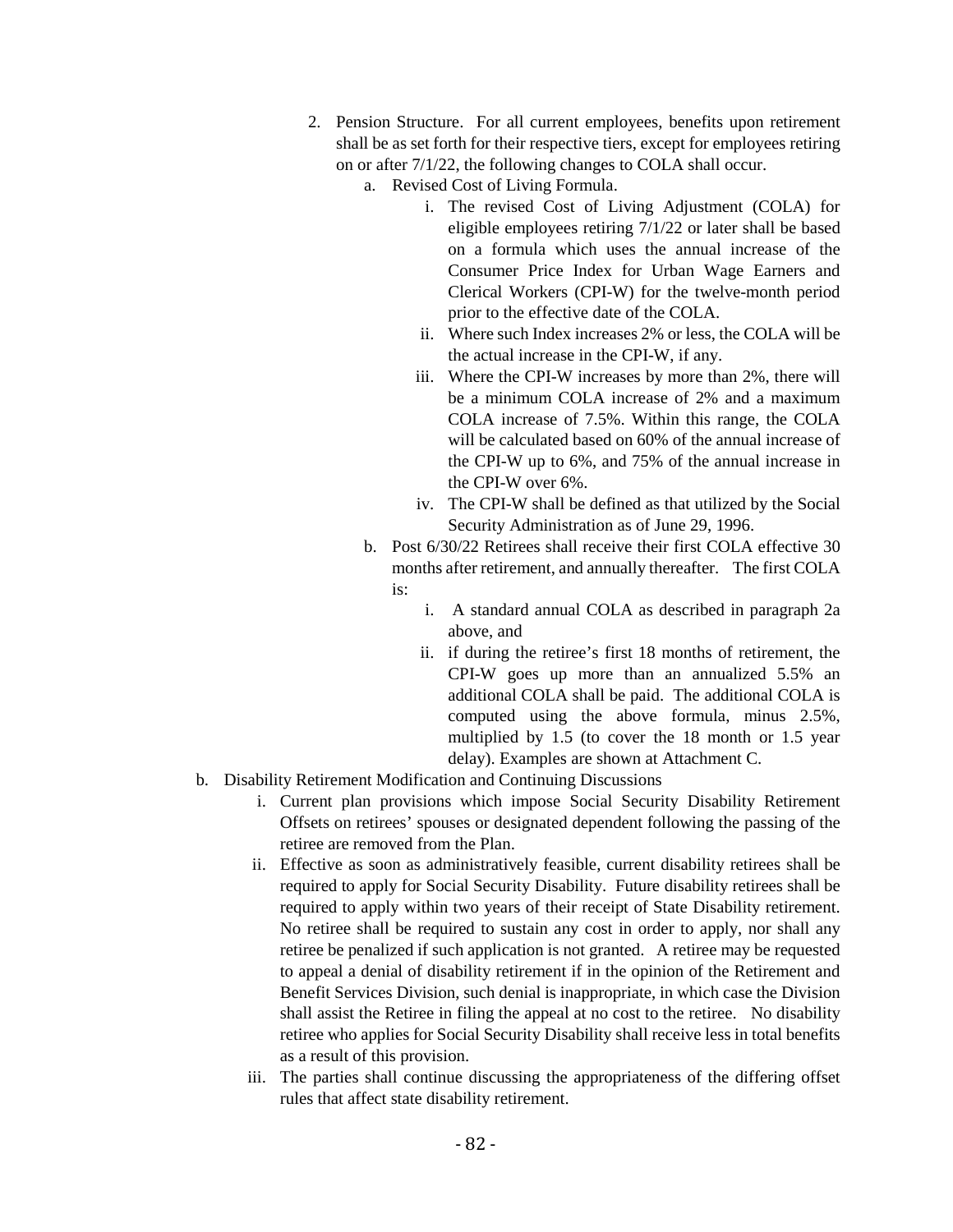2. Pension Structure. For all current employees, benefits upon retirement shall be as set forth for their respective tiers, except for employees retiring on or after 7/1/22, the following changes to COLA shall occur.
   a. Revised Cost of Living Formula.
      i. The revised Cost of Living Adjustment (COLA) for eligible employees retiring 7/1/22 or later shall be based on a formula which uses the annual increase of the Consumer Price Index for Urban Wage Earners and Clerical Workers (CPI-W) for the twelve-month period prior to the effective date of the COLA.
      ii. Where such Index increases 2% or less, the COLA will be the actual increase in the CPI-W, if any.
      iii. Where the CPI-W increases by more than 2%, there will be a minimum COLA increase of 2% and a maximum COLA increase of 7.5%. Within this range, the COLA will be calculated based on 60% of the annual increase of the CPI-W up to 6%, and 75% of the annual increase in the CPI-W over 6%.
      iv. The CPI-W shall be defined as that utilized by the Social Security Administration as of June 29, 1996.
   b. Post 6/30/22 Retirees shall receive their first COLA effective 30 months after retirement, and annually thereafter. The first COLA is:
      i. A standard annual COLA as described in paragraph 2a above, and
      ii. if during the retiree's first 18 months of retirement, the CPI-W goes up more than an annualized 5.5% an additional COLA shall be paid. The additional COLA is computed using the above formula, minus 2.5%, multiplied by 1.5 (to cover the 18 month or 1.5 year delay). Examples are shown at Attachment C.

b. Disability Retirement Modification and Continuing Discussions
   i. Current plan provisions which impose Social Security Disability Retirement Offsets on retirees' spouses or designated dependent following the passing of the retiree are removed from the Plan.
   ii. Effective as soon as administratively feasible, current disability retirees shall be required to apply for Social Security Disability. Future disability retirees shall be required to apply within two years of their receipt of State Disability retirement. No retiree shall be required to sustain any cost in order to apply, nor shall any retiree be penalized if such application is not granted. A retiree may be requested to appeal a denial of disability retirement if in the opinion of the Retirement and Benefit Services Division, such denial is inappropriate, in which case the Division shall assist the Retiree in filing the appeal at no cost to the retiree. No disability retiree who applies for Social Security Disability shall receive less in total benefits as a result of this provision.
   iii. The parties shall continue discussing the appropriateness of the differing offset rules that affect state disability retirement.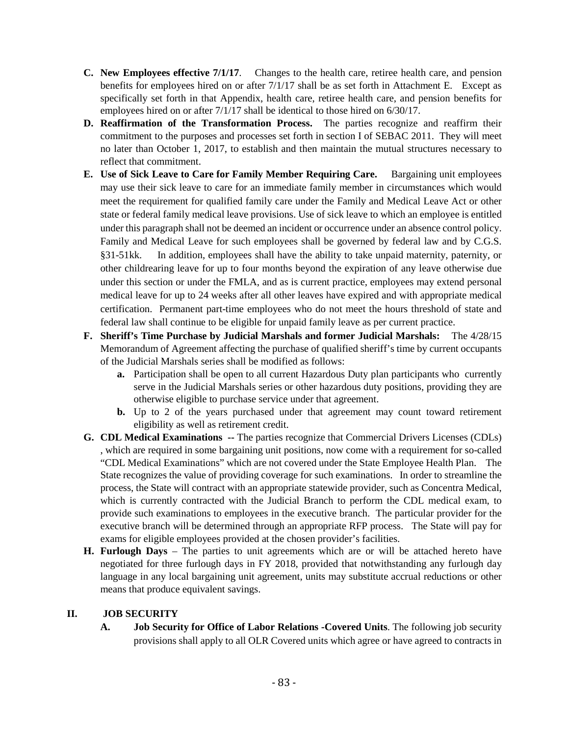**C. New Employees effective 7/1/17**. Changes to the health care, retiree health care, and pension benefits for employees hired on or after 7/1/17 shall be as set forth in Attachment E. Except as specifically set forth in that Appendix, health care, retiree health care, and pension benefits for employees hired on or after 7/1/17 shall be identical to those hired on 6/30/17.

**D. Reaffirmation of the Transformation Process.** The parties recognize and reaffirm their commitment to the purposes and processes set forth in section I of SEBAC 2011. They will meet no later than October 1, 2017, to establish and then maintain the mutual structures necessary to reflect that commitment.

**E. Use of Sick Leave to Care for Family Member Requiring Care.** Bargaining unit employees may use their sick leave to care for an immediate family member in circumstances which would meet the requirement for qualified family care under the Family and Medical Leave Act or other state or federal family medical leave provisions. Use of sick leave to which an employee is entitled under this paragraph shall not be deemed an incident or occurrence under an absence control policy. Family and Medical Leave for such employees shall be governed by federal law and by C.G.S. §31-51kk. In addition, employees shall have the ability to take unpaid maternity, paternity, or other childrearing leave for up to four months beyond the expiration of any leave otherwise due under this section or under the FMLA, and as is current practice, employees may extend personal medical leave for up to 24 weeks after all other leaves have expired and with appropriate medical certification. Permanent part-time employees who do not meet the hours threshold of state and federal law shall continue to be eligible for unpaid family leave as per current practice.

**F. Sheriff's Time Purchase by Judicial Marshals and former Judicial Marshals:** The 4/28/15 Memorandum of Agreement affecting the purchase of qualified sheriff's time by current occupants of the Judicial Marshals series shall be modified as follows:

- **a.** Participation shall be open to all current Hazardous Duty plan participants who currently serve in the Judicial Marshals series or other hazardous duty positions, providing they are otherwise eligible to purchase service under that agreement.
- **b.** Up to 2 of the years purchased under that agreement may count toward retirement eligibility as well as retirement credit.

**G. CDL Medical Examinations --** The parties recognize that Commercial Drivers Licenses (CDLs) , which are required in some bargaining unit positions, now come with a requirement for so-called "CDL Medical Examinations" which are not covered under the State Employee Health Plan. The State recognizes the value of providing coverage for such examinations. In order to streamline the process, the State will contract with an appropriate statewide provider, such as Concentra Medical, which is currently contracted with the Judicial Branch to perform the CDL medical exam, to provide such examinations to employees in the executive branch. The particular provider for the executive branch will be determined through an appropriate RFP process. The State will pay for exams for eligible employees provided at the chosen provider's facilities.

**H. Furlough Days** – The parties to unit agreements which are or will be attached hereto have negotiated for three furlough days in FY 2018, provided that notwithstanding any furlough day language in any local bargaining unit agreement, units may substitute accrual reductions or other means that produce equivalent savings.

## II. JOB SECURITY

**A. Job Security for Office of Labor Relations -Covered Units**. The following job security provisions shall apply to all OLR Covered units which agree or have agreed to contracts in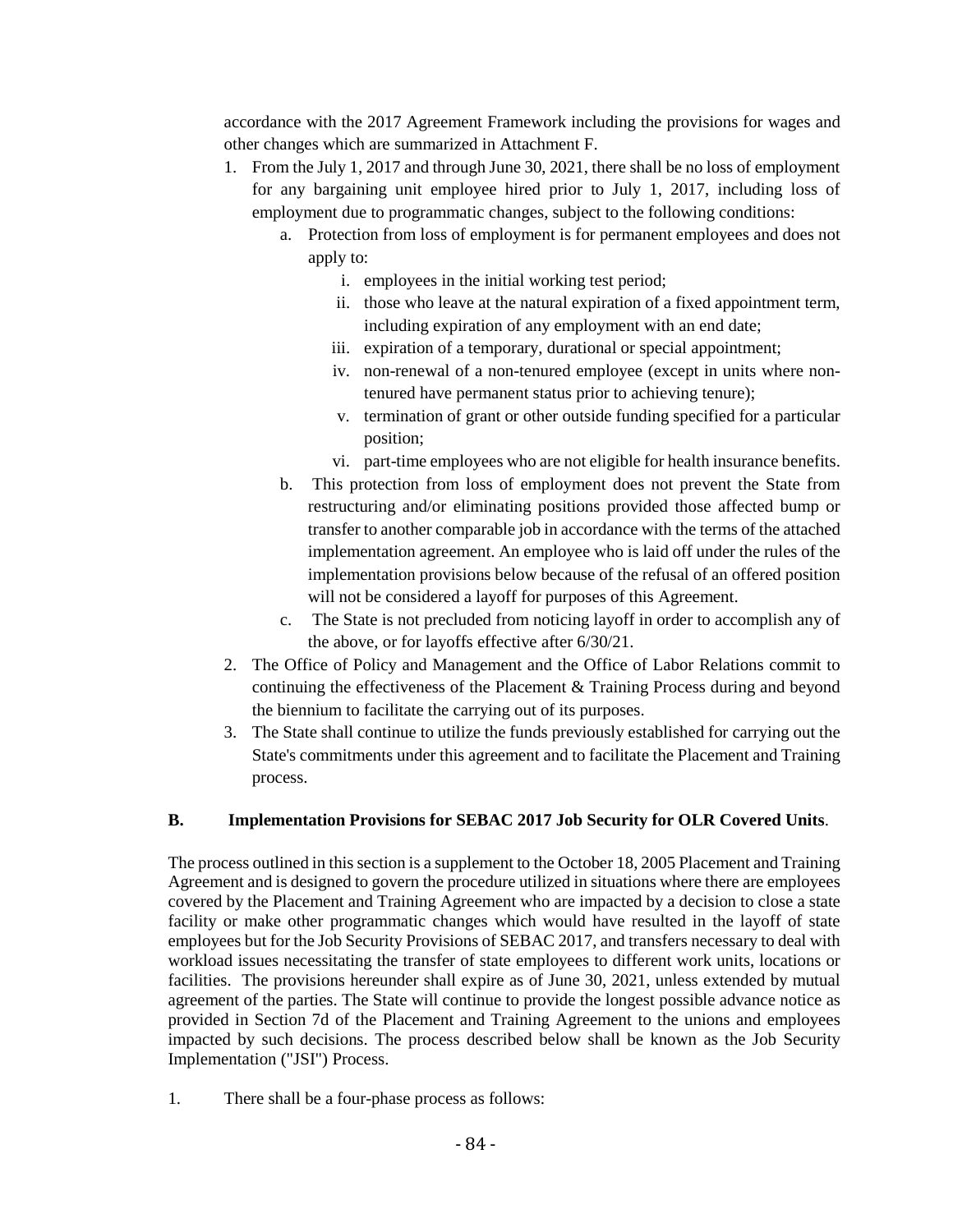accordance with the 2017 Agreement Framework including the provisions for wages and other changes which are summarized in Attachment F.

1. From the July 1, 2017 and through June 30, 2021, there shall be no loss of employment for any bargaining unit employee hired prior to July 1, 2017, including loss of employment due to programmatic changes, subject to the following conditions:
    a. Protection from loss of employment is for permanent employees and does not apply to:
        i. employees in the initial working test period;
        ii. those who leave at the natural expiration of a fixed appointment term, including expiration of any employment with an end date;
        iii. expiration of a temporary, durational or special appointment;
        iv. non-renewal of a non-tenured employee (except in units where non-tenured have permanent status prior to achieving tenure);
        v. termination of grant or other outside funding specified for a particular position;
        vi. part-time employees who are not eligible for health insurance benefits.
    b. This protection from loss of employment does not prevent the State from restructuring and/or eliminating positions provided those affected bump or transfer to another comparable job in accordance with the terms of the attached implementation agreement. An employee who is laid off under the rules of the implementation provisions below because of the refusal of an offered position will not be considered a layoff for purposes of this Agreement.
    c. The State is not precluded from noticing layoff in order to accomplish any of the above, or for layoffs effective after 6/30/21.
2. The Office of Policy and Management and the Office of Labor Relations commit to continuing the effectiveness of the Placement & Training Process during and beyond the biennium to facilitate the carrying out of its purposes.
3. The State shall continue to utilize the funds previously established for carrying out the State's commitments under this agreement and to facilitate the Placement and Training process.

**B. Implementation Provisions for SEBAC 2017 Job Security for OLR Covered Units**.

The process outlined in this section is a supplement to the October 18, 2005 Placement and Training Agreement and is designed to govern the procedure utilized in situations where there are employees covered by the Placement and Training Agreement who are impacted by a decision to close a state facility or make other programmatic changes which would have resulted in the layoff of state employees but for the Job Security Provisions of SEBAC 2017, and transfers necessary to deal with workload issues necessitating the transfer of state employees to different work units, locations or facilities. The provisions hereunder shall expire as of June 30, 2021, unless extended by mutual agreement of the parties. The State will continue to provide the longest possible advance notice as provided in Section 7d of the Placement and Training Agreement to the unions and employees impacted by such decisions. The process described below shall be known as the Job Security Implementation ("JSI") Process.

1. There shall be a four-phase process as follows: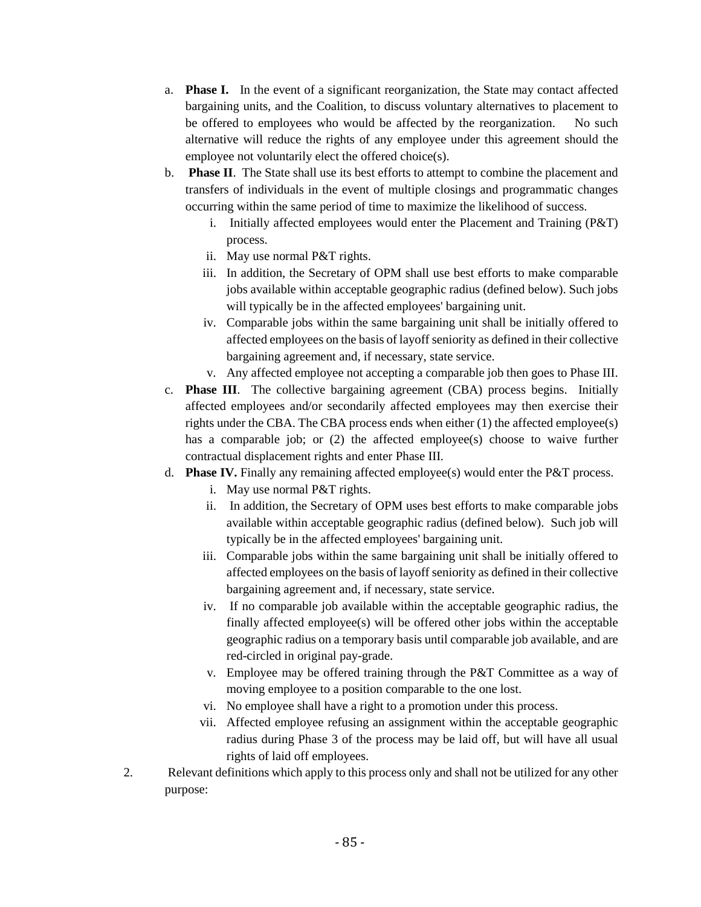a. **Phase I.** In the event of a significant reorganization, the State may contact affected bargaining units, and the Coalition, to discuss voluntary alternatives to placement to be offered to employees who would be affected by the reorganization. No such alternative will reduce the rights of any employee under this agreement should the employee not voluntarily elect the offered choice(s).

b. **Phase II**. The State shall use its best efforts to attempt to combine the placement and transfers of individuals in the event of multiple closings and programmatic changes occurring within the same period of time to maximize the likelihood of success.

   i. Initially affected employees would enter the Placement and Training (P&T) process.

   ii. May use normal P&T rights.

   iii. In addition, the Secretary of OPM shall use best efforts to make comparable jobs available within acceptable geographic radius (defined below). Such jobs will typically be in the affected employees' bargaining unit.

   iv. Comparable jobs within the same bargaining unit shall be initially offered to affected employees on the basis of layoff seniority as defined in their collective bargaining agreement and, if necessary, state service.

   v. Any affected employee not accepting a comparable job then goes to Phase III.

c. **Phase III**. The collective bargaining agreement (CBA) process begins. Initially affected employees and/or secondarily affected employees may then exercise their rights under the CBA. The CBA process ends when either (1) the affected employee(s) has a comparable job; or (2) the affected employee(s) choose to waive further contractual displacement rights and enter Phase III.

d. **Phase IV.** Finally any remaining affected employee(s) would enter the P&T process.

   i. May use normal P&T rights.

   ii. In addition, the Secretary of OPM uses best efforts to make comparable jobs available within acceptable geographic radius (defined below). Such job will typically be in the affected employees' bargaining unit.

   iii. Comparable jobs within the same bargaining unit shall be initially offered to affected employees on the basis of layoff seniority as defined in their collective bargaining agreement and, if necessary, state service.

   iv. If no comparable job available within the acceptable geographic radius, the finally affected employee(s) will be offered other jobs within the acceptable geographic radius on a temporary basis until comparable job available, and are red-circled in original pay-grade.

   v. Employee may be offered training through the P&T Committee as a way of moving employee to a position comparable to the one lost.

   vi. No employee shall have a right to a promotion under this process.

   vii. Affected employee refusing an assignment within the acceptable geographic radius during Phase 3 of the process may be laid off, but will have all usual rights of laid off employees.

2. Relevant definitions which apply to this process only and shall not be utilized for any other purpose: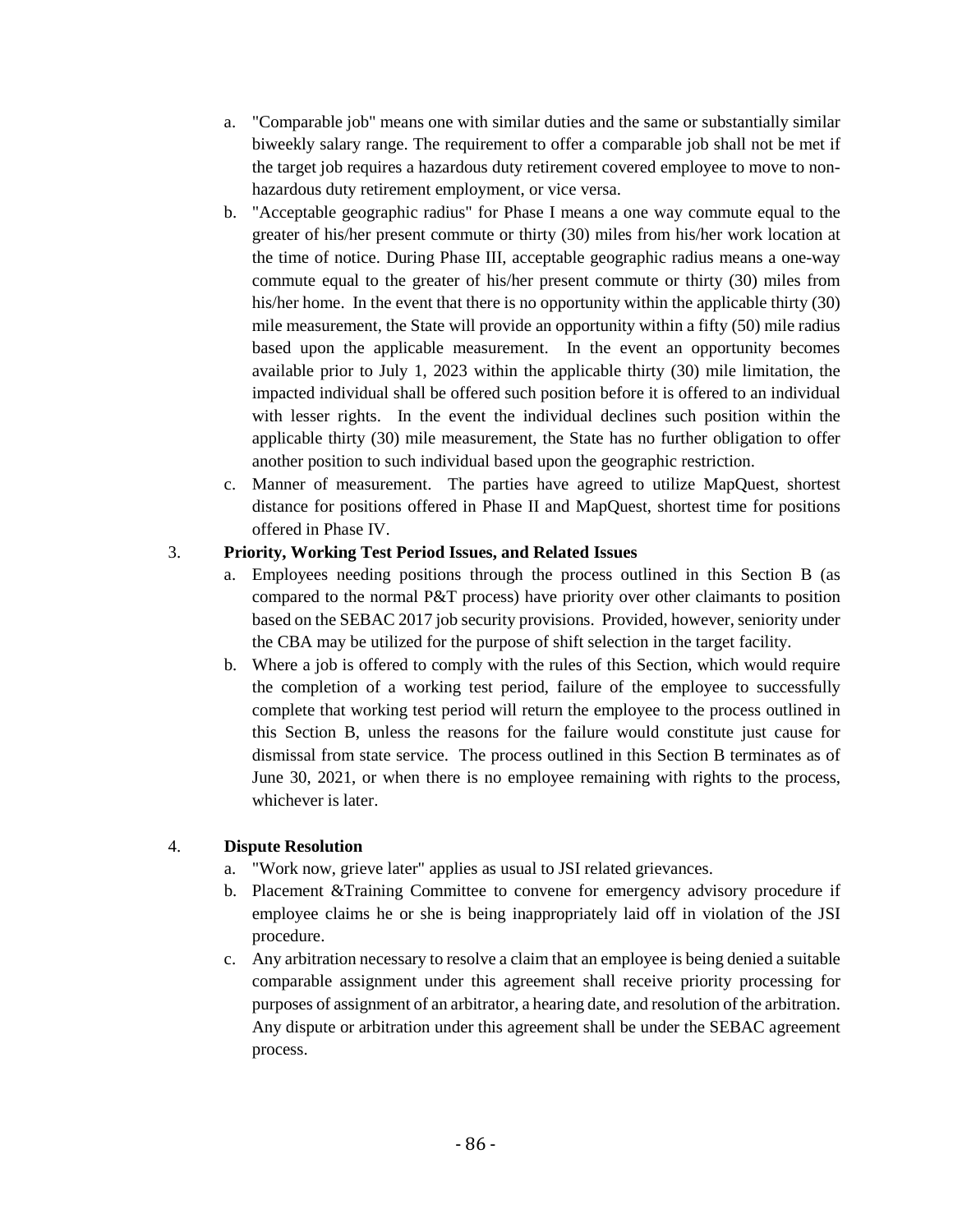a. "Comparable job" means one with similar duties and the same or substantially similar biweekly salary range. The requirement to offer a comparable job shall not be met if the target job requires a hazardous duty retirement covered employee to move to non-hazardous duty retirement employment, or vice versa.

b. "Acceptable geographic radius" for Phase I means a one way commute equal to the greater of his/her present commute or thirty (30) miles from his/her work location at the time of notice. During Phase III, acceptable geographic radius means a one-way commute equal to the greater of his/her present commute or thirty (30) miles from his/her home. In the event that there is no opportunity within the applicable thirty (30) mile measurement, the State will provide an opportunity within a fifty (50) mile radius based upon the applicable measurement. In the event an opportunity becomes available prior to July 1, 2023 within the applicable thirty (30) mile limitation, the impacted individual shall be offered such position before it is offered to an individual with lesser rights. In the event the individual declines such position within the applicable thirty (30) mile measurement, the State has no further obligation to offer another position to such individual based upon the geographic restriction.

c. Manner of measurement. The parties have agreed to utilize MapQuest, shortest distance for positions offered in Phase II and MapQuest, shortest time for positions offered in Phase IV.

3. **Priority, Working Test Period Issues, and Related Issues**

a. Employees needing positions through the process outlined in this Section B (as compared to the normal P&T process) have priority over other claimants to position based on the SEBAC 2017 job security provisions. Provided, however, seniority under the CBA may be utilized for the purpose of shift selection in the target facility.

b. Where a job is offered to comply with the rules of this Section, which would require the completion of a working test period, failure of the employee to successfully complete that working test period will return the employee to the process outlined in this Section B, unless the reasons for the failure would constitute just cause for dismissal from state service. The process outlined in this Section B terminates as of June 30, 2021, or when there is no employee remaining with rights to the process, whichever is later.

4. **Dispute Resolution**

a. "Work now, grieve later" applies as usual to JSI related grievances.

b. Placement &Training Committee to convene for emergency advisory procedure if employee claims he or she is being inappropriately laid off in violation of the JSI procedure.

c. Any arbitration necessary to resolve a claim that an employee is being denied a suitable comparable assignment under this agreement shall receive priority processing for purposes of assignment of an arbitrator, a hearing date, and resolution of the arbitration. Any dispute or arbitration under this agreement shall be under the SEBAC agreement process.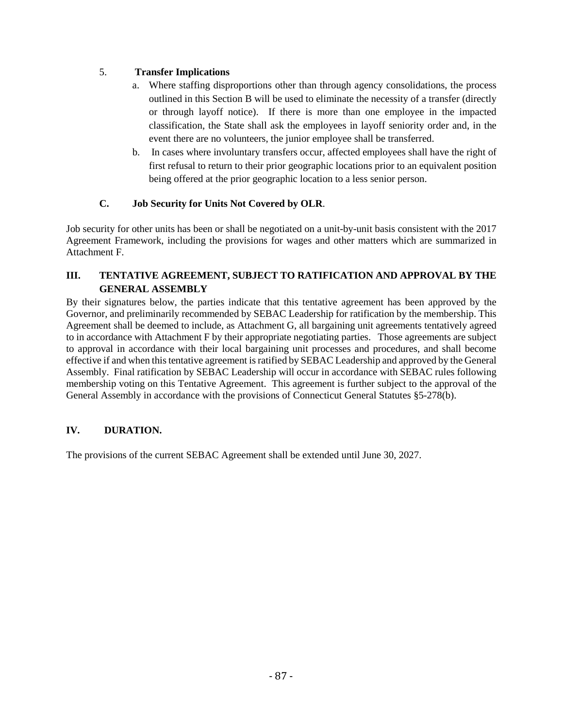5. **Transfer Implications**

   a. Where staffing disproportions other than through agency consolidations, the process outlined in this Section B will be used to eliminate the necessity of a transfer (directly or through layoff notice). If there is more than one employee in the impacted classification, the State shall ask the employees in layoff seniority order and, in the event there are no volunteers, the junior employee shall be transferred.

   b. In cases where involuntary transfers occur, affected employees shall have the right of first refusal to return to their prior geographic locations prior to an equivalent position being offered at the prior geographic location to a less senior person.

### C. Job Security for Units Not Covered by OLR.

Job security for other units has been or shall be negotiated on a unit-by-unit basis consistent with the 2017 Agreement Framework, including the provisions for wages and other matters which are summarized in Attachment F.

## III. TENTATIVE AGREEMENT, SUBJECT TO RATIFICATION AND APPROVAL BY THE GENERAL ASSEMBLY

By their signatures below, the parties indicate that this tentative agreement has been approved by the Governor, and preliminarily recommended by SEBAC Leadership for ratification by the membership. This Agreement shall be deemed to include, as Attachment G, all bargaining unit agreements tentatively agreed to in accordance with Attachment F by their appropriate negotiating parties. Those agreements are subject to approval in accordance with their local bargaining unit processes and procedures, and shall become effective if and when this tentative agreement is ratified by SEBAC Leadership and approved by the General Assembly. Final ratification by SEBAC Leadership will occur in accordance with SEBAC rules following membership voting on this Tentative Agreement. This agreement is further subject to the approval of the General Assembly in accordance with the provisions of Connecticut General Statutes §5-278(b).

## IV. DURATION.

The provisions of the current SEBAC Agreement shall be extended until June 30, 2027.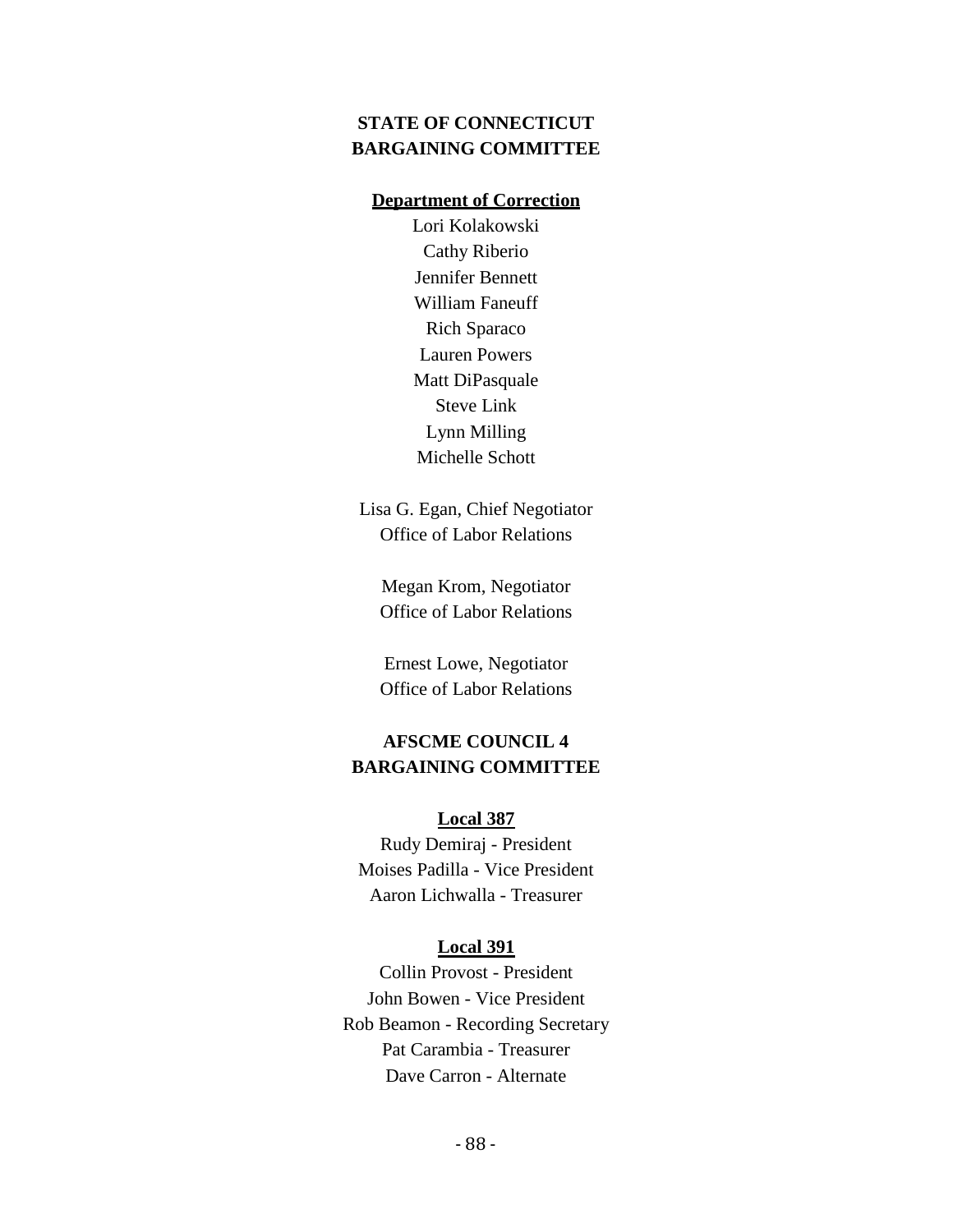## STATE OF CONNECTICUT
## BARGAINING COMMITTEE

**Department of Correction**

Lori Kolakowski
Cathy Riberio
Jennifer Bennett
William Faneuff
Rich Sparaco
Lauren Powers
Matt DiPasquale
Steve Link
Lynn Milling
Michelle Schott

Lisa G. Egan, Chief Negotiator
Office of Labor Relations

Megan Krom, Negotiator
Office of Labor Relations

Ernest Lowe, Negotiator
Office of Labor Relations

## AFSCME COUNCIL 4
## BARGAINING COMMITTEE

**Local 387**

Rudy Demiraj - President
Moises Padilla - Vice President
Aaron Lichwalla - Treasurer

**Local 391**

Collin Provost - President
John Bowen - Vice President
Rob Beamon - Recording Secretary
Pat Carambia - Treasurer
Dave Carron - Alternate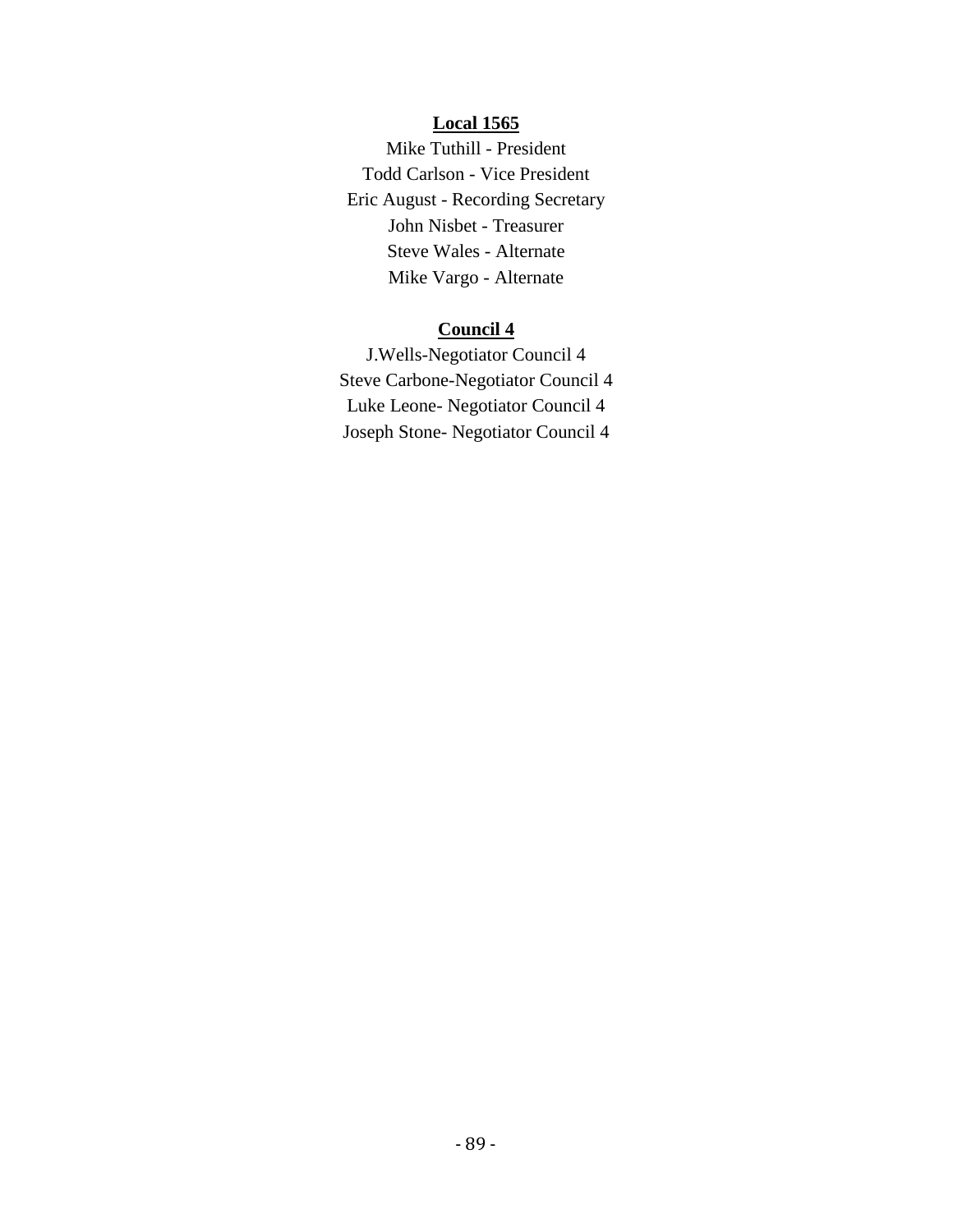**Local 1565**

Mike Tuthill - President

Todd Carlson - Vice President

Eric August - Recording Secretary

John Nisbet - Treasurer

Steve Wales - Alternate

Mike Vargo - Alternate

**Council 4**

J.Wells-Negotiator Council 4

Steve Carbone-Negotiator Council 4

Luke Leone- Negotiator Council 4

Joseph Stone- Negotiator Council 4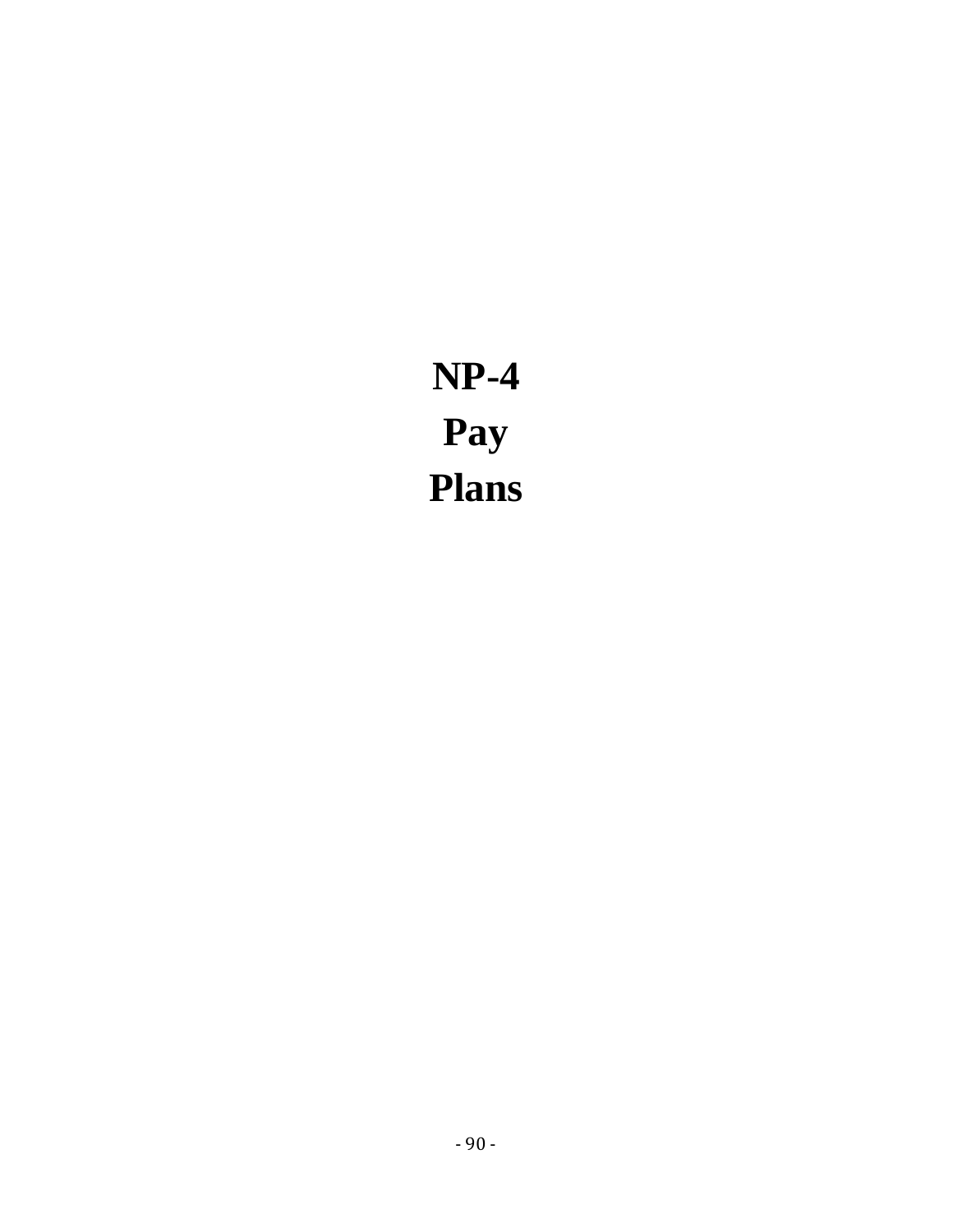# NP-4
# Pay
# Plans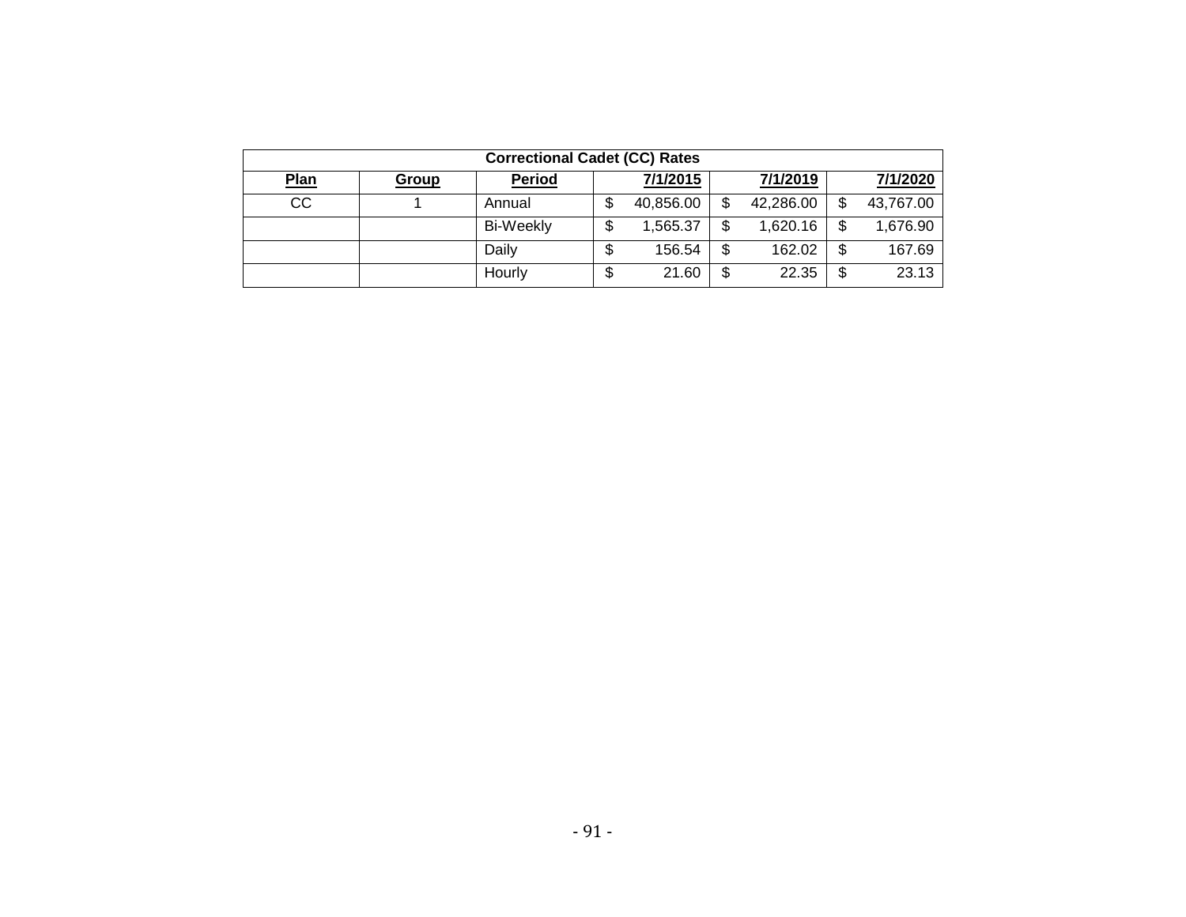| Correctional Cadet (CC) Rates | | | | | |
|---|---|---|---|---|---|
| **Plan** | **Group** | **Period** | **7/1/2015** | **7/1/2019** | **7/1/2020** |
| CC | 1 | Annual | $ 40,856.00 | $ 42,286.00 | $ 43,767.00 |
| | | Bi-Weekly | $ 1,565.37 | $ 1,620.16 | $ 1,676.90 |
| | | Daily | $ 156.54 | $ 162.02 | $ 167.69 |
| | | Hourly | $ 21.60 | $ 22.35 | $ 23.13 |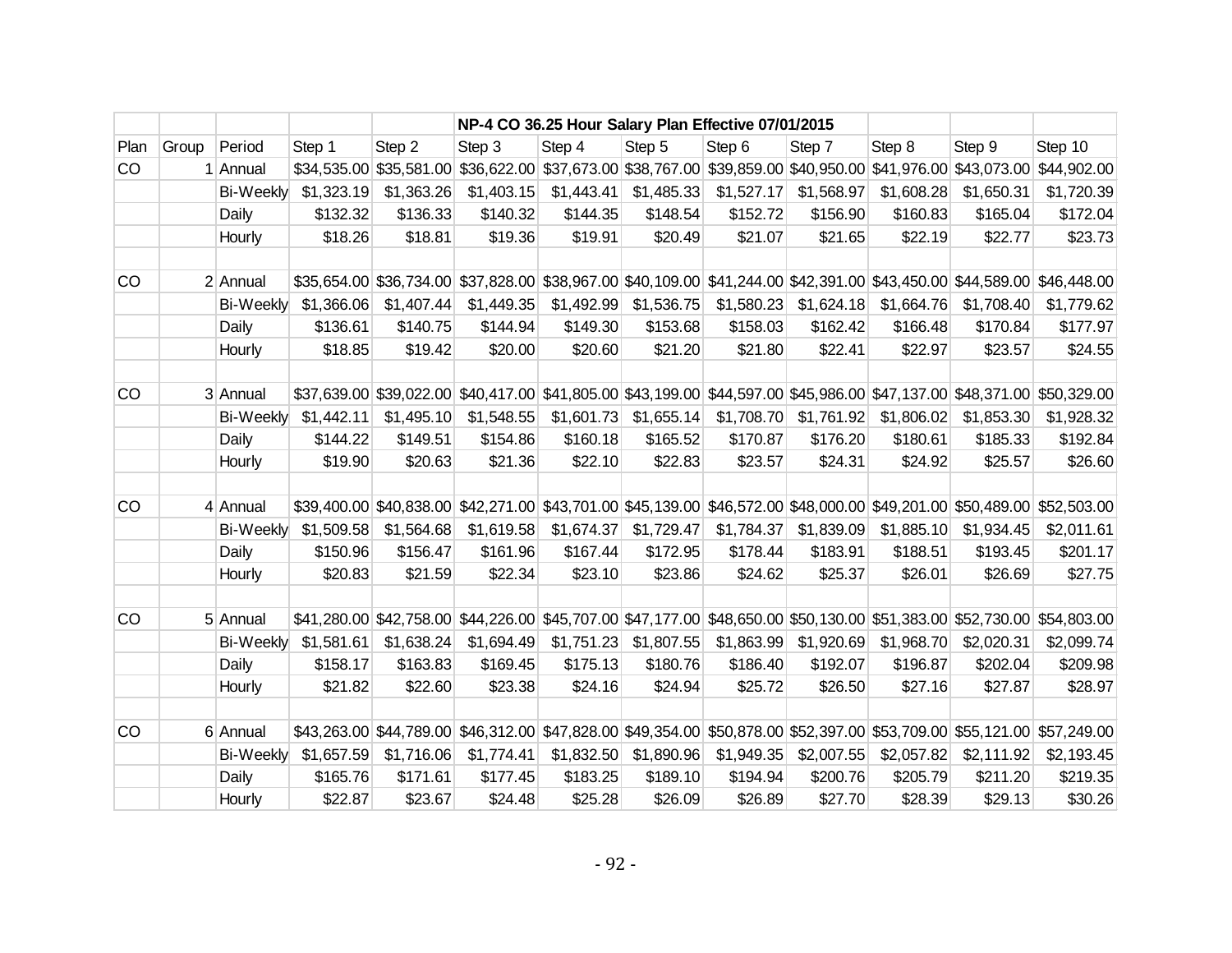| | | | | | NP-4 CO 36.25 Hour Salary Plan Effective 07/01/2015 | | | | | | |
|---|---|---|---|---|---|---|---|---|---|---|---|---|
| Plan | Group | Period | Step 1 | Step 2 | Step 3 | Step 4 | Step 5 | Step 6 | Step 7 | Step 8 | Step 9 | Step 10 |
| CO | 1 | Annual | $34,535.00 | $35,581.00 | $36,622.00 | $37,673.00 | $38,767.00 | $39,859.00 | $40,950.00 | $41,976.00 | $43,073.00 | $44,902.00 |
| | | Bi-Weekly | $1,323.19 | $1,363.26 | $1,403.15 | $1,443.41 | $1,485.33 | $1,527.17 | $1,568.97 | $1,608.28 | $1,650.31 | $1,720.39 |
| | | Daily | $132.32 | $136.33 | $140.32 | $144.35 | $148.54 | $152.72 | $156.90 | $160.83 | $165.04 | $172.04 |
| | | Hourly | $18.26 | $18.81 | $19.36 | $19.91 | $20.49 | $21.07 | $21.65 | $22.19 | $22.77 | $23.73 |
| | | | | | | | | | | | | |
| CO | 2 | Annual | $35,654.00 | $36,734.00 | $37,828.00 | $38,967.00 | $40,109.00 | $41,244.00 | $42,391.00 | $43,450.00 | $44,589.00 | $46,448.00 |
| | | Bi-Weekly | $1,366.06 | $1,407.44 | $1,449.35 | $1,492.99 | $1,536.75 | $1,580.23 | $1,624.18 | $1,664.76 | $1,708.40 | $1,779.62 |
| | | Daily | $136.61 | $140.75 | $144.94 | $149.30 | $153.68 | $158.03 | $162.42 | $166.48 | $170.84 | $177.97 |
| | | Hourly | $18.85 | $19.42 | $20.00 | $20.60 | $21.20 | $21.80 | $22.41 | $22.97 | $23.57 | $24.55 |
| | | | | | | | | | | | | |
| CO | 3 | Annual | $37,639.00 | $39,022.00 | $40,417.00 | $41,805.00 | $43,199.00 | $44,597.00 | $45,986.00 | $47,137.00 | $48,371.00 | $50,329.00 |
| | | Bi-Weekly | $1,442.11 | $1,495.10 | $1,548.55 | $1,601.73 | $1,655.14 | $1,708.70 | $1,761.92 | $1,806.02 | $1,853.30 | $1,928.32 |
| | | Daily | $144.22 | $149.51 | $154.86 | $160.18 | $165.52 | $170.87 | $176.20 | $180.61 | $185.33 | $192.84 |
| | | Hourly | $19.90 | $20.63 | $21.36 | $22.10 | $22.83 | $23.57 | $24.31 | $24.92 | $25.57 | $26.60 |
| | | | | | | | | | | | | |
| CO | 4 | Annual | $39,400.00 | $40,838.00 | $42,271.00 | $43,701.00 | $45,139.00 | $46,572.00 | $48,000.00 | $49,201.00 | $50,489.00 | $52,503.00 |
| | | Bi-Weekly | $1,509.58 | $1,564.68 | $1,619.58 | $1,674.37 | $1,729.47 | $1,784.37 | $1,839.09 | $1,885.10 | $1,934.45 | $2,011.61 |
| | | Daily | $150.96 | $156.47 | $161.96 | $167.44 | $172.95 | $178.44 | $183.91 | $188.51 | $193.45 | $201.17 |
| | | Hourly | $20.83 | $21.59 | $22.34 | $23.10 | $23.86 | $24.62 | $25.37 | $26.01 | $26.69 | $27.75 |
| | | | | | | | | | | | | |
| CO | 5 | Annual | $41,280.00 | $42,758.00 | $44,226.00 | $45,707.00 | $47,177.00 | $48,650.00 | $50,130.00 | $51,383.00 | $52,730.00 | $54,803.00 |
| | | Bi-Weekly | $1,581.61 | $1,638.24 | $1,694.49 | $1,751.23 | $1,807.55 | $1,863.99 | $1,920.69 | $1,968.70 | $2,020.31 | $2,099.74 |
| | | Daily | $158.17 | $163.83 | $169.45 | $175.13 | $180.76 | $186.40 | $192.07 | $196.87 | $202.04 | $209.98 |
| | | Hourly | $21.82 | $22.60 | $23.38 | $24.16 | $24.94 | $25.72 | $26.50 | $27.16 | $27.87 | $28.97 |
| | | | | | | | | | | | | |
| CO | 6 | Annual | $43,263.00 | $44,789.00 | $46,312.00 | $47,828.00 | $49,354.00 | $50,878.00 | $52,397.00 | $53,709.00 | $55,121.00 | $57,249.00 |
| | | Bi-Weekly | $1,657.59 | $1,716.06 | $1,774.41 | $1,832.50 | $1,890.96 | $1,949.35 | $2,007.55 | $2,057.82 | $2,111.92 | $2,193.45 |
| | | Daily | $165.76 | $171.61 | $177.45 | $183.25 | $189.10 | $194.94 | $200.76 | $205.79 | $211.20 | $219.35 |
| | | Hourly | $22.87 | $23.67 | $24.48 | $25.28 | $26.09 | $26.89 | $27.70 | $28.39 | $29.13 | $30.26 |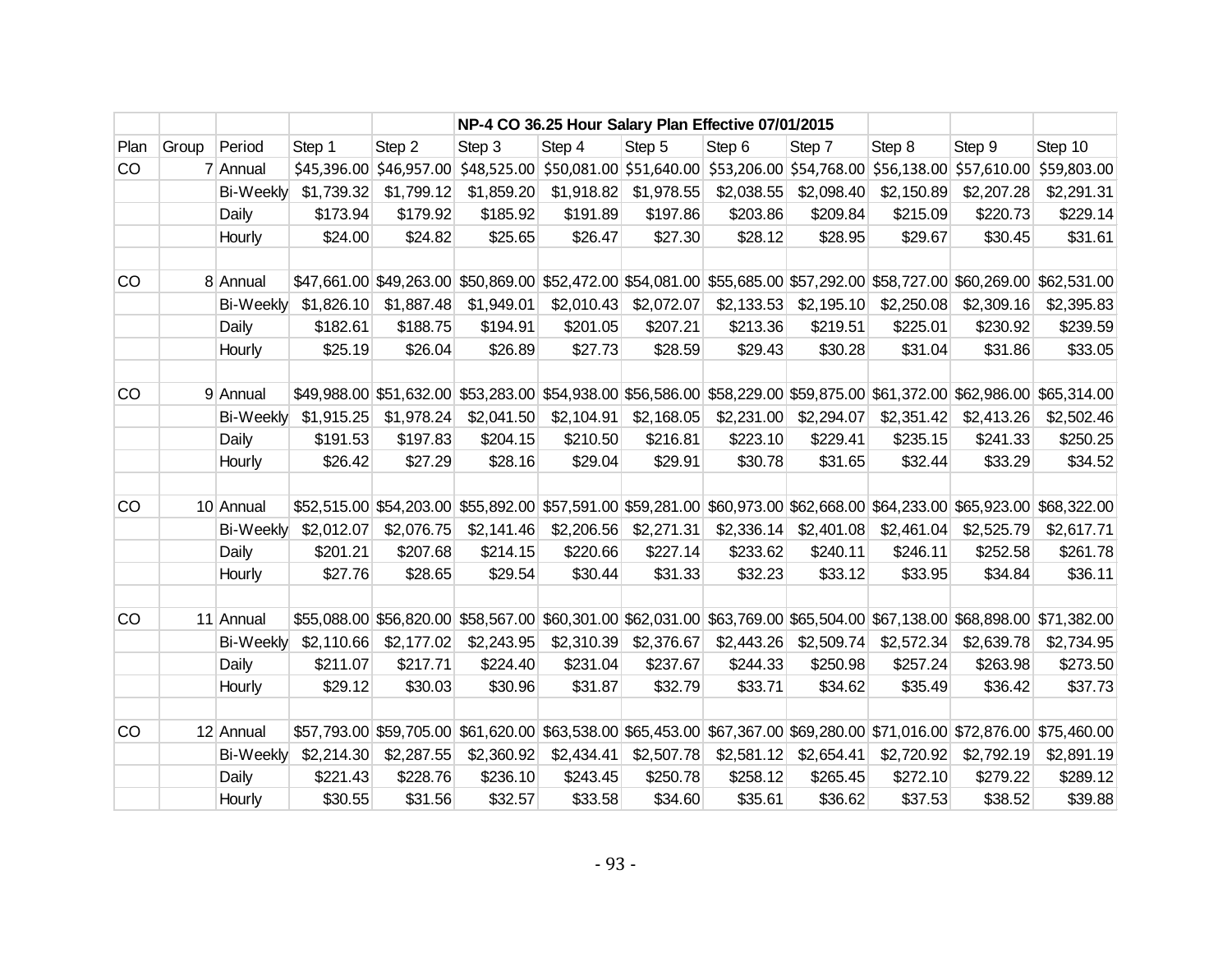| | | | | | NP-4 CO 36.25 Hour Salary Plan Effective 07/01/2015 | | | | | | |
|---|---|---|---|---|---|---|---|---|---|---|---|---|
| Plan | Group | Period | Step 1 | Step 2 | Step 3 | Step 4 | Step 5 | Step 6 | Step 7 | Step 8 | Step 9 | Step 10 |
| CO | 7 | Annual | $45,396.00 | $46,957.00 | $48,525.00 | $50,081.00 | $51,640.00 | $53,206.00 | $54,768.00 | $56,138.00 | $57,610.00 | $59,803.00 |
| | | Bi-Weekly | $1,739.32 | $1,799.12 | $1,859.20 | $1,918.82 | $1,978.55 | $2,038.55 | $2,098.40 | $2,150.89 | $2,207.28 | $2,291.31 |
| | | Daily | $173.94 | $179.92 | $185.92 | $191.89 | $197.86 | $203.86 | $209.84 | $215.09 | $220.73 | $229.14 |
| | | Hourly | $24.00 | $24.82 | $25.65 | $26.47 | $27.30 | $28.12 | $28.95 | $29.67 | $30.45 | $31.61 |
| | | | | | | | | | | | | |
| CO | 8 | Annual | $47,661.00 | $49,263.00 | $50,869.00 | $52,472.00 | $54,081.00 | $55,685.00 | $57,292.00 | $58,727.00 | $60,269.00 | $62,531.00 |
| | | Bi-Weekly | $1,826.10 | $1,887.48 | $1,949.01 | $2,010.43 | $2,072.07 | $2,133.53 | $2,195.10 | $2,250.08 | $2,309.16 | $2,395.83 |
| | | Daily | $182.61 | $188.75 | $194.91 | $201.05 | $207.21 | $213.36 | $219.51 | $225.01 | $230.92 | $239.59 |
| | | Hourly | $25.19 | $26.04 | $26.89 | $27.73 | $28.59 | $29.43 | $30.28 | $31.04 | $31.86 | $33.05 |
| | | | | | | | | | | | | |
| CO | 9 | Annual | $49,988.00 | $51,632.00 | $53,283.00 | $54,938.00 | $56,586.00 | $58,229.00 | $59,875.00 | $61,372.00 | $62,986.00 | $65,314.00 |
| | | Bi-Weekly | $1,915.25 | $1,978.24 | $2,041.50 | $2,104.91 | $2,168.05 | $2,231.00 | $2,294.07 | $2,351.42 | $2,413.26 | $2,502.46 |
| | | Daily | $191.53 | $197.83 | $204.15 | $210.50 | $216.81 | $223.10 | $229.41 | $235.15 | $241.33 | $250.25 |
| | | Hourly | $26.42 | $27.29 | $28.16 | $29.04 | $29.91 | $30.78 | $31.65 | $32.44 | $33.29 | $34.52 |
| | | | | | | | | | | | | |
| CO | 10 | Annual | $52,515.00 | $54,203.00 | $55,892.00 | $57,591.00 | $59,281.00 | $60,973.00 | $62,668.00 | $64,233.00 | $65,923.00 | $68,322.00 |
| | | Bi-Weekly | $2,012.07 | $2,076.75 | $2,141.46 | $2,206.56 | $2,271.31 | $2,336.14 | $2,401.08 | $2,461.04 | $2,525.79 | $2,617.71 |
| | | Daily | $201.21 | $207.68 | $214.15 | $220.66 | $227.14 | $233.62 | $240.11 | $246.11 | $252.58 | $261.78 |
| | | Hourly | $27.76 | $28.65 | $29.54 | $30.44 | $31.33 | $32.23 | $33.12 | $33.95 | $34.84 | $36.11 |
| | | | | | | | | | | | | |
| CO | 11 | Annual | $55,088.00 | $56,820.00 | $58,567.00 | $60,301.00 | $62,031.00 | $63,769.00 | $65,504.00 | $67,138.00 | $68,898.00 | $71,382.00 |
| | | Bi-Weekly | $2,110.66 | $2,177.02 | $2,243.95 | $2,310.39 | $2,376.67 | $2,443.26 | $2,509.74 | $2,572.34 | $2,639.78 | $2,734.95 |
| | | Daily | $211.07 | $217.71 | $224.40 | $231.04 | $237.67 | $244.33 | $250.98 | $257.24 | $263.98 | $273.50 |
| | | Hourly | $29.12 | $30.03 | $30.96 | $31.87 | $32.79 | $33.71 | $34.62 | $35.49 | $36.42 | $37.73 |
| | | | | | | | | | | | | |
| CO | 12 | Annual | $57,793.00 | $59,705.00 | $61,620.00 | $63,538.00 | $65,453.00 | $67,367.00 | $69,280.00 | $71,016.00 | $72,876.00 | $75,460.00 |
| | | Bi-Weekly | $2,214.30 | $2,287.55 | $2,360.92 | $2,434.41 | $2,507.78 | $2,581.12 | $2,654.41 | $2,720.92 | $2,792.19 | $2,891.19 |
| | | Daily | $221.43 | $228.76 | $236.10 | $243.45 | $250.78 | $258.12 | $265.45 | $272.10 | $279.22 | $289.12 |
| | | Hourly | $30.55 | $31.56 | $32.57 | $33.58 | $34.60 | $35.61 | $36.62 | $37.53 | $38.52 | $39.88 |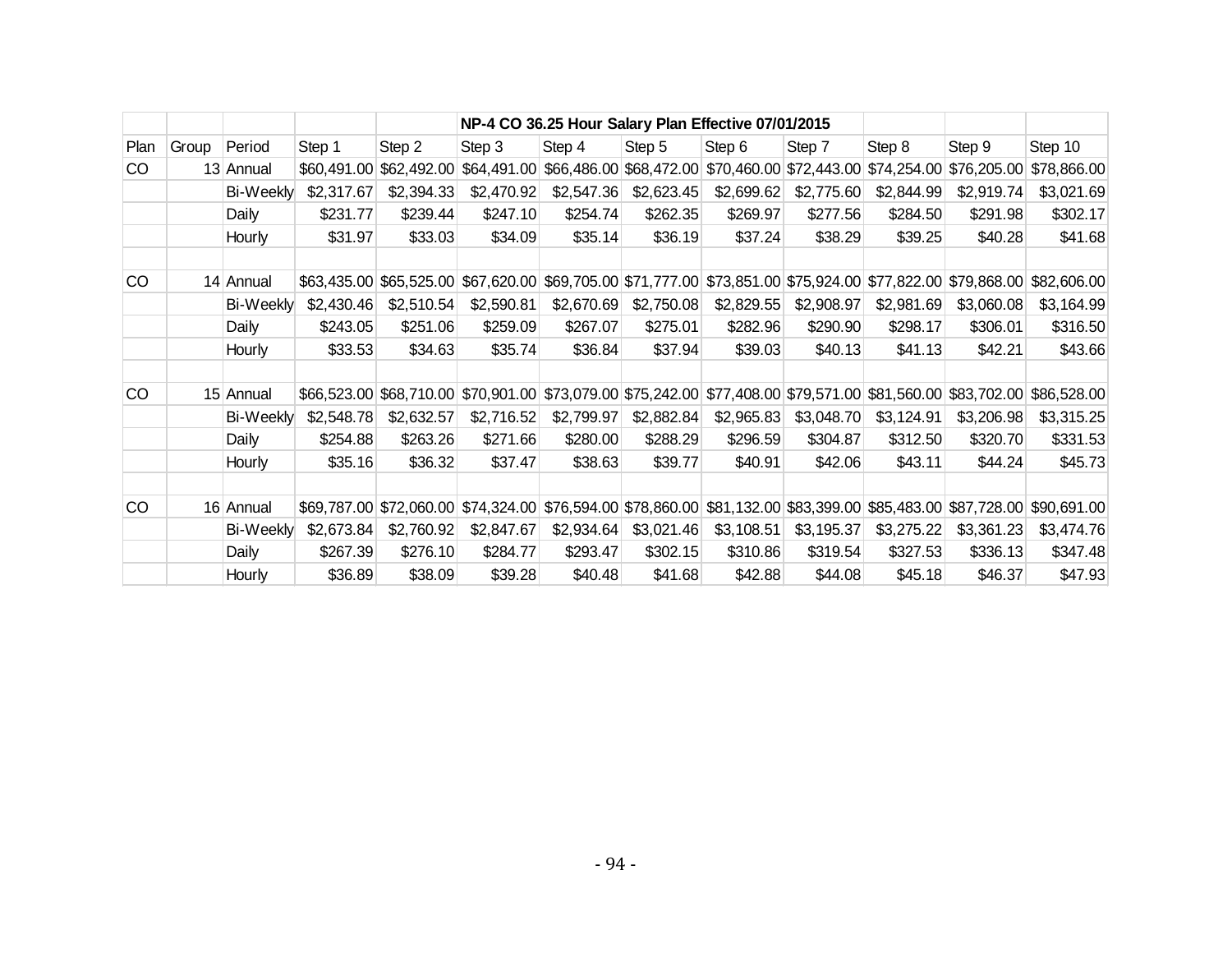| | | | | | NP-4 CO 36.25 Hour Salary Plan Effective 07/01/2015 | | | | | | |
|---|---|---|---|---|---|---|---|---|---|---|---|---|
| Plan | Group | Period | Step 1 | Step 2 | Step 3 | Step 4 | Step 5 | Step 6 | Step 7 | Step 8 | Step 9 | Step 10 |
| CO | 13 | Annual | $60,491.00 | $62,492.00 | $64,491.00 | $66,486.00 | $68,472.00 | $70,460.00 | $72,443.00 | $74,254.00 | $76,205.00 | $78,866.00 |
| | | Bi-Weekly | $2,317.67 | $2,394.33 | $2,470.92 | $2,547.36 | $2,623.45 | $2,699.62 | $2,775.60 | $2,844.99 | $2,919.74 | $3,021.69 |
| | | Daily | $231.77 | $239.44 | $247.10 | $254.74 | $262.35 | $269.97 | $277.56 | $284.50 | $291.98 | $302.17 |
| | | Hourly | $31.97 | $33.03 | $34.09 | $35.14 | $36.19 | $37.24 | $38.29 | $39.25 | $40.28 | $41.68 |
| | | | | | | | | | | | | |
| CO | 14 | Annual | $63,435.00 | $65,525.00 | $67,620.00 | $69,705.00 | $71,777.00 | $73,851.00 | $75,924.00 | $77,822.00 | $79,868.00 | $82,606.00 |
| | | Bi-Weekly | $2,430.46 | $2,510.54 | $2,590.81 | $2,670.69 | $2,750.08 | $2,829.55 | $2,908.97 | $2,981.69 | $3,060.08 | $3,164.99 |
| | | Daily | $243.05 | $251.06 | $259.09 | $267.07 | $275.01 | $282.96 | $290.90 | $298.17 | $306.01 | $316.50 |
| | | Hourly | $33.53 | $34.63 | $35.74 | $36.84 | $37.94 | $39.03 | $40.13 | $41.13 | $42.21 | $43.66 |
| | | | | | | | | | | | | |
| CO | 15 | Annual | $66,523.00 | $68,710.00 | $70,901.00 | $73,079.00 | $75,242.00 | $77,408.00 | $79,571.00 | $81,560.00 | $83,702.00 | $86,528.00 |
| | | Bi-Weekly | $2,548.78 | $2,632.57 | $2,716.52 | $2,799.97 | $2,882.84 | $2,965.83 | $3,048.70 | $3,124.91 | $3,206.98 | $3,315.25 |
| | | Daily | $254.88 | $263.26 | $271.66 | $280.00 | $288.29 | $296.59 | $304.87 | $312.50 | $320.70 | $331.53 |
| | | Hourly | $35.16 | $36.32 | $37.47 | $38.63 | $39.77 | $40.91 | $42.06 | $43.11 | $44.24 | $45.73 |
| | | | | | | | | | | | | |
| CO | 16 | Annual | $69,787.00 | $72,060.00 | $74,324.00 | $76,594.00 | $78,860.00 | $81,132.00 | $83,399.00 | $85,483.00 | $87,728.00 | $90,691.00 |
| | | Bi-Weekly | $2,673.84 | $2,760.92 | $2,847.67 | $2,934.64 | $3,021.46 | $3,108.51 | $3,195.37 | $3,275.22 | $3,361.23 | $3,474.76 |
| | | Daily | $267.39 | $276.10 | $284.77 | $293.47 | $302.15 | $310.86 | $319.54 | $327.53 | $336.13 | $347.48 |
| | | Hourly | $36.89 | $38.09 | $39.28 | $40.48 | $41.68 | $42.88 | $44.08 | $45.18 | $46.37 | $47.93 |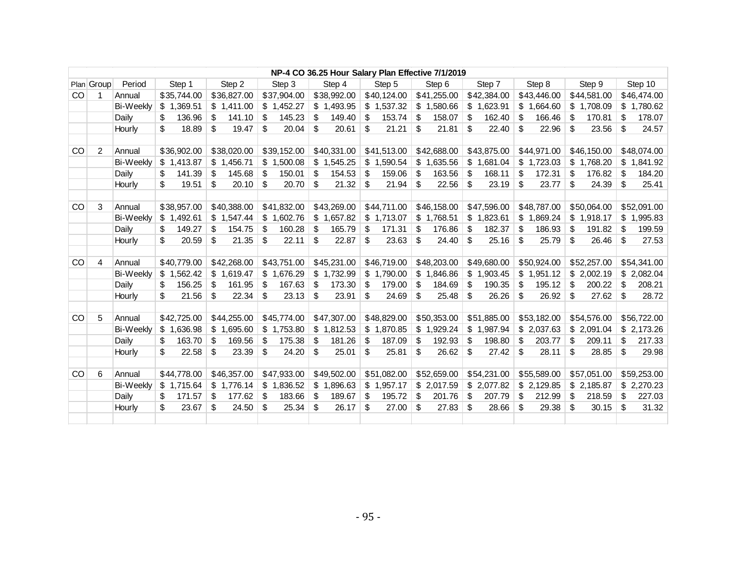| NP-4 CO 36.25 Hour Salary Plan Effective 7/1/2019 | | | | | | | | | | | | |
|---|---|---|---|---|---|---|---|---|---|---|---|---|
| Plan | Group | Period | Step 1 | Step 2 | Step 3 | Step 4 | Step 5 | Step 6 | Step 7 | Step 8 | Step 9 | Step 10 |
| CO | 1 | Annual | $35,744.00 | $36,827.00 | $37,904.00 | $38,992.00 | $40,124.00 | $41,255.00 | $42,384.00 | $43,446.00 | $44,581.00 | $46,474.00 |
| | | Bi-Weekly | $ 1,369.51 | $ 1,411.00 | $ 1,452.27 | $ 1,493.95 | $ 1,537.32 | $ 1,580.66 | $ 1,623.91 | $ 1,664.60 | $ 1,708.09 | $ 1,780.62 |
| | | Daily | $ 136.96 | $ 141.10 | $ 145.23 | $ 149.40 | $ 153.74 | $ 158.07 | $ 162.40 | $ 166.46 | $ 170.81 | $ 178.07 |
| | | Hourly | $ 18.89 | $ 19.47 | $ 20.04 | $ 20.61 | $ 21.21 | $ 21.81 | $ 22.40 | $ 22.96 | $ 23.56 | $ 24.57 |
| | | | | | | | | | | | | |
| CO | 2 | Annual | $36,902.00 | $38,020.00 | $39,152.00 | $40,331.00 | $41,513.00 | $42,688.00 | $43,875.00 | $44,971.00 | $46,150.00 | $48,074.00 |
| | | Bi-Weekly | $ 1,413.87 | $ 1,456.71 | $ 1,500.08 | $ 1,545.25 | $ 1,590.54 | $ 1,635.56 | $ 1,681.04 | $ 1,723.03 | $ 1,768.20 | $ 1,841.92 |
| | | Daily | $ 141.39 | $ 145.68 | $ 150.01 | $ 154.53 | $ 159.06 | $ 163.56 | $ 168.11 | $ 172.31 | $ 176.82 | $ 184.20 |
| | | Hourly | $ 19.51 | $ 20.10 | $ 20.70 | $ 21.32 | $ 21.94 | $ 22.56 | $ 23.19 | $ 23.77 | $ 24.39 | $ 25.41 |
| | | | | | | | | | | | | |
| CO | 3 | Annual | $38,957.00 | $40,388.00 | $41,832.00 | $43,269.00 | $44,711.00 | $46,158.00 | $47,596.00 | $48,787.00 | $50,064.00 | $52,091.00 |
| | | Bi-Weekly | $ 1,492.61 | $ 1,547.44 | $ 1,602.76 | $ 1,657.82 | $ 1,713.07 | $ 1,768.51 | $ 1,823.61 | $ 1,869.24 | $ 1,918.17 | $ 1,995.83 |
| | | Daily | $ 149.27 | $ 154.75 | $ 160.28 | $ 165.79 | $ 171.31 | $ 176.86 | $ 182.37 | $ 186.93 | $ 191.82 | $ 199.59 |
| | | Hourly | $ 20.59 | $ 21.35 | $ 22.11 | $ 22.87 | $ 23.63 | $ 24.40 | $ 25.16 | $ 25.79 | $ 26.46 | $ 27.53 |
| | | | | | | | | | | | | |
| CO | 4 | Annual | $40,779.00 | $42,268.00 | $43,751.00 | $45,231.00 | $46,719.00 | $48,203.00 | $49,680.00 | $50,924.00 | $52,257.00 | $54,341.00 |
| | | Bi-Weekly | $ 1,562.42 | $ 1,619.47 | $ 1,676.29 | $ 1,732.99 | $ 1,790.00 | $ 1,846.86 | $ 1,903.45 | $ 1,951.12 | $ 2,002.19 | $ 2,082.04 |
| | | Daily | $ 156.25 | $ 161.95 | $ 167.63 | $ 173.30 | $ 179.00 | $ 184.69 | $ 190.35 | $ 195.12 | $ 200.22 | $ 208.21 |
| | | Hourly | $ 21.56 | $ 22.34 | $ 23.13 | $ 23.91 | $ 24.69 | $ 25.48 | $ 26.26 | $ 26.92 | $ 27.62 | $ 28.72 |
| | | | | | | | | | | | | |
| CO | 5 | Annual | $42,725.00 | $44,255.00 | $45,774.00 | $47,307.00 | $48,829.00 | $50,353.00 | $51,885.00 | $53,182.00 | $54,576.00 | $56,722.00 |
| | | Bi-Weekly | $ 1,636.98 | $ 1,695.60 | $ 1,753.80 | $ 1,812.53 | $ 1,870.85 | $ 1,929.24 | $ 1,987.94 | $ 2,037.63 | $ 2,091.04 | $ 2,173.26 |
| | | Daily | $ 163.70 | $ 169.56 | $ 175.38 | $ 181.26 | $ 187.09 | $ 192.93 | $ 198.80 | $ 203.77 | $ 209.11 | $ 217.33 |
| | | Hourly | $ 22.58 | $ 23.39 | $ 24.20 | $ 25.01 | $ 25.81 | $ 26.62 | $ 27.42 | $ 28.11 | $ 28.85 | $ 29.98 |
| | | | | | | | | | | | | |
| CO | 6 | Annual | $44,778.00 | $46,357.00 | $47,933.00 | $49,502.00 | $51,082.00 | $52,659.00 | $54,231.00 | $55,589.00 | $57,051.00 | $59,253.00 |
| | | Bi-Weekly | $ 1,715.64 | $ 1,776.14 | $ 1,836.52 | $ 1,896.63 | $ 1,957.17 | $ 2,017.59 | $ 2,077.82 | $ 2,129.85 | $ 2,185.87 | $ 2,270.23 |
| | | Daily | $ 171.57 | $ 177.62 | $ 183.66 | $ 189.67 | $ 195.72 | $ 201.76 | $ 207.79 | $ 212.99 | $ 218.59 | $ 227.03 |
| | | Hourly | $ 23.67 | $ 24.50 | $ 25.34 | $ 26.17 | $ 27.00 | $ 27.83 | $ 28.66 | $ 29.38 | $ 30.15 | $ 31.32 |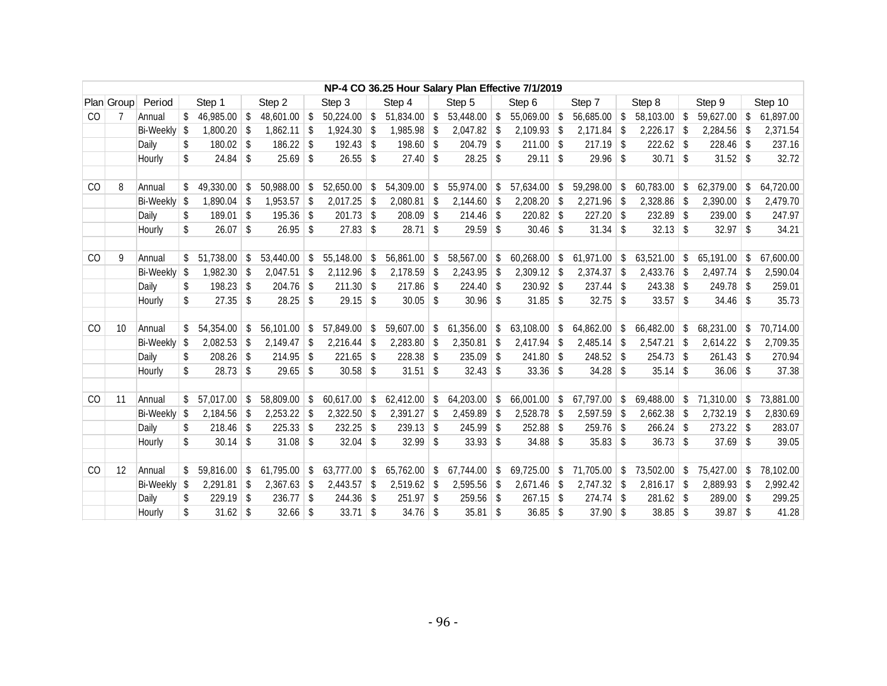| NP-4 CO 36.25 Hour Salary Plan Effective 7/1/2019 | | | | | | | | | | | | |
|---|---|---|---|---|---|---|---|---|---|---|---|---|
| Plan | Group | Period | Step 1 | Step 2 | Step 3 | Step 4 | Step 5 | Step 6 | Step 7 | Step 8 | Step 9 | Step 10 |
| CO | 7 | Annual | $ 46,985.00 | $ 48,601.00 | $ 50,224.00 | $ 51,834.00 | $ 53,448.00 | $ 55,069.00 | $ 56,685.00 | $ 58,103.00 | $ 59,627.00 | $ 61,897.00 |
| | | Bi-Weekly | $ 1,800.20 | $ 1,862.11 | $ 1,924.30 | $ 1,985.98 | $ 2,047.82 | $ 2,109.93 | $ 2,171.84 | $ 2,226.17 | $ 2,284.56 | $ 2,371.54 |
| | | Daily | $ 180.02 | $ 186.22 | $ 192.43 | $ 198.60 | $ 204.79 | $ 211.00 | $ 217.19 | $ 222.62 | $ 228.46 | $ 237.16 |
| | | Hourly | $ 24.84 | $ 25.69 | $ 26.55 | $ 27.40 | $ 28.25 | $ 29.11 | $ 29.96 | $ 30.71 | $ 31.52 | $ 32.72 |
| | | | | | | | | | | | | |
| CO | 8 | Annual | $ 49,330.00 | $ 50,988.00 | $ 52,650.00 | $ 54,309.00 | $ 55,974.00 | $ 57,634.00 | $ 59,298.00 | $ 60,783.00 | $ 62,379.00 | $ 64,720.00 |
| | | Bi-Weekly | $ 1,890.04 | $ 1,953.57 | $ 2,017.25 | $ 2,080.81 | $ 2,144.60 | $ 2,208.20 | $ 2,271.96 | $ 2,328.86 | $ 2,390.00 | $ 2,479.70 |
| | | Daily | $ 189.01 | $ 195.36 | $ 201.73 | $ 208.09 | $ 214.46 | $ 220.82 | $ 227.20 | $ 232.89 | $ 239.00 | $ 247.97 |
| | | Hourly | $ 26.07 | $ 26.95 | $ 27.83 | $ 28.71 | $ 29.59 | $ 30.46 | $ 31.34 | $ 32.13 | $ 32.97 | $ 34.21 |
| | | | | | | | | | | | | |
| CO | 9 | Annual | $ 51,738.00 | $ 53,440.00 | $ 55,148.00 | $ 56,861.00 | $ 58,567.00 | $ 60,268.00 | $ 61,971.00 | $ 63,521.00 | $ 65,191.00 | $ 67,600.00 |
| | | Bi-Weekly | $ 1,982.30 | $ 2,047.51 | $ 2,112.96 | $ 2,178.59 | $ 2,243.95 | $ 2,309.12 | $ 2,374.37 | $ 2,433.76 | $ 2,497.74 | $ 2,590.04 |
| | | Daily | $ 198.23 | $ 204.76 | $ 211.30 | $ 217.86 | $ 224.40 | $ 230.92 | $ 237.44 | $ 243.38 | $ 249.78 | $ 259.01 |
| | | Hourly | $ 27.35 | $ 28.25 | $ 29.15 | $ 30.05 | $ 30.96 | $ 31.85 | $ 32.75 | $ 33.57 | $ 34.46 | $ 35.73 |
| | | | | | | | | | | | | |
| CO | 10 | Annual | $ 54,354.00 | $ 56,101.00 | $ 57,849.00 | $ 59,607.00 | $ 61,356.00 | $ 63,108.00 | $ 64,862.00 | $ 66,482.00 | $ 68,231.00 | $ 70,714.00 |
| | | Bi-Weekly | $ 2,082.53 | $ 2,149.47 | $ 2,216.44 | $ 2,283.80 | $ 2,350.81 | $ 2,417.94 | $ 2,485.14 | $ 2,547.21 | $ 2,614.22 | $ 2,709.35 |
| | | Daily | $ 208.26 | $ 214.95 | $ 221.65 | $ 228.38 | $ 235.09 | $ 241.80 | $ 248.52 | $ 254.73 | $ 261.43 | $ 270.94 |
| | | Hourly | $ 28.73 | $ 29.65 | $ 30.58 | $ 31.51 | $ 32.43 | $ 33.36 | $ 34.28 | $ 35.14 | $ 36.06 | $ 37.38 |
| | | | | | | | | | | | | |
| CO | 11 | Annual | $ 57,017.00 | $ 58,809.00 | $ 60,617.00 | $ 62,412.00 | $ 64,203.00 | $ 66,001.00 | $ 67,797.00 | $ 69,488.00 | $ 71,310.00 | $ 73,881.00 |
| | | Bi-Weekly | $ 2,184.56 | $ 2,253.22 | $ 2,322.50 | $ 2,391.27 | $ 2,459.89 | $ 2,528.78 | $ 2,597.59 | $ 2,662.38 | $ 2,732.19 | $ 2,830.69 |
| | | Daily | $ 218.46 | $ 225.33 | $ 232.25 | $ 239.13 | $ 245.99 | $ 252.88 | $ 259.76 | $ 266.24 | $ 273.22 | $ 283.07 |
| | | Hourly | $ 30.14 | $ 31.08 | $ 32.04 | $ 32.99 | $ 33.93 | $ 34.88 | $ 35.83 | $ 36.73 | $ 37.69 | $ 39.05 |
| | | | | | | | | | | | | |
| CO | 12 | Annual | $ 59,816.00 | $ 61,795.00 | $ 63,777.00 | $ 65,762.00 | $ 67,744.00 | $ 69,725.00 | $ 71,705.00 | $ 73,502.00 | $ 75,427.00 | $ 78,102.00 |
| | | Bi-Weekly | $ 2,291.81 | $ 2,367.63 | $ 2,443.57 | $ 2,519.62 | $ 2,595.56 | $ 2,671.46 | $ 2,747.32 | $ 2,816.17 | $ 2,889.93 | $ 2,992.42 |
| | | Daily | $ 229.19 | $ 236.77 | $ 244.36 | $ 251.97 | $ 259.56 | $ 267.15 | $ 274.74 | $ 281.62 | $ 289.00 | $ 299.25 |
| | | Hourly | $ 31.62 | $ 32.66 | $ 33.71 | $ 34.76 | $ 35.81 | $ 36.85 | $ 37.90 | $ 38.85 | $ 39.87 | $ 41.28 |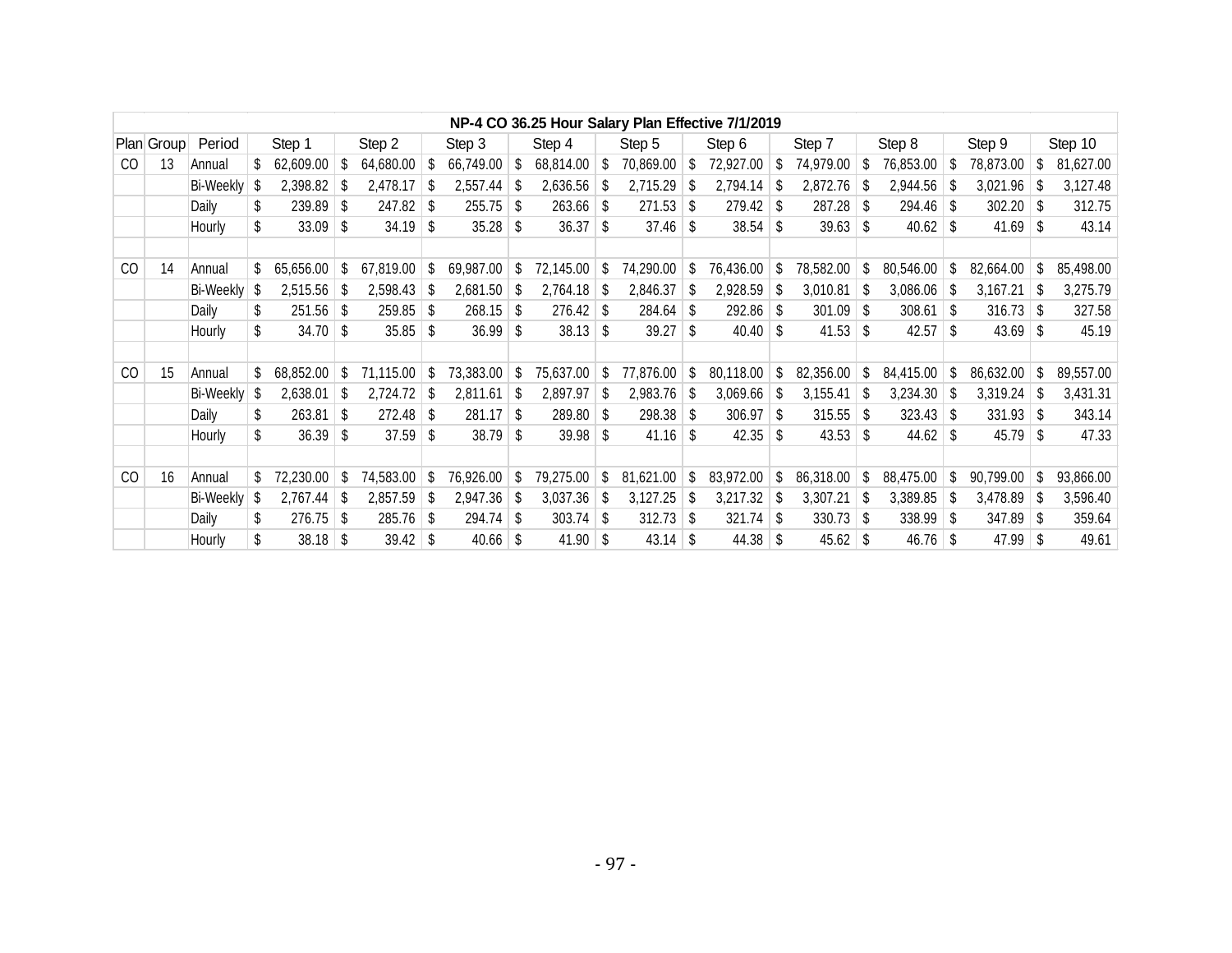| NP-4 CO 36.25 Hour Salary Plan Effective 7/1/2019 | | | | | | | | | | | | |
|---|---|---|---|---|---|---|---|---|---|---|---|---|
| Plan | Group | Period | Step 1 | Step 2 | Step 3 | Step 4 | Step 5 | Step 6 | Step 7 | Step 8 | Step 9 | Step 10 |
| CO | 13 | Annual | $ 62,609.00 | $ 64,680.00 | $ 66,749.00 | $ 68,814.00 | $ 70,869.00 | $ 72,927.00 | $ 74,979.00 | $ 76,853.00 | $ 78,873.00 | $ 81,627.00 |
| | | Bi-Weekly | $ 2,398.82 | $ 2,478.17 | $ 2,557.44 | $ 2,636.56 | $ 2,715.29 | $ 2,794.14 | $ 2,872.76 | $ 2,944.56 | $ 3,021.96 | $ 3,127.48 |
| | | Daily | $ 239.89 | $ 247.82 | $ 255.75 | $ 263.66 | $ 271.53 | $ 279.42 | $ 287.28 | $ 294.46 | $ 302.20 | $ 312.75 |
| | | Hourly | $ 33.09 | $ 34.19 | $ 35.28 | $ 36.37 | $ 37.46 | $ 38.54 | $ 39.63 | $ 40.62 | $ 41.69 | $ 43.14 |
| | | | | | | | | | | | | |
| CO | 14 | Annual | $ 65,656.00 | $ 67,819.00 | $ 69,987.00 | $ 72,145.00 | $ 74,290.00 | $ 76,436.00 | $ 78,582.00 | $ 80,546.00 | $ 82,664.00 | $ 85,498.00 |
| | | Bi-Weekly | $ 2,515.56 | $ 2,598.43 | $ 2,681.50 | $ 2,764.18 | $ 2,846.37 | $ 2,928.59 | $ 3,010.81 | $ 3,086.06 | $ 3,167.21 | $ 3,275.79 |
| | | Daily | $ 251.56 | $ 259.85 | $ 268.15 | $ 276.42 | $ 284.64 | $ 292.86 | $ 301.09 | $ 308.61 | $ 316.73 | $ 327.58 |
| | | Hourly | $ 34.70 | $ 35.85 | $ 36.99 | $ 38.13 | $ 39.27 | $ 40.40 | $ 41.53 | $ 42.57 | $ 43.69 | $ 45.19 |
| | | | | | | | | | | | | |
| CO | 15 | Annual | $ 68,852.00 | $ 71,115.00 | $ 73,383.00 | $ 75,637.00 | $ 77,876.00 | $ 80,118.00 | $ 82,356.00 | $ 84,415.00 | $ 86,632.00 | $ 89,557.00 |
| | | Bi-Weekly | $ 2,638.01 | $ 2,724.72 | $ 2,811.61 | $ 2,897.97 | $ 2,983.76 | $ 3,069.66 | $ 3,155.41 | $ 3,234.30 | $ 3,319.24 | $ 3,431.31 |
| | | Daily | $ 263.81 | $ 272.48 | $ 281.17 | $ 289.80 | $ 298.38 | $ 306.97 | $ 315.55 | $ 323.43 | $ 331.93 | $ 343.14 |
| | | Hourly | $ 36.39 | $ 37.59 | $ 38.79 | $ 39.98 | $ 41.16 | $ 42.35 | $ 43.53 | $ 44.62 | $ 45.79 | $ 47.33 |
| | | | | | | | | | | | | |
| CO | 16 | Annual | $ 72,230.00 | $ 74,583.00 | $ 76,926.00 | $ 79,275.00 | $ 81,621.00 | $ 83,972.00 | $ 86,318.00 | $ 88,475.00 | $ 90,799.00 | $ 93,866.00 |
| | | Bi-Weekly | $ 2,767.44 | $ 2,857.59 | $ 2,947.36 | $ 3,037.36 | $ 3,127.25 | $ 3,217.32 | $ 3,307.21 | $ 3,389.85 | $ 3,478.89 | $ 3,596.40 |
| | | Daily | $ 276.75 | $ 285.76 | $ 294.74 | $ 303.74 | $ 312.73 | $ 321.74 | $ 330.73 | $ 338.99 | $ 347.89 | $ 359.64 |
| | | Hourly | $ 38.18 | $ 39.42 | $ 40.66 | $ 41.90 | $ 43.14 | $ 44.38 | $ 45.62 | $ 46.76 | $ 47.99 | $ 49.61 |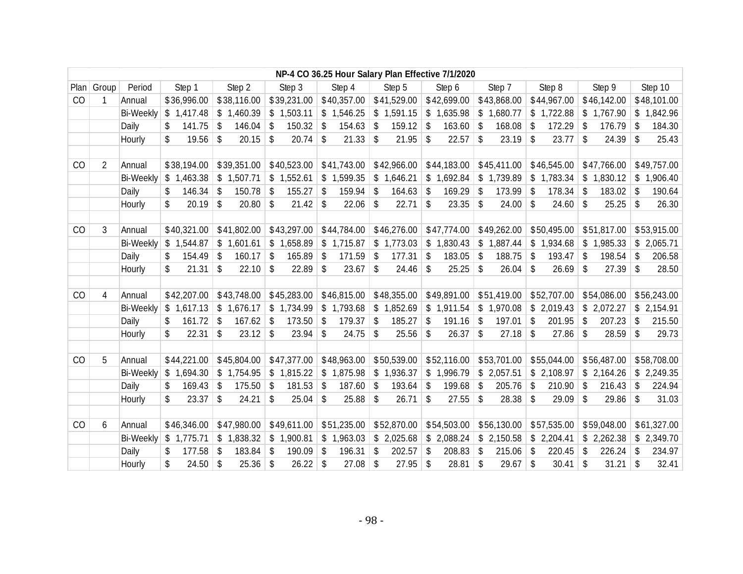| NP-4 CO 36.25 Hour Salary Plan Effective 7/1/2020 | | | | | | | | | | | | |
|---|---|---|---|---|---|---|---|---|---|---|---|---|
| Plan | Group | Period | Step 1 | Step 2 | Step 3 | Step 4 | Step 5 | Step 6 | Step 7 | Step 8 | Step 9 | Step 10 |
| CO | 1 | Annual | $36,996.00 | $38,116.00 | $39,231.00 | $40,357.00 | $41,529.00 | $42,699.00 | $43,868.00 | $44,967.00 | $46,142.00 | $48,101.00 |
| | | Bi-Weekly | $ 1,417.48 | $ 1,460.39 | $ 1,503.11 | $ 1,546.25 | $ 1,591.15 | $ 1,635.98 | $ 1,680.77 | $ 1,722.88 | $ 1,767.90 | $ 1,842.96 |
| | | Daily | $ 141.75 | $ 146.04 | $ 150.32 | $ 154.63 | $ 159.12 | $ 163.60 | $ 168.08 | $ 172.29 | $ 176.79 | $ 184.30 |
| | | Hourly | $ 19.56 | $ 20.15 | $ 20.74 | $ 21.33 | $ 21.95 | $ 22.57 | $ 23.19 | $ 23.77 | $ 24.39 | $ 25.43 |
| | | | | | | | | | | | | |
| CO | 2 | Annual | $38,194.00 | $39,351.00 | $40,523.00 | $41,743.00 | $42,966.00 | $44,183.00 | $45,411.00 | $46,545.00 | $47,766.00 | $49,757.00 |
| | | Bi-Weekly | $ 1,463.38 | $ 1,507.71 | $ 1,552.61 | $ 1,599.35 | $ 1,646.21 | $ 1,692.84 | $ 1,739.89 | $ 1,783.34 | $ 1,830.12 | $ 1,906.40 |
| | | Daily | $ 146.34 | $ 150.78 | $ 155.27 | $ 159.94 | $ 164.63 | $ 169.29 | $ 173.99 | $ 178.34 | $ 183.02 | $ 190.64 |
| | | Hourly | $ 20.19 | $ 20.80 | $ 21.42 | $ 22.06 | $ 22.71 | $ 23.35 | $ 24.00 | $ 24.60 | $ 25.25 | $ 26.30 |
| | | | | | | | | | | | | |
| CO | 3 | Annual | $40,321.00 | $41,802.00 | $43,297.00 | $44,784.00 | $46,276.00 | $47,774.00 | $49,262.00 | $50,495.00 | $51,817.00 | $53,915.00 |
| | | Bi-Weekly | $ 1,544.87 | $ 1,601.61 | $ 1,658.89 | $ 1,715.87 | $ 1,773.03 | $ 1,830.43 | $ 1,887.44 | $ 1,934.68 | $ 1,985.33 | $ 2,065.71 |
| | | Daily | $ 154.49 | $ 160.17 | $ 165.89 | $ 171.59 | $ 177.31 | $ 183.05 | $ 188.75 | $ 193.47 | $ 198.54 | $ 206.58 |
| | | Hourly | $ 21.31 | $ 22.10 | $ 22.89 | $ 23.67 | $ 24.46 | $ 25.25 | $ 26.04 | $ 26.69 | $ 27.39 | $ 28.50 |
| | | | | | | | | | | | | |
| CO | 4 | Annual | $42,207.00 | $43,748.00 | $45,283.00 | $46,815.00 | $48,355.00 | $49,891.00 | $51,419.00 | $52,707.00 | $54,086.00 | $56,243.00 |
| | | Bi-Weekly | $ 1,617.13 | $ 1,676.17 | $ 1,734.99 | $ 1,793.68 | $ 1,852.69 | $ 1,911.54 | $ 1,970.08 | $ 2,019.43 | $ 2,072.27 | $ 2,154.91 |
| | | Daily | $ 161.72 | $ 167.62 | $ 173.50 | $ 179.37 | $ 185.27 | $ 191.16 | $ 197.01 | $ 201.95 | $ 207.23 | $ 215.50 |
| | | Hourly | $ 22.31 | $ 23.12 | $ 23.94 | $ 24.75 | $ 25.56 | $ 26.37 | $ 27.18 | $ 27.86 | $ 28.59 | $ 29.73 |
| | | | | | | | | | | | | |
| CO | 5 | Annual | $44,221.00 | $45,804.00 | $47,377.00 | $48,963.00 | $50,539.00 | $52,116.00 | $53,701.00 | $55,044.00 | $56,487.00 | $58,708.00 |
| | | Bi-Weekly | $ 1,694.30 | $ 1,754.95 | $ 1,815.22 | $ 1,875.98 | $ 1,936.37 | $ 1,996.79 | $ 2,057.51 | $ 2,108.97 | $ 2,164.26 | $ 2,249.35 |
| | | Daily | $ 169.43 | $ 175.50 | $ 181.53 | $ 187.60 | $ 193.64 | $ 199.68 | $ 205.76 | $ 210.90 | $ 216.43 | $ 224.94 |
| | | Hourly | $ 23.37 | $ 24.21 | $ 25.04 | $ 25.88 | $ 26.71 | $ 27.55 | $ 28.38 | $ 29.09 | $ 29.86 | $ 31.03 |
| | | | | | | | | | | | | |
| CO | 6 | Annual | $46,346.00 | $47,980.00 | $49,611.00 | $51,235.00 | $52,870.00 | $54,503.00 | $56,130.00 | $57,535.00 | $59,048.00 | $61,327.00 |
| | | Bi-Weekly | $ 1,775.71 | $ 1,838.32 | $ 1,900.81 | $ 1,963.03 | $ 2,025.68 | $ 2,088.24 | $ 2,150.58 | $ 2,204.41 | $ 2,262.38 | $ 2,349.70 |
| | | Daily | $ 177.58 | $ 183.84 | $ 190.09 | $ 196.31 | $ 202.57 | $ 208.83 | $ 215.06 | $ 220.45 | $ 226.24 | $ 234.97 |
| | | Hourly | $ 24.50 | $ 25.36 | $ 26.22 | $ 27.08 | $ 27.95 | $ 28.81 | $ 29.67 | $ 30.41 | $ 31.21 | $ 32.41 |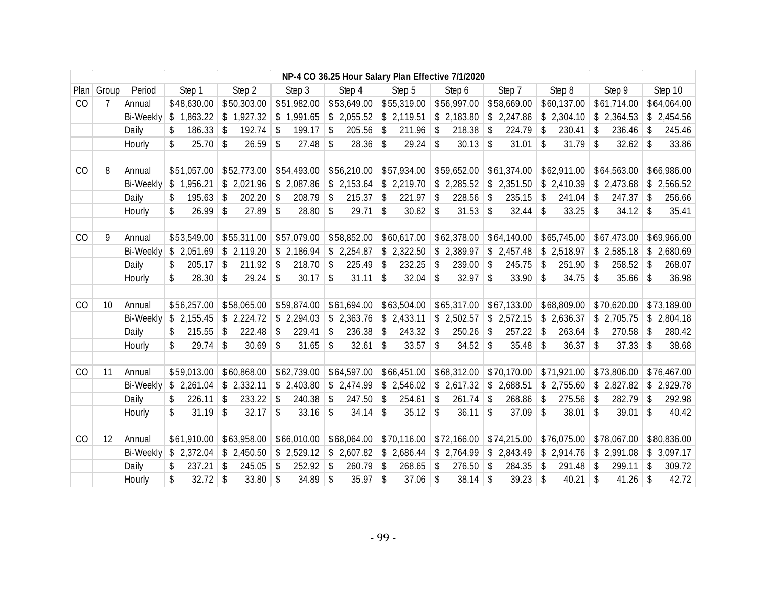| NP-4 CO 36.25 Hour Salary Plan Effective 7/1/2020 | | | | | | | | | | | | |
|---|---|---|---|---|---|---|---|---|---|---|---|---|
| Plan | Group | Period | Step 1 | Step 2 | Step 3 | Step 4 | Step 5 | Step 6 | Step 7 | Step 8 | Step 9 | Step 10 |
| CO | 7 | Annual | $48,630.00 | $50,303.00 | $51,982.00 | $53,649.00 | $55,319.00 | $56,997.00 | $58,669.00 | $60,137.00 | $61,714.00 | $64,064.00 |
| | | Bi-Weekly | $ 1,863.22 | $ 1,927.32 | $ 1,991.65 | $ 2,055.52 | $ 2,119.51 | $ 2,183.80 | $ 2,247.86 | $ 2,304.10 | $ 2,364.53 | $ 2,454.56 |
| | | Daily | $ 186.33 | $ 192.74 | $ 199.17 | $ 205.56 | $ 211.96 | $ 218.38 | $ 224.79 | $ 230.41 | $ 236.46 | $ 245.46 |
| | | Hourly | $ 25.70 | $ 26.59 | $ 27.48 | $ 28.36 | $ 29.24 | $ 30.13 | $ 31.01 | $ 31.79 | $ 32.62 | $ 33.86 |
| | | | | | | | | | | | | |
| CO | 8 | Annual | $51,057.00 | $52,773.00 | $54,493.00 | $56,210.00 | $57,934.00 | $59,652.00 | $61,374.00 | $62,911.00 | $64,563.00 | $66,986.00 |
| | | Bi-Weekly | $ 1,956.21 | $ 2,021.96 | $ 2,087.86 | $ 2,153.64 | $ 2,219.70 | $ 2,285.52 | $ 2,351.50 | $ 2,410.39 | $ 2,473.68 | $ 2,566.52 |
| | | Daily | $ 195.63 | $ 202.20 | $ 208.79 | $ 215.37 | $ 221.97 | $ 228.56 | $ 235.15 | $ 241.04 | $ 247.37 | $ 256.66 |
| | | Hourly | $ 26.99 | $ 27.89 | $ 28.80 | $ 29.71 | $ 30.62 | $ 31.53 | $ 32.44 | $ 33.25 | $ 34.12 | $ 35.41 |
| | | | | | | | | | | | | |
| CO | 9 | Annual | $53,549.00 | $55,311.00 | $57,079.00 | $58,852.00 | $60,617.00 | $62,378.00 | $64,140.00 | $65,745.00 | $67,473.00 | $69,966.00 |
| | | Bi-Weekly | $ 2,051.69 | $ 2,119.20 | $ 2,186.94 | $ 2,254.87 | $ 2,322.50 | $ 2,389.97 | $ 2,457.48 | $ 2,518.97 | $ 2,585.18 | $ 2,680.69 |
| | | Daily | $ 205.17 | $ 211.92 | $ 218.70 | $ 225.49 | $ 232.25 | $ 239.00 | $ 245.75 | $ 251.90 | $ 258.52 | $ 268.07 |
| | | Hourly | $ 28.30 | $ 29.24 | $ 30.17 | $ 31.11 | $ 32.04 | $ 32.97 | $ 33.90 | $ 34.75 | $ 35.66 | $ 36.98 |
| | | | | | | | | | | | | |
| CO | 10 | Annual | $56,257.00 | $58,065.00 | $59,874.00 | $61,694.00 | $63,504.00 | $65,317.00 | $67,133.00 | $68,809.00 | $70,620.00 | $73,189.00 |
| | | Bi-Weekly | $ 2,155.45 | $ 2,224.72 | $ 2,294.03 | $ 2,363.76 | $ 2,433.11 | $ 2,502.57 | $ 2,572.15 | $ 2,636.37 | $ 2,705.75 | $ 2,804.18 |
| | | Daily | $ 215.55 | $ 222.48 | $ 229.41 | $ 236.38 | $ 243.32 | $ 250.26 | $ 257.22 | $ 263.64 | $ 270.58 | $ 280.42 |
| | | Hourly | $ 29.74 | $ 30.69 | $ 31.65 | $ 32.61 | $ 33.57 | $ 34.52 | $ 35.48 | $ 36.37 | $ 37.33 | $ 38.68 |
| | | | | | | | | | | | | |
| CO | 11 | Annual | $59,013.00 | $60,868.00 | $62,739.00 | $64,597.00 | $66,451.00 | $68,312.00 | $70,170.00 | $71,921.00 | $73,806.00 | $76,467.00 |
| | | Bi-Weekly | $ 2,261.04 | $ 2,332.11 | $ 2,403.80 | $ 2,474.99 | $ 2,546.02 | $ 2,617.32 | $ 2,688.51 | $ 2,755.60 | $ 2,827.82 | $ 2,929.78 |
| | | Daily | $ 226.11 | $ 233.22 | $ 240.38 | $ 247.50 | $ 254.61 | $ 261.74 | $ 268.86 | $ 275.56 | $ 282.79 | $ 292.98 |
| | | Hourly | $ 31.19 | $ 32.17 | $ 33.16 | $ 34.14 | $ 35.12 | $ 36.11 | $ 37.09 | $ 38.01 | $ 39.01 | $ 40.42 |
| | | | | | | | | | | | | |
| CO | 12 | Annual | $61,910.00 | $63,958.00 | $66,010.00 | $68,064.00 | $70,116.00 | $72,166.00 | $74,215.00 | $76,075.00 | $78,067.00 | $80,836.00 |
| | | Bi-Weekly | $ 2,372.04 | $ 2,450.50 | $ 2,529.12 | $ 2,607.82 | $ 2,686.44 | $ 2,764.99 | $ 2,843.49 | $ 2,914.76 | $ 2,991.08 | $ 3,097.17 |
| | | Daily | $ 237.21 | $ 245.05 | $ 252.92 | $ 260.79 | $ 268.65 | $ 276.50 | $ 284.35 | $ 291.48 | $ 299.11 | $ 309.72 |
| | | Hourly | $ 32.72 | $ 33.80 | $ 34.89 | $ 35.97 | $ 37.06 | $ 38.14 | $ 39.23 | $ 40.21 | $ 41.26 | $ 42.72 |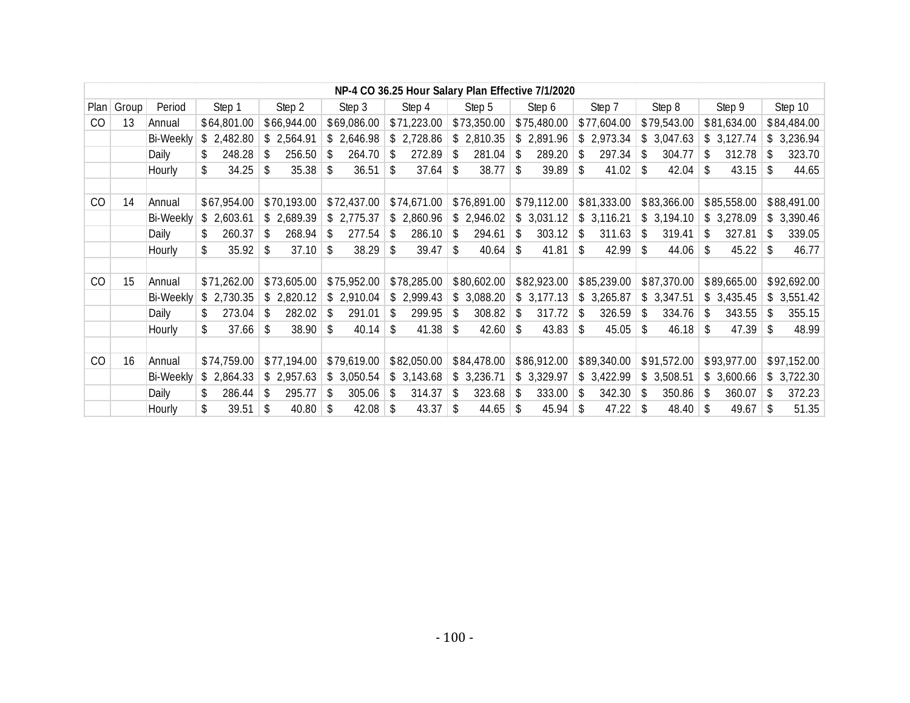| NP-4 CO 36.25 Hour Salary Plan Effective 7/1/2020 | | | | | | | | | | | | |
|---|---|---|---|---|---|---|---|---|---|---|---|---|
| Plan | Group | Period | Step 1 | Step 2 | Step 3 | Step 4 | Step 5 | Step 6 | Step 7 | Step 8 | Step 9 | Step 10 |
| CO | 13 | Annual | $64,801.00 | $66,944.00 | $69,086.00 | $71,223.00 | $73,350.00 | $75,480.00 | $77,604.00 | $79,543.00 | $81,634.00 | $84,484.00 |
| | | Bi-Weekly | $ 2,482.80 | $ 2,564.91 | $ 2,646.98 | $ 2,728.86 | $ 2,810.35 | $ 2,891.96 | $ 2,973.34 | $ 3,047.63 | $ 3,127.74 | $ 3,236.94 |
| | | Daily | $ 248.28 | $ 256.50 | $ 264.70 | $ 272.89 | $ 281.04 | $ 289.20 | $ 297.34 | $ 304.77 | $ 312.78 | $ 323.70 |
| | | Hourly | $ 34.25 | $ 35.38 | $ 36.51 | $ 37.64 | $ 38.77 | $ 39.89 | $ 41.02 | $ 42.04 | $ 43.15 | $ 44.65 |
| | | | | | | | | | | | | |
| CO | 14 | Annual | $67,954.00 | $70,193.00 | $72,437.00 | $74,671.00 | $76,891.00 | $79,112.00 | $81,333.00 | $83,366.00 | $85,558.00 | $88,491.00 |
| | | Bi-Weekly | $ 2,603.61 | $ 2,689.39 | $ 2,775.37 | $ 2,860.96 | $ 2,946.02 | $ 3,031.12 | $ 3,116.21 | $ 3,194.10 | $ 3,278.09 | $ 3,390.46 |
| | | Daily | $ 260.37 | $ 268.94 | $ 277.54 | $ 286.10 | $ 294.61 | $ 303.12 | $ 311.63 | $ 319.41 | $ 327.81 | $ 339.05 |
| | | Hourly | $ 35.92 | $ 37.10 | $ 38.29 | $ 39.47 | $ 40.64 | $ 41.81 | $ 42.99 | $ 44.06 | $ 45.22 | $ 46.77 |
| | | | | | | | | | | | | |
| CO | 15 | Annual | $71,262.00 | $73,605.00 | $75,952.00 | $78,285.00 | $80,602.00 | $82,923.00 | $85,239.00 | $87,370.00 | $89,665.00 | $92,692.00 |
| | | Bi-Weekly | $ 2,730.35 | $ 2,820.12 | $ 2,910.04 | $ 2,999.43 | $ 3,088.20 | $ 3,177.13 | $ 3,265.87 | $ 3,347.51 | $ 3,435.45 | $ 3,551.42 |
| | | Daily | $ 273.04 | $ 282.02 | $ 291.01 | $ 299.95 | $ 308.82 | $ 317.72 | $ 326.59 | $ 334.76 | $ 343.55 | $ 355.15 |
| | | Hourly | $ 37.66 | $ 38.90 | $ 40.14 | $ 41.38 | $ 42.60 | $ 43.83 | $ 45.05 | $ 46.18 | $ 47.39 | $ 48.99 |
| | | | | | | | | | | | | |
| CO | 16 | Annual | $74,759.00 | $77,194.00 | $79,619.00 | $82,050.00 | $84,478.00 | $86,912.00 | $89,340.00 | $91,572.00 | $93,977.00 | $97,152.00 |
| | | Bi-Weekly | $ 2,864.33 | $ 2,957.63 | $ 3,050.54 | $ 3,143.68 | $ 3,236.71 | $ 3,329.97 | $ 3,422.99 | $ 3,508.51 | $ 3,600.66 | $ 3,722.30 |
| | | Daily | $ 286.44 | $ 295.77 | $ 305.06 | $ 314.37 | $ 323.68 | $ 333.00 | $ 342.30 | $ 350.86 | $ 360.07 | $ 372.23 |
| | | Hourly | $ 39.51 | $ 40.80 | $ 42.08 | $ 43.37 | $ 44.65 | $ 45.94 | $ 47.22 | $ 48.40 | $ 49.67 | $ 51.35 |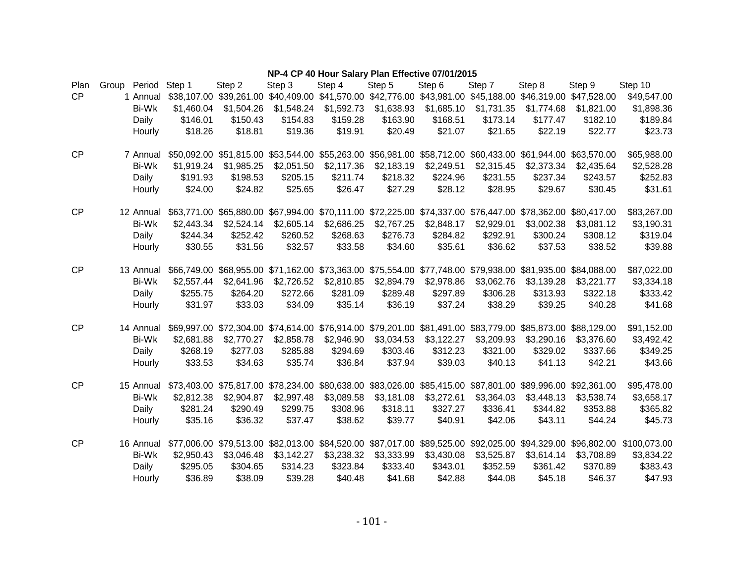**NP-4 CP 40 Hour Salary Plan Effective 07/01/2015**

| Plan | Group | Period | Step 1 | Step 2 | Step 3 | Step 4 | Step 5 | Step 6 | Step 7 | Step 8 | Step 9 | Step 10 |
|---|---|---|---|---|---|---|---|---|---|---|---|---|
| CP | 1 | Annual | $38,107.00 | $39,261.00 | $40,409.00 | $41,570.00 | $42,776.00 | $43,981.00 | $45,188.00 | $46,319.00 | $47,528.00 | $49,547.00 |
| | | Bi-Wk | $1,460.04 | $1,504.26 | $1,548.24 | $1,592.73 | $1,638.93 | $1,685.10 | $1,731.35 | $1,774.68 | $1,821.00 | $1,898.36 |
| | | Daily | $146.01 | $150.43 | $154.83 | $159.28 | $163.90 | $168.51 | $173.14 | $177.47 | $182.10 | $189.84 |
| | | Hourly | $18.26 | $18.81 | $19.36 | $19.91 | $20.49 | $21.07 | $21.65 | $22.19 | $22.77 | $23.73 |
| CP | 7 | Annual | $50,092.00 | $51,815.00 | $53,544.00 | $55,263.00 | $56,981.00 | $58,712.00 | $60,433.00 | $61,944.00 | $63,570.00 | $65,988.00 |
| | | Bi-Wk | $1,919.24 | $1,985.25 | $2,051.50 | $2,117.36 | $2,183.19 | $2,249.51 | $2,315.45 | $2,373.34 | $2,435.64 | $2,528.28 |
| | | Daily | $191.93 | $198.53 | $205.15 | $211.74 | $218.32 | $224.96 | $231.55 | $237.34 | $243.57 | $252.83 |
| | | Hourly | $24.00 | $24.82 | $25.65 | $26.47 | $27.29 | $28.12 | $28.95 | $29.67 | $30.45 | $31.61 |
| CP | 12 | Annual | $63,771.00 | $65,880.00 | $67,994.00 | $70,111.00 | $72,225.00 | $74,337.00 | $76,447.00 | $78,362.00 | $80,417.00 | $83,267.00 |
| | | Bi-Wk | $2,443.34 | $2,524.14 | $2,605.14 | $2,686.25 | $2,767.25 | $2,848.17 | $2,929.01 | $3,002.38 | $3,081.12 | $3,190.31 |
| | | Daily | $244.34 | $252.42 | $260.52 | $268.63 | $276.73 | $284.82 | $292.91 | $300.24 | $308.12 | $319.04 |
| | | Hourly | $30.55 | $31.56 | $32.57 | $33.58 | $34.60 | $35.61 | $36.62 | $37.53 | $38.52 | $39.88 |
| CP | 13 | Annual | $66,749.00 | $68,955.00 | $71,162.00 | $73,363.00 | $75,554.00 | $77,748.00 | $79,938.00 | $81,935.00 | $84,088.00 | $87,022.00 |
| | | Bi-Wk | $2,557.44 | $2,641.96 | $2,726.52 | $2,810.85 | $2,894.79 | $2,978.86 | $3,062.76 | $3,139.28 | $3,221.77 | $3,334.18 |
| | | Daily | $255.75 | $264.20 | $272.66 | $281.09 | $289.48 | $297.89 | $306.28 | $313.93 | $322.18 | $333.42 |
| | | Hourly | $31.97 | $33.03 | $34.09 | $35.14 | $36.19 | $37.24 | $38.29 | $39.25 | $40.28 | $41.68 |
| CP | 14 | Annual | $69,997.00 | $72,304.00 | $74,614.00 | $76,914.00 | $79,201.00 | $81,491.00 | $83,779.00 | $85,873.00 | $88,129.00 | $91,152.00 |
| | | Bi-Wk | $2,681.88 | $2,770.27 | $2,858.78 | $2,946.90 | $3,034.53 | $3,122.27 | $3,209.93 | $3,290.16 | $3,376.60 | $3,492.42 |
| | | Daily | $268.19 | $277.03 | $285.88 | $294.69 | $303.46 | $312.23 | $321.00 | $329.02 | $337.66 | $349.25 |
| | | Hourly | $33.53 | $34.63 | $35.74 | $36.84 | $37.94 | $39.03 | $40.13 | $41.13 | $42.21 | $43.66 |
| CP | 15 | Annual | $73,403.00 | $75,817.00 | $78,234.00 | $80,638.00 | $83,026.00 | $85,415.00 | $87,801.00 | $89,996.00 | $92,361.00 | $95,478.00 |
| | | Bi-Wk | $2,812.38 | $2,904.87 | $2,997.48 | $3,089.58 | $3,181.08 | $3,272.61 | $3,364.03 | $3,448.13 | $3,538.74 | $3,658.17 |
| | | Daily | $281.24 | $290.49 | $299.75 | $308.96 | $318.11 | $327.27 | $336.41 | $344.82 | $353.88 | $365.82 |
| | | Hourly | $35.16 | $36.32 | $37.47 | $38.62 | $39.77 | $40.91 | $42.06 | $43.11 | $44.24 | $45.73 |
| CP | 16 | Annual | $77,006.00 | $79,513.00 | $82,013.00 | $84,520.00 | $87,017.00 | $89,525.00 | $92,025.00 | $94,329.00 | $96,802.00 | $100,073.00 |
| | | Bi-Wk | $2,950.43 | $3,046.48 | $3,142.27 | $3,238.32 | $3,333.99 | $3,430.08 | $3,525.87 | $3,614.14 | $3,708.89 | $3,834.22 |
| | | Daily | $295.05 | $304.65 | $314.23 | $323.84 | $333.40 | $343.01 | $352.59 | $361.42 | $370.89 | $383.43 |
| | | Hourly | $36.89 | $38.09 | $39.28 | $40.48 | $41.68 | $42.88 | $44.08 | $45.18 | $46.37 | $47.93 |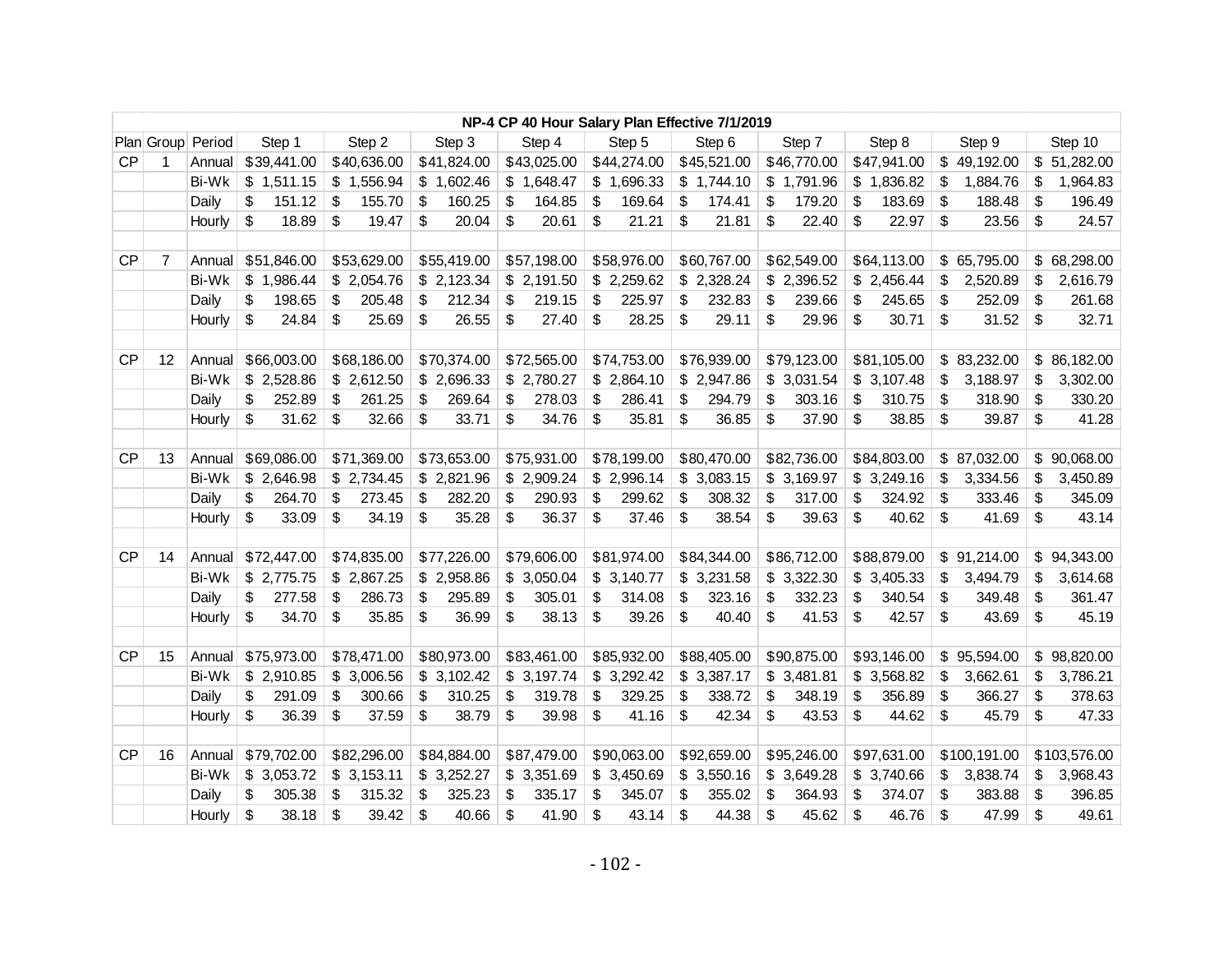| NP-4 CP 40 Hour Salary Plan Effective 7/1/2019 | | | | | | | | | | | | |
|---|---|---|---|---|---|---|---|---|---|---|---|---|
| Plan | Group | Period | Step 1 | Step 2 | Step 3 | Step 4 | Step 5 | Step 6 | Step 7 | Step 8 | Step 9 | Step 10 |
| CP | 1 | Annual | $39,441.00 | $40,636.00 | $41,824.00 | $43,025.00 | $44,274.00 | $45,521.00 | $46,770.00 | $47,941.00 | $ 49,192.00 | $ 51,282.00 |
| | | Bi-Wk | $ 1,511.15 | $ 1,556.94 | $ 1,602.46 | $ 1,648.47 | $ 1,696.33 | $ 1,744.10 | $ 1,791.96 | $ 1,836.82 | $ 1,884.76 | $ 1,964.83 |
| | | Daily | $ 151.12 | $ 155.70 | $ 160.25 | $ 164.85 | $ 169.64 | $ 174.41 | $ 179.20 | $ 183.69 | $ 188.48 | $ 196.49 |
| | | Hourly | $ 18.89 | $ 19.47 | $ 20.04 | $ 20.61 | $ 21.21 | $ 21.81 | $ 22.40 | $ 22.97 | $ 23.56 | $ 24.57 |
| | | | | | | | | | | | | |
| CP | 7 | Annual | $51,846.00 | $53,629.00 | $55,419.00 | $57,198.00 | $58,976.00 | $60,767.00 | $62,549.00 | $64,113.00 | $ 65,795.00 | $ 68,298.00 |
| | | Bi-Wk | $ 1,986.44 | $ 2,054.76 | $ 2,123.34 | $ 2,191.50 | $ 2,259.62 | $ 2,328.24 | $ 2,396.52 | $ 2,456.44 | $ 2,520.89 | $ 2,616.79 |
| | | Daily | $ 198.65 | $ 205.48 | $ 212.34 | $ 219.15 | $ 225.97 | $ 232.83 | $ 239.66 | $ 245.65 | $ 252.09 | $ 261.68 |
| | | Hourly | $ 24.84 | $ 25.69 | $ 26.55 | $ 27.40 | $ 28.25 | $ 29.11 | $ 29.96 | $ 30.71 | $ 31.52 | $ 32.71 |
| | | | | | | | | | | | | |
| CP | 12 | Annual | $66,003.00 | $68,186.00 | $70,374.00 | $72,565.00 | $74,753.00 | $76,939.00 | $79,123.00 | $81,105.00 | $ 83,232.00 | $ 86,182.00 |
| | | Bi-Wk | $ 2,528.86 | $ 2,612.50 | $ 2,696.33 | $ 2,780.27 | $ 2,864.10 | $ 2,947.86 | $ 3,031.54 | $ 3,107.48 | $ 3,188.97 | $ 3,302.00 |
| | | Daily | $ 252.89 | $ 261.25 | $ 269.64 | $ 278.03 | $ 286.41 | $ 294.79 | $ 303.16 | $ 310.75 | $ 318.90 | $ 330.20 |
| | | Hourly | $ 31.62 | $ 32.66 | $ 33.71 | $ 34.76 | $ 35.81 | $ 36.85 | $ 37.90 | $ 38.85 | $ 39.87 | $ 41.28 |
| | | | | | | | | | | | | |
| CP | 13 | Annual | $69,086.00 | $71,369.00 | $73,653.00 | $75,931.00 | $78,199.00 | $80,470.00 | $82,736.00 | $84,803.00 | $ 87,032.00 | $ 90,068.00 |
| | | Bi-Wk | $ 2,646.98 | $ 2,734.45 | $ 2,821.96 | $ 2,909.24 | $ 2,996.14 | $ 3,083.15 | $ 3,169.97 | $ 3,249.16 | $ 3,334.56 | $ 3,450.89 |
| | | Daily | $ 264.70 | $ 273.45 | $ 282.20 | $ 290.93 | $ 299.62 | $ 308.32 | $ 317.00 | $ 324.92 | $ 333.46 | $ 345.09 |
| | | Hourly | $ 33.09 | $ 34.19 | $ 35.28 | $ 36.37 | $ 37.46 | $ 38.54 | $ 39.63 | $ 40.62 | $ 41.69 | $ 43.14 |
| | | | | | | | | | | | | |
| CP | 14 | Annual | $72,447.00 | $74,835.00 | $77,226.00 | $79,606.00 | $81,974.00 | $84,344.00 | $86,712.00 | $88,879.00 | $ 91,214.00 | $ 94,343.00 |
| | | Bi-Wk | $ 2,775.75 | $ 2,867.25 | $ 2,958.86 | $ 3,050.04 | $ 3,140.77 | $ 3,231.58 | $ 3,322.30 | $ 3,405.33 | $ 3,494.79 | $ 3,614.68 |
| | | Daily | $ 277.58 | $ 286.73 | $ 295.89 | $ 305.01 | $ 314.08 | $ 323.16 | $ 332.23 | $ 340.54 | $ 349.48 | $ 361.47 |
| | | Hourly | $ 34.70 | $ 35.85 | $ 36.99 | $ 38.13 | $ 39.26 | $ 40.40 | $ 41.53 | $ 42.57 | $ 43.69 | $ 45.19 |
| | | | | | | | | | | | | |
| CP | 15 | Annual | $75,973.00 | $78,471.00 | $80,973.00 | $83,461.00 | $85,932.00 | $88,405.00 | $90,875.00 | $93,146.00 | $ 95,594.00 | $ 98,820.00 |
| | | Bi-Wk | $ 2,910.85 | $ 3,006.56 | $ 3,102.42 | $ 3,197.74 | $ 3,292.42 | $ 3,387.17 | $ 3,481.81 | $ 3,568.82 | $ 3,662.61 | $ 3,786.21 |
| | | Daily | $ 291.09 | $ 300.66 | $ 310.25 | $ 319.78 | $ 329.25 | $ 338.72 | $ 348.19 | $ 356.89 | $ 366.27 | $ 378.63 |
| | | Hourly | $ 36.39 | $ 37.59 | $ 38.79 | $ 39.98 | $ 41.16 | $ 42.34 | $ 43.53 | $ 44.62 | $ 45.79 | $ 47.33 |
| | | | | | | | | | | | | |
| CP | 16 | Annual | $79,702.00 | $82,296.00 | $84,884.00 | $87,479.00 | $90,063.00 | $92,659.00 | $95,246.00 | $97,631.00 | $100,191.00 | $103,576.00 |
| | | Bi-Wk | $ 3,053.72 | $ 3,153.11 | $ 3,252.27 | $ 3,351.69 | $ 3,450.69 | $ 3,550.16 | $ 3,649.28 | $ 3,740.66 | $ 3,838.74 | $ 3,968.43 |
| | | Daily | $ 305.38 | $ 315.32 | $ 325.23 | $ 335.17 | $ 345.07 | $ 355.02 | $ 364.93 | $ 374.07 | $ 383.88 | $ 396.85 |
| | | Hourly | $ 38.18 | $ 39.42 | $ 40.66 | $ 41.90 | $ 43.14 | $ 44.38 | $ 45.62 | $ 46.76 | $ 47.99 | $ 49.61 |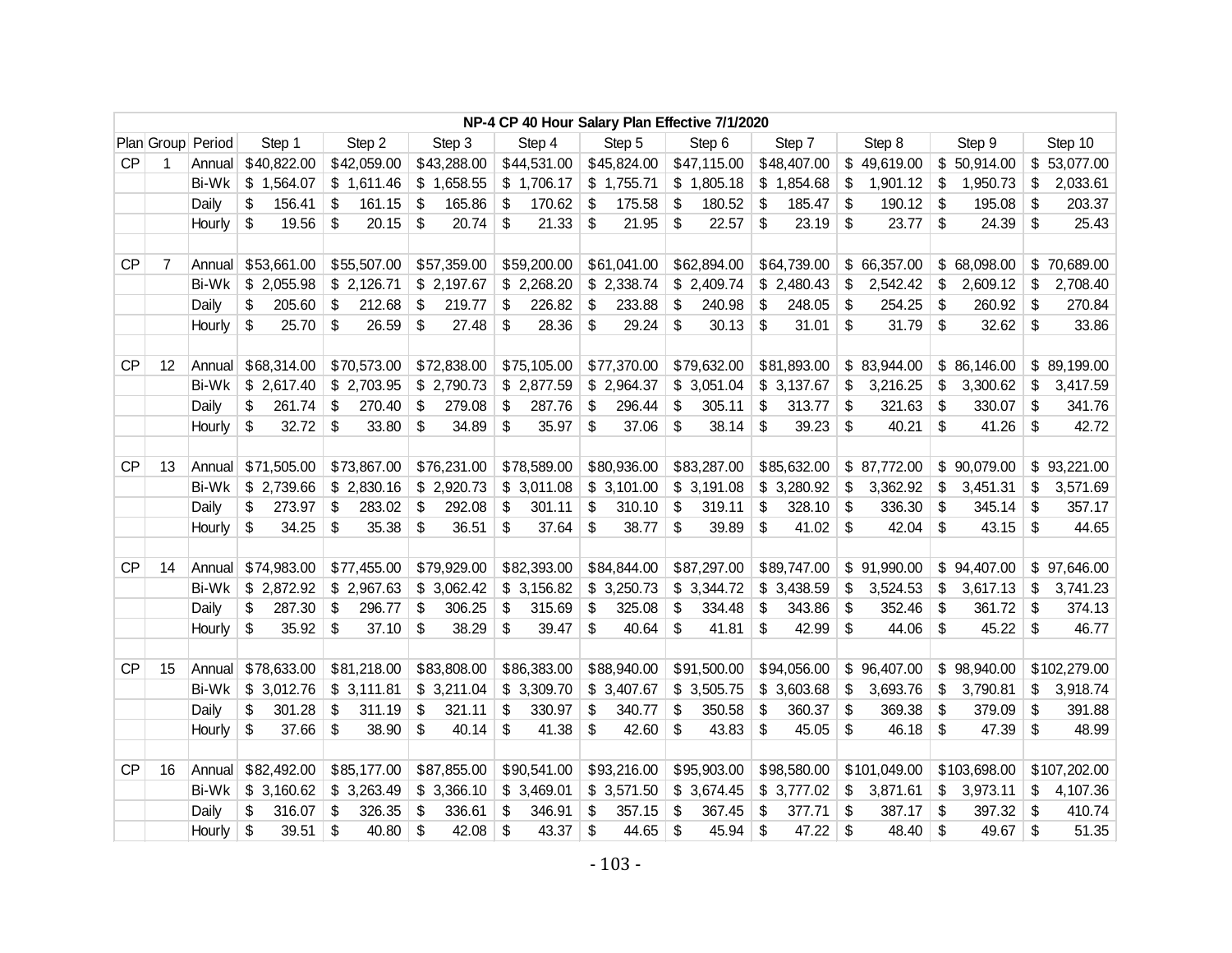| NP-4 CP 40 Hour Salary Plan Effective 7/1/2020 | | | | | | | | | | | | |
|---|---|---|---|---|---|---|---|---|---|---|---|---|
| Plan | Group | Period | Step 1 | Step 2 | Step 3 | Step 4 | Step 5 | Step 6 | Step 7 | Step 8 | Step 9 | Step 10 |
| CP | 1 | Annual | $40,822.00 | $42,059.00 | $43,288.00 | $44,531.00 | $45,824.00 | $47,115.00 | $48,407.00 | $ 49,619.00 | $ 50,914.00 | $ 53,077.00 |
| | | Bi-Wk | $ 1,564.07 | $ 1,611.46 | $ 1,658.55 | $ 1,706.17 | $ 1,755.71 | $ 1,805.18 | $ 1,854.68 | $ 1,901.12 | $ 1,950.73 | $ 2,033.61 |
| | | Daily | $ 156.41 | $ 161.15 | $ 165.86 | $ 170.62 | $ 175.58 | $ 180.52 | $ 185.47 | $ 190.12 | $ 195.08 | $ 203.37 |
| | | Hourly | $ 19.56 | $ 20.15 | $ 20.74 | $ 21.33 | $ 21.95 | $ 22.57 | $ 23.19 | $ 23.77 | $ 24.39 | $ 25.43 |
| | | | | | | | | | | | | |
| CP | 7 | Annual | $53,661.00 | $55,507.00 | $57,359.00 | $59,200.00 | $61,041.00 | $62,894.00 | $64,739.00 | $ 66,357.00 | $ 68,098.00 | $ 70,689.00 |
| | | Bi-Wk | $ 2,055.98 | $ 2,126.71 | $ 2,197.67 | $ 2,268.20 | $ 2,338.74 | $ 2,409.74 | $ 2,480.43 | $ 2,542.42 | $ 2,609.12 | $ 2,708.40 |
| | | Daily | $ 205.60 | $ 212.68 | $ 219.77 | $ 226.82 | $ 233.88 | $ 240.98 | $ 248.05 | $ 254.25 | $ 260.92 | $ 270.84 |
| | | Hourly | $ 25.70 | $ 26.59 | $ 27.48 | $ 28.36 | $ 29.24 | $ 30.13 | $ 31.01 | $ 31.79 | $ 32.62 | $ 33.86 |
| | | | | | | | | | | | | |
| CP | 12 | Annual | $68,314.00 | $70,573.00 | $72,838.00 | $75,105.00 | $77,370.00 | $79,632.00 | $81,893.00 | $ 83,944.00 | $ 86,146.00 | $ 89,199.00 |
| | | Bi-Wk | $ 2,617.40 | $ 2,703.95 | $ 2,790.73 | $ 2,877.59 | $ 2,964.37 | $ 3,051.04 | $ 3,137.67 | $ 3,216.25 | $ 3,300.62 | $ 3,417.59 |
| | | Daily | $ 261.74 | $ 270.40 | $ 279.08 | $ 287.76 | $ 296.44 | $ 305.11 | $ 313.77 | $ 321.63 | $ 330.07 | $ 341.76 |
| | | Hourly | $ 32.72 | $ 33.80 | $ 34.89 | $ 35.97 | $ 37.06 | $ 38.14 | $ 39.23 | $ 40.21 | $ 41.26 | $ 42.72 |
| | | | | | | | | | | | | |
| CP | 13 | Annual | $71,505.00 | $73,867.00 | $76,231.00 | $78,589.00 | $80,936.00 | $83,287.00 | $85,632.00 | $ 87,772.00 | $ 90,079.00 | $ 93,221.00 |
| | | Bi-Wk | $ 2,739.66 | $ 2,830.16 | $ 2,920.73 | $ 3,011.08 | $ 3,101.00 | $ 3,191.08 | $ 3,280.92 | $ 3,362.92 | $ 3,451.31 | $ 3,571.69 |
| | | Daily | $ 273.97 | $ 283.02 | $ 292.08 | $ 301.11 | $ 310.10 | $ 319.11 | $ 328.10 | $ 336.30 | $ 345.14 | $ 357.17 |
| | | Hourly | $ 34.25 | $ 35.38 | $ 36.51 | $ 37.64 | $ 38.77 | $ 39.89 | $ 41.02 | $ 42.04 | $ 43.15 | $ 44.65 |
| | | | | | | | | | | | | |
| CP | 14 | Annual | $74,983.00 | $77,455.00 | $79,929.00 | $82,393.00 | $84,844.00 | $87,297.00 | $89,747.00 | $ 91,990.00 | $ 94,407.00 | $ 97,646.00 |
| | | Bi-Wk | $ 2,872.92 | $ 2,967.63 | $ 3,062.42 | $ 3,156.82 | $ 3,250.73 | $ 3,344.72 | $ 3,438.59 | $ 3,524.53 | $ 3,617.13 | $ 3,741.23 |
| | | Daily | $ 287.30 | $ 296.77 | $ 306.25 | $ 315.69 | $ 325.08 | $ 334.48 | $ 343.86 | $ 352.46 | $ 361.72 | $ 374.13 |
| | | Hourly | $ 35.92 | $ 37.10 | $ 38.29 | $ 39.47 | $ 40.64 | $ 41.81 | $ 42.99 | $ 44.06 | $ 45.22 | $ 46.77 |
| | | | | | | | | | | | | |
| CP | 15 | Annual | $78,633.00 | $81,218.00 | $83,808.00 | $86,383.00 | $88,940.00 | $91,500.00 | $94,056.00 | $ 96,407.00 | $ 98,940.00 | $102,279.00 |
| | | Bi-Wk | $ 3,012.76 | $ 3,111.81 | $ 3,211.04 | $ 3,309.70 | $ 3,407.67 | $ 3,505.75 | $ 3,603.68 | $ 3,693.76 | $ 3,790.81 | $ 3,918.74 |
| | | Daily | $ 301.28 | $ 311.19 | $ 321.11 | $ 330.97 | $ 340.77 | $ 350.58 | $ 360.37 | $ 369.38 | $ 379.09 | $ 391.88 |
| | | Hourly | $ 37.66 | $ 38.90 | $ 40.14 | $ 41.38 | $ 42.60 | $ 43.83 | $ 45.05 | $ 46.18 | $ 47.39 | $ 48.99 |
| | | | | | | | | | | | | |
| CP | 16 | Annual | $82,492.00 | $85,177.00 | $87,855.00 | $90,541.00 | $93,216.00 | $95,903.00 | $98,580.00 | $101,049.00 | $103,698.00 | $107,202.00 |
| | | Bi-Wk | $ 3,160.62 | $ 3,263.49 | $ 3,366.10 | $ 3,469.01 | $ 3,571.50 | $ 3,674.45 | $ 3,777.02 | $ 3,871.61 | $ 3,973.11 | $ 4,107.36 |
| | | Daily | $ 316.07 | $ 326.35 | $ 336.61 | $ 346.91 | $ 357.15 | $ 367.45 | $ 377.71 | $ 387.17 | $ 397.32 | $ 410.74 |
| | | Hourly | $ 39.51 | $ 40.80 | $ 42.08 | $ 43.37 | $ 44.65 | $ 45.94 | $ 47.22 | $ 48.40 | $ 49.67 | $ 51.35 |